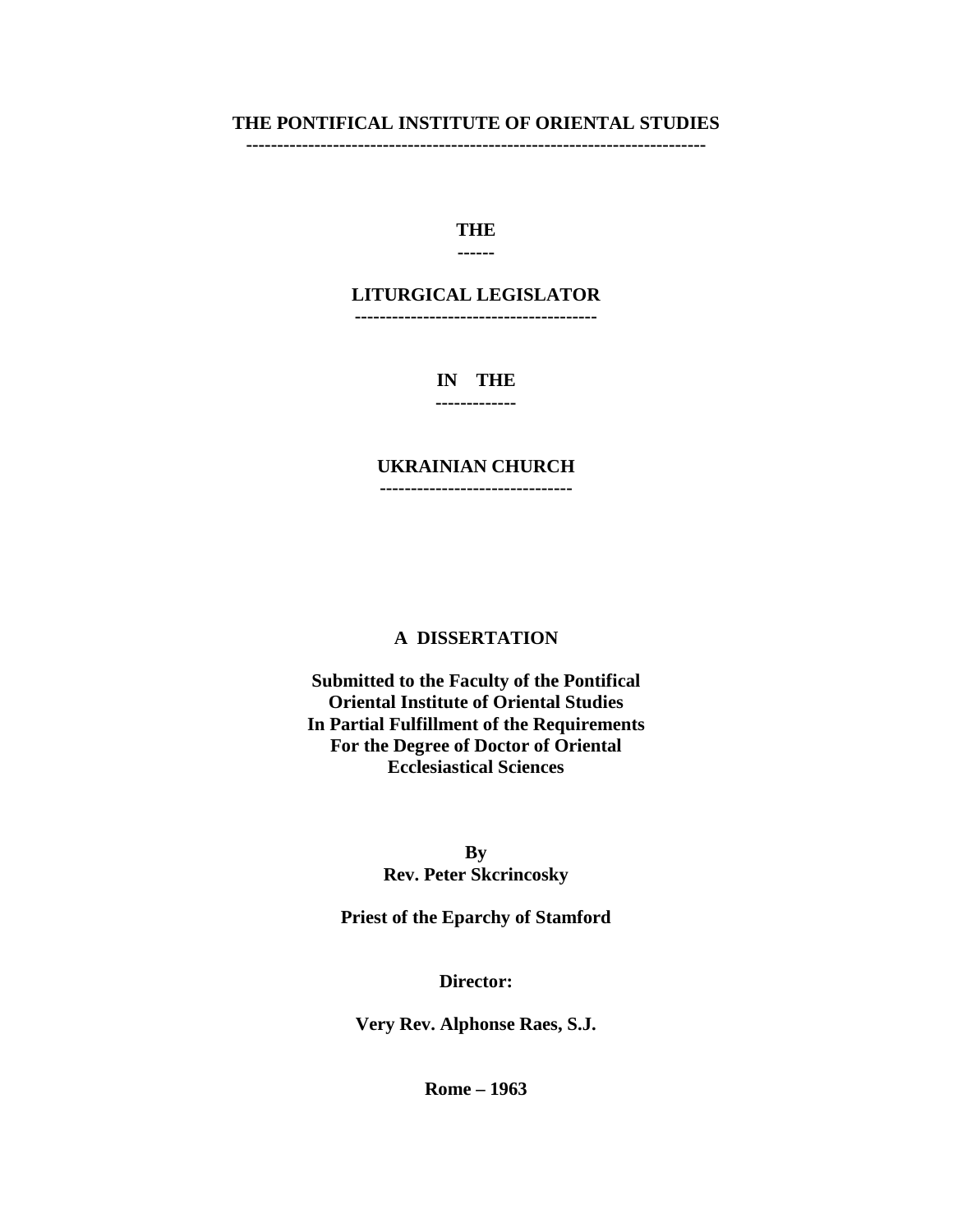**THE PONTIFICAL INSTITUTE OF ORIENTAL STUDIES**

# THE LITURGICAL LEGISLATOR IN THE UKRAINIAN CHURCH

**A DISSERTATION**

**Submitted to the Faculty of the Pontifical Oriental Institute of Oriental Studies In Partial Fulfillment of the Requirements For the Degree of Doctor of Oriental Ecclesiastical Sciences**

**By**
**Rev. Peter Skcrincosky**

**Priest of the Eparchy of Stamford**

**Director:**

**Very Rev. Alphonse Raes, S.J.**

**Rome – 1963**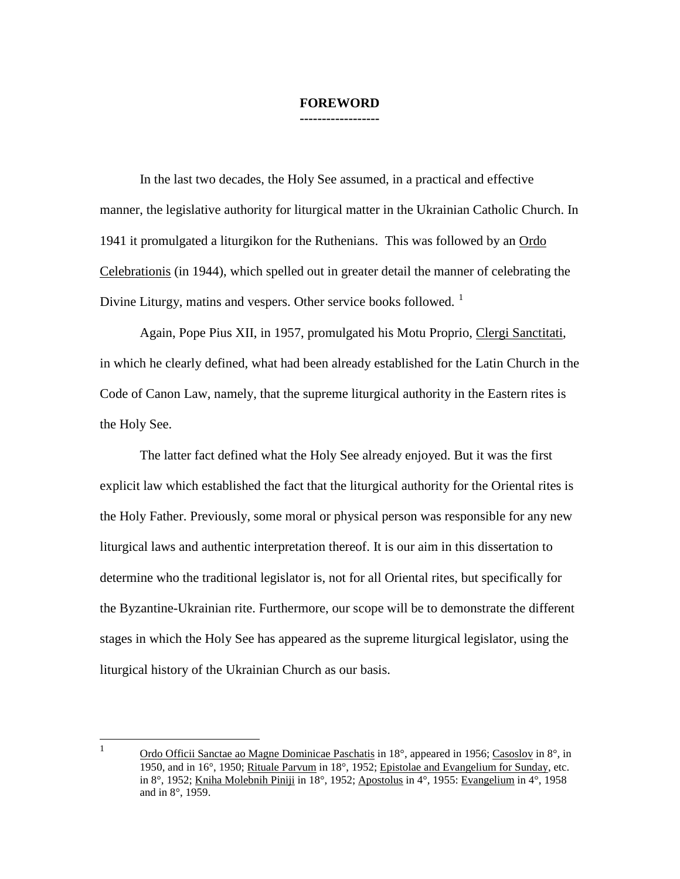# FOREWORD

In the last two decades, the Holy See assumed, in a practical and effective manner, the legislative authority for liturgical matter in the Ukrainian Catholic Church. In 1941 it promulgated a liturgikon for the Ruthenians. This was followed by an Ordo Celebrationis (in 1944), which spelled out in greater detail the manner of celebrating the Divine Liturgy, matins and vespers. Other service books followed. [1]

Again, Pope Pius XII, in 1957, promulgated his Motu Proprio, Clergi Sanctitati, in which he clearly defined, what had been already established for the Latin Church in the Code of Canon Law, namely, that the supreme liturgical authority in the Eastern rites is the Holy See.

The latter fact defined what the Holy See already enjoyed. But it was the first explicit law which established the fact that the liturgical authority for the Oriental rites is the Holy Father. Previously, some moral or physical person was responsible for any new liturgical laws and authentic interpretation thereof. It is our aim in this dissertation to determine who the traditional legislator is, not for all Oriental rites, but specifically for the Byzantine-Ukrainian rite. Furthermore, our scope will be to demonstrate the different stages in which the Holy See has appeared as the supreme liturgical legislator, using the liturgical history of the Ukrainian Church as our basis.

---

[1] Ordo Officii Sanctae ao Magne Dominicae Paschatis in 18°, appeared in 1956; Casoslov in 8°, in 1950, and in 16°, 1950; Rituale Parvum in 18°, 1952; Epistolae and Evangelium for Sunday, etc. in 8°, 1952; Kniha Molebnih Piniji in 18°, 1952; Apostolus in 4°, 1955: Evangelium in 4°, 1958 and in 8°, 1959.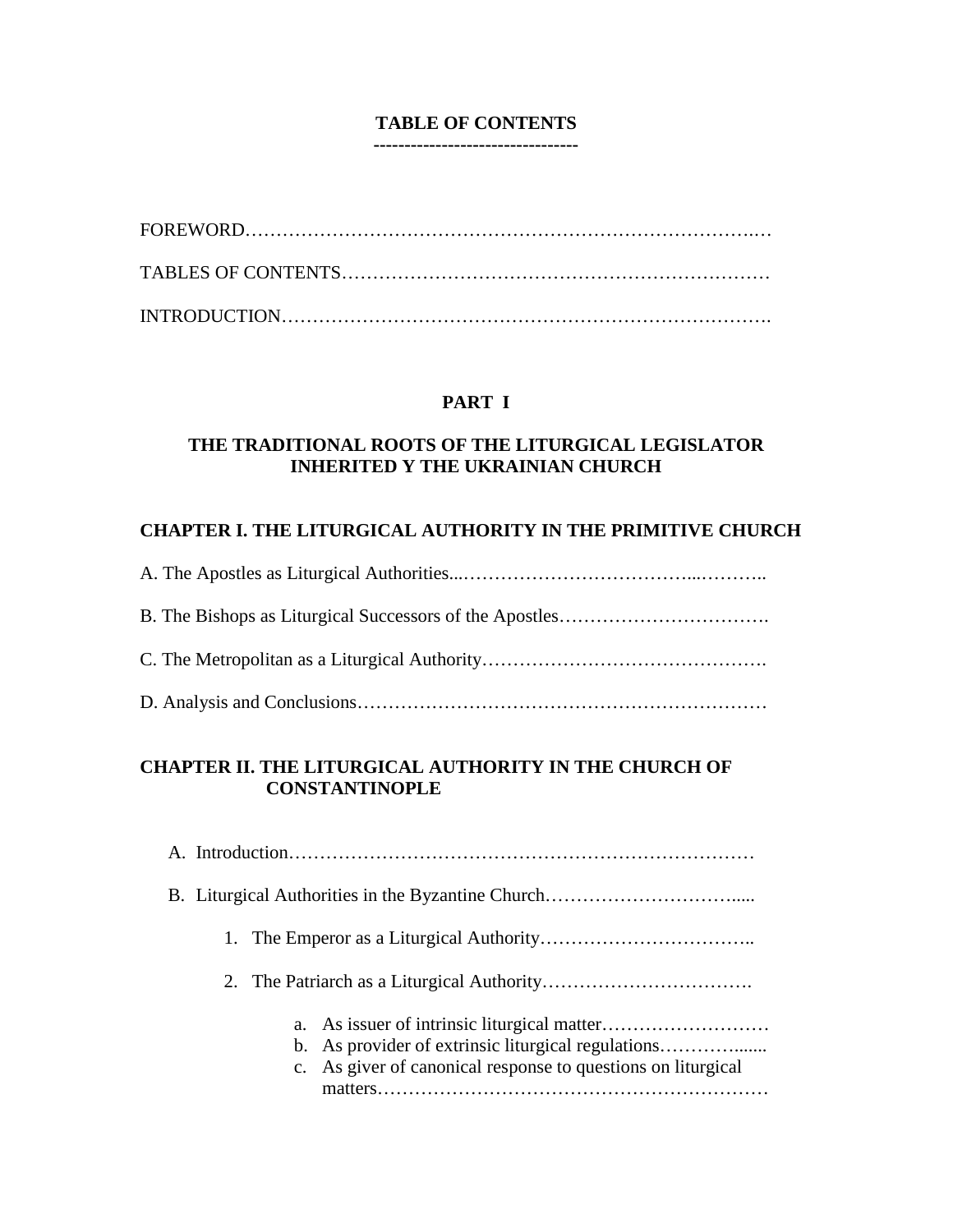# TABLE OF CONTENTS

--------------------------------

FOREWORD…………………………………………………………………….…

TABLES OF CONTENTS……………………………………………………………

INTRODUCTION…………………………………………………………………….

## PART I

## THE TRADITIONAL ROOTS OF THE LITURGICAL LEGISLATOR INHERITED Y THE UKRAINIAN CHURCH

### CHAPTER I. THE LITURGICAL AUTHORITY IN THE PRIMITIVE CHURCH

A. The Apostles as Liturgical Authorities...……………………………...………..

B. The Bishops as Liturgical Successors of the Apostles…………………………….

C. The Metropolitan as a Liturgical Authority……………………………………….

D. Analysis and Conclusions…………………………………………………………

### CHAPTER II. THE LITURGICAL AUTHORITY IN THE CHURCH OF CONSTANTINOPLE

A. Introduction…………………………………………………………………

B. Liturgical Authorities in the Byzantine Church………………………….....

1. The Emperor as a Liturgical Authority……………………………..
2. The Patriarch as a Liturgical Authority…………………………….
   a. As issuer of intrinsic liturgical matter………………………
   b. As provider of extrinsic liturgical regulations…………........
   c. As giver of canonical response to questions on liturgical matters………………………………………………………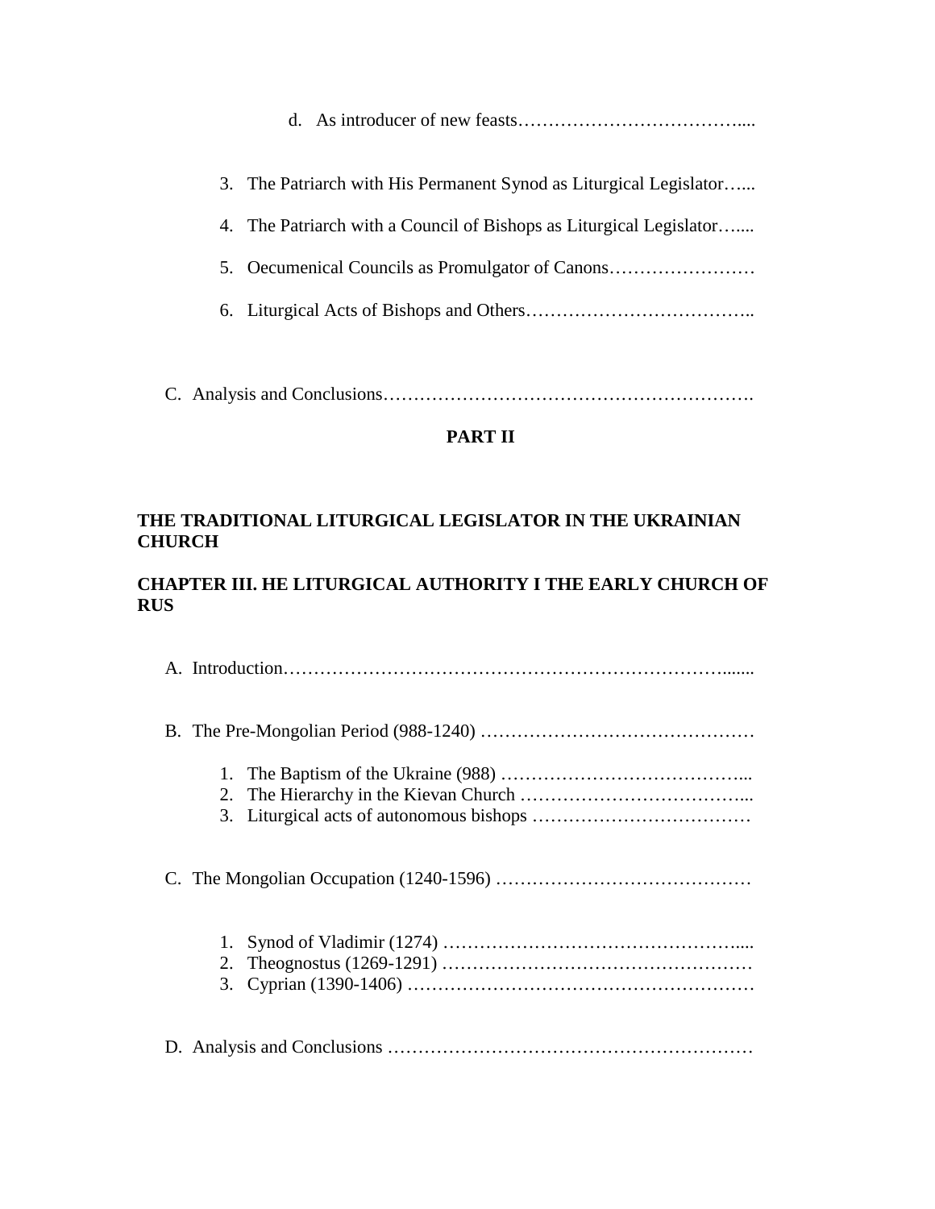d. As introducer of new feasts……………………………….....

3. The Patriarch with His Permanent Synod as Liturgical Legislator…...

4. The Patriarch with a Council of Bishops as Liturgical Legislator…....

5. Oecumenical Councils as Promulgator of Canons……………………

6. Liturgical Acts of Bishops and Others………………………………..

C. Analysis and Conclusions…………………………………………………….

**PART II**

**THE TRADITIONAL LITURGICAL LEGISLATOR IN THE UKRAINIAN CHURCH**

**CHAPTER III. HE LITURGICAL AUTHORITY I THE EARLY CHURCH OF RUS**

A. Introduction………………………………………………………………........

B. The Pre-Mongolian Period (988-1240) ………………………………………

1. The Baptism of the Ukraine (988) …………………………………...
2. The Hierarchy in the Kievan Church ………………………………...
3. Liturgical acts of autonomous bishops ………………………………

C. The Mongolian Occupation (1240-1596) ……………………………………

1. Synod of Vladimir (1274) …………………………………………....
2. Theognostus (1269-1291) ……………………………………………
3. Cyprian (1390-1406) …………………………………………………

D. Analysis and Conclusions ……………………………………………………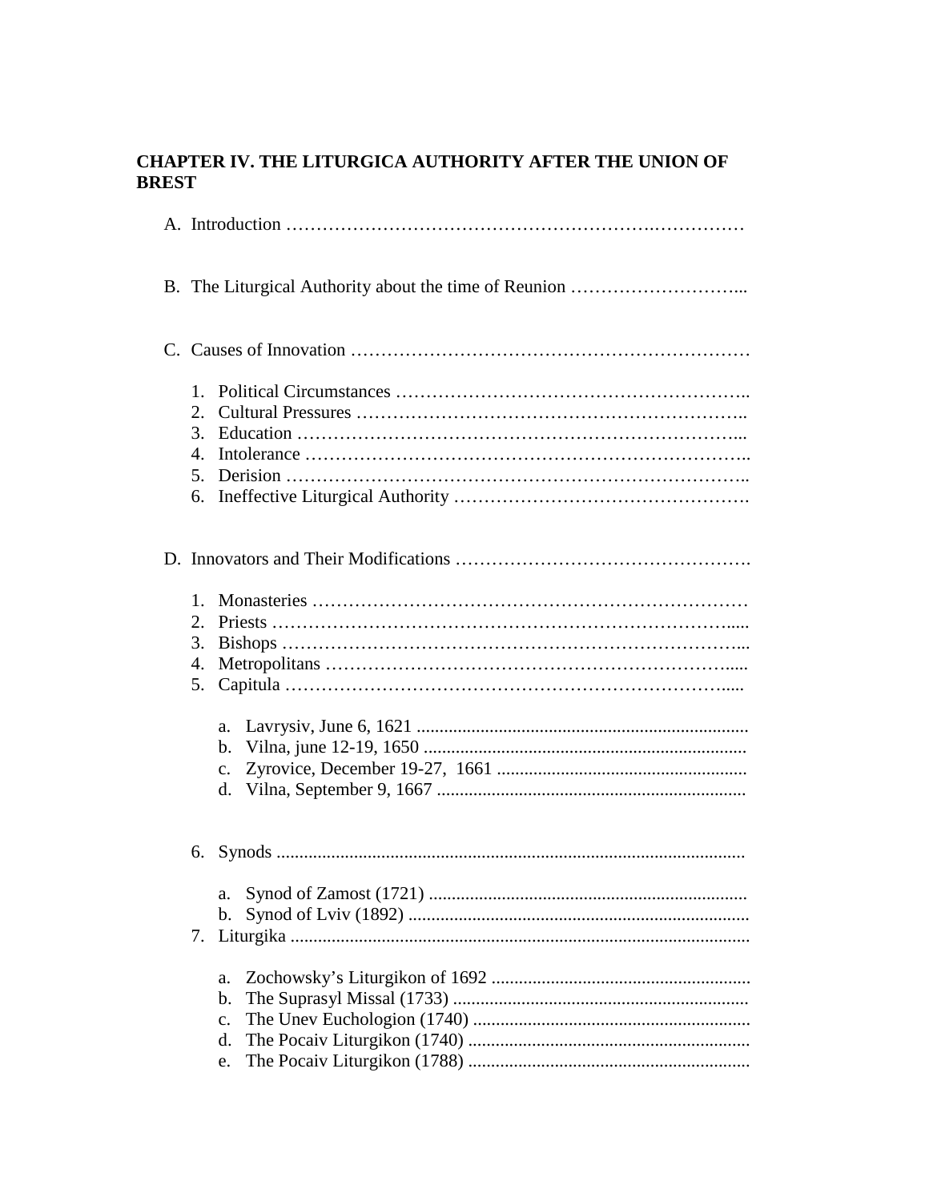**CHAPTER IV. THE LITURGICA AUTHORITY AFTER THE UNION OF BREST**

A. Introduction ……………………………………………………….……………

B. The Liturgical Authority about the time of Reunion ………………………...

C. Causes of Innovation …………………………………………………………

1. Political Circumstances ………………………………………………..
2. Cultural Pressures ……………………………………………………..
3. Education ……………………………………………………………...
4. Intolerance ……………………………………………………………..
5. Derision ………………………………………………………………..
6. Ineffective Liturgical Authority ……………………………………….

D. Innovators and Their Modifications ………………………………………….

1. Monasteries ……………………………………………………………
2. Priests …………………………………………………………….....
3. Bishops …………………………………………………………...
4. Metropolitans ……………………………………………………….....
5. Capitula …………………………………………………………….....

    a. Lavrysiv, June 6, 1621 ........................................................................
    b. Vilna, june 12-19, 1650 .......................................................................
    c. Zyrovice, December 19-27, 1661 .......................................................
    d. Vilna, September 9, 1667 ...................................................................

6. Synods .....................................................................................................

    a. Synod of Zamost (1721) ......................................................................
    b. Synod of Lviv (1892) ...........................................................................

7. Liturgika ....................................................................................................

    a. Zochowsky's Liturgikon of 1692 .........................................................
    b. The Suprasyl Missal (1733) .................................................................
    c. The Unev Euchologion (1740) .............................................................
    d. The Pocaiv Liturgikon (1740) ..............................................................
    e. The Pocaiv Liturgikon (1788) ..............................................................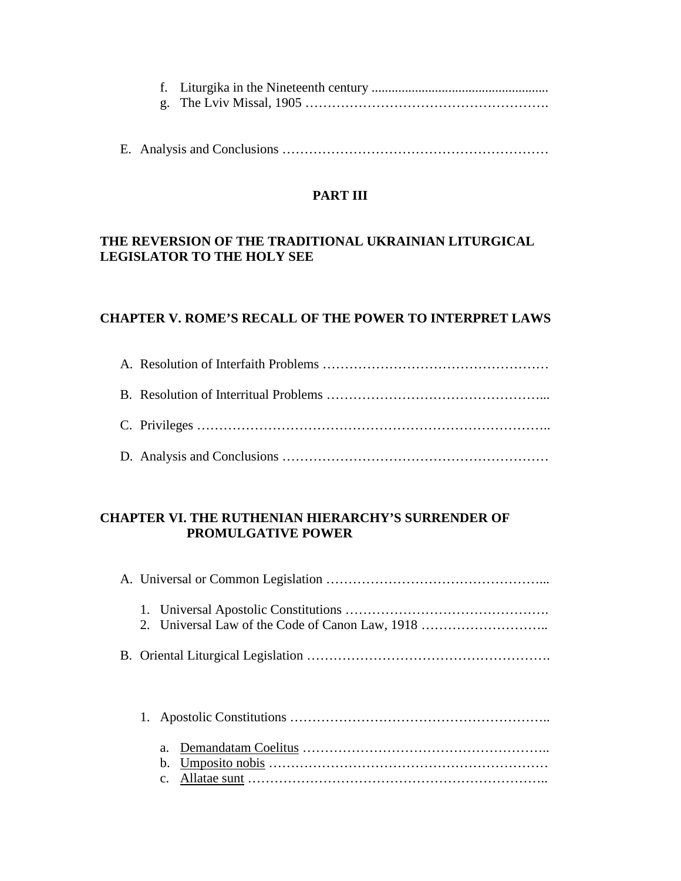f. Liturgika in the Nineteenth century ....................................................
g. The Lviv Missal, 1905 ……………………………………………….

E. Analysis and Conclusions ……………………………………………………

**PART III**

**THE REVERSION OF THE TRADITIONAL UKRAINIAN LITURGICAL LEGISLATOR TO THE HOLY SEE**

**CHAPTER V. ROME'S RECALL OF THE POWER TO INTERPRET LAWS**

A. Resolution of Interfaith Problems ……………………………………………

B. Resolution of Interritual Problems …………………………………………...

C. Privileges …………………………………………………………………..

D. Analysis and Conclusions ……………………………………………………

**CHAPTER VI. THE RUTHENIAN HIERARCHY'S SURRENDER OF PROMULGATIVE POWER**

A. Universal or Common Legislation …………………………………………...

1. Universal Apostolic Constitutions ……………………………………….
2. Universal Law of the Code of Canon Law, 1918 ………………………..

B. Oriental Liturgical Legislation ……………………………………………….

1. Apostolic Constitutions …………………………………………………..

a. Demandatam Coelitus ……………………………………………..
b. Umposito nobis ……………………………………………………
c. Allatae sunt ………………………………………………………..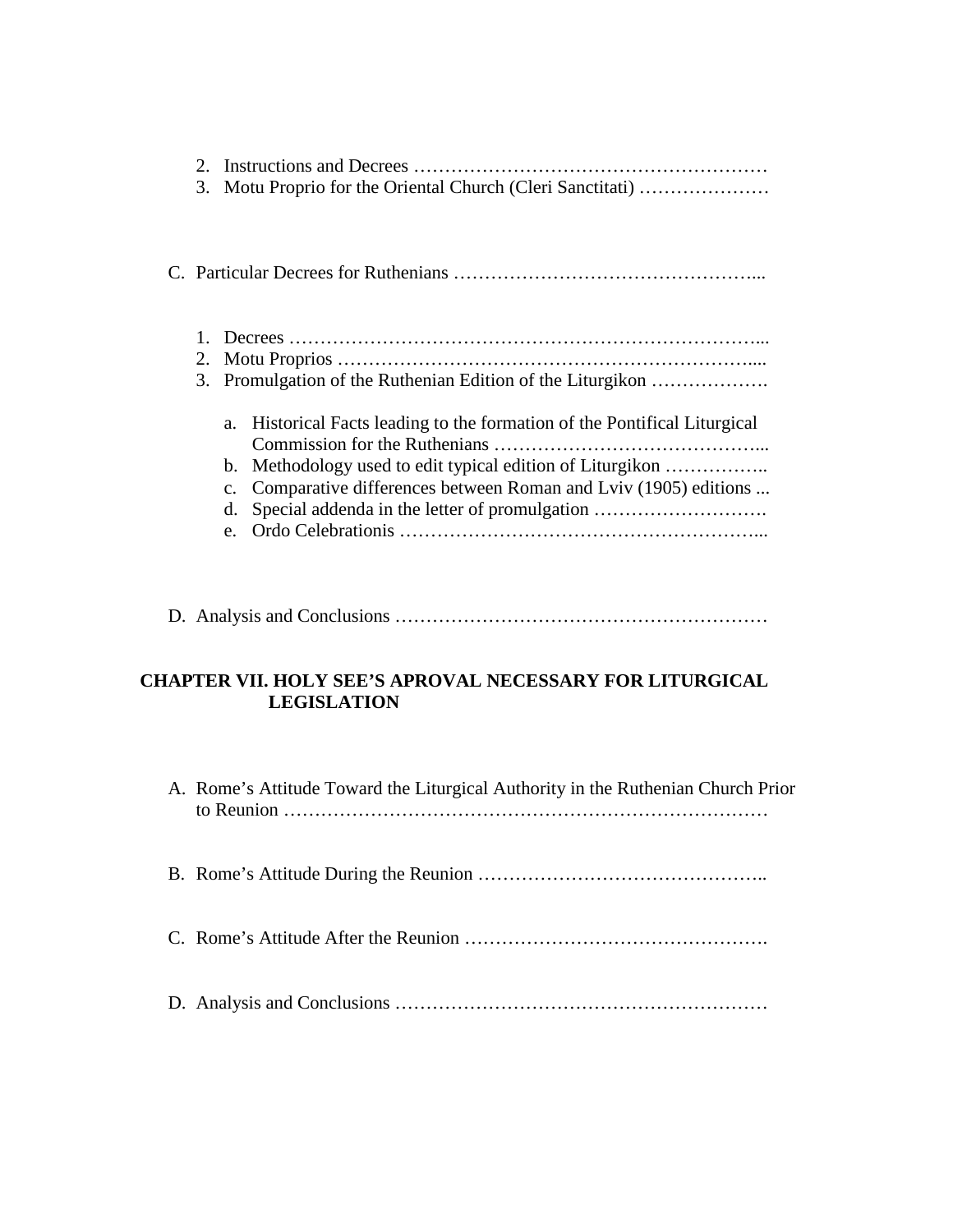2. Instructions and Decrees …………………………………………………
3. Motu Proprio for the Oriental Church (Cleri Sanctitati) …………………

C. Particular Decrees for Ruthenians …………………………………………...

1. Decrees …………………………………………………………………...
2. Motu Proprios …………………………………………………………....
3. Promulgation of the Ruthenian Edition of the Liturgikon ……………….

   a. Historical Facts leading to the formation of the Pontifical Liturgical Commission for the Ruthenians ……………………………………...
   b. Methodology used to edit typical edition of Liturgikon ……………..
   c. Comparative differences between Roman and Lviv (1905) editions ...
   d. Special addenda in the letter of promulgation ……………………….
   e. Ordo Celebrationis ………………………………………………...

D. Analysis and Conclusions ……………………………………………………

## CHAPTER VII. HOLY SEE'S APROVAL NECESSARY FOR LITURGICAL LEGISLATION

A. Rome's Attitude Toward the Liturgical Authority in the Ruthenian Church Prior to Reunion …………………………………………………………………

B. Rome's Attitude During the Reunion ……………………………………..

C. Rome's Attitude After the Reunion ………………………………………….

D. Analysis and Conclusions ……………………………………………………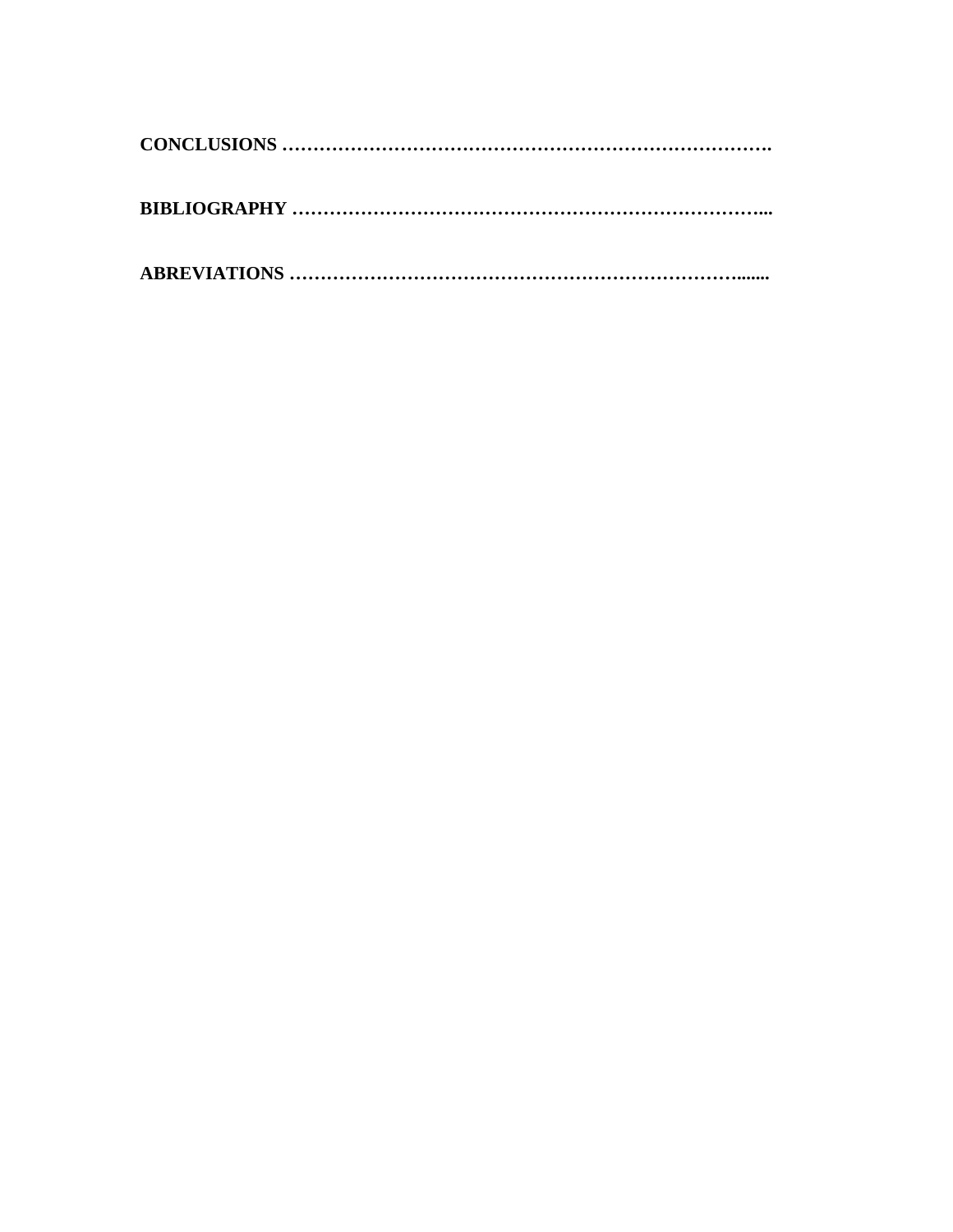**CONCLUSIONS ……………………………………………………………………….**

**BIBLIOGRAPHY …………………………………………………………………...**

**ABREVIATIONS ……………………………………………………………….......**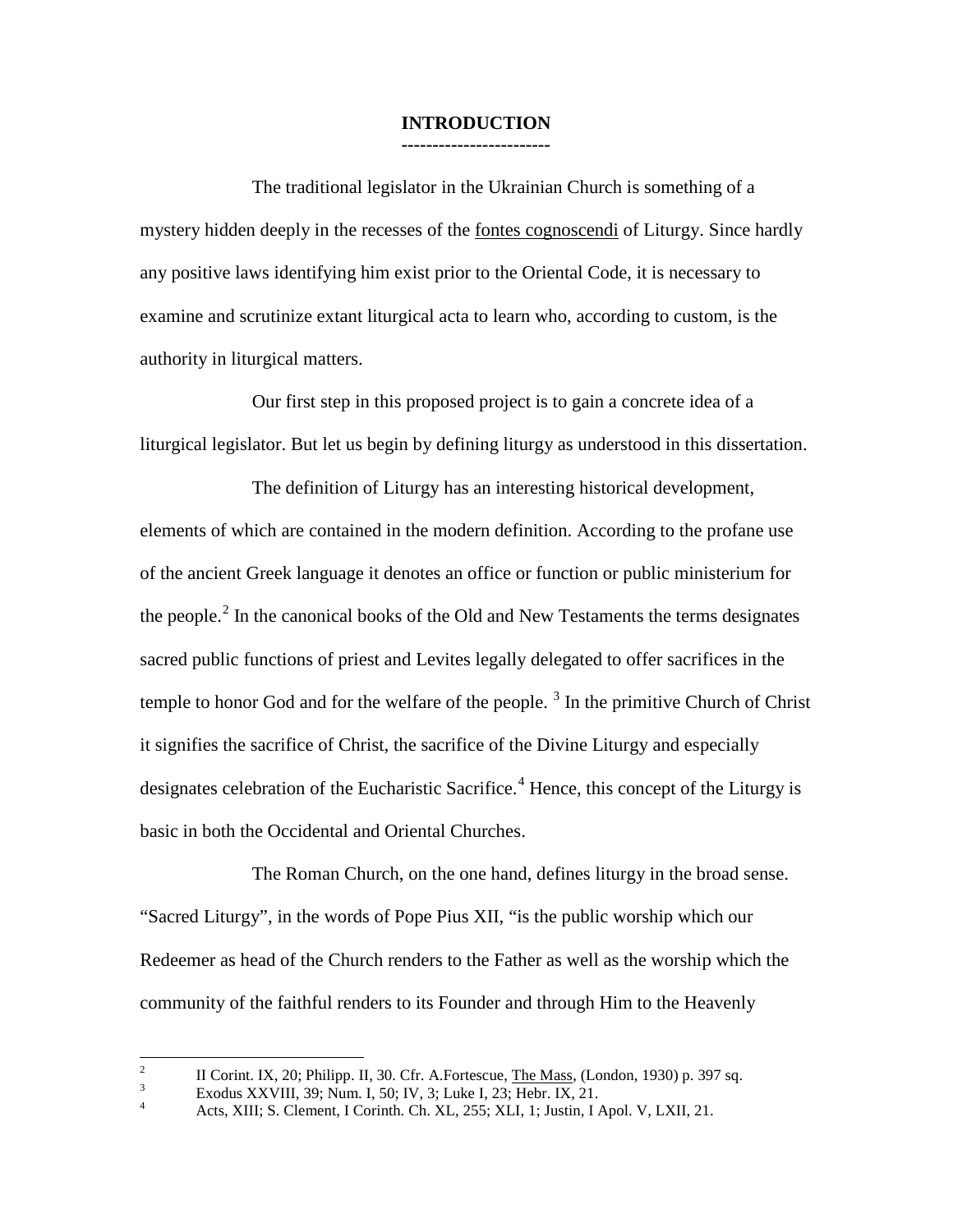# INTRODUCTION

The traditional legislator in the Ukrainian Church is something of a mystery hidden deeply in the recesses of the fontes cognoscendi of Liturgy. Since hardly any positive laws identifying him exist prior to the Oriental Code, it is necessary to examine and scrutinize extant liturgical acta to learn who, according to custom, is the authority in liturgical matters.

Our first step in this proposed project is to gain a concrete idea of a liturgical legislator. But let us begin by defining liturgy as understood in this dissertation.

The definition of Liturgy has an interesting historical development, elements of which are contained in the modern definition. According to the profane use of the ancient Greek language it denotes an office or function or public ministerium for the people.[2] In the canonical books of the Old and New Testaments the terms designates sacred public functions of priest and Levites legally delegated to offer sacrifices in the temple to honor God and for the welfare of the people. [3] In the primitive Church of Christ it signifies the sacrifice of Christ, the sacrifice of the Divine Liturgy and especially designates celebration of the Eucharistic Sacrifice.[4] Hence, this concept of the Liturgy is basic in both the Occidental and Oriental Churches.

The Roman Church, on the one hand, defines liturgy in the broad sense. "Sacred Liturgy", in the words of Pope Pius XII, "is the public worship which our Redeemer as head of the Church renders to the Father as well as the worship which the community of the faithful renders to its Founder and through Him to the Heavenly

---

[2] II Corint. IX, 20; Philipp. II, 30. Cfr. A.Fortescue, The Mass, (London, 1930) p. 397 sq.

[3] Exodus XXVIII, 39; Num. I, 50; IV, 3; Luke I, 23; Hebr. IX, 21.

[4] Acts, XIII; S. Clement, I Corinth. Ch. XL, 255; XLI, 1; Justin, I Apol. V, LXII, 21.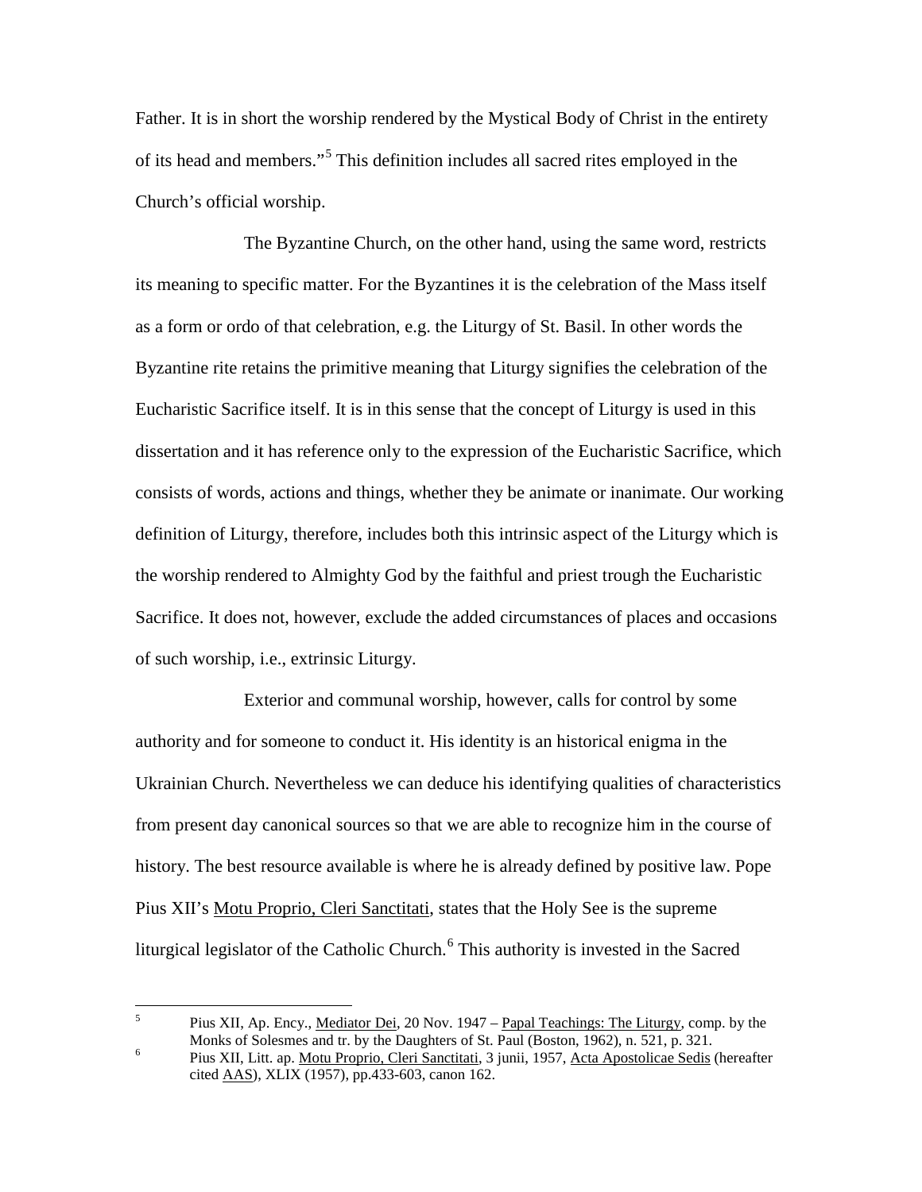Father. It is in short the worship rendered by the Mystical Body of Christ in the entirety of its head and members."[5] This definition includes all sacred rites employed in the Church's official worship.

The Byzantine Church, on the other hand, using the same word, restricts its meaning to specific matter. For the Byzantines it is the celebration of the Mass itself as a form or ordo of that celebration, e.g. the Liturgy of St. Basil. In other words the Byzantine rite retains the primitive meaning that Liturgy signifies the celebration of the Eucharistic Sacrifice itself. It is in this sense that the concept of Liturgy is used in this dissertation and it has reference only to the expression of the Eucharistic Sacrifice, which consists of words, actions and things, whether they be animate or inanimate. Our working definition of Liturgy, therefore, includes both this intrinsic aspect of the Liturgy which is the worship rendered to Almighty God by the faithful and priest trough the Eucharistic Sacrifice. It does not, however, exclude the added circumstances of places and occasions of such worship, i.e., extrinsic Liturgy.

Exterior and communal worship, however, calls for control by some authority and for someone to conduct it. His identity is an historical enigma in the Ukrainian Church. Nevertheless we can deduce his identifying qualities of characteristics from present day canonical sources so that we are able to recognize him in the course of history. The best resource available is where he is already defined by positive law. Pope Pius XII's Motu Proprio, Cleri Sanctitati, states that the Holy See is the supreme liturgical legislator of the Catholic Church.[6] This authority is invested in the Sacred

---

[5] Pius XII, Ap. Ency., Mediator Dei, 20 Nov. 1947 – Papal Teachings: The Liturgy, comp. by the Monks of Solesmes and tr. by the Daughters of St. Paul (Boston, 1962), n. 521, p. 321.

[6] Pius XII, Litt. ap. Motu Proprio, Cleri Sanctitati, 3 junii, 1957, Acta Apostolicae Sedis (hereafter cited AAS), XLIX (1957), pp.433-603, canon 162.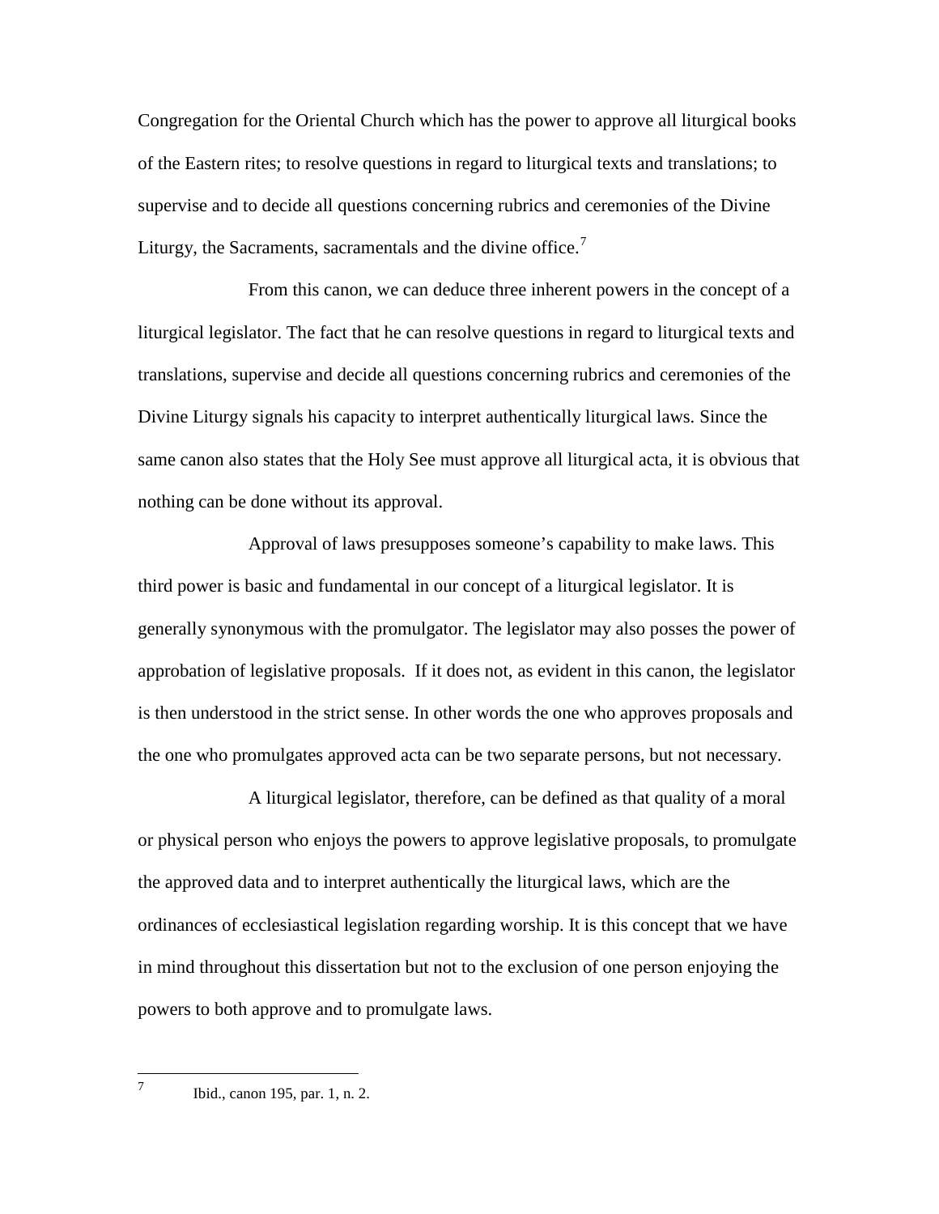Congregation for the Oriental Church which has the power to approve all liturgical books of the Eastern rites; to resolve questions in regard to liturgical texts and translations; to supervise and to decide all questions concerning rubrics and ceremonies of the Divine Liturgy, the Sacraments, sacramentals and the divine office.[7]

From this canon, we can deduce three inherent powers in the concept of a liturgical legislator. The fact that he can resolve questions in regard to liturgical texts and translations, supervise and decide all questions concerning rubrics and ceremonies of the Divine Liturgy signals his capacity to interpret authentically liturgical laws. Since the same canon also states that the Holy See must approve all liturgical acta, it is obvious that nothing can be done without its approval.

Approval of laws presupposes someone's capability to make laws. This third power is basic and fundamental in our concept of a liturgical legislator. It is generally synonymous with the promulgator. The legislator may also posses the power of approbation of legislative proposals. If it does not, as evident in this canon, the legislator is then understood in the strict sense. In other words the one who approves proposals and the one who promulgates approved acta can be two separate persons, but not necessary.

A liturgical legislator, therefore, can be defined as that quality of a moral or physical person who enjoys the powers to approve legislative proposals, to promulgate the approved data and to interpret authentically the liturgical laws, which are the ordinances of ecclesiastical legislation regarding worship. It is this concept that we have in mind throughout this dissertation but not to the exclusion of one person enjoying the powers to both approve and to promulgate laws.

---

[7] Ibid., canon 195, par. 1, n. 2.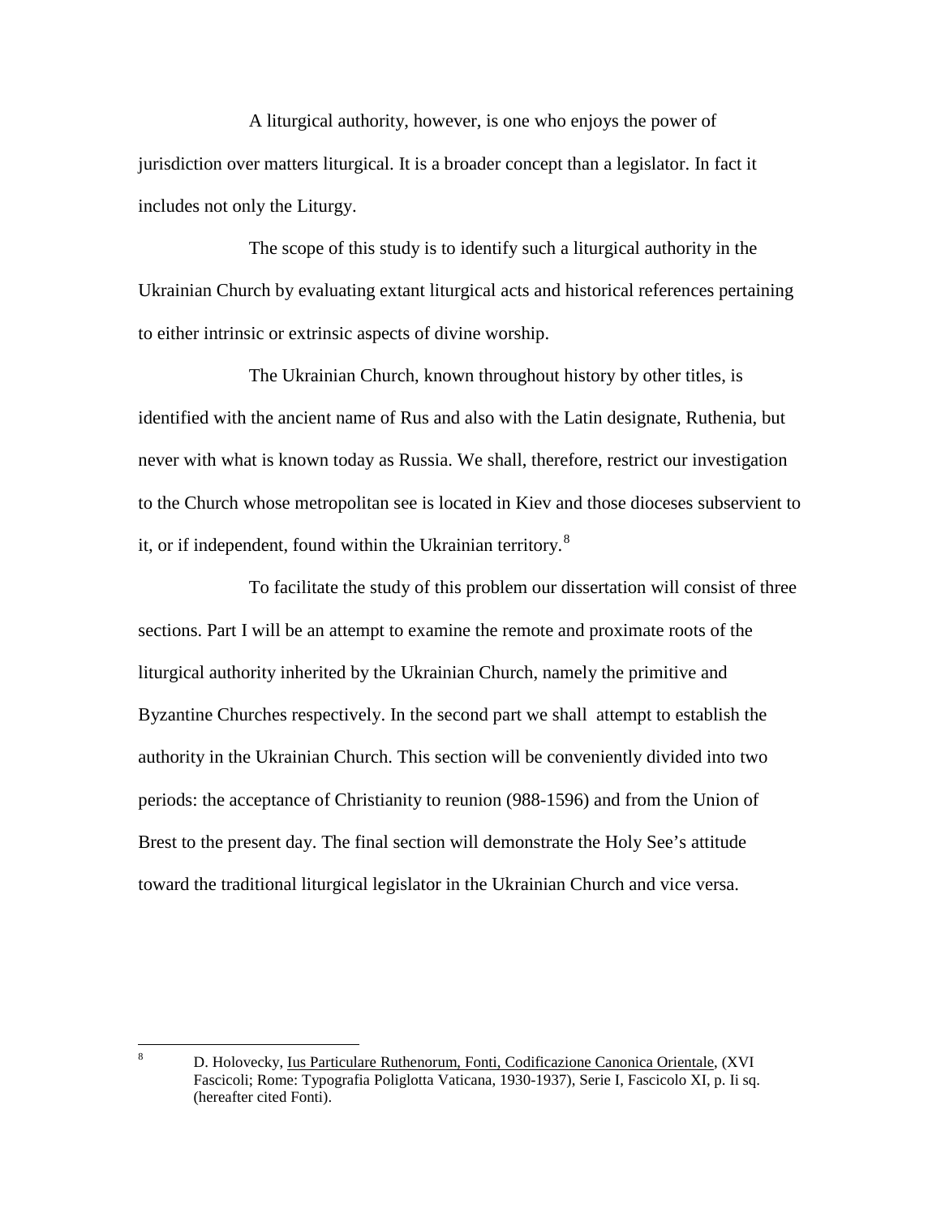A liturgical authority, however, is one who enjoys the power of jurisdiction over matters liturgical. It is a broader concept than a legislator. In fact it includes not only the Liturgy.

The scope of this study is to identify such a liturgical authority in the Ukrainian Church by evaluating extant liturgical acts and historical references pertaining to either intrinsic or extrinsic aspects of divine worship.

The Ukrainian Church, known throughout history by other titles, is identified with the ancient name of Rus and also with the Latin designate, Ruthenia, but never with what is known today as Russia. We shall, therefore, restrict our investigation to the Church whose metropolitan see is located in Kiev and those dioceses subservient to it, or if independent, found within the Ukrainian territory.[8]

To facilitate the study of this problem our dissertation will consist of three sections. Part I will be an attempt to examine the remote and proximate roots of the liturgical authority inherited by the Ukrainian Church, namely the primitive and Byzantine Churches respectively. In the second part we shall attempt to establish the authority in the Ukrainian Church. This section will be conveniently divided into two periods: the acceptance of Christianity to reunion (988-1596) and from the Union of Brest to the present day. The final section will demonstrate the Holy See's attitude toward the traditional liturgical legislator in the Ukrainian Church and vice versa.

---

[8] D. Holovecky, Ius Particulare Ruthenorum, Fonti, Codificazione Canonica Orientale, (XVI Fascicoli; Rome: Typografia Poliglotta Vaticana, 1930-1937), Serie I, Fascicolo XI, p. Ii sq. (hereafter cited Fonti).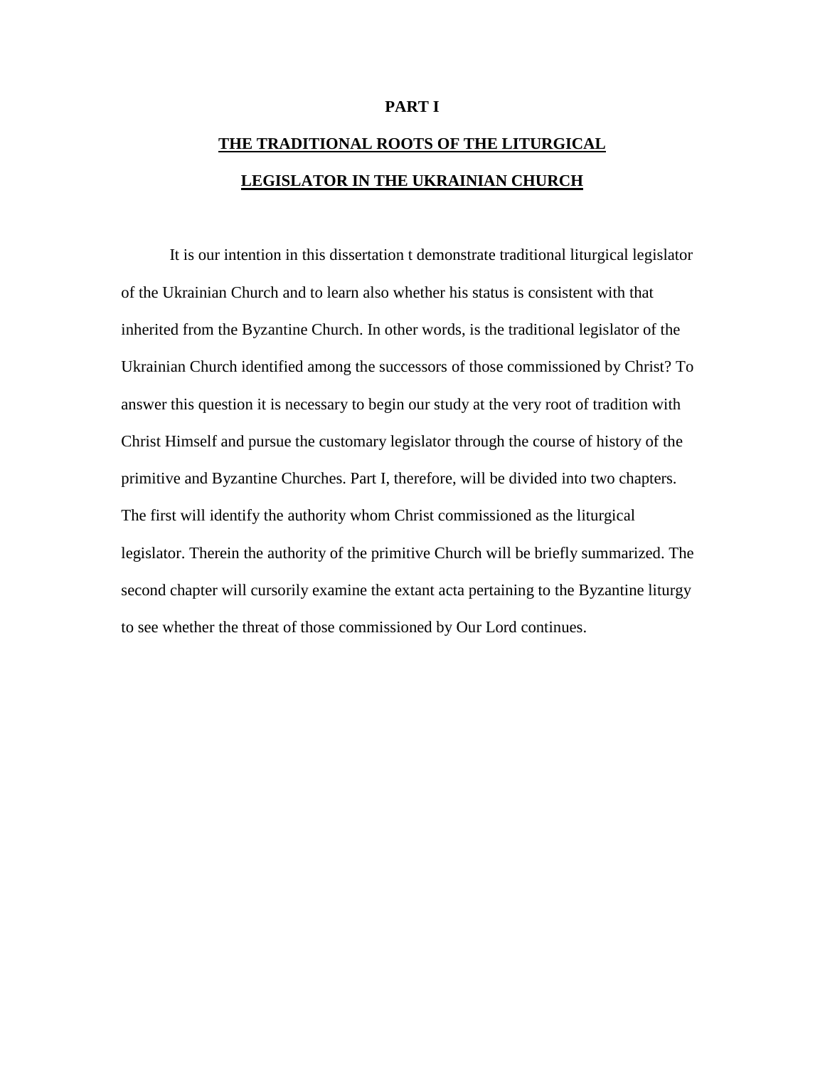# PART I

## THE TRADITIONAL ROOTS OF THE LITURGICAL LEGISLATOR IN THE UKRAINIAN CHURCH

It is our intention in this dissertation t demonstrate traditional liturgical legislator of the Ukrainian Church and to learn also whether his status is consistent with that inherited from the Byzantine Church. In other words, is the traditional legislator of the Ukrainian Church identified among the successors of those commissioned by Christ? To answer this question it is necessary to begin our study at the very root of tradition with Christ Himself and pursue the customary legislator through the course of history of the primitive and Byzantine Churches. Part I, therefore, will be divided into two chapters. The first will identify the authority whom Christ commissioned as the liturgical legislator. Therein the authority of the primitive Church will be briefly summarized. The second chapter will cursorily examine the extant acta pertaining to the Byzantine liturgy to see whether the threat of those commissioned by Our Lord continues.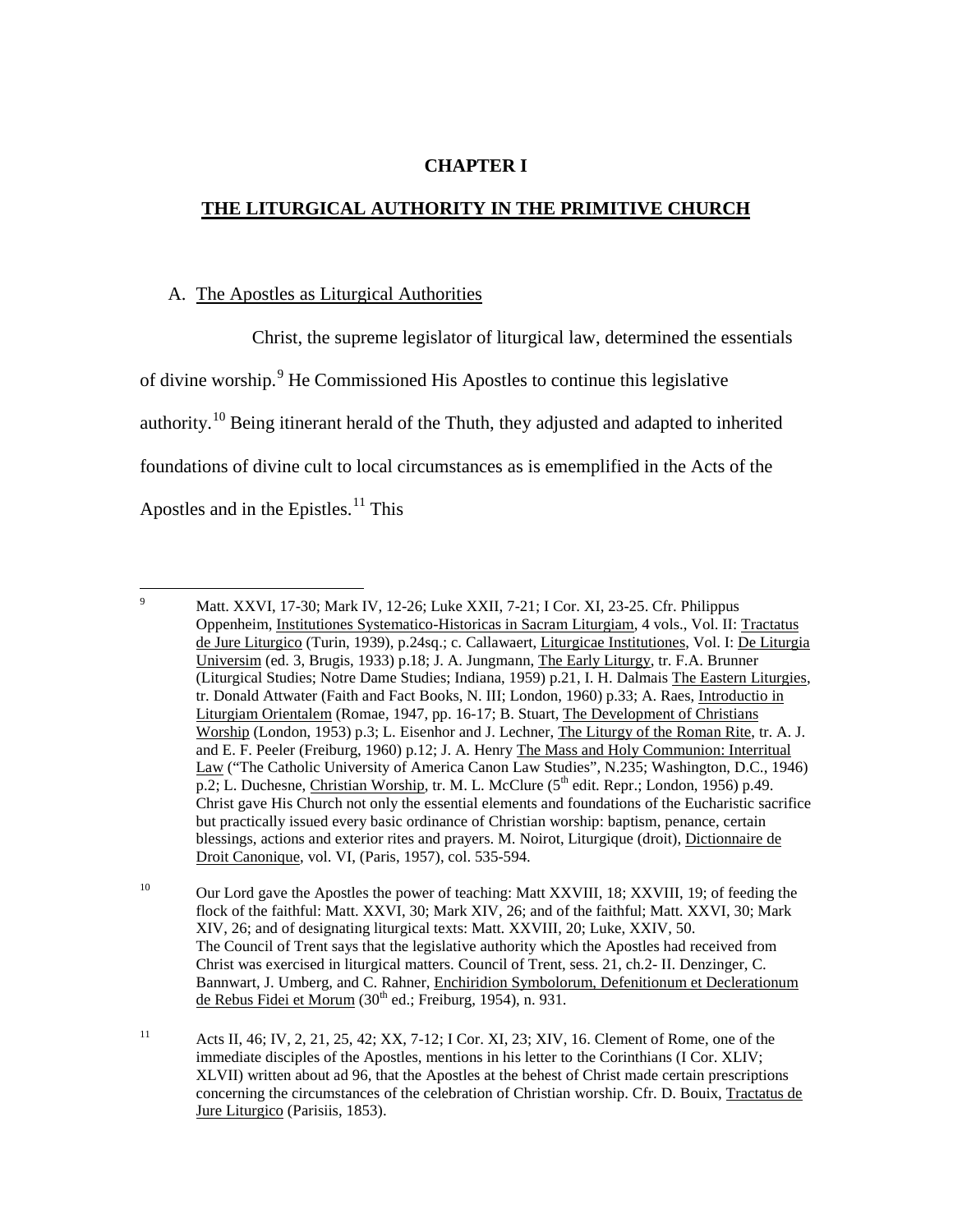# CHAPTER I

## THE LITURGICAL AUTHORITY IN THE PRIMITIVE CHURCH

A. The Apostles as Liturgical Authorities

Christ, the supreme legislator of liturgical law, determined the essentials of divine worship.[9] He Commissioned His Apostles to continue this legislative authority.[10] Being itinerant herald of the Thuth, they adjusted and adapted to inherited foundations of divine cult to local circumstances as is ememplified in the Acts of the Apostles and in the Epistles.[11] This

---

[9] Matt. XXVI, 17-30; Mark IV, 12-26; Luke XXII, 7-21; I Cor. XI, 23-25. Cfr. Philippus Oppenheim, Institutiones Systematico-Historicas in Sacram Liturgiam, 4 vols., Vol. II: Tractatus de Jure Liturgico (Turin, 1939), p.24sq.; c. Callawaert, Liturgicae Institutiones, Vol. I: De Liturgia Universim (ed. 3, Brugis, 1933) p.18; J. A. Jungmann, The Early Liturgy, tr. F.A. Brunner (Liturgical Studies; Notre Dame Studies; Indiana, 1959) p.21, I. H. Dalmais The Eastern Liturgies, tr. Donald Attwater (Faith and Fact Books, N. III; London, 1960) p.33; A. Raes, Introductio in Liturgiam Orientalem (Romae, 1947, pp. 16-17; B. Stuart, The Development of Christians Worship (London, 1953) p.3; L. Eisenhor and J. Lechner, The Liturgy of the Roman Rite, tr. A. J. and E. F. Peeler (Freiburg, 1960) p.12; J. A. Henry The Mass and Holy Communion: Interritual Law ("The Catholic University of America Canon Law Studies", N.235; Washington, D.C., 1946) p.2; L. Duchesne, Christian Worship, tr. M. L. McClure (5th edit. Repr.; London, 1956) p.49. Christ gave His Church not only the essential elements and foundations of the Eucharistic sacrifice but practically issued every basic ordinance of Christian worship: baptism, penance, certain blessings, actions and exterior rites and prayers. M. Noirot, Liturgique (droit), Dictionnaire de Droit Canonique, vol. VI, (Paris, 1957), col. 535-594.

[10] Our Lord gave the Apostles the power of teaching: Matt XXVIII, 18; XXVIII, 19; of feeding the flock of the faithful: Matt. XXVI, 30; Mark XIV, 26; and of the faithful; Matt. XXVI, 30; Mark XIV, 26; and of designating liturgical texts: Matt. XXVIII, 20; Luke, XXIV, 50. The Council of Trent says that the legislative authority which the Apostles had received from Christ was exercised in liturgical matters. Council of Trent, sess. 21, ch.2- II. Denzinger, C. Bannwart, J. Umberg, and C. Rahner, Enchiridion Symbolorum, Defenitionum et Declerationum de Rebus Fidei et Morum (30th ed.; Freiburg, 1954), n. 931.

[11] Acts II, 46; IV, 2, 21, 25, 42; XX, 7-12; I Cor. XI, 23; XIV, 16. Clement of Rome, one of the immediate disciples of the Apostles, mentions in his letter to the Corinthians (I Cor. XLIV; XLVII) written about ad 96, that the Apostles at the behest of Christ made certain prescriptions concerning the circumstances of the celebration of Christian worship. Cfr. D. Bouix, Tractatus de Jure Liturgico (Parisiis, 1853).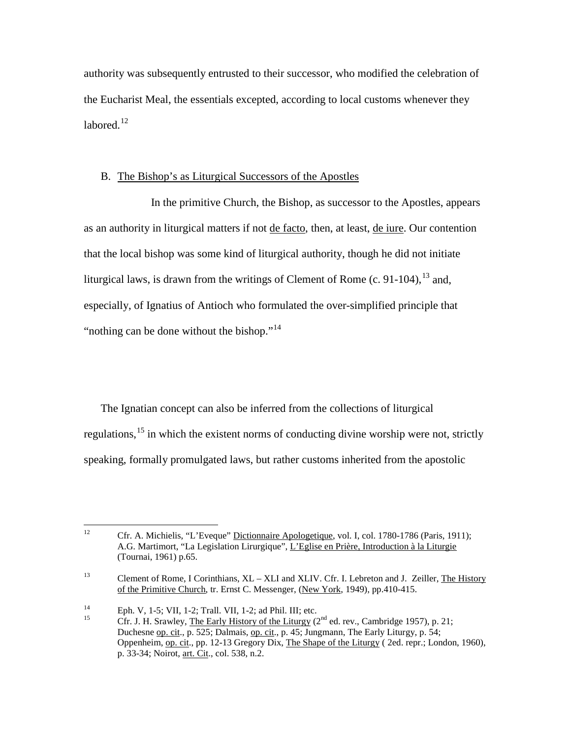authority was subsequently entrusted to their successor, who modified the celebration of the Eucharist Meal, the essentials excepted, according to local customs whenever they labored.[12]

B. The Bishop's as Liturgical Successors of the Apostles

In the primitive Church, the Bishop, as successor to the Apostles, appears as an authority in liturgical matters if not de facto, then, at least, de iure. Our contention that the local bishop was some kind of liturgical authority, though he did not initiate liturgical laws, is drawn from the writings of Clement of Rome (c. 91-104),[13] and, especially, of Ignatius of Antioch who formulated the over-simplified principle that "nothing can be done without the bishop."[14]

The Ignatian concept can also be inferred from the collections of liturgical regulations,[15] in which the existent norms of conducting divine worship were not, strictly speaking, formally promulgated laws, but rather customs inherited from the apostolic

---

[12] Cfr. A. Michielis, "L'Eveque" Dictionnaire Apologetique, vol. I, col. 1780-1786 (Paris, 1911); A.G. Martimort, "La Legislation Lirurgique", L'Eglise en Prière, Introduction à la Liturgie (Tournai, 1961) p.65.

[13] Clement of Rome, I Corinthians, XL – XLI and XLIV. Cfr. I. Lebreton and J. Zeiller, The History of the Primitive Church, tr. Ernst C. Messenger, (New York, 1949), pp.410-415.

[14] Eph. V, 1-5; VII, 1-2; Trall. VII, 1-2; ad Phil. III; etc.

[15] Cfr. J. H. Srawley, The Early History of the Liturgy (2nd ed. rev., Cambridge 1957), p. 21; Duchesne op. cit., p. 525; Dalmais, op. cit., p. 45; Jungmann, The Early Liturgy, p. 54; Oppenheim, op. cit., pp. 12-13 Gregory Dix, The Shape of the Liturgy ( 2ed. repr.; London, 1960), p. 33-34; Noirot, art. Cit., col. 538, n.2.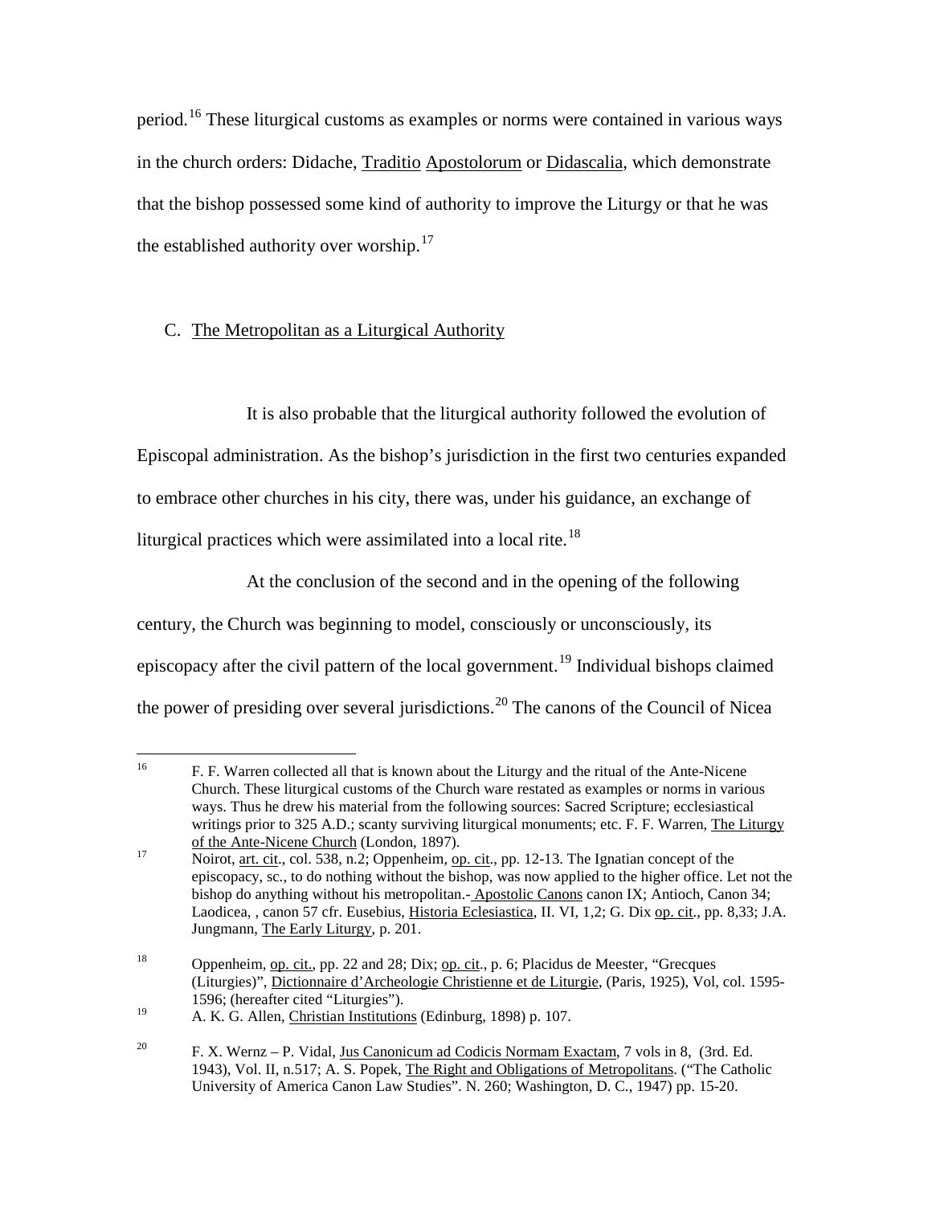period.[16] These liturgical customs as examples or norms were contained in various ways in the church orders: Didache, Traditio Apostolorum or Didascalia, which demonstrate that the bishop possessed some kind of authority to improve the Liturgy or that he was the established authority over worship.[17]

C. The Metropolitan as a Liturgical Authority

It is also probable that the liturgical authority followed the evolution of Episcopal administration. As the bishop's jurisdiction in the first two centuries expanded to embrace other churches in his city, there was, under his guidance, an exchange of liturgical practices which were assimilated into a local rite.[18]

At the conclusion of the second and in the opening of the following century, the Church was beginning to model, consciously or unconsciously, its episcopacy after the civil pattern of the local government.[19] Individual bishops claimed the power of presiding over several jurisdictions.[20] The canons of the Council of Nicea

---

[16] F. F. Warren collected all that is known about the Liturgy and the ritual of the Ante-Nicene Church. These liturgical customs of the Church ware restated as examples or norms in various ways. Thus he drew his material from the following sources: Sacred Scripture; ecclesiastical writings prior to 325 A.D.; scanty surviving liturgical monuments; etc. F. F. Warren, The Liturgy of the Ante-Nicene Church (London, 1897).

[17] Noirot, art. cit., col. 538, n.2; Oppenheim, op. cit., pp. 12-13. The Ignatian concept of the episcopacy, sc., to do nothing without the bishop, was now applied to the higher office. Let not the bishop do anything without his metropolitan.- Apostolic Canons canon IX; Antioch, Canon 34; Laodicea, , canon 57 cfr. Eusebius, Historia Eclesiastica, II. VI, 1,2; G. Dix op. cit., pp. 8,33; J.A. Jungmann, The Early Liturgy, p. 201.

[18] Oppenheim, op. cit., pp. 22 and 28; Dix; op. cit., p. 6; Placidus de Meester, "Grecques (Liturgies)", Dictionnaire d'Archeologie Christienne et de Liturgie, (Paris, 1925), Vol, col. 1595-1596; (hereafter cited "Liturgies").

[19] A. K. G. Allen, Christian Institutions (Edinburg, 1898) p. 107.

[20] F. X. Wernz – P. Vidal, Jus Canonicum ad Codicis Normam Exactam, 7 vols in 8, (3rd. Ed. 1943), Vol. II, n.517; A. S. Popek, The Right and Obligations of Metropolitans. ("The Catholic University of America Canon Law Studies". N. 260; Washington, D. C., 1947) pp. 15-20.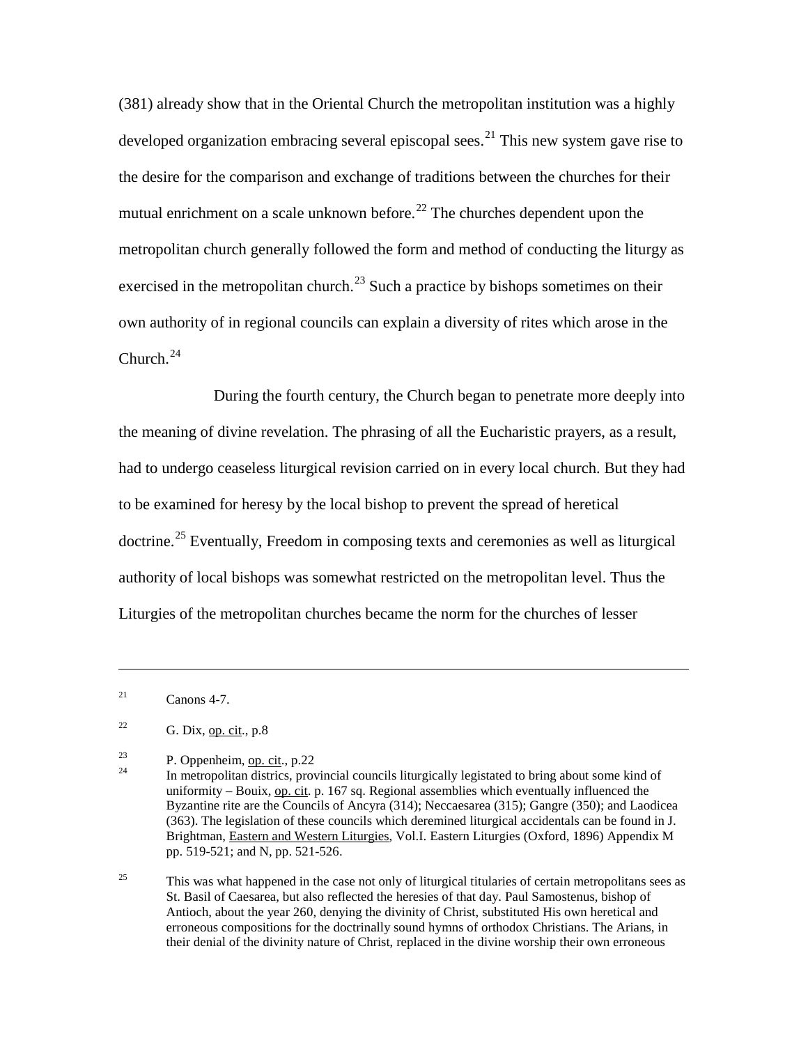(381) already show that in the Oriental Church the metropolitan institution was a highly developed organization embracing several episcopal sees.[21] This new system gave rise to the desire for the comparison and exchange of traditions between the churches for their mutual enrichment on a scale unknown before.[22] The churches dependent upon the metropolitan church generally followed the form and method of conducting the liturgy as exercised in the metropolitan church.[23] Such a practice by bishops sometimes on their own authority of in regional councils can explain a diversity of rites which arose in the Church.[24]

During the fourth century, the Church began to penetrate more deeply into the meaning of divine revelation. The phrasing of all the Eucharistic prayers, as a result, had to undergo ceaseless liturgical revision carried on in every local church. But they had to be examined for heresy by the local bishop to prevent the spread of heretical doctrine.[25] Eventually, Freedom in composing texts and ceremonies as well as liturgical authority of local bishops was somewhat restricted on the metropolitan level. Thus the Liturgies of the metropolitan churches became the norm for the churches of lesser

---

[21] Canons 4-7.

[22] G. Dix, op. cit., p.8

[23] P. Oppenheim, op. cit., p.22

[24] In metropolitan districs, provincial councils liturgically legistated to bring about some kind of uniformity – Bouix, op. cit. p. 167 sq. Regional assemblies which eventually influenced the Byzantine rite are the Councils of Ancyra (314); Neccaesarea (315); Gangre (350); and Laodicea (363). The legislation of these councils which deremined liturgical accidentals can be found in J. Brightman, Eastern and Western Liturgies, Vol.I. Eastern Liturgies (Oxford, 1896) Appendix M pp. 519-521; and N, pp. 521-526.

[25] This was what happened in the case not only of liturgical titularies of certain metropolitans sees as St. Basil of Caesarea, but also reflected the heresies of that day. Paul Samostenus, bishop of Antioch, about the year 260, denying the divinity of Christ, substituted His own heretical and erroneous compositions for the doctrinally sound hymns of orthodox Christians. The Arians, in their denial of the divinity nature of Christ, replaced in the divine worship their own erroneous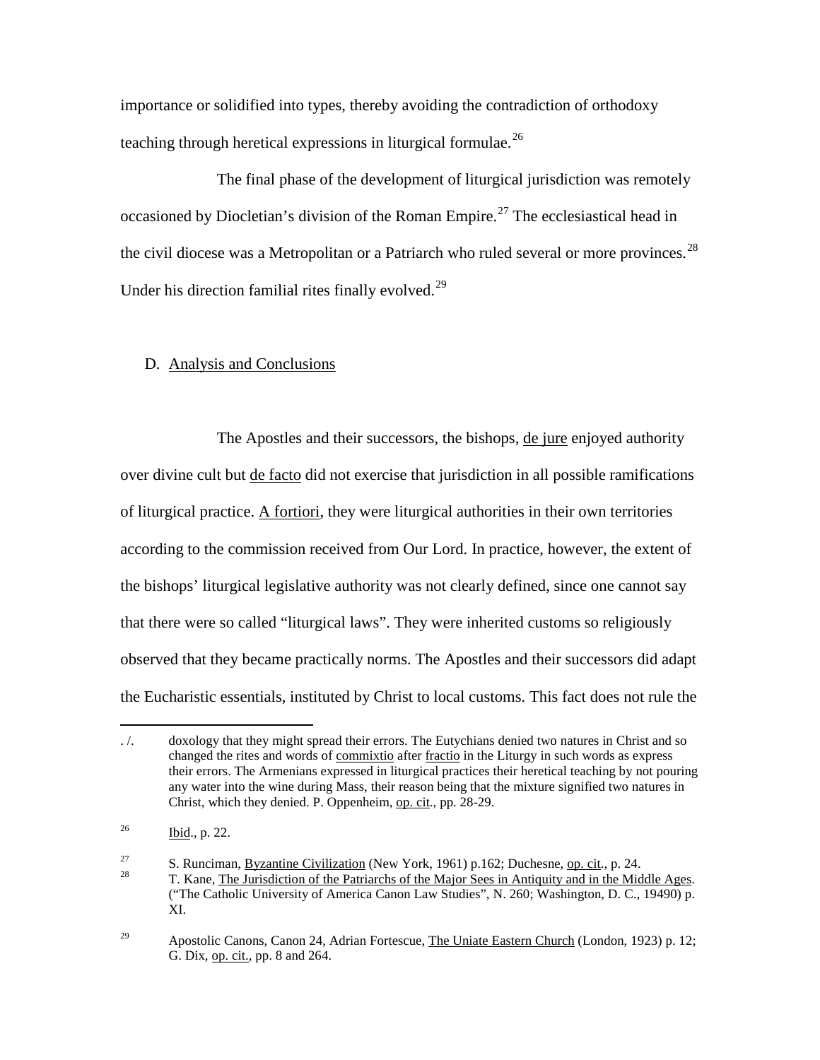importance or solidified into types, thereby avoiding the contradiction of orthodoxy teaching through heretical expressions in liturgical formulae.[26]

The final phase of the development of liturgical jurisdiction was remotely occasioned by Diocletian's division of the Roman Empire.[27] The ecclesiastical head in the civil diocese was a Metropolitan or a Patriarch who ruled several or more provinces.[28] Under his direction familial rites finally evolved.[29]

## D. Analysis and Conclusions

The Apostles and their successors, the bishops, de jure enjoyed authority over divine cult but de facto did not exercise that jurisdiction in all possible ramifications of liturgical practice. A fortiori, they were liturgical authorities in their own territories according to the commission received from Our Lord. In practice, however, the extent of the bishops' liturgical legislative authority was not clearly defined, since one cannot say that there were so called "liturgical laws". They were inherited customs so religiously observed that they became practically norms. The Apostles and their successors did adapt the Eucharistic essentials, instituted by Christ to local customs. This fact does not rule the

---

. /. doxology that they might spread their errors. The Eutychians denied two natures in Christ and so changed the rites and words of commixtio after fractio in the Liturgy in such words as express their errors. The Armenians expressed in liturgical practices their heretical teaching by not pouring any water into the wine during Mass, their reason being that the mixture signified two natures in Christ, which they denied. P. Oppenheim, op. cit., pp. 28-29.

[26] Ibid., p. 22.

[27] S. Runciman, Byzantine Civilization (New York, 1961) p.162; Duchesne, op. cit., p. 24.

[28] T. Kane, The Jurisdiction of the Patriarchs of the Major Sees in Antiquity and in the Middle Ages. ("The Catholic University of America Canon Law Studies", N. 260; Washington, D. C., 19490) p. XI.

[29] Apostolic Canons, Canon 24, Adrian Fortescue, The Uniate Eastern Church (London, 1923) p. 12; G. Dix, op. cit., pp. 8 and 264.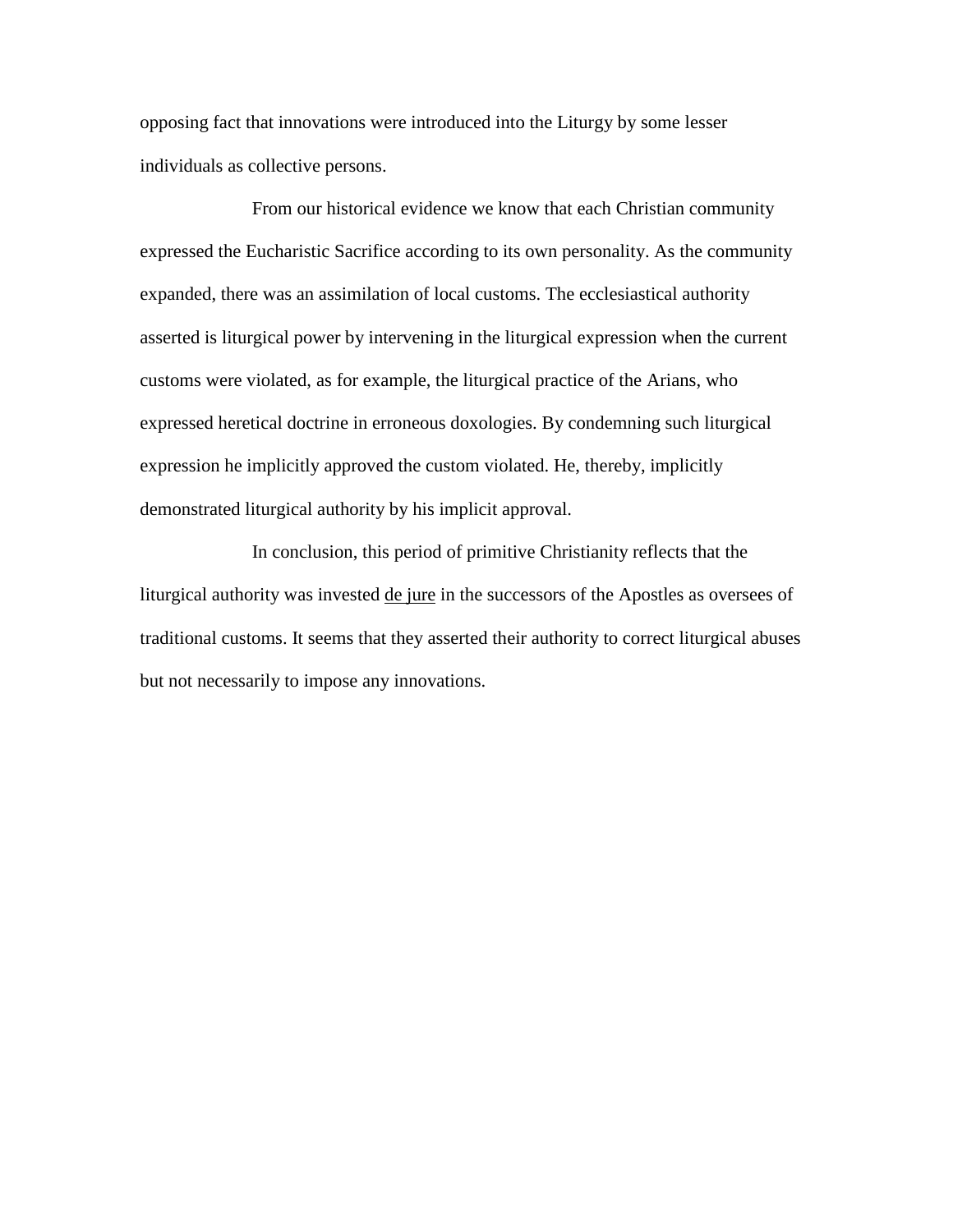opposing fact that innovations were introduced into the Liturgy by some lesser individuals as collective persons.

From our historical evidence we know that each Christian community expressed the Eucharistic Sacrifice according to its own personality. As the community expanded, there was an assimilation of local customs. The ecclesiastical authority asserted is liturgical power by intervening in the liturgical expression when the current customs were violated, as for example, the liturgical practice of the Arians, who expressed heretical doctrine in erroneous doxologies. By condemning such liturgical expression he implicitly approved the custom violated. He, thereby, implicitly demonstrated liturgical authority by his implicit approval.

In conclusion, this period of primitive Christianity reflects that the liturgical authority was invested de jure in the successors of the Apostles as oversees of traditional customs. It seems that they asserted their authority to correct liturgical abuses but not necessarily to impose any innovations.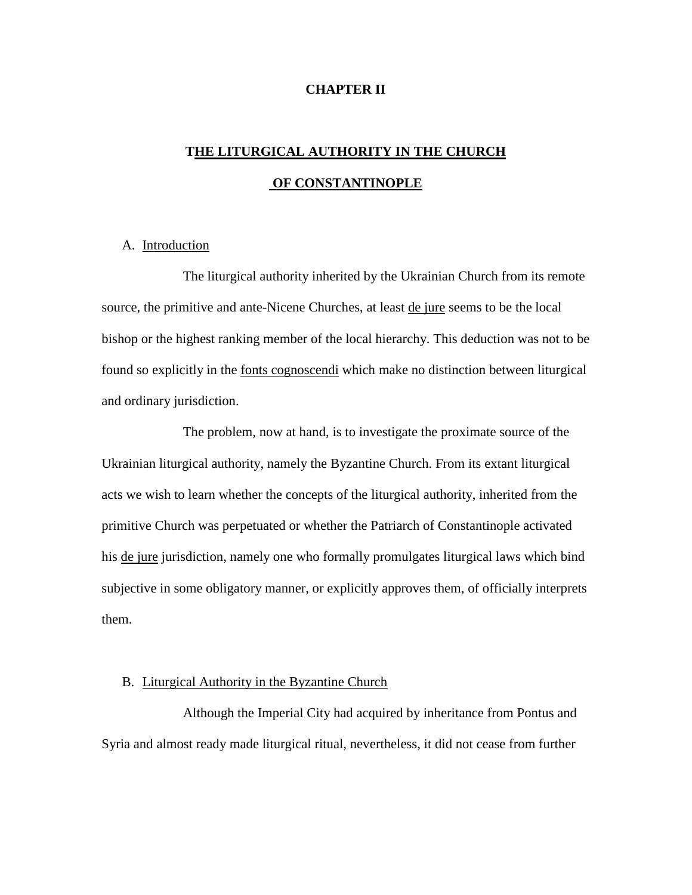# CHAPTER II

## THE LITURGICAL AUTHORITY IN THE CHURCH OF CONSTANTINOPLE

### A. Introduction

The liturgical authority inherited by the Ukrainian Church from its remote source, the primitive and ante-Nicene Churches, at least de jure seems to be the local bishop or the highest ranking member of the local hierarchy. This deduction was not to be found so explicitly in the fonts cognoscendi which make no distinction between liturgical and ordinary jurisdiction.

The problem, now at hand, is to investigate the proximate source of the Ukrainian liturgical authority, namely the Byzantine Church. From its extant liturgical acts we wish to learn whether the concepts of the liturgical authority, inherited from the primitive Church was perpetuated or whether the Patriarch of Constantinople activated his de jure jurisdiction, namely one who formally promulgates liturgical laws which bind subjective in some obligatory manner, or explicitly approves them, of officially interprets them.

### B. Liturgical Authority in the Byzantine Church

Although the Imperial City had acquired by inheritance from Pontus and Syria and almost ready made liturgical ritual, nevertheless, it did not cease from further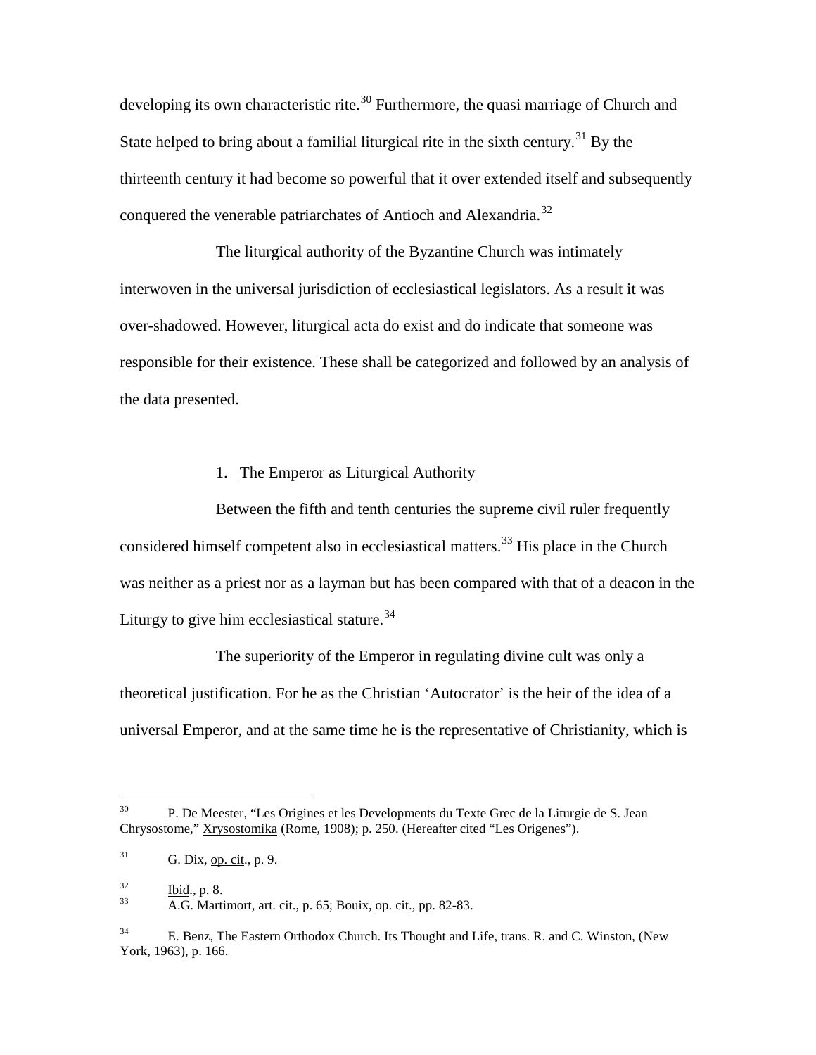developing its own characteristic rite.[30] Furthermore, the quasi marriage of Church and State helped to bring about a familial liturgical rite in the sixth century.[31] By the thirteenth century it had become so powerful that it over extended itself and subsequently conquered the venerable patriarchates of Antioch and Alexandria.[32]

The liturgical authority of the Byzantine Church was intimately interwoven in the universal jurisdiction of ecclesiastical legislators. As a result it was over-shadowed. However, liturgical acta do exist and do indicate that someone was responsible for their existence. These shall be categorized and followed by an analysis of the data presented.

1. The Emperor as Liturgical Authority

Between the fifth and tenth centuries the supreme civil ruler frequently considered himself competent also in ecclesiastical matters.[33] His place in the Church was neither as a priest nor as a layman but has been compared with that of a deacon in the Liturgy to give him ecclesiastical stature.[34]

The superiority of the Emperor in regulating divine cult was only a theoretical justification. For he as the Christian 'Autocrator' is the heir of the idea of a universal Emperor, and at the same time he is the representative of Christianity, which is

---

[30] P. De Meester, "Les Origines et les Developments du Texte Grec de la Liturgie de S. Jean Chrysostome," Xrysostomika (Rome, 1908); p. 250. (Hereafter cited "Les Origenes").

[31] G. Dix, op. cit., p. 9.

[32] Ibid., p. 8.

[33] A.G. Martimort, art. cit., p. 65; Bouix, op. cit., pp. 82-83.

[34] E. Benz, The Eastern Orthodox Church. Its Thought and Life, trans. R. and C. Winston, (New York, 1963), p. 166.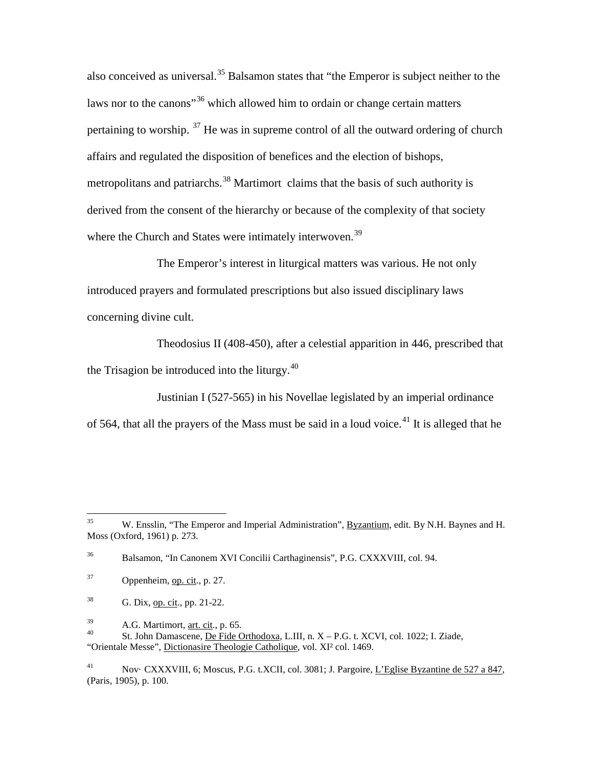also conceived as universal.[35] Balsamon states that "the Emperor is subject neither to the laws nor to the canons"[36] which allowed him to ordain or change certain matters pertaining to worship. [37] He was in supreme control of all the outward ordering of church affairs and regulated the disposition of benefices and the election of bishops, metropolitans and patriarchs.[38] Martimort claims that the basis of such authority is derived from the consent of the hierarchy or because of the complexity of that society where the Church and States were intimately interwoven.[39]

The Emperor's interest in liturgical matters was various. He not only introduced prayers and formulated prescriptions but also issued disciplinary laws concerning divine cult.

Theodosius II (408-450), after a celestial apparition in 446, prescribed that the Trisagion be introduced into the liturgy.[40]

Justinian I (527-565) in his Novellae legislated by an imperial ordinance of 564, that all the prayers of the Mass must be said in a loud voice.[41] It is alleged that he

---

[35] W. Ensslin, "The Emperor and Imperial Administration", Byzantium, edit. By N.H. Baynes and H. Moss (Oxford, 1961) p. 273.

[36] Balsamon, "In Canonem XVI Concilii Carthaginensis", P.G. CXXXVIII, col. 94.

[37] Oppenheim, op. cit., p. 27.

[38] G. Dix, op. cit., pp. 21-22.

[39] A.G. Martimort, art. cit., p. 65.

[40] St. John Damascene, De Fide Orthodoxa, L.III, n. X – P.G. t. XCVI, col. 1022; I. Ziade, "Orientale Messe", Dictionasire Theologie Catholique, vol. XI² col. 1469.

[41] Nov· CXXXVIII, 6; Moscus, P.G. t.XCII, col. 3081; J. Pargoire, L'Eglise Byzantine de 527 a 847, (Paris, 1905), p. 100.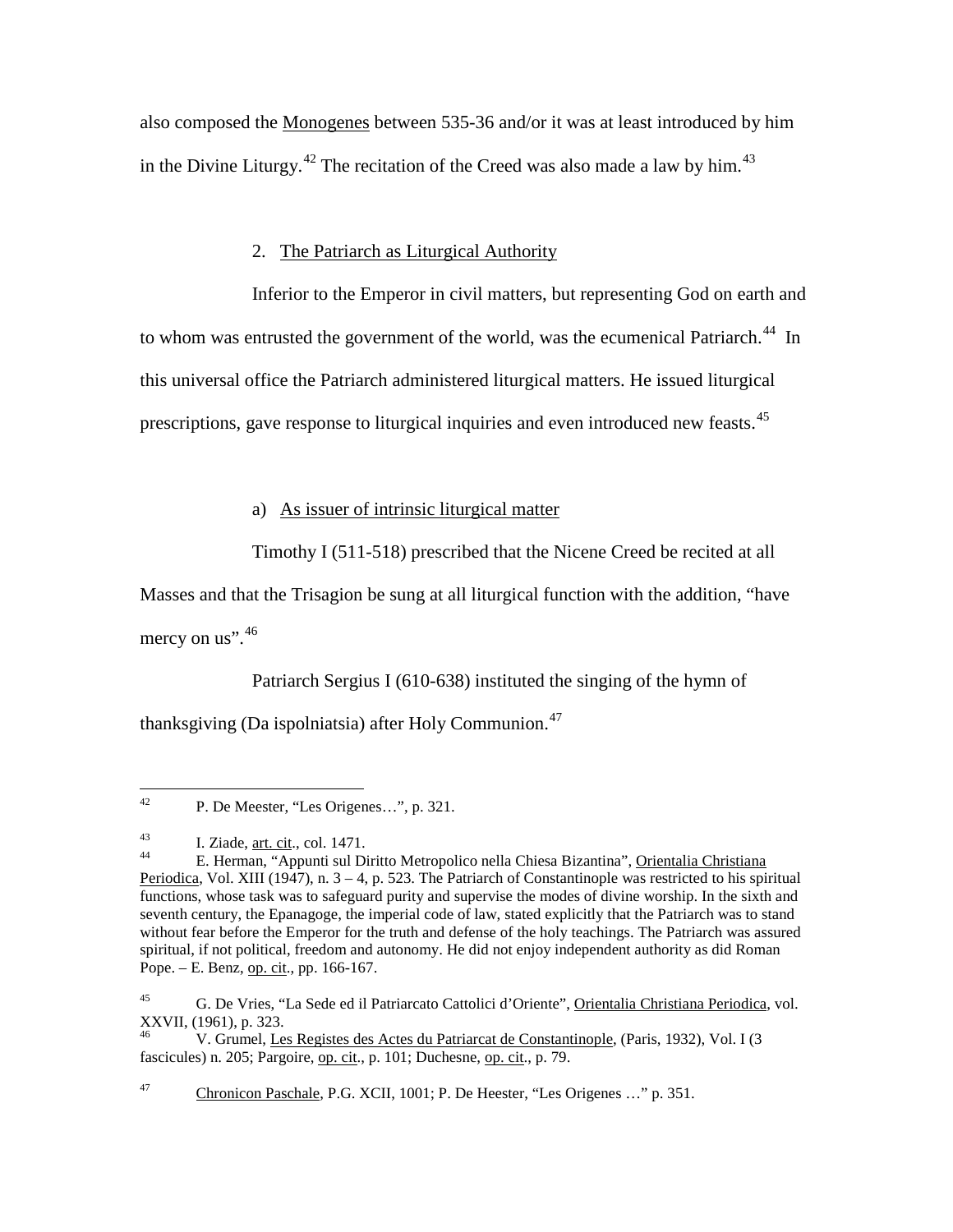also composed the Monogenes between 535-36 and/or it was at least introduced by him in the Divine Liturgy.[42] The recitation of the Creed was also made a law by him.[43]

## 2. The Patriarch as Liturgical Authority

Inferior to the Emperor in civil matters, but representing God on earth and to whom was entrusted the government of the world, was the ecumenical Patriarch.[44] In this universal office the Patriarch administered liturgical matters. He issued liturgical prescriptions, gave response to liturgical inquiries and even introduced new feasts.[45]

### a) As issuer of intrinsic liturgical matter

Timothy I (511-518) prescribed that the Nicene Creed be recited at all Masses and that the Trisagion be sung at all liturgical function with the addition, "have mercy on us".[46]

Patriarch Sergius I (610-638) instituted the singing of the hymn of thanksgiving (Da ispolniatsia) after Holy Communion.[47]

---

[42] P. De Meester, "Les Origenes…", p. 321.

[43] I. Ziade, art. cit., col. 1471.

[44] E. Herman, "Appunti sul Diritto Metropolico nella Chiesa Bizantina", Orientalia Christiana Periodica, Vol. XIII (1947), n. 3 – 4, p. 523. The Patriarch of Constantinople was restricted to his spiritual functions, whose task was to safeguard purity and supervise the modes of divine worship. In the sixth and seventh century, the Epanagoge, the imperial code of law, stated explicitly that the Patriarch was to stand without fear before the Emperor for the truth and defense of the holy teachings. The Patriarch was assured spiritual, if not political, freedom and autonomy. He did not enjoy independent authority as did Roman Pope. – E. Benz, op. cit., pp. 166-167.

[45] G. De Vries, "La Sede ed il Patriarcato Cattolici d'Oriente", Orientalia Christiana Periodica, vol. XXVII, (1961), p. 323.

[46] V. Grumel, Les Registes des Actes du Patriarcat de Constantinople, (Paris, 1932), Vol. I (3 fascicules) n. 205; Pargoire, op. cit., p. 101; Duchesne, op. cit., p. 79.

[47] Chronicon Paschale, P.G. XCII, 1001; P. De Heester, "Les Origenes …" p. 351.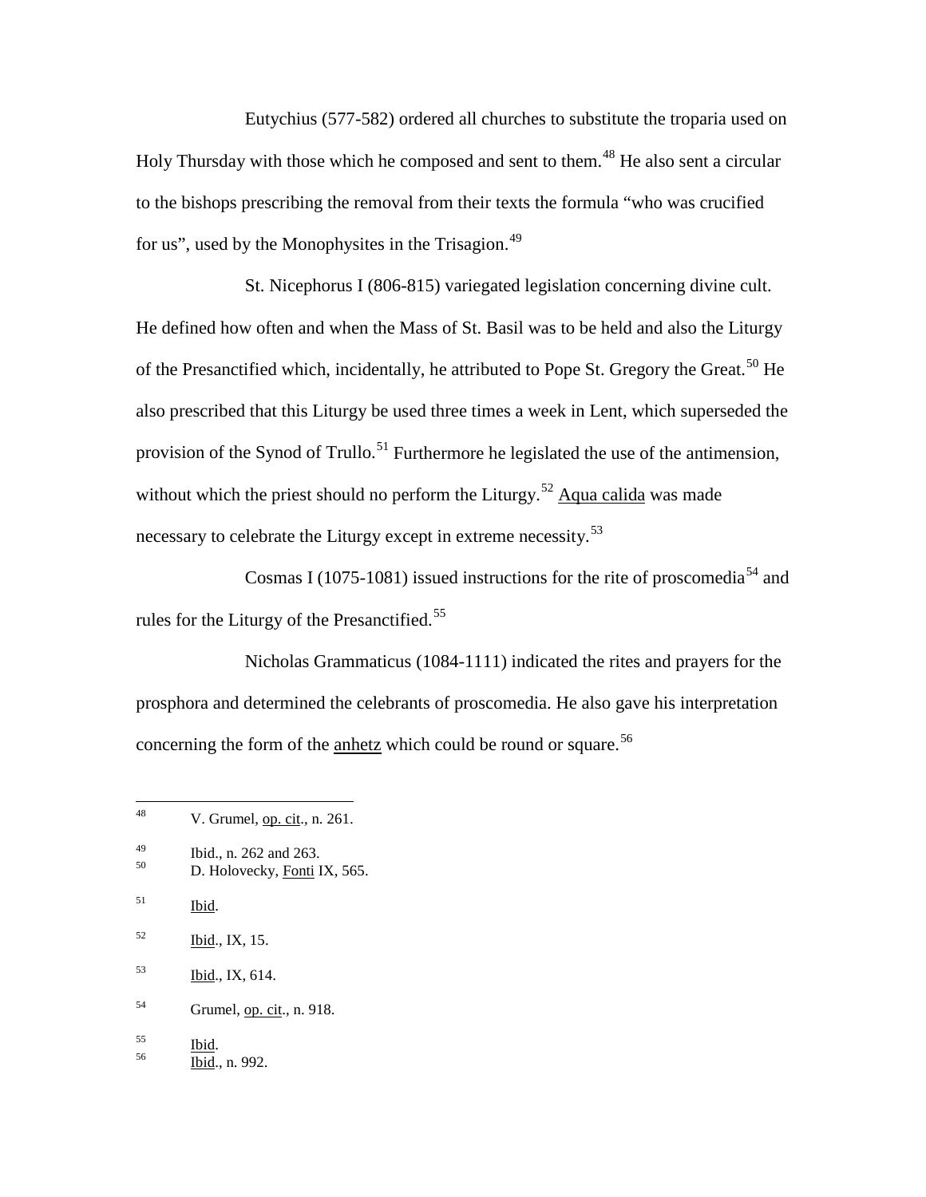Eutychius (577-582) ordered all churches to substitute the troparia used on Holy Thursday with those which he composed and sent to them.[48] He also sent a circular to the bishops prescribing the removal from their texts the formula "who was crucified for us", used by the Monophysites in the Trisagion.[49]

St. Nicephorus I (806-815) variegated legislation concerning divine cult. He defined how often and when the Mass of St. Basil was to be held and also the Liturgy of the Presanctified which, incidentally, he attributed to Pope St. Gregory the Great.[50] He also prescribed that this Liturgy be used three times a week in Lent, which superseded the provision of the Synod of Trullo.[51] Furthermore he legislated the use of the antimension, without which the priest should no perform the Liturgy.[52] Aqua calida was made necessary to celebrate the Liturgy except in extreme necessity.[53]

Cosmas I (1075-1081) issued instructions for the rite of proscomedia[54] and rules for the Liturgy of the Presanctified.[55]

Nicholas Grammaticus (1084-1111) indicated the rites and prayers for the prosphora and determined the celebrants of proscomedia. He also gave his interpretation concerning the form of the anhetz which could be round or square.[56]

---

[48] V. Grumel, op. cit., n. 261.

[49] Ibid., n. 262 and 263.

[50] D. Holovecky, Fonti IX, 565.

[51] Ibid.

[52] Ibid., IX, 15.

[53] Ibid., IX, 614.

[54] Grumel, op. cit., n. 918.

[55] Ibid.

[56] Ibid., n. 992.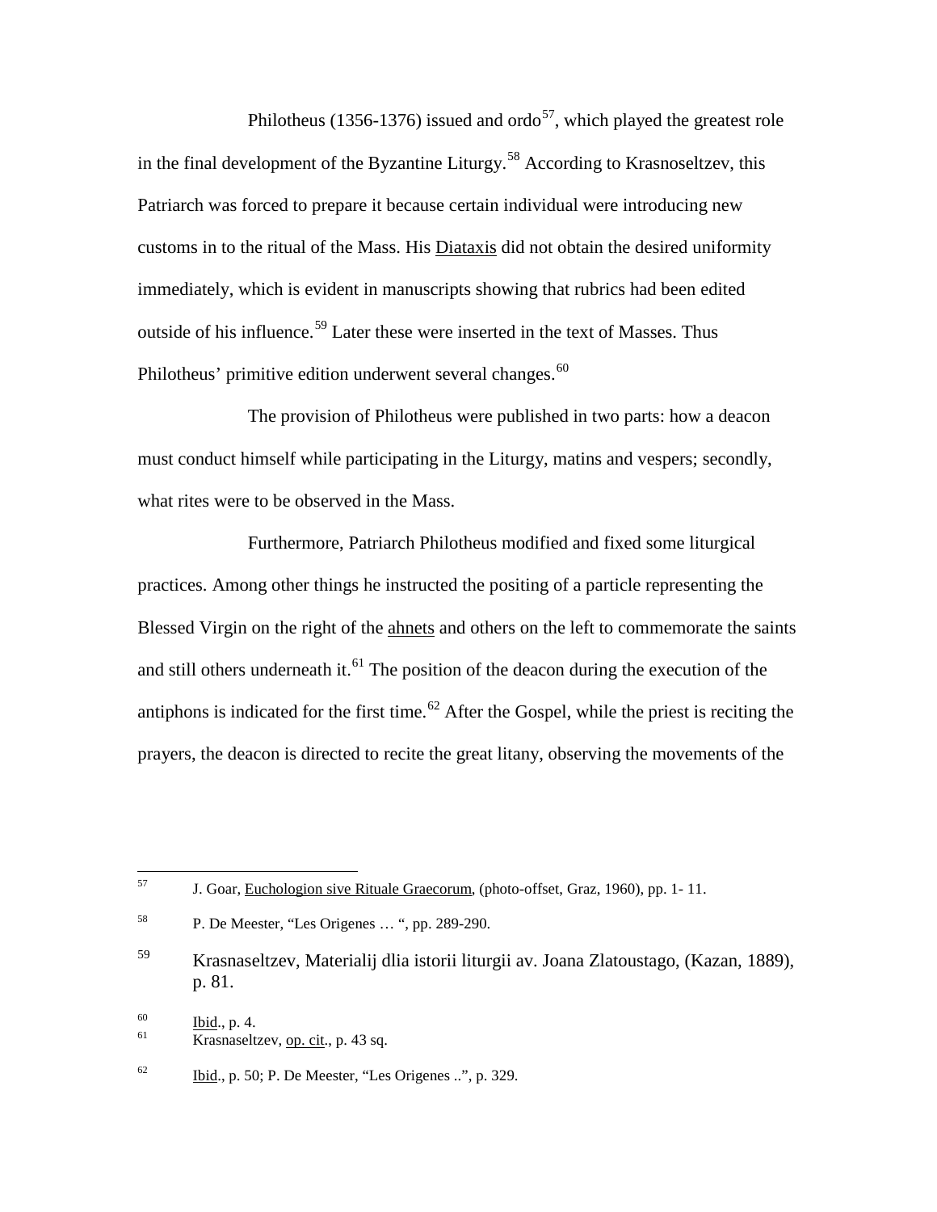Philotheus (1356-1376) issued and ordo[57], which played the greatest role in the final development of the Byzantine Liturgy.[58] According to Krasnoseltzev, this Patriarch was forced to prepare it because certain individual were introducing new customs in to the ritual of the Mass. His Diataxis did not obtain the desired uniformity immediately, which is evident in manuscripts showing that rubrics had been edited outside of his influence.[59] Later these were inserted in the text of Masses. Thus Philotheus' primitive edition underwent several changes.[60]

The provision of Philotheus were published in two parts: how a deacon must conduct himself while participating in the Liturgy, matins and vespers; secondly, what rites were to be observed in the Mass.

Furthermore, Patriarch Philotheus modified and fixed some liturgical practices. Among other things he instructed the positing of a particle representing the Blessed Virgin on the right of the ahnets and others on the left to commemorate the saints and still others underneath it.[61] The position of the deacon during the execution of the antiphons is indicated for the first time.[62] After the Gospel, while the priest is reciting the prayers, the deacon is directed to recite the great litany, observing the movements of the

---

[57] J. Goar, Euchologion sive Rituale Graecorum, (photo-offset, Graz, 1960), pp. 1- 11.

[58] P. De Meester, "Les Origenes … ", pp. 289-290.

[59] Krasnaseltzev, Materialij dlia istorii liturgii av. Joana Zlatoustago, (Kazan, 1889), p. 81.

[60] Ibid., p. 4.

[61] Krasnaseltzev, op. cit., p. 43 sq.

[62] Ibid., p. 50; P. De Meester, "Les Origenes ..", p. 329.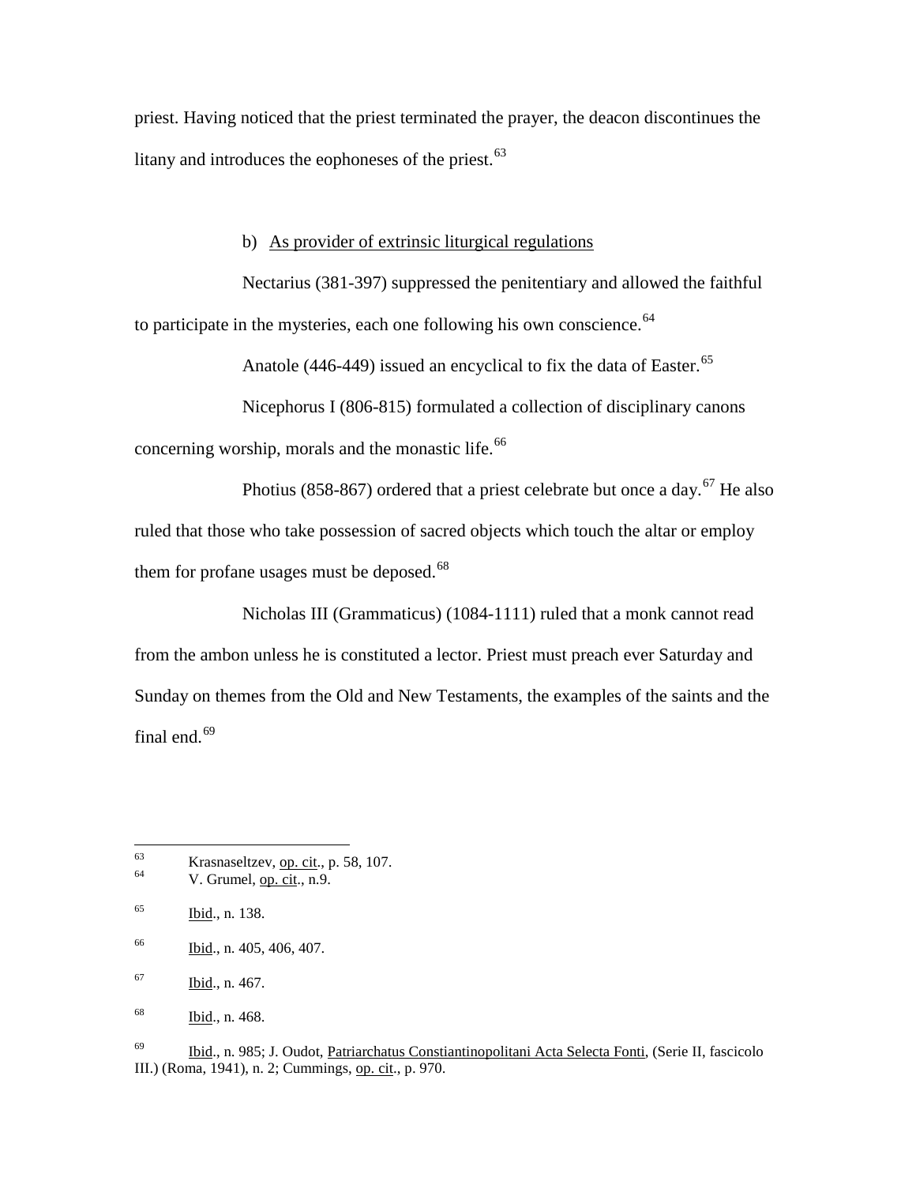priest. Having noticed that the priest terminated the prayer, the deacon discontinues the litany and introduces the eophoneses of the priest.[63]

b) As provider of extrinsic liturgical regulations

Nectarius (381-397) suppressed the penitentiary and allowed the faithful to participate in the mysteries, each one following his own conscience.[64]

Anatole (446-449) issued an encyclical to fix the data of Easter.[65]

Nicephorus I (806-815) formulated a collection of disciplinary canons concerning worship, morals and the monastic life.[66]

Photius (858-867) ordered that a priest celebrate but once a day.[67] He also ruled that those who take possession of sacred objects which touch the altar or employ them for profane usages must be deposed.[68]

Nicholas III (Grammaticus) (1084-1111) ruled that a monk cannot read from the ambon unless he is constituted a lector. Priest must preach ever Saturday and Sunday on themes from the Old and New Testaments, the examples of the saints and the final end.[69]

---

[63] Krasnaseltzev, op. cit., p. 58, 107.

[64] V. Grumel, op. cit., n.9.

[65] Ibid., n. 138.

[66] Ibid., n. 405, 406, 407.

[67] Ibid., n. 467.

[68] Ibid., n. 468.

[69] Ibid., n. 985; J. Oudot, Patriarchatus Constiantinopolitani Acta Selecta Fonti, (Serie II, fascicolo III.) (Roma, 1941), n. 2; Cummings, op. cit., p. 970.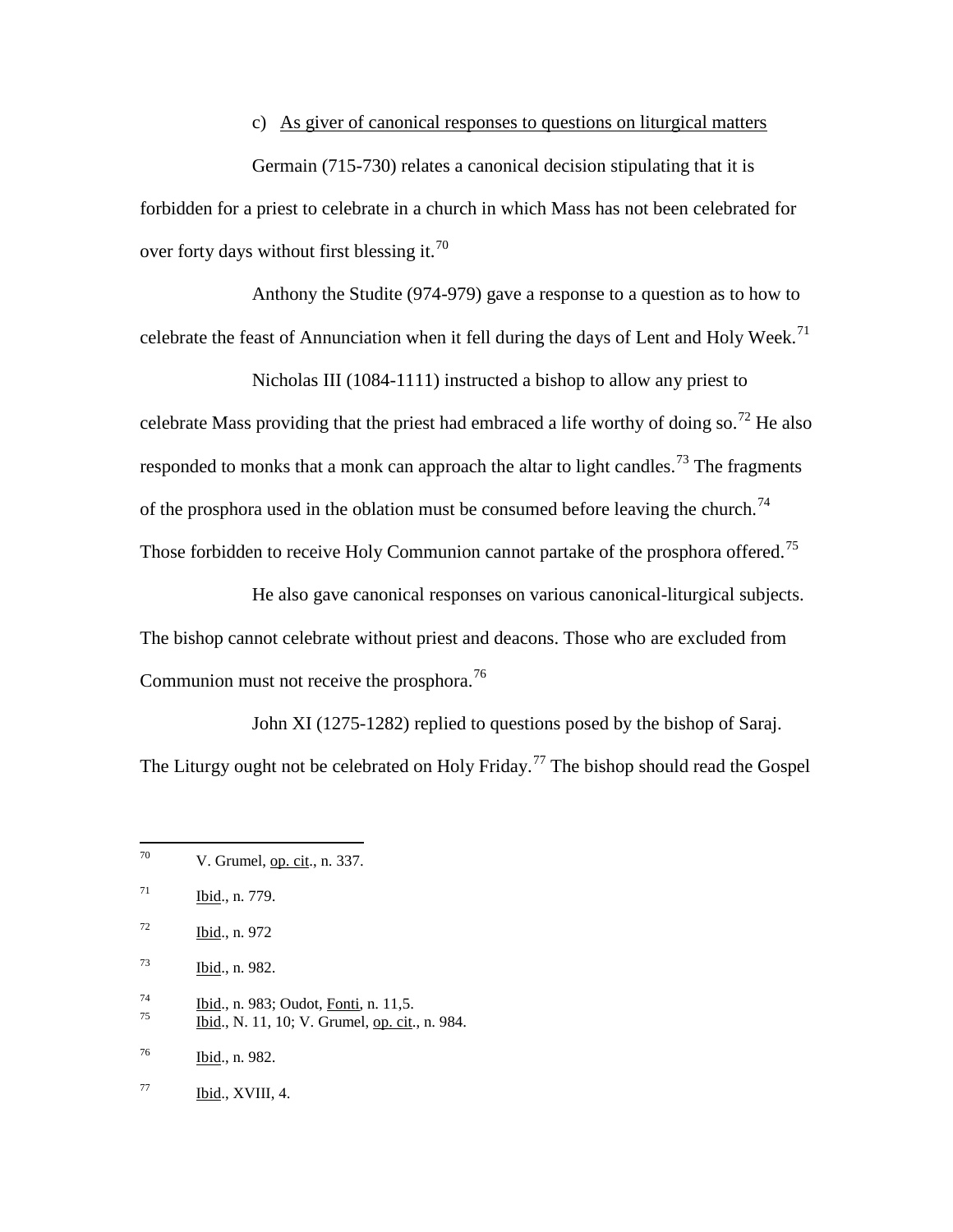c) As giver of canonical responses to questions on liturgical matters

Germain (715-730) relates a canonical decision stipulating that it is forbidden for a priest to celebrate in a church in which Mass has not been celebrated for over forty days without first blessing it.[70]

Anthony the Studite (974-979) gave a response to a question as to how to celebrate the feast of Annunciation when it fell during the days of Lent and Holy Week.[71]

Nicholas III (1084-1111) instructed a bishop to allow any priest to celebrate Mass providing that the priest had embraced a life worthy of doing so.[72] He also responded to monks that a monk can approach the altar to light candles.[73] The fragments of the prosphora used in the oblation must be consumed before leaving the church.[74] Those forbidden to receive Holy Communion cannot partake of the prosphora offered.[75]

He also gave canonical responses on various canonical-liturgical subjects. The bishop cannot celebrate without priest and deacons. Those who are excluded from Communion must not receive the prosphora.[76]

John XI (1275-1282) replied to questions posed by the bishop of Saraj. The Liturgy ought not be celebrated on Holy Friday.[77] The bishop should read the Gospel

---

[70] V. Grumel, op. cit., n. 337.

[71] Ibid., n. 779.

[72] Ibid., n. 972

[73] Ibid., n. 982.

[74] Ibid., n. 983; Oudot, Fonti, n. 11,5.

[75] Ibid., N. 11, 10; V. Grumel, op. cit., n. 984.

[76] Ibid., n. 982.

[77] Ibid., XVIII, 4.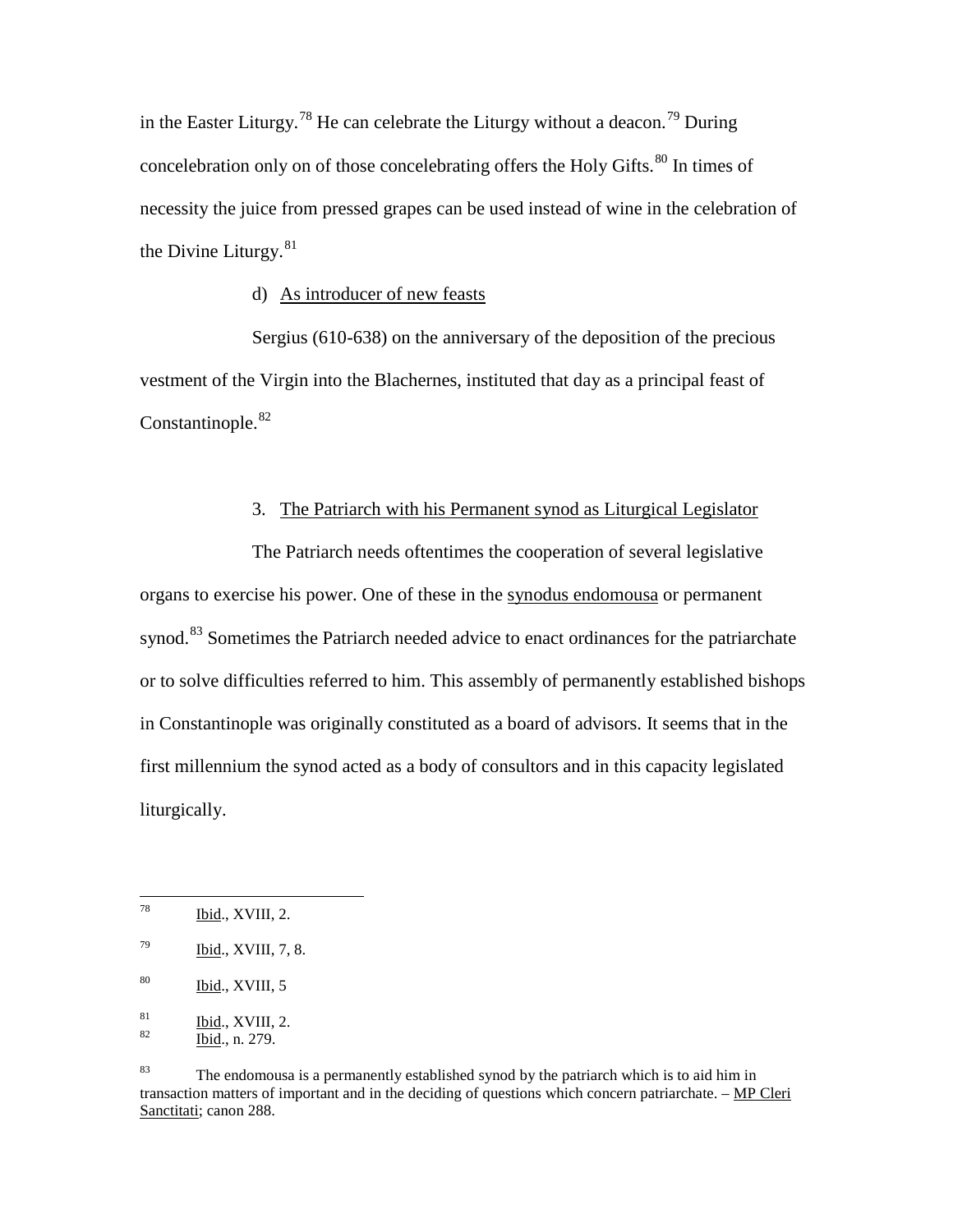in the Easter Liturgy.[78] He can celebrate the Liturgy without a deacon.[79] During concelebration only on of those concelebrating offers the Holy Gifts.[80] In times of necessity the juice from pressed grapes can be used instead of wine in the celebration of the Divine Liturgy.[81]

d) As introducer of new feasts

Sergius (610-638) on the anniversary of the deposition of the precious vestment of the Virgin into the Blachernes, instituted that day as a principal feast of Constantinople.[82]

3. The Patriarch with his Permanent synod as Liturgical Legislator

The Patriarch needs oftentimes the cooperation of several legislative organs to exercise his power. One of these in the synodus endomousa or permanent synod.[83] Sometimes the Patriarch needed advice to enact ordinances for the patriarchate or to solve difficulties referred to him. This assembly of permanently established bishops in Constantinople was originally constituted as a board of advisors. It seems that in the first millennium the synod acted as a body of consultors and in this capacity legislated liturgically.

---

[78] Ibid., XVIII, 2.

[79] Ibid., XVIII, 7, 8.

[80] Ibid., XVIII, 5

[81] Ibid., XVIII, 2.

[82] Ibid., n. 279.

[83] The endomousa is a permanently established synod by the patriarch which is to aid him in transaction matters of important and in the deciding of questions which concern patriarchate. – MP Cleri Sanctitati; canon 288.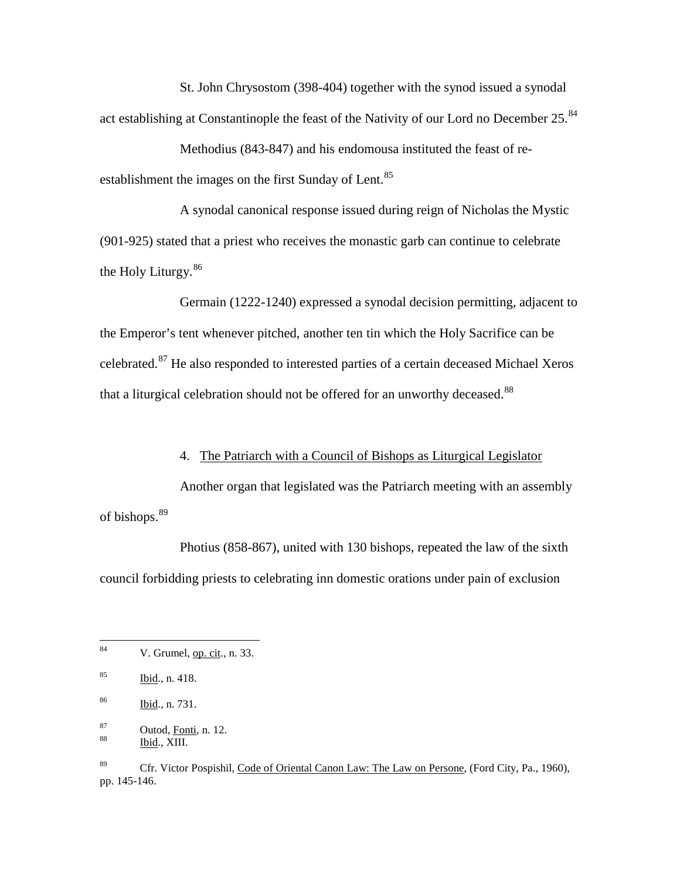St. John Chrysostom (398-404) together with the synod issued a synodal act establishing at Constantinople the feast of the Nativity of our Lord no December 25.[84]

Methodius (843-847) and his endomousa instituted the feast of re-establishment the images on the first Sunday of Lent.[85]

A synodal canonical response issued during reign of Nicholas the Mystic (901-925) stated that a priest who receives the monastic garb can continue to celebrate the Holy Liturgy.[86]

Germain (1222-1240) expressed a synodal decision permitting, adjacent to the Emperor's tent whenever pitched, another ten tin which the Holy Sacrifice can be celebrated.[87] He also responded to interested parties of a certain deceased Michael Xeros that a liturgical celebration should not be offered for an unworthy deceased.[88]

4. The Patriarch with a Council of Bishops as Liturgical Legislator

Another organ that legislated was the Patriarch meeting with an assembly of bishops.[89]

Photius (858-867), united with 130 bishops, repeated the law of the sixth council forbidding priests to celebrating inn domestic orations under pain of exclusion

---

[84] V. Grumel, op. cit., n. 33.

[85] Ibid., n. 418.

[86] Ibid., n. 731.

[87] Outod, Fonti, n. 12.

[88] Ibid., XIII.

[89] Cfr. Victor Pospishil, Code of Oriental Canon Law: The Law on Persone, (Ford City, Pa., 1960), pp. 145-146.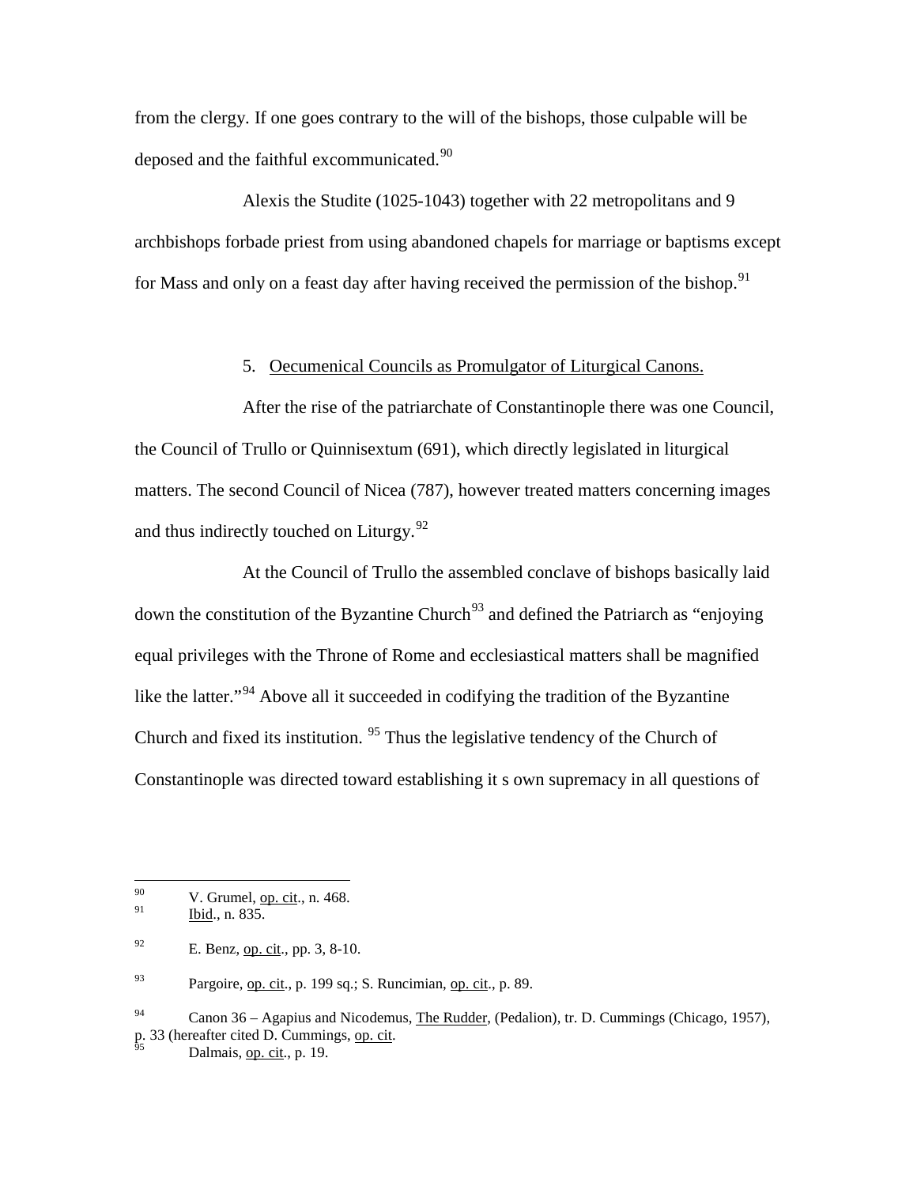from the clergy. If one goes contrary to the will of the bishops, those culpable will be deposed and the faithful excommunicated.[90]

Alexis the Studite (1025-1043) together with 22 metropolitans and 9 archbishops forbade priest from using abandoned chapels for marriage or baptisms except for Mass and only on a feast day after having received the permission of the bishop.[91]

5. <u>Oecumenical Councils as Promulgator of Liturgical Canons.</u>

After the rise of the patriarchate of Constantinople there was one Council, the Council of Trullo or Quinnisextum (691), which directly legislated in liturgical matters. The second Council of Nicea (787), however treated matters concerning images and thus indirectly touched on Liturgy.[92]

At the Council of Trullo the assembled conclave of bishops basically laid down the constitution of the Byzantine Church[93] and defined the Patriarch as "enjoying equal privileges with the Throne of Rome and ecclesiastical matters shall be magnified like the latter."[94] Above all it succeeded in codifying the tradition of the Byzantine Church and fixed its institution. [95] Thus the legislative tendency of the Church of Constantinople was directed toward establishing it s own supremacy in all questions of

---

[90] V. Grumel, <u>op. cit</u>., n. 468.

[91] <u>Ibid</u>., n. 835.

[92] E. Benz, <u>op. cit</u>., pp. 3, 8-10.

[93] Pargoire, <u>op. cit</u>., p. 199 sq.; S. Runcimian, <u>op. cit</u>., p. 89.

[94] Canon 36 – Agapius and Nicodemus, <u>The Rudder</u>, (Pedalion), tr. D. Cummings (Chicago, 1957), p. 33 (hereafter cited D. Cummings, <u>op. cit</u>.

[95] Dalmais, <u>op. cit</u>., p. 19.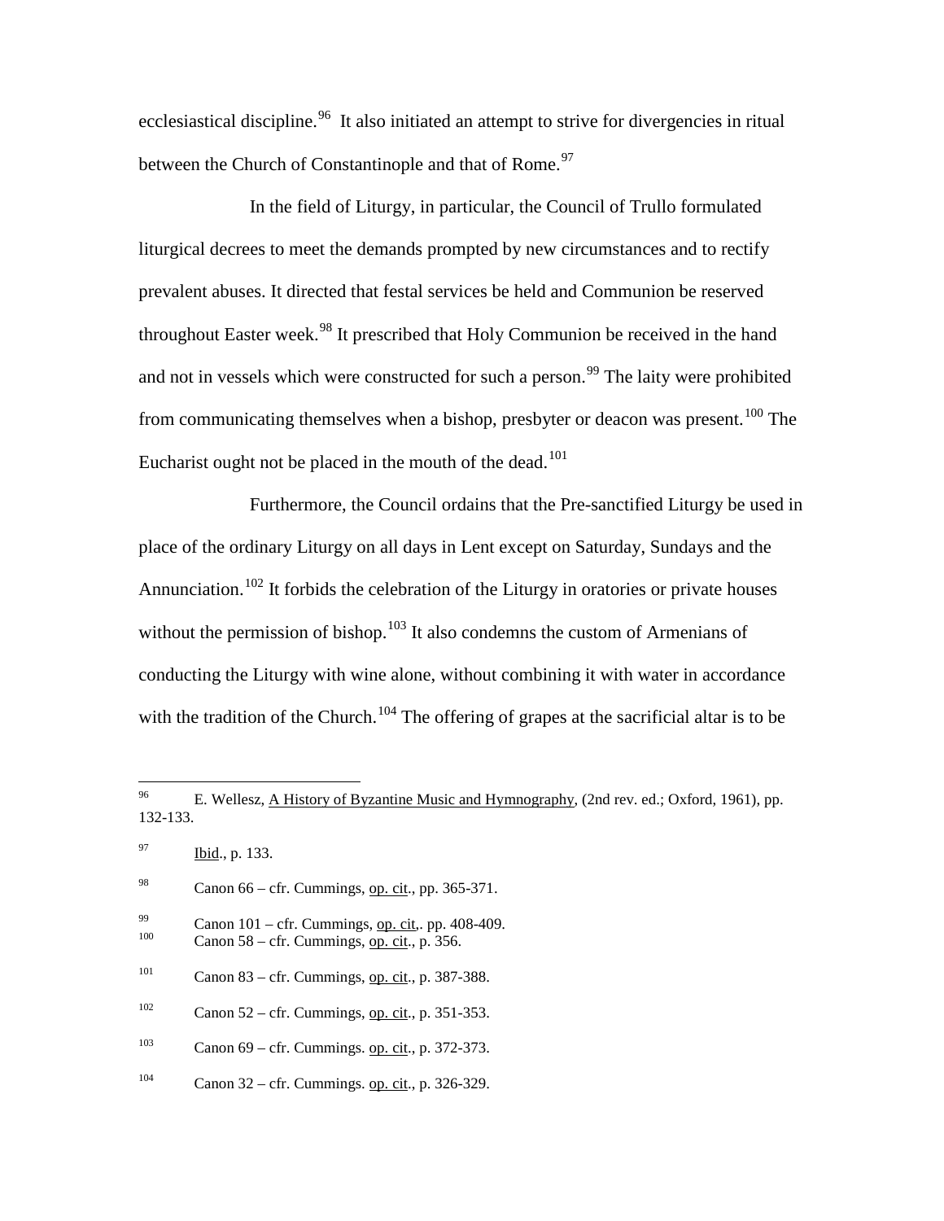ecclesiastical discipline.[96] It also initiated an attempt to strive for divergencies in ritual between the Church of Constantinople and that of Rome.[97]

In the field of Liturgy, in particular, the Council of Trullo formulated liturgical decrees to meet the demands prompted by new circumstances and to rectify prevalent abuses. It directed that festal services be held and Communion be reserved throughout Easter week.[98] It prescribed that Holy Communion be received in the hand and not in vessels which were constructed for such a person.[99] The laity were prohibited from communicating themselves when a bishop, presbyter or deacon was present.[100] The Eucharist ought not be placed in the mouth of the dead.[101]

Furthermore, the Council ordains that the Pre-sanctified Liturgy be used in place of the ordinary Liturgy on all days in Lent except on Saturday, Sundays and the Annunciation.[102] It forbids the celebration of the Liturgy in oratories or private houses without the permission of bishop.[103] It also condemns the custom of Armenians of conducting the Liturgy with wine alone, without combining it with water in accordance with the tradition of the Church.[104] The offering of grapes at the sacrificial altar is to be

---

[96] E. Wellesz, A History of Byzantine Music and Hymnography, (2nd rev. ed.; Oxford, 1961), pp. 132-133.

[97] Ibid., p. 133.

[98] Canon 66 – cfr. Cummings, op. cit., pp. 365-371.

[99] Canon 101 – cfr. Cummings, op. cit,. pp. 408-409.

[100] Canon 58 – cfr. Cummings, op. cit., p. 356.

[101] Canon 83 – cfr. Cummings, op. cit., p. 387-388.

[102] Canon 52 – cfr. Cummings, op. cit., p. 351-353.

[103] Canon 69 – cfr. Cummings. op. cit., p. 372-373.

[104] Canon 32 – cfr. Cummings. op. cit., p. 326-329.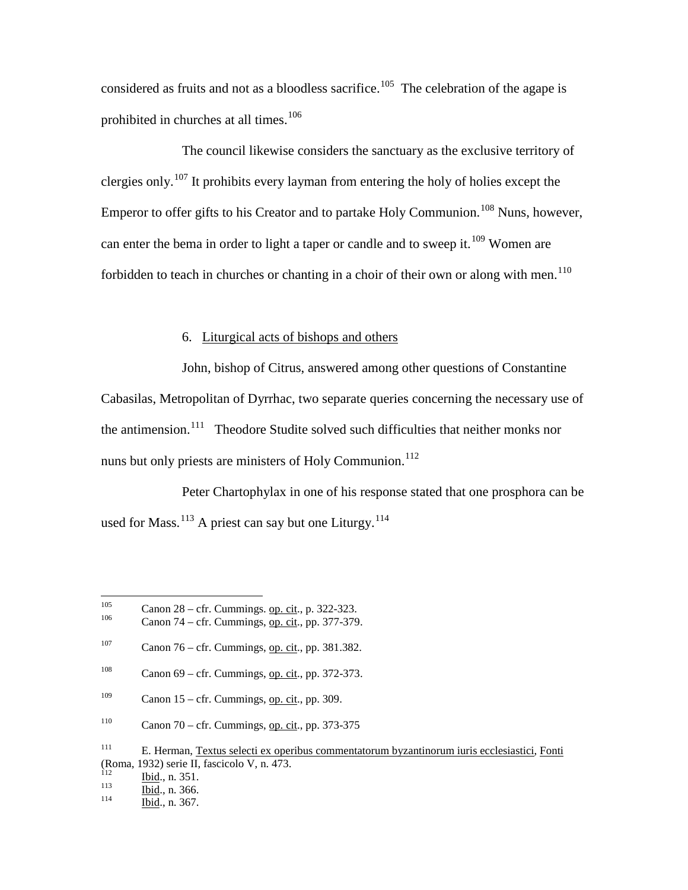considered as fruits and not as a bloodless sacrifice.[105] The celebration of the agape is prohibited in churches at all times.[106]

The council likewise considers the sanctuary as the exclusive territory of clergies only.[107] It prohibits every layman from entering the holy of holies except the Emperor to offer gifts to his Creator and to partake Holy Communion.[108] Nuns, however, can enter the bema in order to light a taper or candle and to sweep it.[109] Women are forbidden to teach in churches or chanting in a choir of their own or along with men.[110]

### 6. Liturgical acts of bishops and others

John, bishop of Citrus, answered among other questions of Constantine Cabasilas, Metropolitan of Dyrrhac, two separate queries concerning the necessary use of the antimension.[111] Theodore Studite solved such difficulties that neither monks nor nuns but only priests are ministers of Holy Communion.[112]

Peter Chartophylax in one of his response stated that one prosphora can be used for Mass.[113] A priest can say but one Liturgy.[114]

---

[105] Canon 28 – cfr. Cummings. op. cit., p. 322-323.
[106] Canon 74 – cfr. Cummings, op. cit., pp. 377-379.

[107] Canon 76 – cfr. Cummings, op. cit., pp. 381.382.

[108] Canon 69 – cfr. Cummings, op. cit., pp. 372-373.

[109] Canon 15 – cfr. Cummings, op. cit., pp. 309.

[110] Canon 70 – cfr. Cummings, op. cit., pp. 373-375

[111] E. Herman, Textus selecti ex operibus commentatorum byzantinorum iuris ecclesiastici, Fonti (Roma, 1932) serie II, fascicolo V, n. 473.
[112] Ibid., n. 351.
[113] Ibid., n. 366.
[114] Ibid., n. 367.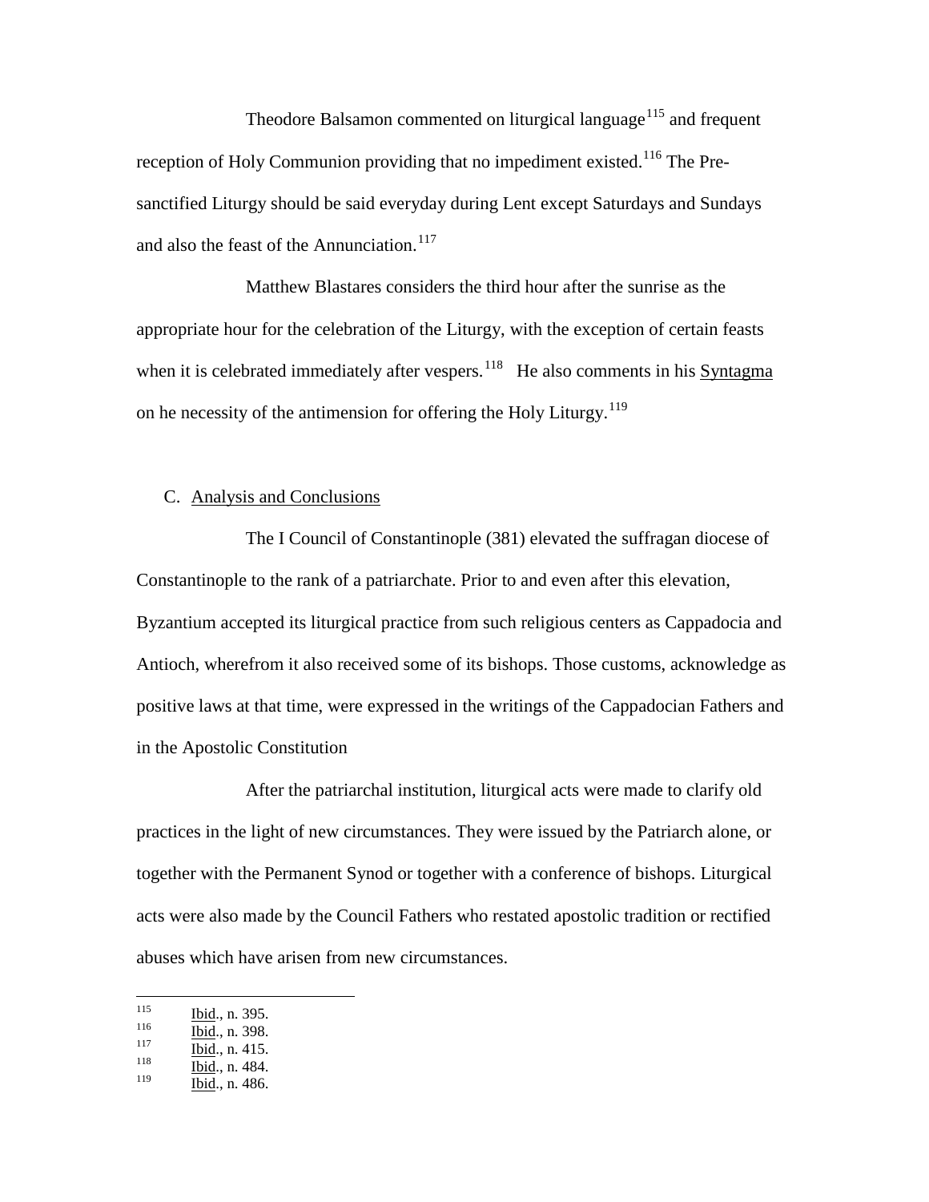Theodore Balsamon commented on liturgical language[115] and frequent reception of Holy Communion providing that no impediment existed.[116] The Pre-sanctified Liturgy should be said everyday during Lent except Saturdays and Sundays and also the feast of the Annunciation.[117]

Matthew Blastares considers the third hour after the sunrise as the appropriate hour for the celebration of the Liturgy, with the exception of certain feasts when it is celebrated immediately after vespers.[118] He also comments in his Syntagma on he necessity of the antimension for offering the Holy Liturgy.[119]

## C. Analysis and Conclusions

The I Council of Constantinople (381) elevated the suffragan diocese of Constantinople to the rank of a patriarchate. Prior to and even after this elevation, Byzantium accepted its liturgical practice from such religious centers as Cappadocia and Antioch, wherefrom it also received some of its bishops. Those customs, acknowledge as positive laws at that time, were expressed in the writings of the Cappadocian Fathers and in the Apostolic Constitution

After the patriarchal institution, liturgical acts were made to clarify old practices in the light of new circumstances. They were issued by the Patriarch alone, or together with the Permanent Synod or together with a conference of bishops. Liturgical acts were also made by the Council Fathers who restated apostolic tradition or rectified abuses which have arisen from new circumstances.

---

[115] Ibid., n. 395.
[116] Ibid., n. 398.
[117] Ibid., n. 415.
[118] Ibid., n. 484.
[119] Ibid., n. 486.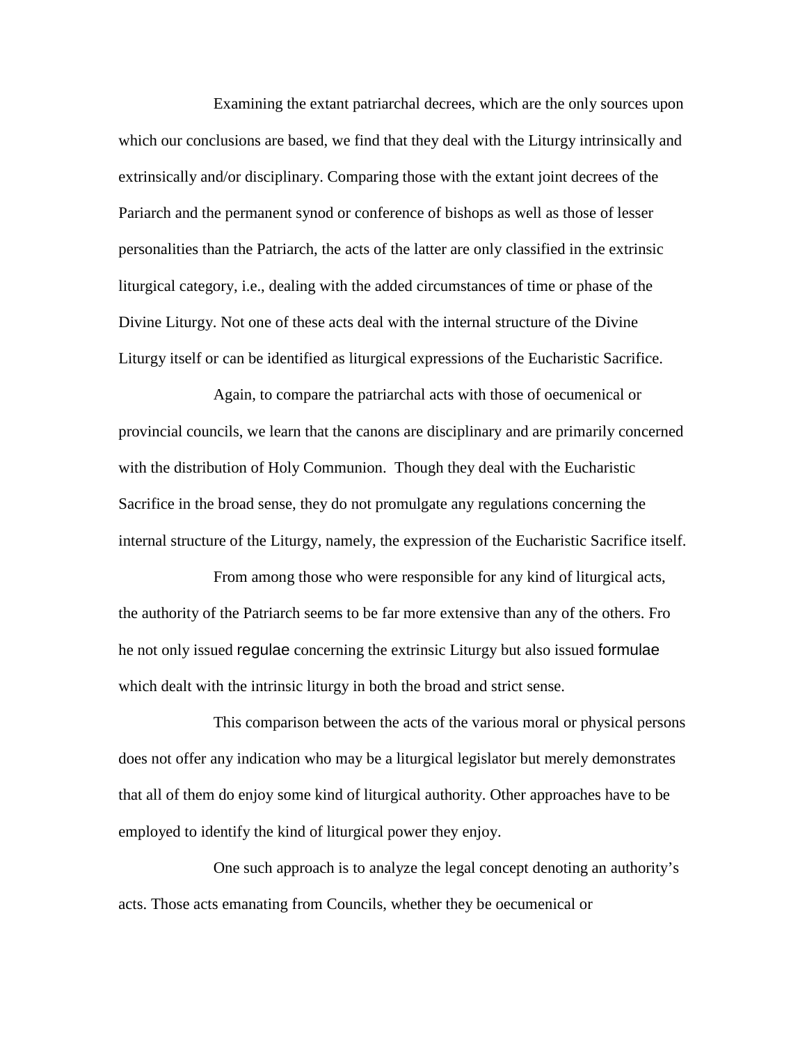Examining the extant patriarchal decrees, which are the only sources upon which our conclusions are based, we find that they deal with the Liturgy intrinsically and extrinsically and/or disciplinary. Comparing those with the extant joint decrees of the Pariarch and the permanent synod or conference of bishops as well as those of lesser personalities than the Patriarch, the acts of the latter are only classified in the extrinsic liturgical category, i.e., dealing with the added circumstances of time or phase of the Divine Liturgy. Not one of these acts deal with the internal structure of the Divine Liturgy itself or can be identified as liturgical expressions of the Eucharistic Sacrifice.

Again, to compare the patriarchal acts with those of oecumenical or provincial councils, we learn that the canons are disciplinary and are primarily concerned with the distribution of Holy Communion. Though they deal with the Eucharistic Sacrifice in the broad sense, they do not promulgate any regulations concerning the internal structure of the Liturgy, namely, the expression of the Eucharistic Sacrifice itself.

From among those who were responsible for any kind of liturgical acts, the authority of the Patriarch seems to be far more extensive than any of the others. Fro he not only issued regulae concerning the extrinsic Liturgy but also issued formulae which dealt with the intrinsic liturgy in both the broad and strict sense.

This comparison between the acts of the various moral or physical persons does not offer any indication who may be a liturgical legislator but merely demonstrates that all of them do enjoy some kind of liturgical authority. Other approaches have to be employed to identify the kind of liturgical power they enjoy.

One such approach is to analyze the legal concept denoting an authority's acts. Those acts emanating from Councils, whether they be oecumenical or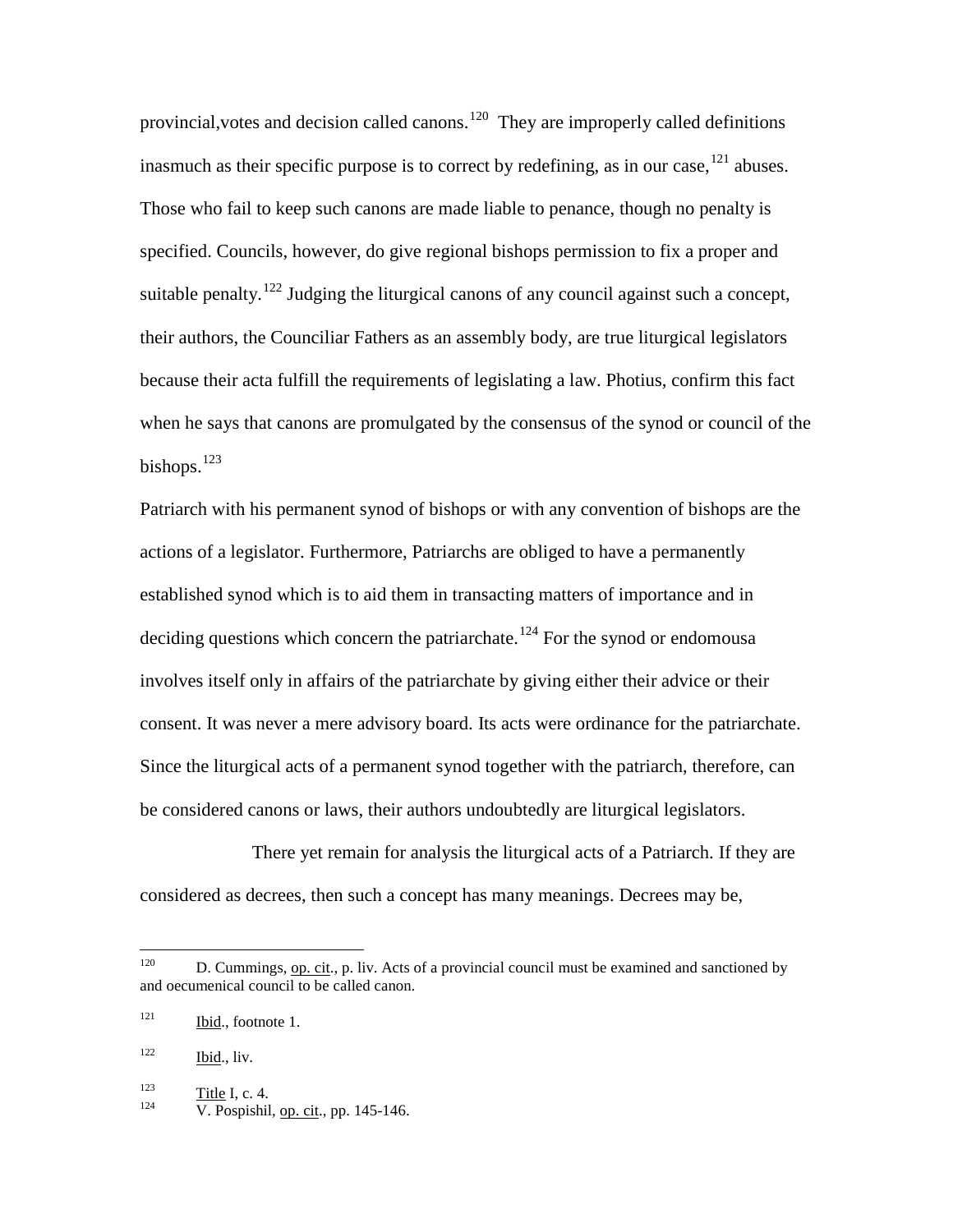provincial,votes and decision called canons.[120] They are improperly called definitions inasmuch as their specific purpose is to correct by redefining, as in our case,[121] abuses. Those who fail to keep such canons are made liable to penance, though no penalty is specified. Councils, however, do give regional bishops permission to fix a proper and suitable penalty.[122] Judging the liturgical canons of any council against such a concept, their authors, the Counciliar Fathers as an assembly body, are true liturgical legislators because their acta fulfill the requirements of legislating a law. Photius, confirm this fact when he says that canons are promulgated by the consensus of the synod or council of the bishops.[123]

Patriarch with his permanent synod of bishops or with any convention of bishops are the actions of a legislator. Furthermore, Patriarchs are obliged to have a permanently established synod which is to aid them in transacting matters of importance and in deciding questions which concern the patriarchate.[124] For the synod or endomousa involves itself only in affairs of the patriarchate by giving either their advice or their consent. It was never a mere advisory board. Its acts were ordinance for the patriarchate. Since the liturgical acts of a permanent synod together with the patriarch, therefore, can be considered canons or laws, their authors undoubtedly are liturgical legislators.

There yet remain for analysis the liturgical acts of a Patriarch. If they are considered as decrees, then such a concept has many meanings. Decrees may be,

---

[120] D. Cummings, op. cit., p. liv. Acts of a provincial council must be examined and sanctioned by and oecumenical council to be called canon.

[121] Ibid., footnote 1.

[122] Ibid., liv.

[123] Title I, c. 4.

[124] V. Pospishil, op. cit., pp. 145-146.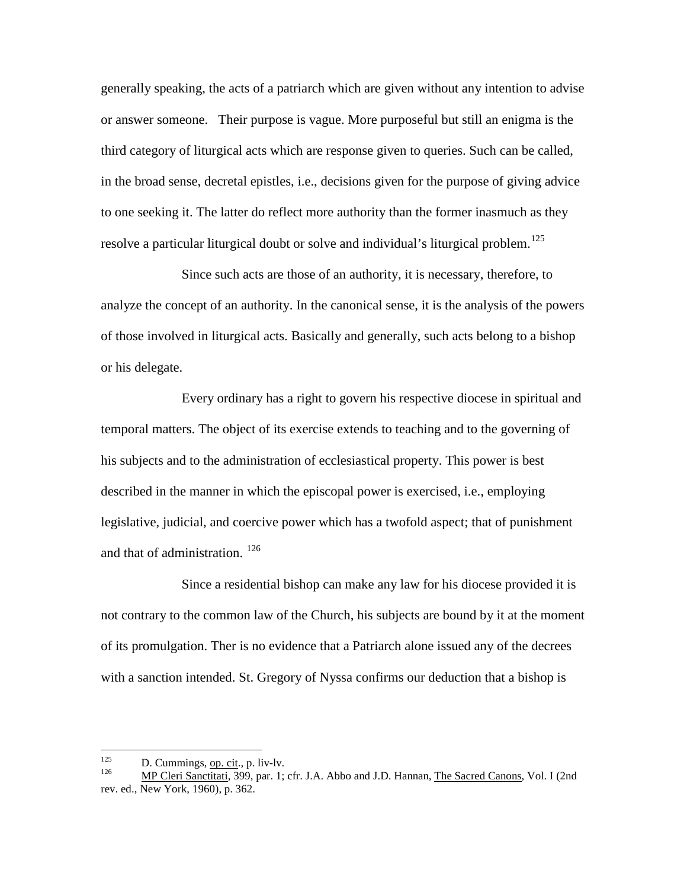generally speaking, the acts of a patriarch which are given without any intention to advise or answer someone. Their purpose is vague. More purposeful but still an enigma is the third category of liturgical acts which are response given to queries. Such can be called, in the broad sense, decretal epistles, i.e., decisions given for the purpose of giving advice to one seeking it. The latter do reflect more authority than the former inasmuch as they resolve a particular liturgical doubt or solve and individual's liturgical problem.[125]

Since such acts are those of an authority, it is necessary, therefore, to analyze the concept of an authority. In the canonical sense, it is the analysis of the powers of those involved in liturgical acts. Basically and generally, such acts belong to a bishop or his delegate.

Every ordinary has a right to govern his respective diocese in spiritual and temporal matters. The object of its exercise extends to teaching and to the governing of his subjects and to the administration of ecclesiastical property. This power is best described in the manner in which the episcopal power is exercised, i.e., employing legislative, judicial, and coercive power which has a twofold aspect; that of punishment and that of administration.[126]

Since a residential bishop can make any law for his diocese provided it is not contrary to the common law of the Church, his subjects are bound by it at the moment of its promulgation. Ther is no evidence that a Patriarch alone issued any of the decrees with a sanction intended. St. Gregory of Nyssa confirms our deduction that a bishop is

---

[125] D. Cummings, op. cit., p. liv-lv.

[126] MP Cleri Sanctitati, 399, par. 1; cfr. J.A. Abbo and J.D. Hannan, The Sacred Canons, Vol. I (2nd rev. ed., New York, 1960), p. 362.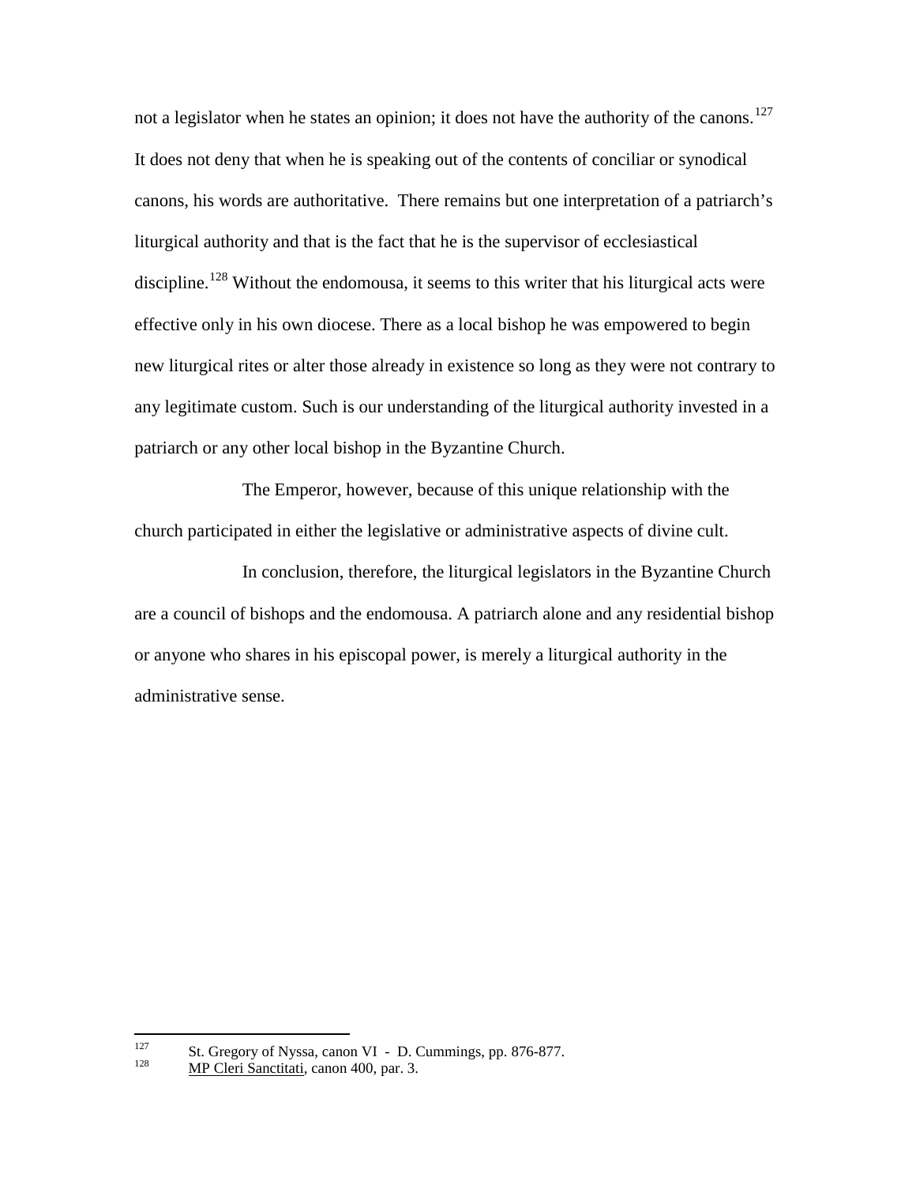not a legislator when he states an opinion; it does not have the authority of the canons.[127] It does not deny that when he is speaking out of the contents of conciliar or synodical canons, his words are authoritative. There remains but one interpretation of a patriarch's liturgical authority and that is the fact that he is the supervisor of ecclesiastical discipline.[128] Without the endomousa, it seems to this writer that his liturgical acts were effective only in his own diocese. There as a local bishop he was empowered to begin new liturgical rites or alter those already in existence so long as they were not contrary to any legitimate custom. Such is our understanding of the liturgical authority invested in a patriarch or any other local bishop in the Byzantine Church.

The Emperor, however, because of this unique relationship with the church participated in either the legislative or administrative aspects of divine cult.

In conclusion, therefore, the liturgical legislators in the Byzantine Church are a council of bishops and the endomousa. A patriarch alone and any residential bishop or anyone who shares in his episcopal power, is merely a liturgical authority in the administrative sense.

---

[127] St. Gregory of Nyssa, canon VI - D. Cummings, pp. 876-877.

[128] MP Cleri Sanctitati, canon 400, par. 3.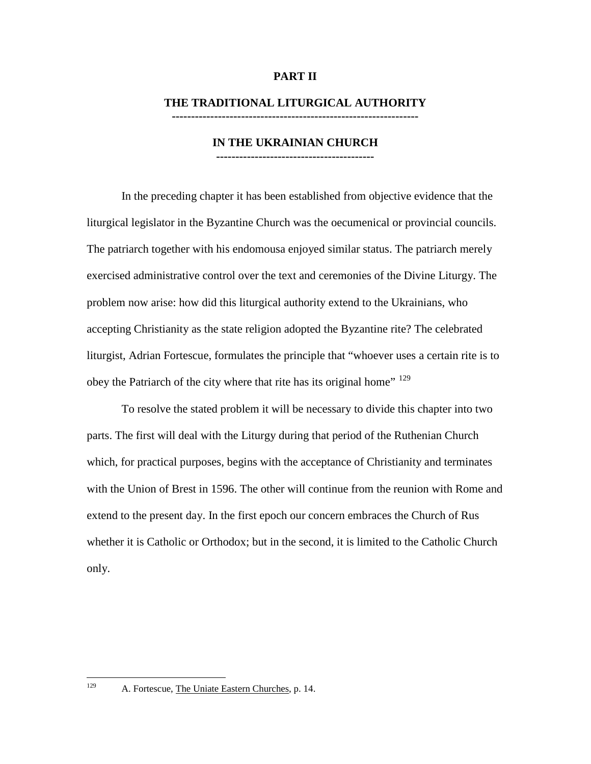# PART II

## THE TRADITIONAL LITURGICAL AUTHORITY

## IN THE UKRAINIAN CHURCH

In the preceding chapter it has been established from objective evidence that the liturgical legislator in the Byzantine Church was the oecumenical or provincial councils. The patriarch together with his endomousa enjoyed similar status. The patriarch merely exercised administrative control over the text and ceremonies of the Divine Liturgy. The problem now arise: how did this liturgical authority extend to the Ukrainians, who accepting Christianity as the state religion adopted the Byzantine rite? The celebrated liturgist, Adrian Fortescue, formulates the principle that "whoever uses a certain rite is to obey the Patriarch of the city where that rite has its original home" [129]

To resolve the stated problem it will be necessary to divide this chapter into two parts. The first will deal with the Liturgy during that period of the Ruthenian Church which, for practical purposes, begins with the acceptance of Christianity and terminates with the Union of Brest in 1596. The other will continue from the reunion with Rome and extend to the present day. In the first epoch our concern embraces the Church of Rus whether it is Catholic or Orthodox; but in the second, it is limited to the Catholic Church only.

---

[129] A. Fortescue, The Uniate Eastern Churches, p. 14.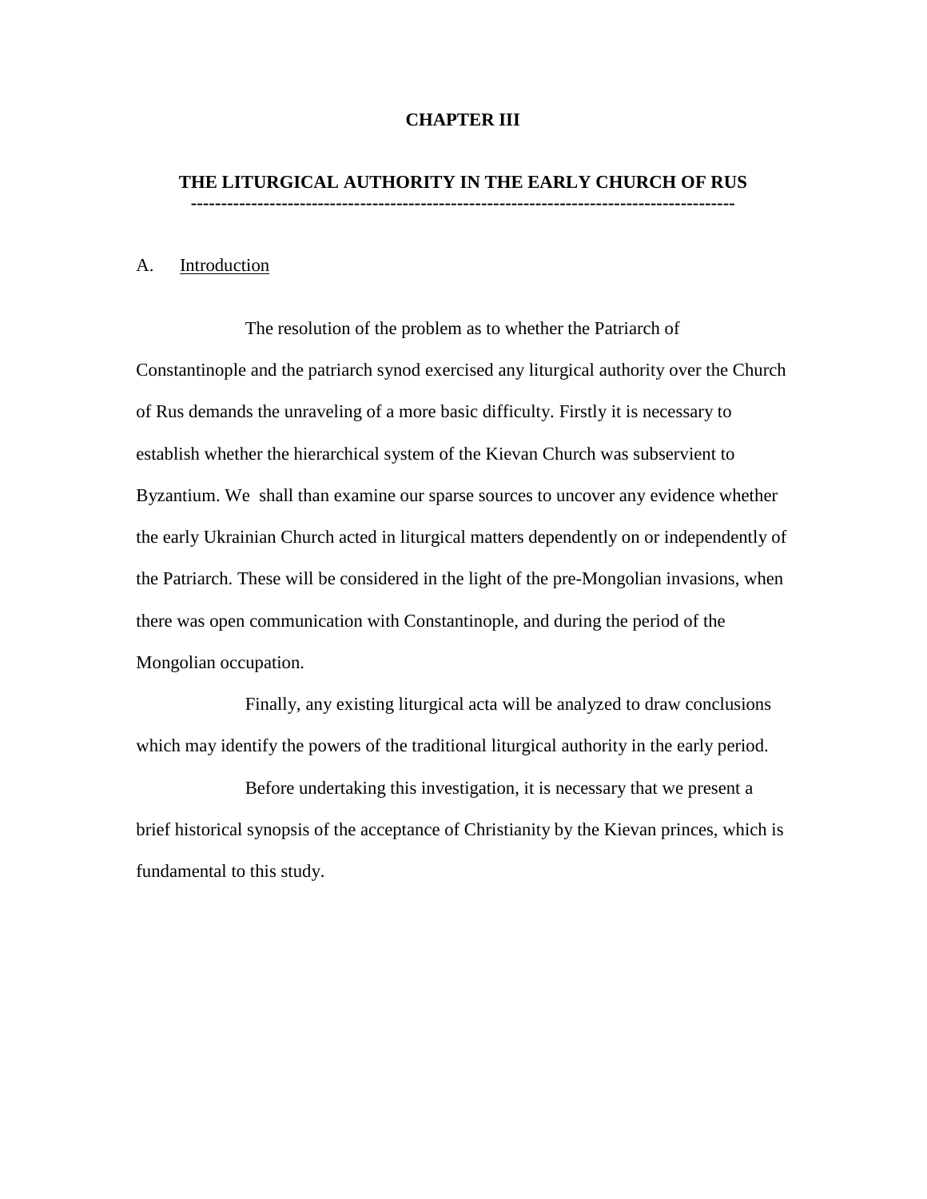# CHAPTER III

## THE LITURGICAL AUTHORITY IN THE EARLY CHURCH OF RUS

---

A. Introduction

The resolution of the problem as to whether the Patriarch of Constantinople and the patriarch synod exercised any liturgical authority over the Church of Rus demands the unraveling of a more basic difficulty. Firstly it is necessary to establish whether the hierarchical system of the Kievan Church was subservient to Byzantium. We shall than examine our sparse sources to uncover any evidence whether the early Ukrainian Church acted in liturgical matters dependently on or independently of the Patriarch. These will be considered in the light of the pre-Mongolian invasions, when there was open communication with Constantinople, and during the period of the Mongolian occupation.

Finally, any existing liturgical acta will be analyzed to draw conclusions which may identify the powers of the traditional liturgical authority in the early period.

Before undertaking this investigation, it is necessary that we present a brief historical synopsis of the acceptance of Christianity by the Kievan princes, which is fundamental to this study.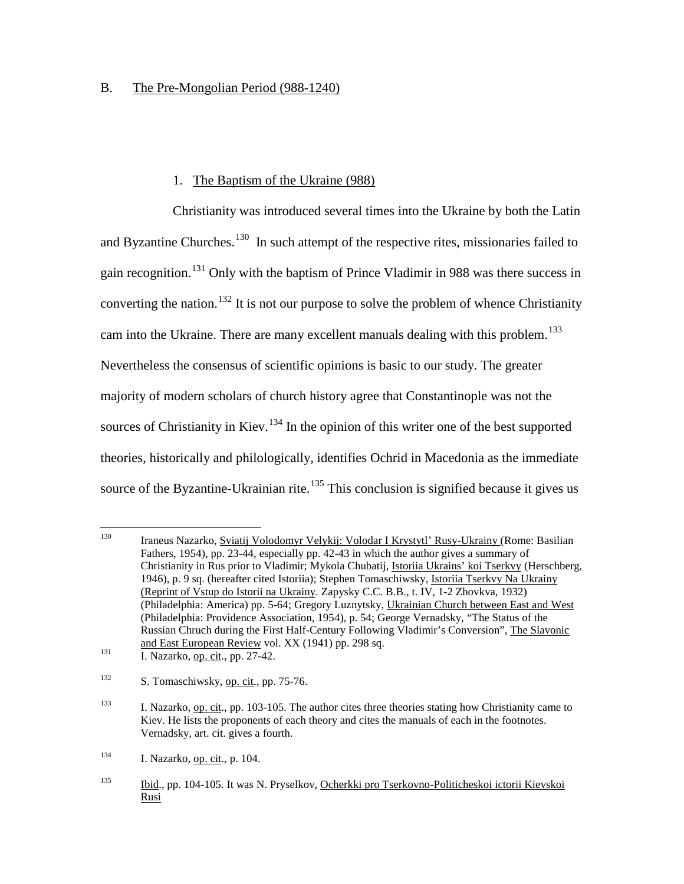## B. The Pre-Mongolian Period (988-1240)

### 1. The Baptism of the Ukraine (988)

Christianity was introduced several times into the Ukraine by both the Latin and Byzantine Churches.[130] In such attempt of the respective rites, missionaries failed to gain recognition.[131] Only with the baptism of Prince Vladimir in 988 was there success in converting the nation.[132] It is not our purpose to solve the problem of whence Christianity cam into the Ukraine. There are many excellent manuals dealing with this problem.[133] Nevertheless the consensus of scientific opinions is basic to our study. The greater majority of modern scholars of church history agree that Constantinople was not the sources of Christianity in Kiev.[134] In the opinion of this writer one of the best supported theories, historically and philologically, identifies Ochrid in Macedonia as the immediate source of the Byzantine-Ukrainian rite.[135] This conclusion is signified because it gives us

---

[130] Iraneus Nazarko, Sviatij Volodomyr Velykij: Volodar I Krystytl' Rusy-Ukrainy (Rome: Basilian Fathers, 1954), pp. 23-44, especially pp. 42-43 in which the author gives a summary of Christianity in Rus prior to Vladimir; Mykola Chubatij, Istoriia Ukrains' koi Tserkvy (Herschberg, 1946), p. 9 sq. (hereafter cited Istoriia); Stephen Tomaschiwsky, Istoriia Tserkvy Na Ukrainy (Reprint of Vstup do Istorii na Ukrainy. Zapysky C.C. B.B., t. IV, 1-2 Zhovkva, 1932) (Philadelphia: America) pp. 5-64; Gregory Luznytsky, Ukrainian Church between East and West (Philadelphia: Providence Association, 1954), p. 54; George Vernadsky, "The Status of the Russian Chruch during the First Half-Century Following Vladimir's Conversion", The Slavonic and East European Review vol. XX (1941) pp. 298 sq.

[131] I. Nazarko, op. cit., pp. 27-42.

[132] S. Tomaschiwsky, op. cit., pp. 75-76.

[133] I. Nazarko, op. cit., pp. 103-105. The author cites three theories stating how Christianity came to Kiev. He lists the proponents of each theory and cites the manuals of each in the footnotes. Vernadsky, art. cit. gives a fourth.

[134] I. Nazarko, op. cit., p. 104.

[135] Ibid., pp. 104-105. It was N. Pryselkov, Ocherkki pro Tserkovno-Politicheskoi ictorii Kievskoi Rusi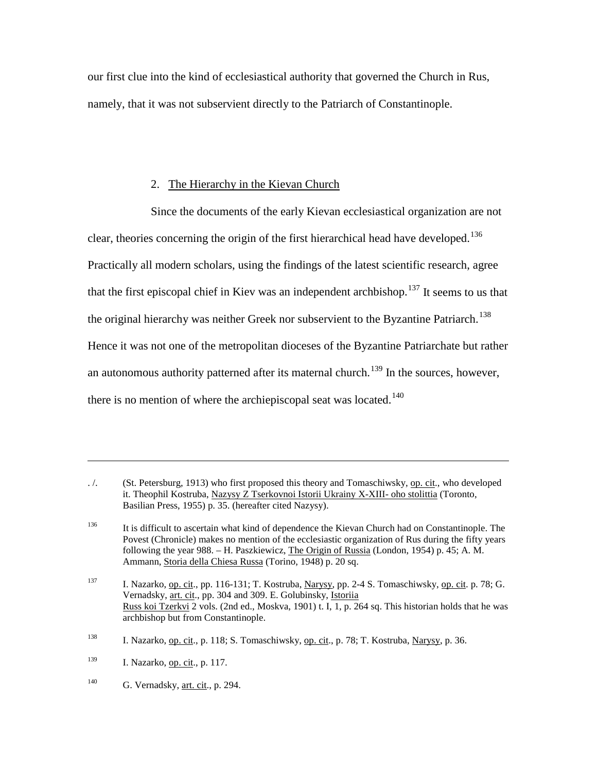our first clue into the kind of ecclesiastical authority that governed the Church in Rus, namely, that it was not subservient directly to the Patriarch of Constantinople.

## 2. The Hierarchy in the Kievan Church

Since the documents of the early Kievan ecclesiastical organization are not clear, theories concerning the origin of the first hierarchical head have developed.[136] Practically all modern scholars, using the findings of the latest scientific research, agree that the first episcopal chief in Kiev was an independent archbishop.[137] It seems to us that the original hierarchy was neither Greek nor subservient to the Byzantine Patriarch.[138] Hence it was not one of the metropolitan dioceses of the Byzantine Patriarchate but rather an autonomous authority patterned after its maternal church.[139] In the sources, however, there is no mention of where the archiepiscopal seat was located.[140]

---

. /. (St. Petersburg, 1913) who first proposed this theory and Tomaschiwsky, op. cit., who developed it. Theophil Kostruba, Nazysy Z Tserkovnoi Istorii Ukrainy X-XIII- oho stolittia (Toronto, Basilian Press, 1955) p. 35. (hereafter cited Nazysy).

[136] It is difficult to ascertain what kind of dependence the Kievan Church had on Constantinople. The Povest (Chronicle) makes no mention of the ecclesiastic organization of Rus during the fifty years following the year 988. – H. Paszkiewicz, The Origin of Russia (London, 1954) p. 45; A. M. Ammann, Storia della Chiesa Russa (Torino, 1948) p. 20 sq.

[137] I. Nazarko, op. cit., pp. 116-131; T. Kostruba, Narysy, pp. 2-4 S. Tomaschiwsky, op. cit. p. 78; G. Vernadsky, art. cit., pp. 304 and 309. E. Golubinsky, Istoriia Russ koi Tzerkvi 2 vols. (2nd ed., Moskva, 1901) t. I, 1, p. 264 sq. This historian holds that he was archbishop but from Constantinople.

[138] I. Nazarko, op. cit., p. 118; S. Tomaschiwsky, op. cit., p. 78; T. Kostruba, Narysy, p. 36.

[139] I. Nazarko, op. cit., p. 117.

[140] G. Vernadsky, art. cit., p. 294.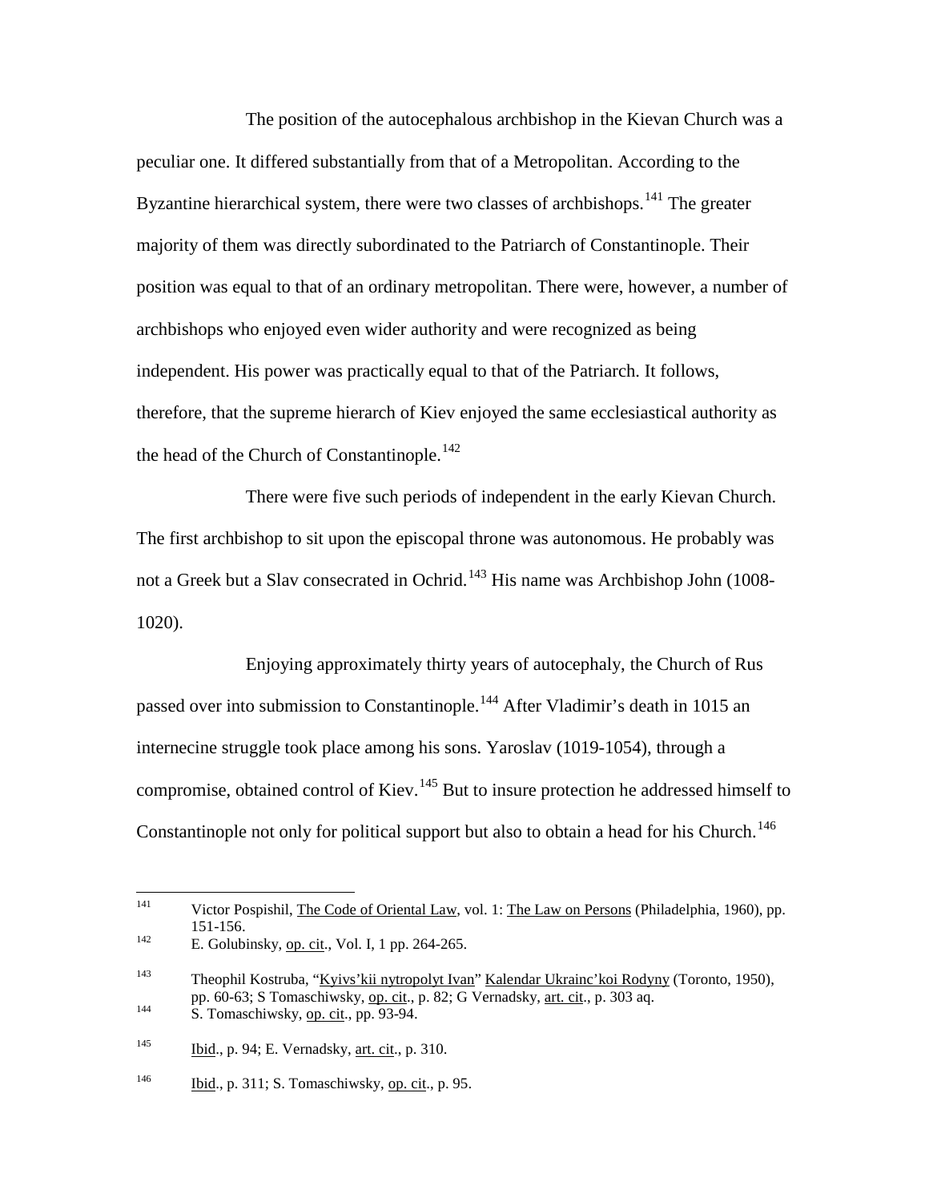The position of the autocephalous archbishop in the Kievan Church was a peculiar one. It differed substantially from that of a Metropolitan. According to the Byzantine hierarchical system, there were two classes of archbishops.[141] The greater majority of them was directly subordinated to the Patriarch of Constantinople. Their position was equal to that of an ordinary metropolitan. There were, however, a number of archbishops who enjoyed even wider authority and were recognized as being independent. His power was practically equal to that of the Patriarch. It follows, therefore, that the supreme hierarch of Kiev enjoyed the same ecclesiastical authority as the head of the Church of Constantinople.[142]

There were five such periods of independent in the early Kievan Church. The first archbishop to sit upon the episcopal throne was autonomous. He probably was not a Greek but a Slav consecrated in Ochrid.[143] His name was Archbishop John (1008-1020).

Enjoying approximately thirty years of autocephaly, the Church of Rus passed over into submission to Constantinople.[144] After Vladimir's death in 1015 an internecine struggle took place among his sons. Yaroslav (1019-1054), through a compromise, obtained control of Kiev.[145] But to insure protection he addressed himself to Constantinople not only for political support but also to obtain a head for his Church.[146]

---

[141] Victor Pospishil, The Code of Oriental Law, vol. 1: The Law on Persons (Philadelphia, 1960), pp. 151-156.

[142] E. Golubinsky, op. cit., Vol. I, 1 pp. 264-265.

[143] Theophil Kostruba, "Kyivs'kii nytropolyt Ivan" Kalendar Ukrainc'koi Rodyny (Toronto, 1950), pp. 60-63; S Tomaschiwsky, op. cit., p. 82; G Vernadsky, art. cit., p. 303 aq.

[144] S. Tomaschiwsky, op. cit., pp. 93-94.

[145] Ibid., p. 94; E. Vernadsky, art. cit., p. 310.

[146] Ibid., p. 311; S. Tomaschiwsky, op. cit., p. 95.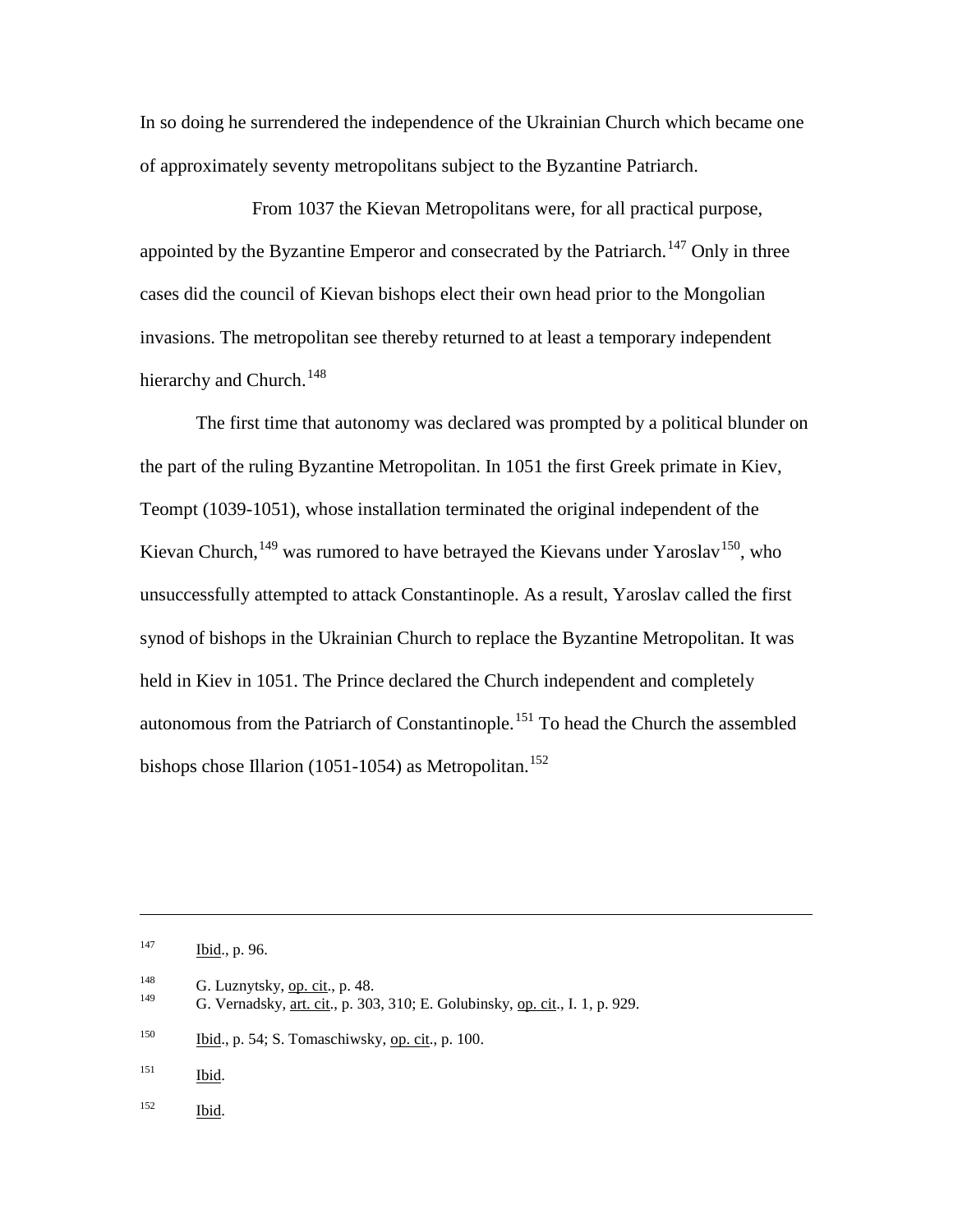In so doing he surrendered the independence of the Ukrainian Church which became one of approximately seventy metropolitans subject to the Byzantine Patriarch.

From 1037 the Kievan Metropolitans were, for all practical purpose, appointed by the Byzantine Emperor and consecrated by the Patriarch.[147] Only in three cases did the council of Kievan bishops elect their own head prior to the Mongolian invasions. The metropolitan see thereby returned to at least a temporary independent hierarchy and Church.[148]

The first time that autonomy was declared was prompted by a political blunder on the part of the ruling Byzantine Metropolitan. In 1051 the first Greek primate in Kiev, Teompt (1039-1051), whose installation terminated the original independent of the Kievan Church,[149] was rumored to have betrayed the Kievans under Yaroslav[150], who unsuccessfully attempted to attack Constantinople. As a result, Yaroslav called the first synod of bishops in the Ukrainian Church to replace the Byzantine Metropolitan. It was held in Kiev in 1051. The Prince declared the Church independent and completely autonomous from the Patriarch of Constantinople.[151] To head the Church the assembled bishops chose Illarion (1051-1054) as Metropolitan.[152]

---

[147] Ibid., p. 96.

[148] G. Luznytsky, op. cit., p. 48.

[149] G. Vernadsky, art. cit., p. 303, 310; E. Golubinsky, op. cit., I. 1, p. 929.

[150] Ibid., p. 54; S. Tomaschiwsky, op. cit., p. 100.

[151] Ibid.

[152] Ibid.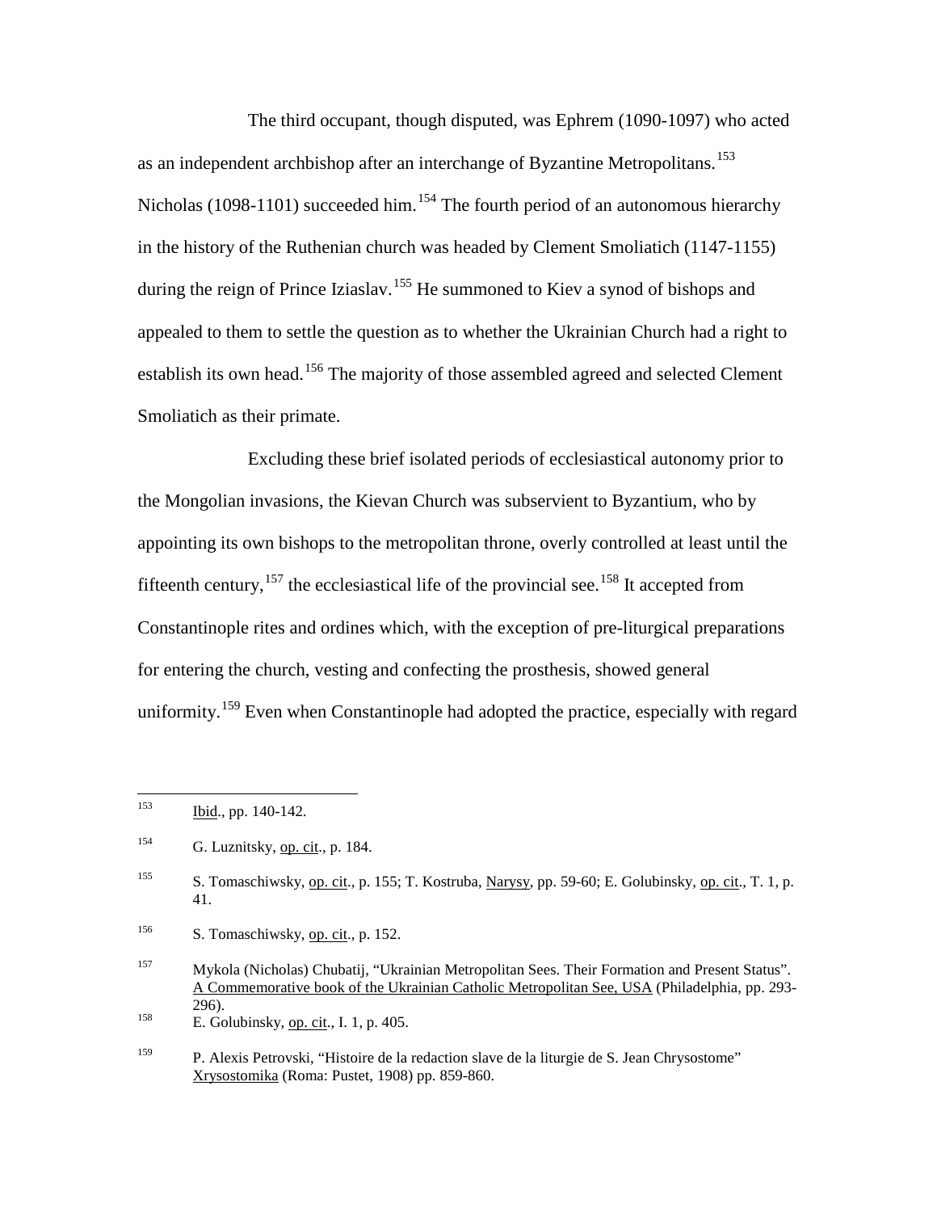The third occupant, though disputed, was Ephrem (1090-1097) who acted as an independent archbishop after an interchange of Byzantine Metropolitans.[153] Nicholas (1098-1101) succeeded him.[154] The fourth period of an autonomous hierarchy in the history of the Ruthenian church was headed by Clement Smoliatich (1147-1155) during the reign of Prince Iziaslav.[155] He summoned to Kiev a synod of bishops and appealed to them to settle the question as to whether the Ukrainian Church had a right to establish its own head.[156] The majority of those assembled agreed and selected Clement Smoliatich as their primate.

Excluding these brief isolated periods of ecclesiastical autonomy prior to the Mongolian invasions, the Kievan Church was subservient to Byzantium, who by appointing its own bishops to the metropolitan throne, overly controlled at least until the fifteenth century,[157] the ecclesiastical life of the provincial see.[158] It accepted from Constantinople rites and ordines which, with the exception of pre-liturgical preparations for entering the church, vesting and confecting the prosthesis, showed general uniformity.[159] Even when Constantinople had adopted the practice, especially with regard

---

[153] Ibid., pp. 140-142.

[154] G. Luznitsky, op. cit., p. 184.

[155] S. Tomaschiwsky, op. cit., p. 155; T. Kostruba, Narysy, pp. 59-60; E. Golubinsky, op. cit., T. 1, p. 41.

[156] S. Tomaschiwsky, op. cit., p. 152.

[157] Mykola (Nicholas) Chubatij, "Ukrainian Metropolitan Sees. Their Formation and Present Status". A Commemorative book of the Ukrainian Catholic Metropolitan See, USA (Philadelphia, pp. 293-296).

[158] E. Golubinsky, op. cit., I. 1, p. 405.

[159] P. Alexis Petrovski, "Histoire de la redaction slave de la liturgie de S. Jean Chrysostome" Xrysostomika (Roma: Pustet, 1908) pp. 859-860.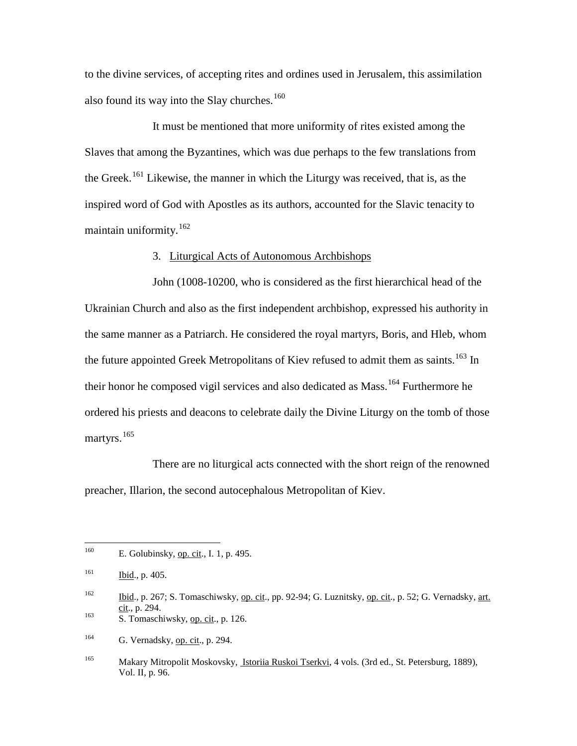to the divine services, of accepting rites and ordines used in Jerusalem, this assimilation also found its way into the Slay churches.[160]

It must be mentioned that more uniformity of rites existed among the Slaves that among the Byzantines, which was due perhaps to the few translations from the Greek.[161] Likewise, the manner in which the Liturgy was received, that is, as the inspired word of God with Apostles as its authors, accounted for the Slavic tenacity to maintain uniformity.[162]

### 3. Liturgical Acts of Autonomous Archbishops

John (1008-10200, who is considered as the first hierarchical head of the Ukrainian Church and also as the first independent archbishop, expressed his authority in the same manner as a Patriarch. He considered the royal martyrs, Boris, and Hleb, whom the future appointed Greek Metropolitans of Kiev refused to admit them as saints.[163] In their honor he composed vigil services and also dedicated as Mass.[164] Furthermore he ordered his priests and deacons to celebrate daily the Divine Liturgy on the tomb of those martyrs.[165]

There are no liturgical acts connected with the short reign of the renowned preacher, Illarion, the second autocephalous Metropolitan of Kiev.

---

160 E. Golubinsky, op. cit., I. 1, p. 495.

161 Ibid., p. 405.

162 Ibid., p. 267; S. Tomaschiwsky, op. cit., pp. 92-94; G. Luznitsky, op. cit., p. 52; G. Vernadsky, art. cit., p. 294.

163 S. Tomaschiwsky, op. cit., p. 126.

164 G. Vernadsky, op. cit., p. 294.

165 Makary Mitropolit Moskovsky, Istoriia Ruskoi Tserkvi, 4 vols. (3rd ed., St. Petersburg, 1889), Vol. II, p. 96.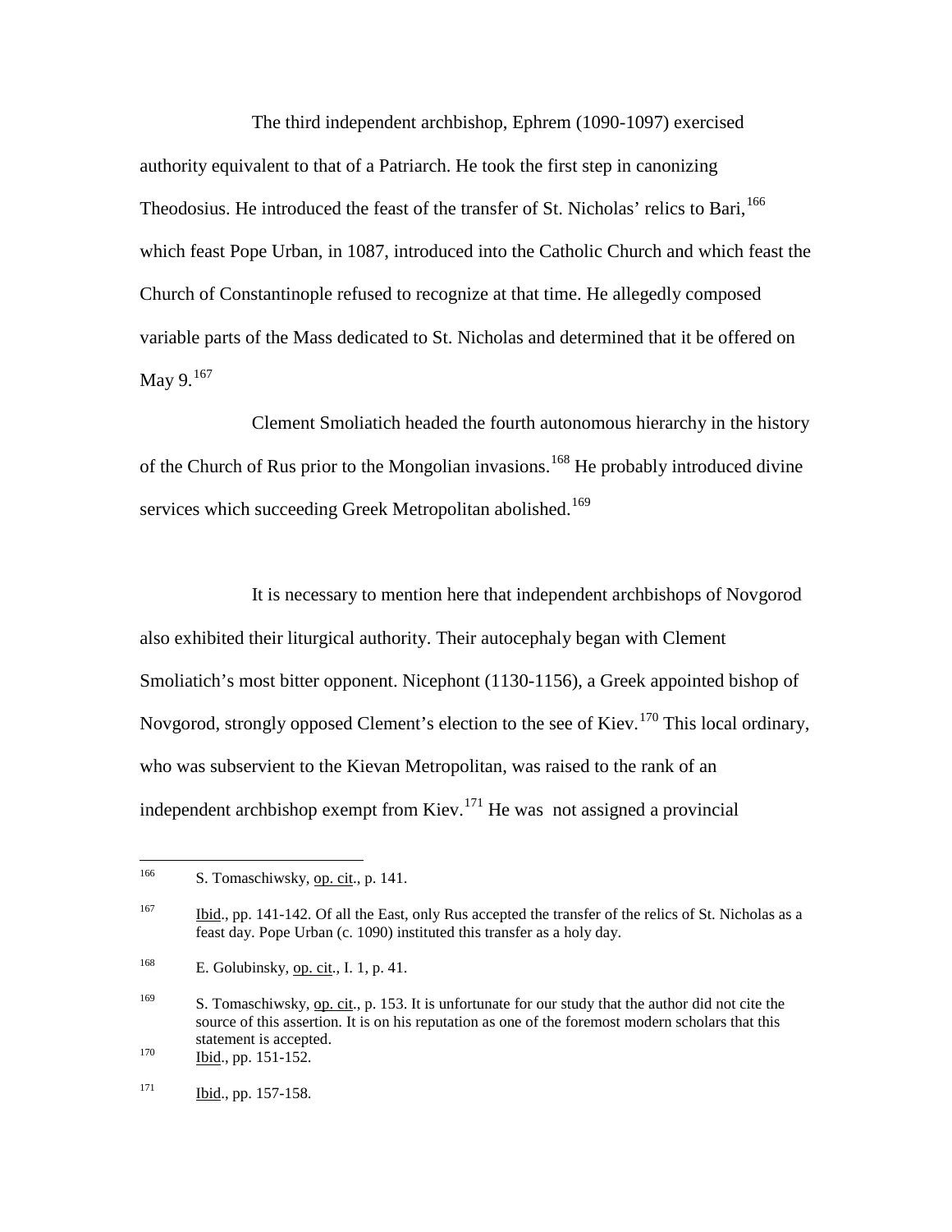The third independent archbishop, Ephrem (1090-1097) exercised authority equivalent to that of a Patriarch. He took the first step in canonizing Theodosius. He introduced the feast of the transfer of St. Nicholas' relics to Bari,[166] which feast Pope Urban, in 1087, introduced into the Catholic Church and which feast the Church of Constantinople refused to recognize at that time. He allegedly composed variable parts of the Mass dedicated to St. Nicholas and determined that it be offered on May 9.[167]

Clement Smoliatich headed the fourth autonomous hierarchy in the history of the Church of Rus prior to the Mongolian invasions.[168] He probably introduced divine services which succeeding Greek Metropolitan abolished.[169]

It is necessary to mention here that independent archbishops of Novgorod also exhibited their liturgical authority. Their autocephaly began with Clement Smoliatich's most bitter opponent. Nicephont (1130-1156), a Greek appointed bishop of Novgorod, strongly opposed Clement's election to the see of Kiev.[170] This local ordinary, who was subservient to the Kievan Metropolitan, was raised to the rank of an independent archbishop exempt from Kiev.[171] He was not assigned a provincial

---

[166] S. Tomaschiwsky, op. cit., p. 141.

[167] Ibid., pp. 141-142. Of all the East, only Rus accepted the transfer of the relics of St. Nicholas as a feast day. Pope Urban (c. 1090) instituted this transfer as a holy day.

[168] E. Golubinsky, op. cit., I. 1, p. 41.

[169] S. Tomaschiwsky, op. cit., p. 153. It is unfortunate for our study that the author did not cite the source of this assertion. It is on his reputation as one of the foremost modern scholars that this statement is accepted.

[170] Ibid., pp. 151-152.

[171] Ibid., pp. 157-158.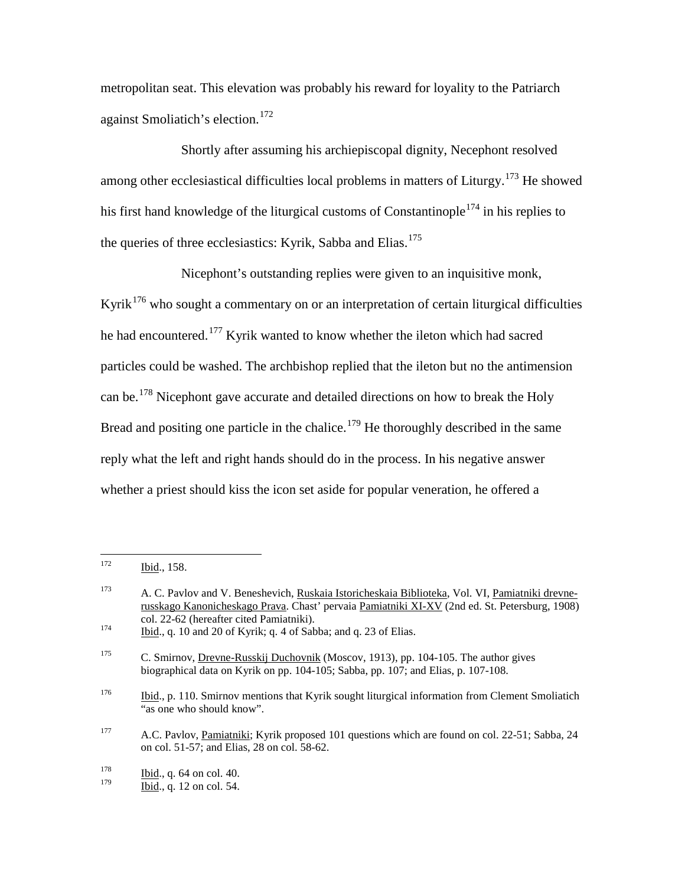metropolitan seat. This elevation was probably his reward for loyality to the Patriarch against Smoliatich's election.[172]

Shortly after assuming his archiepiscopal dignity, Necephont resolved among other ecclesiastical difficulties local problems in matters of Liturgy.[173] He showed his first hand knowledge of the liturgical customs of Constantinople[174] in his replies to the queries of three ecclesiastics: Kyrik, Sabba and Elias.[175]

Nicephont's outstanding replies were given to an inquisitive monk, Kyrik[176] who sought a commentary on or an interpretation of certain liturgical difficulties he had encountered.[177] Kyrik wanted to know whether the ileton which had sacred particles could be washed. The archbishop replied that the ileton but no the antimension can be.[178] Nicephont gave accurate and detailed directions on how to break the Holy Bread and positing one particle in the chalice.[179] He thoroughly described in the same reply what the left and right hands should do in the process. In his negative answer whether a priest should kiss the icon set aside for popular veneration, he offered a

---

[172] Ibid., 158.

[173] A. C. Pavlov and V. Beneshevich, Ruskaia Istoricheskaia Biblioteka, Vol. VI, Pamiatniki drevne-russkago Kanonicheskago Prava. Chast' pervaia Pamiatniki XI-XV (2nd ed. St. Petersburg, 1908) col. 22-62 (hereafter cited Pamiatniki).

[174] Ibid., q. 10 and 20 of Kyrik; q. 4 of Sabba; and q. 23 of Elias.

[175] C. Smirnov, Drevne-Russkij Duchovnik (Moscov, 1913), pp. 104-105. The author gives biographical data on Kyrik on pp. 104-105; Sabba, pp. 107; and Elias, p. 107-108.

[176] Ibid., p. 110. Smirnov mentions that Kyrik sought liturgical information from Clement Smoliatich "as one who should know".

[177] A.C. Pavlov, Pamiatniki; Kyrik proposed 101 questions which are found on col. 22-51; Sabba, 24 on col. 51-57; and Elias, 28 on col. 58-62.

[178] Ibid., q. 64 on col. 40.

[179] Ibid., q. 12 on col. 54.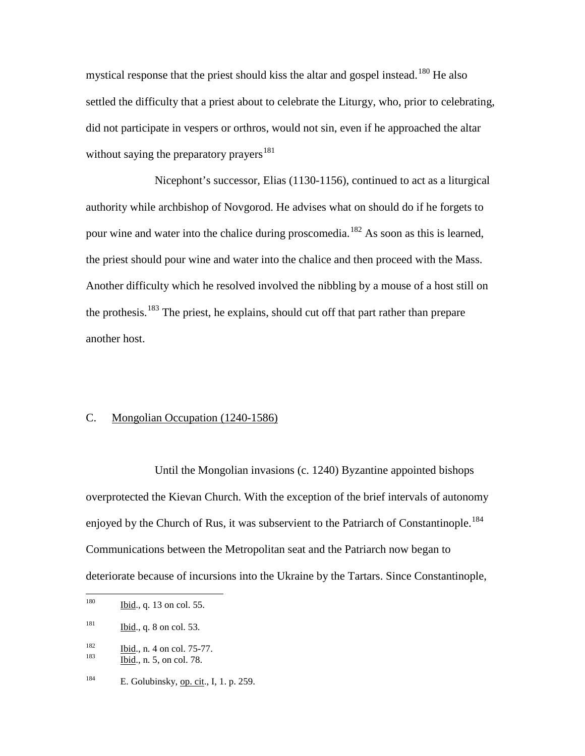mystical response that the priest should kiss the altar and gospel instead.[180] He also settled the difficulty that a priest about to celebrate the Liturgy, who, prior to celebrating, did not participate in vespers or orthros, would not sin, even if he approached the altar without saying the preparatory prayers[181]

Nicephont's successor, Elias (1130-1156), continued to act as a liturgical authority while archbishop of Novgorod. He advises what on should do if he forgets to pour wine and water into the chalice during proscomedia.[182] As soon as this is learned, the priest should pour wine and water into the chalice and then proceed with the Mass. Another difficulty which he resolved involved the nibbling by a mouse of a host still on the prothesis.[183] The priest, he explains, should cut off that part rather than prepare another host.

## C. Mongolian Occupation (1240-1586)

Until the Mongolian invasions (c. 1240) Byzantine appointed bishops overprotected the Kievan Church. With the exception of the brief intervals of autonomy enjoyed by the Church of Rus, it was subservient to the Patriarch of Constantinople.[184] Communications between the Metropolitan seat and the Patriarch now began to deteriorate because of incursions into the Ukraine by the Tartars. Since Constantinople,

---

[180] Ibid., q. 13 on col. 55.

[181] Ibid., q. 8 on col. 53.

[182] Ibid., n. 4 on col. 75-77.

[183] Ibid., n. 5, on col. 78.

[184] E. Golubinsky, op. cit., I, 1. p. 259.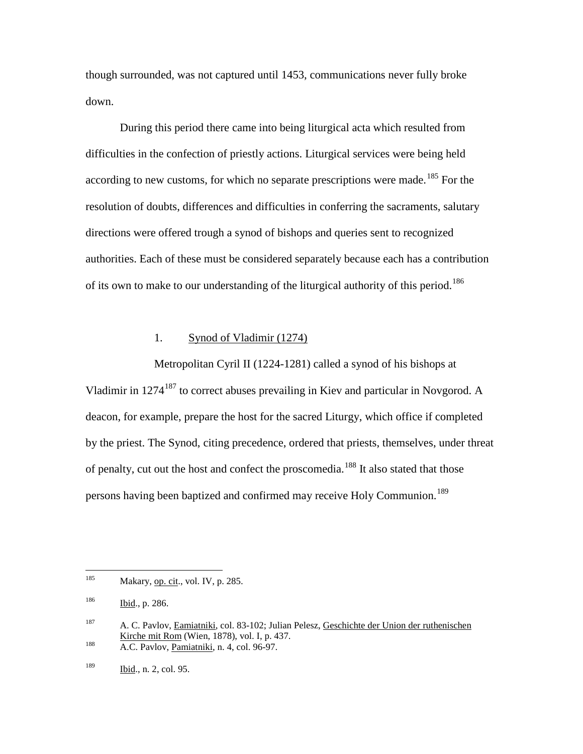though surrounded, was not captured until 1453, communications never fully broke down.

During this period there came into being liturgical acta which resulted from difficulties in the confection of priestly actions. Liturgical services were being held according to new customs, for which no separate prescriptions were made.[185] For the resolution of doubts, differences and difficulties in conferring the sacraments, salutary directions were offered trough a synod of bishops and queries sent to recognized authorities. Each of these must be considered separately because each has a contribution of its own to make to our understanding of the liturgical authority of this period.[186]

### 1. Synod of Vladimir (1274)

Metropolitan Cyril II (1224-1281) called a synod of his bishops at Vladimir in 1274[187] to correct abuses prevailing in Kiev and particular in Novgorod. A deacon, for example, prepare the host for the sacred Liturgy, which office if completed by the priest. The Synod, citing precedence, ordered that priests, themselves, under threat of penalty, cut out the host and confect the proscomedia.[188] It also stated that those persons having been baptized and confirmed may receive Holy Communion.[189]

---

[185] Makary, op. cit., vol. IV, p. 285.

[186] Ibid., p. 286.

[187] A. C. Pavlov, Eamiatniki, col. 83-102; Julian Pelesz, Geschichte der Union der ruthenischen Kirche mit Rom (Wien, 1878), vol. I, p. 437.

[188] A.C. Pavlov, Pamiatniki, n. 4, col. 96-97.

[189] Ibid., n. 2, col. 95.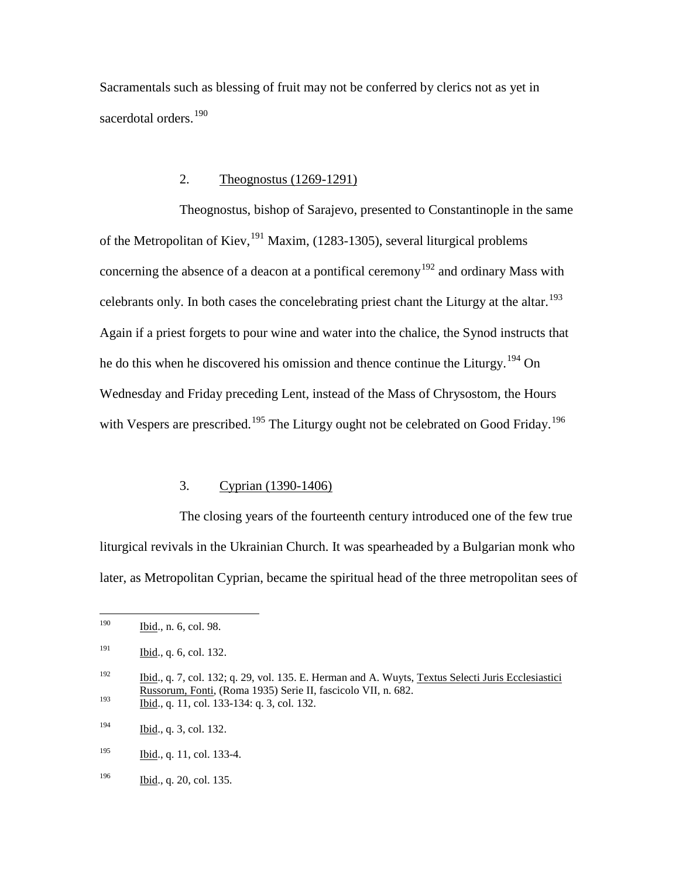Sacramentals such as blessing of fruit may not be conferred by clerics not as yet in sacerdotal orders.[190]

### 2. Theognostus (1269-1291)

Theognostus, bishop of Sarajevo, presented to Constantinople in the same of the Metropolitan of Kiev,[191] Maxim, (1283-1305), several liturgical problems concerning the absence of a deacon at a pontifical ceremony[192] and ordinary Mass with celebrants only. In both cases the concelebrating priest chant the Liturgy at the altar.[193] Again if a priest forgets to pour wine and water into the chalice, the Synod instructs that he do this when he discovered his omission and thence continue the Liturgy.[194] On Wednesday and Friday preceding Lent, instead of the Mass of Chrysostom, the Hours with Vespers are prescribed.[195] The Liturgy ought not be celebrated on Good Friday.[196]

### 3. Cyprian (1390-1406)

The closing years of the fourteenth century introduced one of the few true liturgical revivals in the Ukrainian Church. It was spearheaded by a Bulgarian monk who later, as Metropolitan Cyprian, became the spiritual head of the three metropolitan sees of

---

190 Ibid., n. 6, col. 98.

191 Ibid., q. 6, col. 132.

192 Ibid., q. 7, col. 132; q. 29, vol. 135. E. Herman and A. Wuyts, Textus Selecti Juris Ecclesiastici Russorum, Fonti, (Roma 1935) Serie II, fascicolo VII, n. 682.

193 Ibid., q. 11, col. 133-134: q. 3, col. 132.

194 Ibid., q. 3, col. 132.

195 Ibid., q. 11, col. 133-4.

196 Ibid., q. 20, col. 135.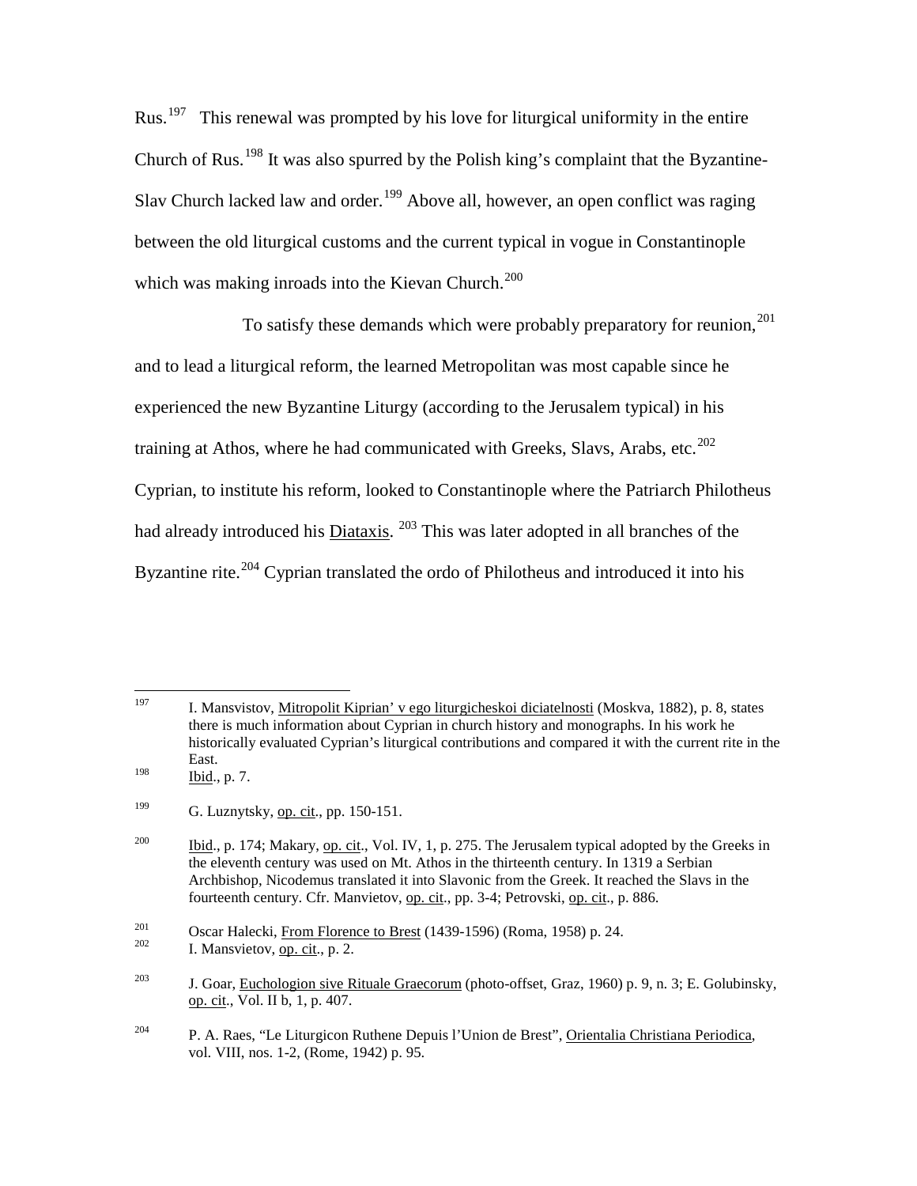Rus.[197] This renewal was prompted by his love for liturgical uniformity in the entire Church of Rus.[198] It was also spurred by the Polish king's complaint that the Byzantine-Slav Church lacked law and order.[199] Above all, however, an open conflict was raging between the old liturgical customs and the current typical in vogue in Constantinople which was making inroads into the Kievan Church.[200]

To satisfy these demands which were probably preparatory for reunion,[201] and to lead a liturgical reform, the learned Metropolitan was most capable since he experienced the new Byzantine Liturgy (according to the Jerusalem typical) in his training at Athos, where he had communicated with Greeks, Slavs, Arabs, etc.[202] Cyprian, to institute his reform, looked to Constantinople where the Patriarch Philotheus had already introduced his Diataxis. [203] This was later adopted in all branches of the Byzantine rite.[204] Cyprian translated the ordo of Philotheus and introduced it into his

---

[197] I. Mansvistov, Mitropolit Kiprian' v ego liturgicheskoi diciatelnosti (Moskva, 1882), p. 8, states there is much information about Cyprian in church history and monographs. In his work he historically evaluated Cyprian's liturgical contributions and compared it with the current rite in the East.

[198] Ibid., p. 7.

[199] G. Luznytsky, op. cit., pp. 150-151.

[200] Ibid., p. 174; Makary, op. cit., Vol. IV, 1, p. 275. The Jerusalem typical adopted by the Greeks in the eleventh century was used on Mt. Athos in the thirteenth century. In 1319 a Serbian Archbishop, Nicodemus translated it into Slavonic from the Greek. It reached the Slavs in the fourteenth century. Cfr. Manvietov, op. cit., pp. 3-4; Petrovski, op. cit., p. 886.

[201] Oscar Halecki, From Florence to Brest (1439-1596) (Roma, 1958) p. 24.

[202] I. Mansvietov, op. cit., p. 2.

[203] J. Goar, Euchologion sive Rituale Graecorum (photo-offset, Graz, 1960) p. 9, n. 3; E. Golubinsky, op. cit., Vol. II b, 1, p. 407.

[204] P. A. Raes, "Le Liturgicon Ruthene Depuis l'Union de Brest", Orientalia Christiana Periodica, vol. VIII, nos. 1-2, (Rome, 1942) p. 95.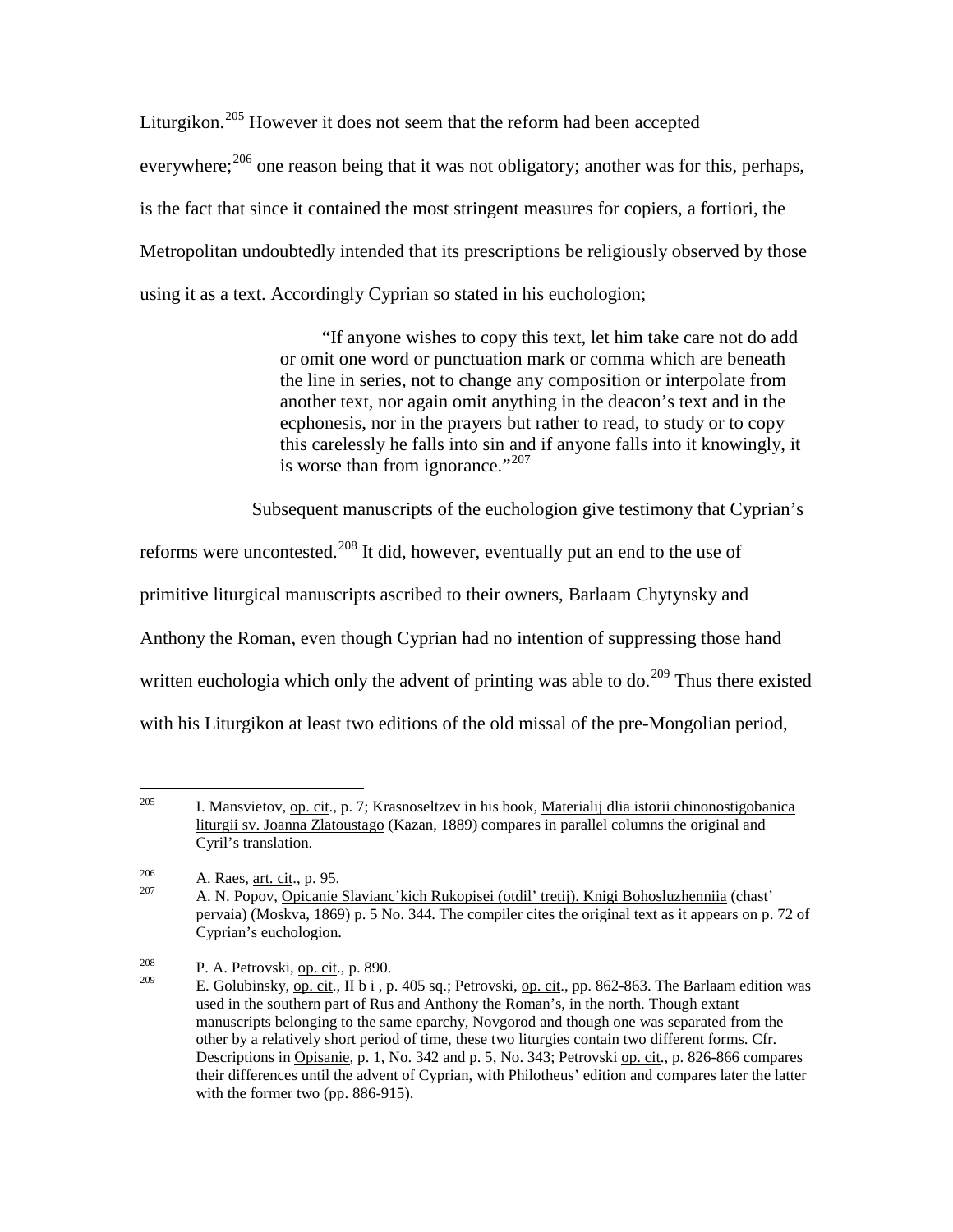Liturgikon.[205] However it does not seem that the reform had been accepted everywhere;[206] one reason being that it was not obligatory; another was for this, perhaps, is the fact that since it contained the most stringent measures for copiers, a fortiori, the Metropolitan undoubtedly intended that its prescriptions be religiously observed by those using it as a text. Accordingly Cyprian so stated in his euchologion;

> "If anyone wishes to copy this text, let him take care not do add or omit one word or punctuation mark or comma which are beneath the line in series, not to change any composition or interpolate from another text, nor again omit anything in the deacon's text and in the ecphonesis, nor in the prayers but rather to read, to study or to copy this carelessly he falls into sin and if anyone falls into it knowingly, it is worse than from ignorance."[207]

Subsequent manuscripts of the euchologion give testimony that Cyprian's reforms were uncontested.[208] It did, however, eventually put an end to the use of primitive liturgical manuscripts ascribed to their owners, Barlaam Chytynsky and Anthony the Roman, even though Cyprian had no intention of suppressing those hand written euchologia which only the advent of printing was able to do.[209] Thus there existed with his Liturgikon at least two editions of the old missal of the pre-Mongolian period,

---

[205] I. Mansvietov, op. cit., p. 7; Krasnoseltzev in his book, Materialij dlia istorii chinonostigobanica liturgii sv. Joanna Zlatoustago (Kazan, 1889) compares in parallel columns the original and Cyril's translation.

[206] A. Raes, art. cit., p. 95.

[207] A. N. Popov, Opicanie Slavianc'kich Rukopisei (otdil' tretij). Knigi Bohosluzhenniia (chast' pervaia) (Moskva, 1869) p. 5 No. 344. The compiler cites the original text as it appears on p. 72 of Cyprian's euchologion.

[208] P. A. Petrovski, op. cit., p. 890.

[209] E. Golubinsky, op. cit., II b i , p. 405 sq.; Petrovski, op. cit., pp. 862-863. The Barlaam edition was used in the southern part of Rus and Anthony the Roman's, in the north. Though extant manuscripts belonging to the same eparchy, Novgorod and though one was separated from the other by a relatively short period of time, these two liturgies contain two different forms. Cfr. Descriptions in Opisanie, p. 1, No. 342 and p. 5, No. 343; Petrovski op. cit., p. 826-866 compares their differences until the advent of Cyprian, with Philotheus' edition and compares later the latter with the former two (pp. 886-915).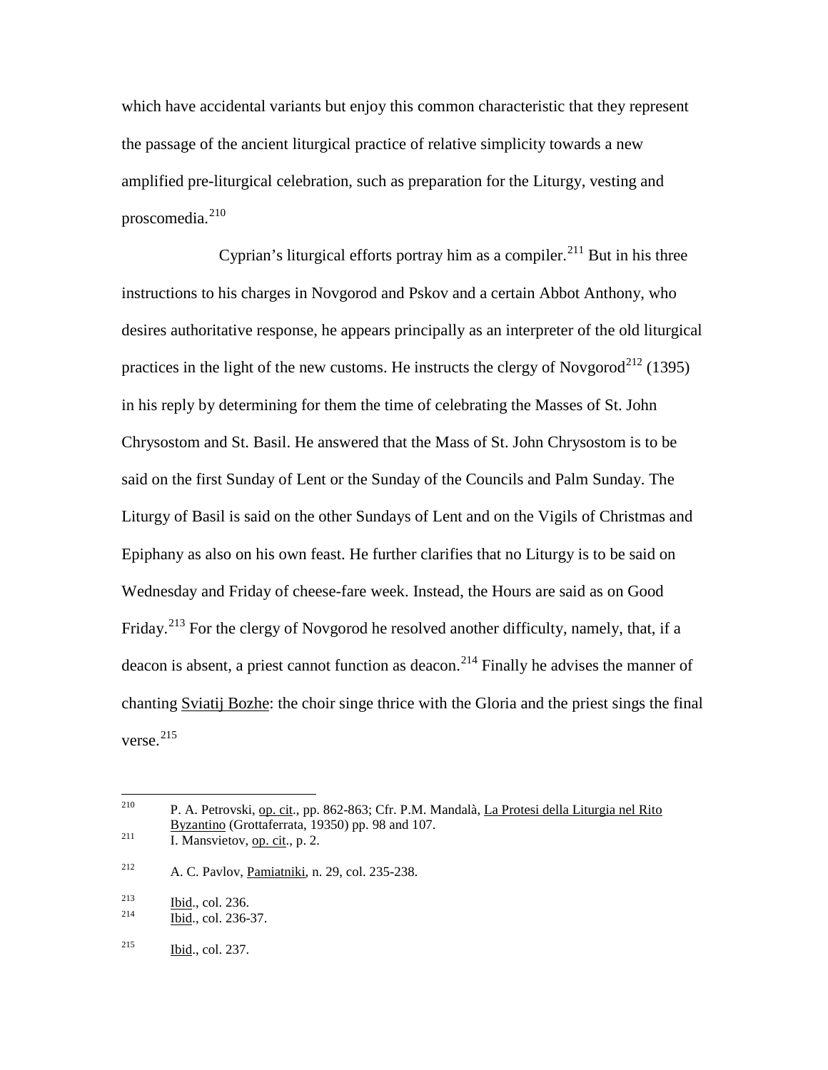which have accidental variants but enjoy this common characteristic that they represent the passage of the ancient liturgical practice of relative simplicity towards a new amplified pre-liturgical celebration, such as preparation for the Liturgy, vesting and proscomedia.[210]

Cyprian's liturgical efforts portray him as a compiler.[211] But in his three instructions to his charges in Novgorod and Pskov and a certain Abbot Anthony, who desires authoritative response, he appears principally as an interpreter of the old liturgical practices in the light of the new customs. He instructs the clergy of Novgorod[212] (1395) in his reply by determining for them the time of celebrating the Masses of St. John Chrysostom and St. Basil. He answered that the Mass of St. John Chrysostom is to be said on the first Sunday of Lent or the Sunday of the Councils and Palm Sunday. The Liturgy of Basil is said on the other Sundays of Lent and on the Vigils of Christmas and Epiphany as also on his own feast. He further clarifies that no Liturgy is to be said on Wednesday and Friday of cheese-fare week. Instead, the Hours are said as on Good Friday.[213] For the clergy of Novgorod he resolved another difficulty, namely, that, if a deacon is absent, a priest cannot function as deacon.[214] Finally he advises the manner of chanting Sviatij Bozhe: the choir singe thrice with the Gloria and the priest sings the final verse.[215]

---

[210] P. A. Petrovski, op. cit., pp. 862-863; Cfr. P.M. Mandalà, La Protesi della Liturgia nel Rito Byzantino (Grottaferrata, 19350) pp. 98 and 107.

[211] I. Mansvietov, op. cit., p. 2.

[212] A. C. Pavlov, Pamiatniki, n. 29, col. 235-238.

[213] Ibid., col. 236.

[214] Ibid., col. 236-37.

[215] Ibid., col. 237.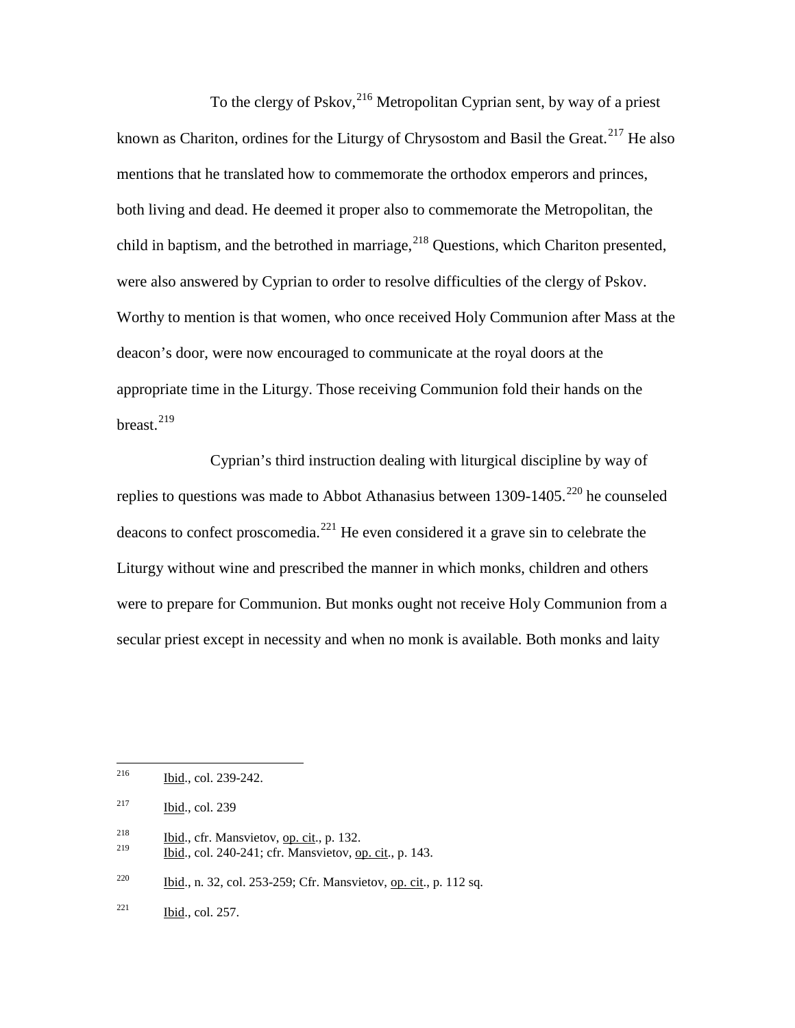To the clergy of Pskov,[216] Metropolitan Cyprian sent, by way of a priest known as Chariton, ordines for the Liturgy of Chrysostom and Basil the Great.[217] He also mentions that he translated how to commemorate the orthodox emperors and princes, both living and dead. He deemed it proper also to commemorate the Metropolitan, the child in baptism, and the betrothed in marriage,[218] Questions, which Chariton presented, were also answered by Cyprian to order to resolve difficulties of the clergy of Pskov. Worthy to mention is that women, who once received Holy Communion after Mass at the deacon's door, were now encouraged to communicate at the royal doors at the appropriate time in the Liturgy. Those receiving Communion fold their hands on the breast.[219]

Cyprian's third instruction dealing with liturgical discipline by way of replies to questions was made to Abbot Athanasius between 1309-1405.[220] he counseled deacons to confect proscomedia.[221] He even considered it a grave sin to celebrate the Liturgy without wine and prescribed the manner in which monks, children and others were to prepare for Communion. But monks ought not receive Holy Communion from a secular priest except in necessity and when no monk is available. Both monks and laity

---

[216] Ibid., col. 239-242.

[217] Ibid., col. 239

[218] Ibid., cfr. Mansvietov, op. cit., p. 132.

[219] Ibid., col. 240-241; cfr. Mansvietov, op. cit., p. 143.

[220] Ibid., n. 32, col. 253-259; Cfr. Mansvietov, op. cit., p. 112 sq.

[221] Ibid., col. 257.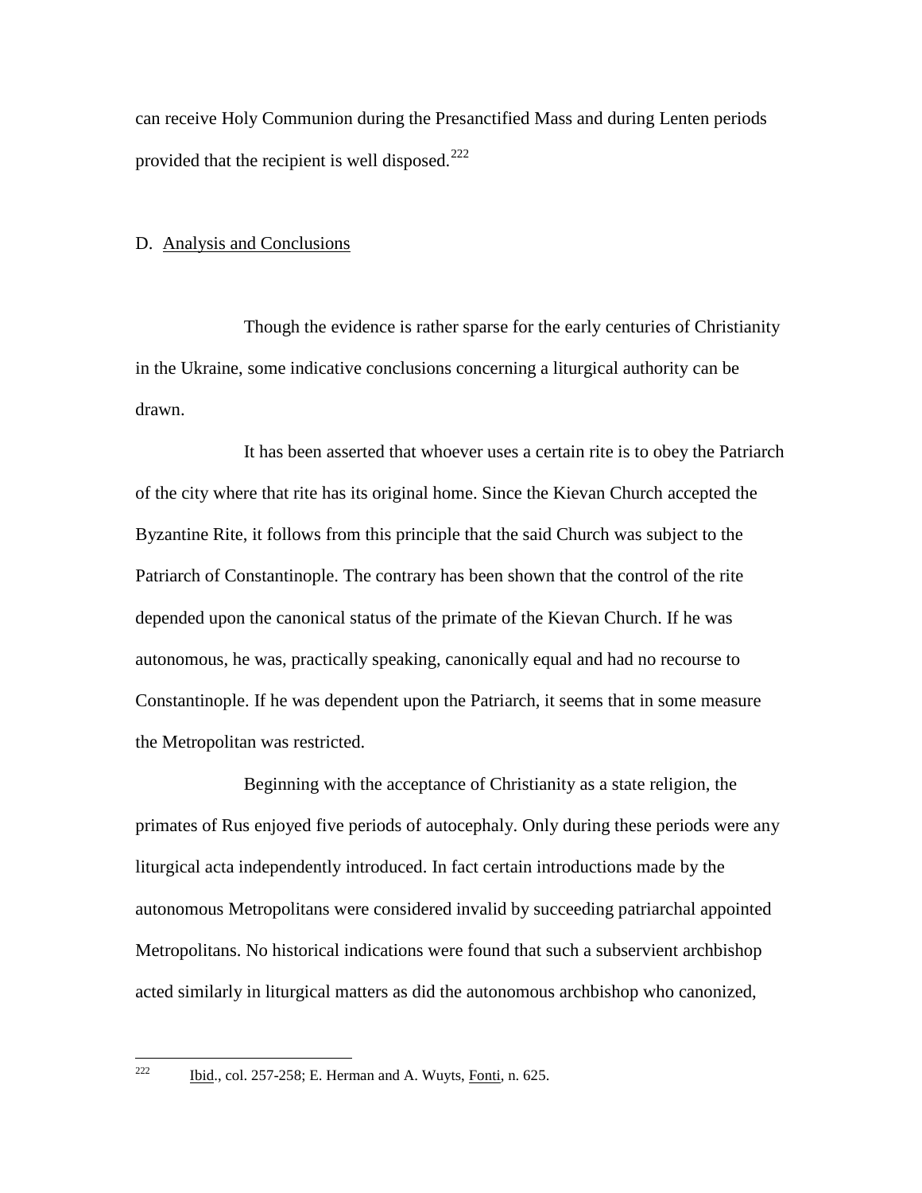can receive Holy Communion during the Presanctified Mass and during Lenten periods provided that the recipient is well disposed.[222]

D. Analysis and Conclusions

Though the evidence is rather sparse for the early centuries of Christianity in the Ukraine, some indicative conclusions concerning a liturgical authority can be drawn.

It has been asserted that whoever uses a certain rite is to obey the Patriarch of the city where that rite has its original home. Since the Kievan Church accepted the Byzantine Rite, it follows from this principle that the said Church was subject to the Patriarch of Constantinople. The contrary has been shown that the control of the rite depended upon the canonical status of the primate of the Kievan Church. If he was autonomous, he was, practically speaking, canonically equal and had no recourse to Constantinople. If he was dependent upon the Patriarch, it seems that in some measure the Metropolitan was restricted.

Beginning with the acceptance of Christianity as a state religion, the primates of Rus enjoyed five periods of autocephaly. Only during these periods were any liturgical acta independently introduced. In fact certain introductions made by the autonomous Metropolitans were considered invalid by succeeding patriarchal appointed Metropolitans. No historical indications were found that such a subservient archbishop acted similarly in liturgical matters as did the autonomous archbishop who canonized,

---

[222] Ibid., col. 257-258; E. Herman and A. Wuyts, Fonti, n. 625.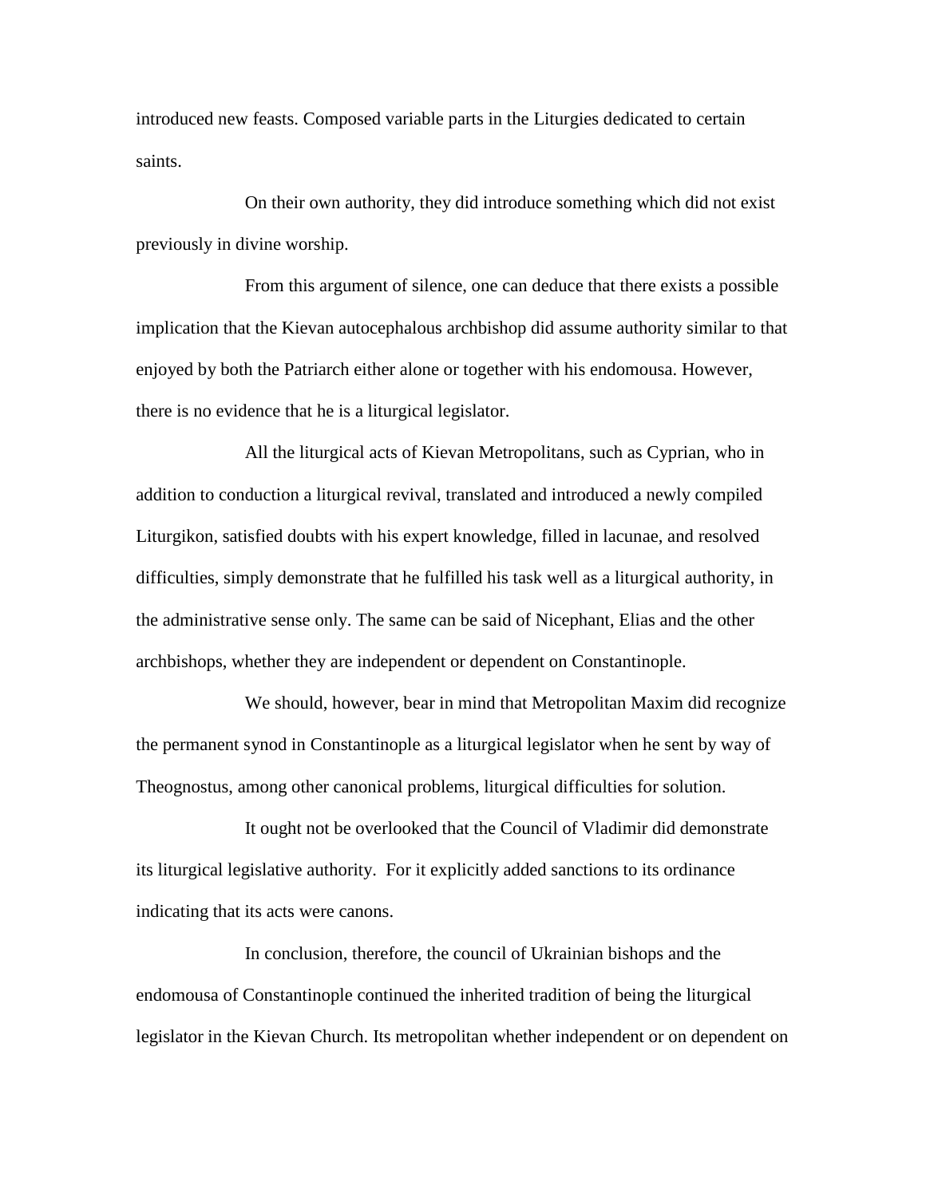introduced new feasts. Composed variable parts in the Liturgies dedicated to certain saints.

On their own authority, they did introduce something which did not exist previously in divine worship.

From this argument of silence, one can deduce that there exists a possible implication that the Kievan autocephalous archbishop did assume authority similar to that enjoyed by both the Patriarch either alone or together with his endomousa. However, there is no evidence that he is a liturgical legislator.

All the liturgical acts of Kievan Metropolitans, such as Cyprian, who in addition to conduction a liturgical revival, translated and introduced a newly compiled Liturgikon, satisfied doubts with his expert knowledge, filled in lacunae, and resolved difficulties, simply demonstrate that he fulfilled his task well as a liturgical authority, in the administrative sense only. The same can be said of Nicephant, Elias and the other archbishops, whether they are independent or dependent on Constantinople.

We should, however, bear in mind that Metropolitan Maxim did recognize the permanent synod in Constantinople as a liturgical legislator when he sent by way of Theognostus, among other canonical problems, liturgical difficulties for solution.

It ought not be overlooked that the Council of Vladimir did demonstrate its liturgical legislative authority. For it explicitly added sanctions to its ordinance indicating that its acts were canons.

In conclusion, therefore, the council of Ukrainian bishops and the endomousa of Constantinople continued the inherited tradition of being the liturgical legislator in the Kievan Church. Its metropolitan whether independent or on dependent on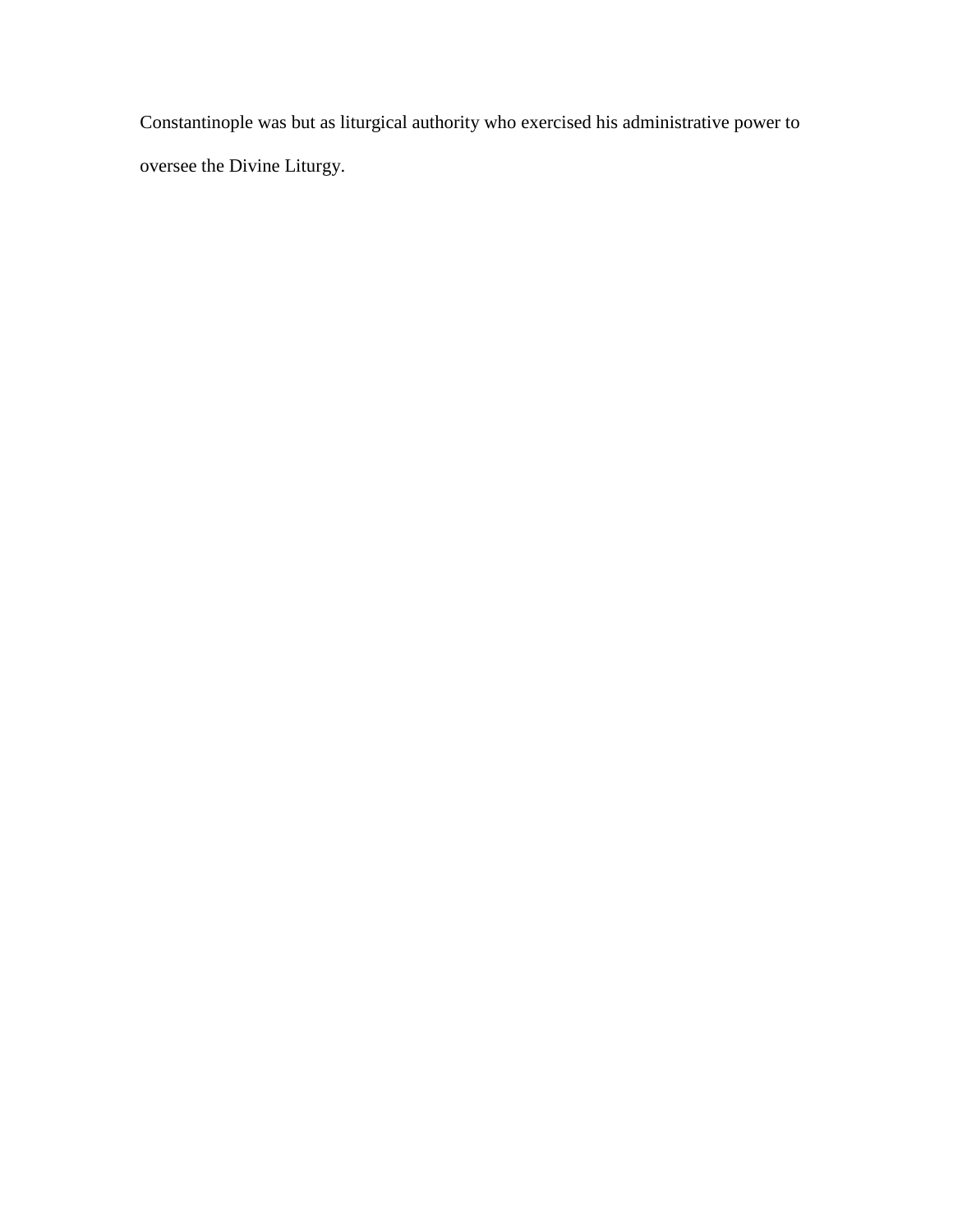Constantinople was but as liturgical authority who exercised his administrative power to oversee the Divine Liturgy.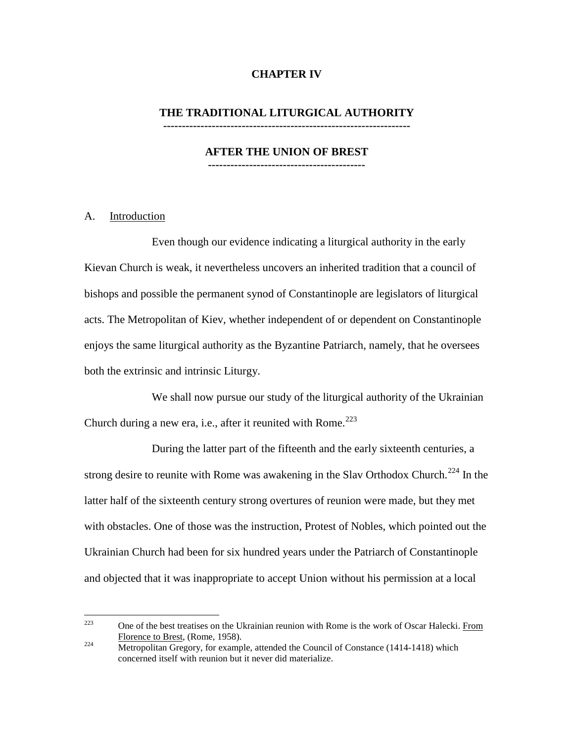# CHAPTER IV

## THE TRADITIONAL LITURGICAL AUTHORITY

## AFTER THE UNION OF BREST

A. Introduction

Even though our evidence indicating a liturgical authority in the early Kievan Church is weak, it nevertheless uncovers an inherited tradition that a council of bishops and possible the permanent synod of Constantinople are legislators of liturgical acts. The Metropolitan of Kiev, whether independent of or dependent on Constantinople enjoys the same liturgical authority as the Byzantine Patriarch, namely, that he oversees both the extrinsic and intrinsic Liturgy.

We shall now pursue our study of the liturgical authority of the Ukrainian Church during a new era, i.e., after it reunited with Rome.[223]

During the latter part of the fifteenth and the early sixteenth centuries, a strong desire to reunite with Rome was awakening in the Slav Orthodox Church.[224] In the latter half of the sixteenth century strong overtures of reunion were made, but they met with obstacles. One of those was the instruction, Protest of Nobles, which pointed out the Ukrainian Church had been for six hundred years under the Patriarch of Constantinople and objected that it was inappropriate to accept Union without his permission at a local

[223] One of the best treatises on the Ukrainian reunion with Rome is the work of Oscar Halecki. From Florence to Brest, (Rome, 1958).

[224] Metropolitan Gregory, for example, attended the Council of Constance (1414-1418) which concerned itself with reunion but it never did materialize.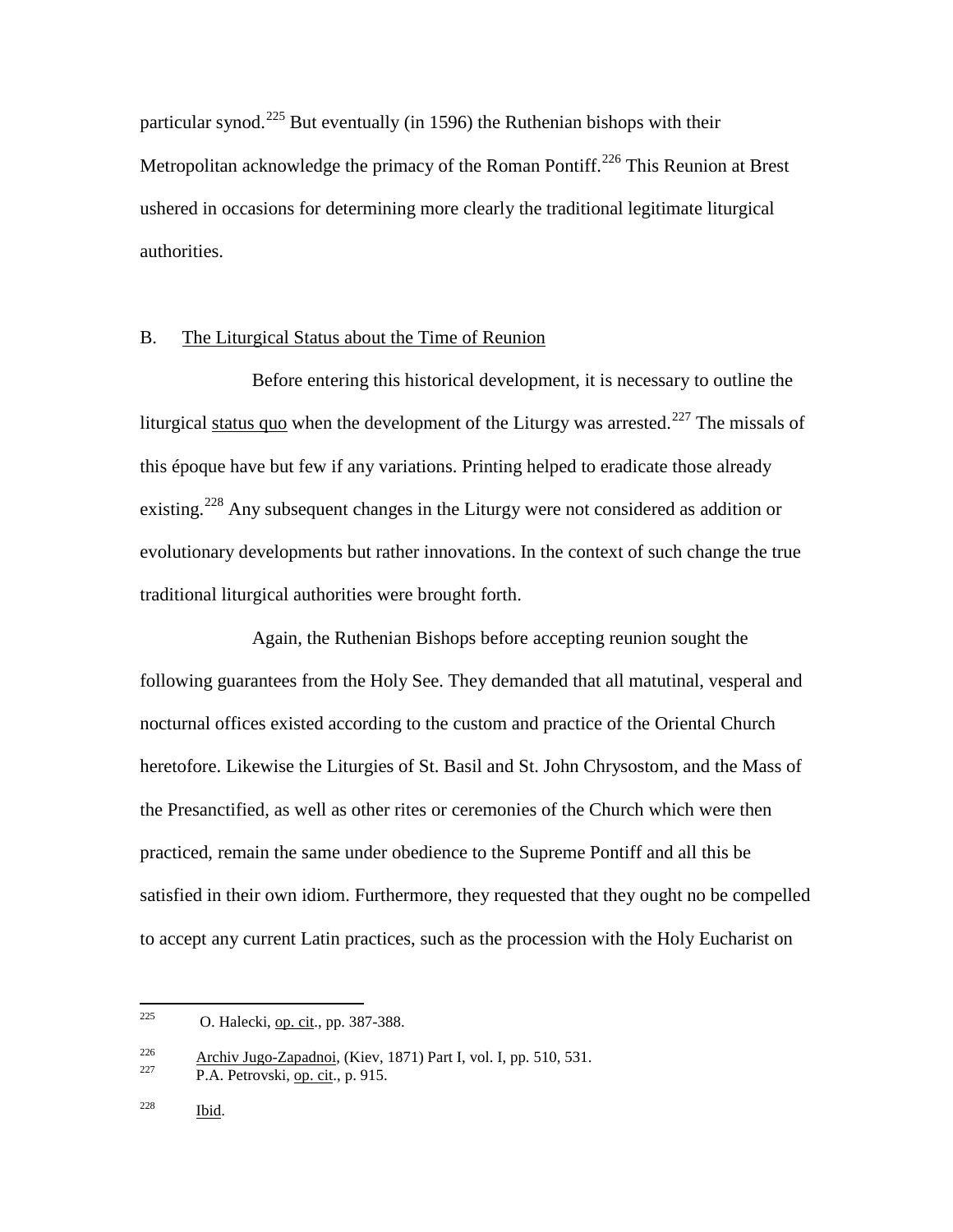particular synod.[225] But eventually (in 1596) the Ruthenian bishops with their Metropolitan acknowledge the primacy of the Roman Pontiff.[226] This Reunion at Brest ushered in occasions for determining more clearly the traditional legitimate liturgical authorities.

## B. The Liturgical Status about the Time of Reunion

Before entering this historical development, it is necessary to outline the liturgical status quo when the development of the Liturgy was arrested.[227] The missals of this époque have but few if any variations. Printing helped to eradicate those already existing.[228] Any subsequent changes in the Liturgy were not considered as addition or evolutionary developments but rather innovations. In the context of such change the true traditional liturgical authorities were brought forth.

Again, the Ruthenian Bishops before accepting reunion sought the following guarantees from the Holy See. They demanded that all matutinal, vesperal and nocturnal offices existed according to the custom and practice of the Oriental Church heretofore. Likewise the Liturgies of St. Basil and St. John Chrysostom, and the Mass of the Presanctified, as well as other rites or ceremonies of the Church which were then practiced, remain the same under obedience to the Supreme Pontiff and all this be satisfied in their own idiom. Furthermore, they requested that they ought no be compelled to accept any current Latin practices, such as the procession with the Holy Eucharist on

---

225 O. Halecki, op. cit., pp. 387-388.

226 Archiv Jugo-Zapadnoi, (Kiev, 1871) Part I, vol. I, pp. 510, 531.

227 P.A. Petrovski, op. cit., p. 915.

228 Ibid.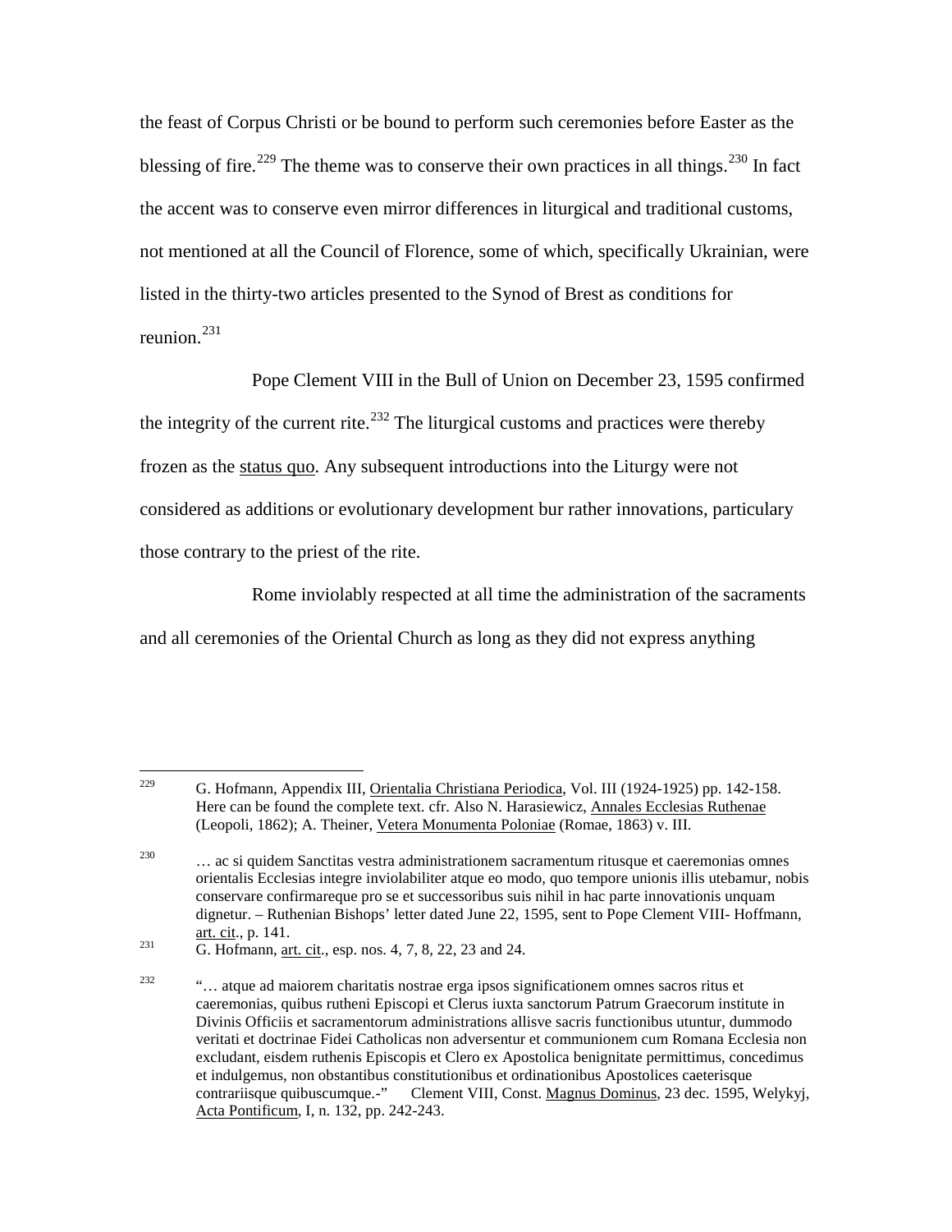the feast of Corpus Christi or be bound to perform such ceremonies before Easter as the blessing of fire.[229] The theme was to conserve their own practices in all things.[230] In fact the accent was to conserve even mirror differences in liturgical and traditional customs, not mentioned at all the Council of Florence, some of which, specifically Ukrainian, were listed in the thirty-two articles presented to the Synod of Brest as conditions for reunion.[231]

Pope Clement VIII in the Bull of Union on December 23, 1595 confirmed the integrity of the current rite.[232] The liturgical customs and practices were thereby frozen as the status quo. Any subsequent introductions into the Liturgy were not considered as additions or evolutionary development bur rather innovations, particulary those contrary to the priest of the rite.

Rome inviolably respected at all time the administration of the sacraments and all ceremonies of the Oriental Church as long as they did not express anything

---

[229] G. Hofmann, Appendix III, Orientalia Christiana Periodica, Vol. III (1924-1925) pp. 142-158. Here can be found the complete text. cfr. Also N. Harasiewicz, Annales Ecclesias Ruthenae (Leopoli, 1862); A. Theiner, Vetera Monumenta Poloniae (Romae, 1863) v. III.

[230] … ac si quidem Sanctitas vestra administrationem sacramentum ritusque et caeremonias omnes orientalis Ecclesias integre inviolabiliter atque eo modo, quo tempore unionis illis utebamur, nobis conservare confirmareque pro se et successoribus suis nihil in hac parte innovationis unquam dignetur. – Ruthenian Bishops' letter dated June 22, 1595, sent to Pope Clement VIII- Hoffmann, art. cit., p. 141.

[231] G. Hofmann, art. cit., esp. nos. 4, 7, 8, 22, 23 and 24.

[232] "… atque ad maiorem charitatis nostrae erga ipsos significationem omnes sacros ritus et caeremonias, quibus rutheni Episcopi et Clerus iuxta sanctorum Patrum Graecorum institute in Divinis Officiis et sacramentorum administrations allisve sacris functionibus utuntur, dummodo veritati et doctrinae Fidei Catholicas non adversentur et communionem cum Romana Ecclesia non excludant, eisdem ruthenis Episcopis et Clero ex Apostolica benignitate permittimus, concedimus et indulgemus, non obstantibus constitutionibus et ordinationibus Apostolices caeterisque contrariisque quibuscumque.-" Clement VIII, Const. Magnus Dominus, 23 dec. 1595, Welykyj, Acta Pontificum, I, n. 132, pp. 242-243.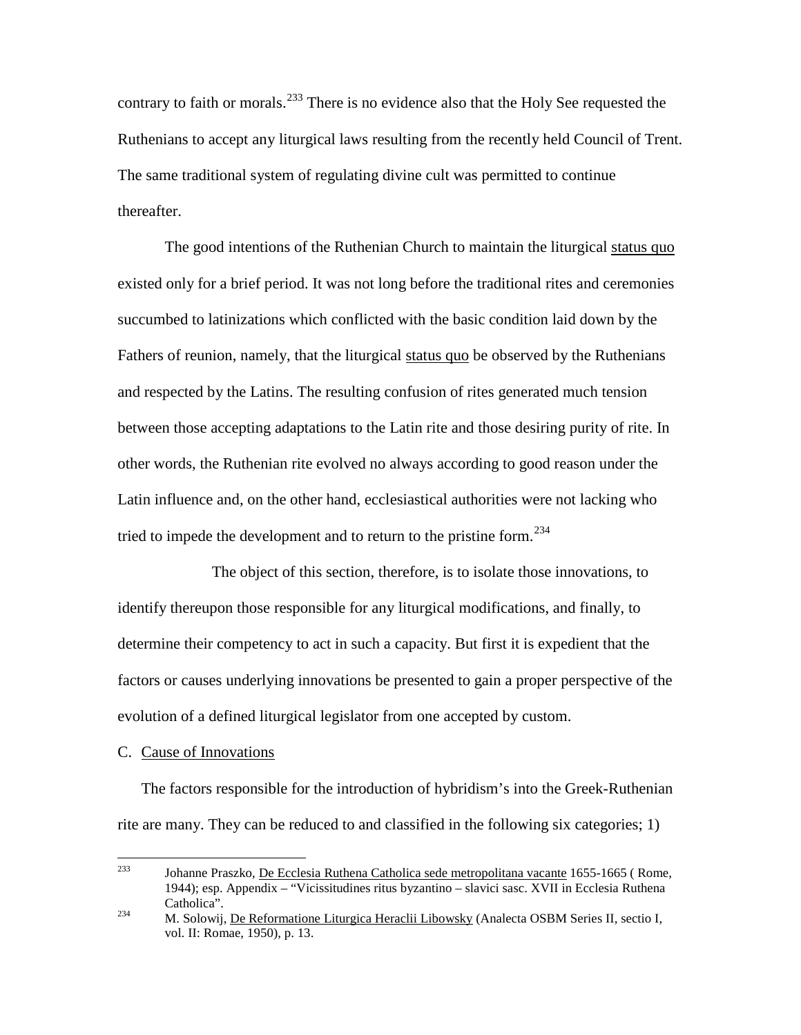contrary to faith or morals.[233] There is no evidence also that the Holy See requested the Ruthenians to accept any liturgical laws resulting from the recently held Council of Trent. The same traditional system of regulating divine cult was permitted to continue thereafter.

The good intentions of the Ruthenian Church to maintain the liturgical status quo existed only for a brief period. It was not long before the traditional rites and ceremonies succumbed to latinizations which conflicted with the basic condition laid down by the Fathers of reunion, namely, that the liturgical status quo be observed by the Ruthenians and respected by the Latins. The resulting confusion of rites generated much tension between those accepting adaptations to the Latin rite and those desiring purity of rite. In other words, the Ruthenian rite evolved no always according to good reason under the Latin influence and, on the other hand, ecclesiastical authorities were not lacking who tried to impede the development and to return to the pristine form.[234]

The object of this section, therefore, is to isolate those innovations, to identify thereupon those responsible for any liturgical modifications, and finally, to determine their competency to act in such a capacity. But first it is expedient that the factors or causes underlying innovations be presented to gain a proper perspective of the evolution of a defined liturgical legislator from one accepted by custom.

C. Cause of Innovations

The factors responsible for the introduction of hybridism's into the Greek-Ruthenian rite are many. They can be reduced to and classified in the following six categories; 1)

---

[233] Johanne Praszko, De Ecclesia Ruthena Catholica sede metropolitana vacante 1655-1665 ( Rome, 1944); esp. Appendix – "Vicissitudines ritus byzantino – slavici sasc. XVII in Ecclesia Ruthena Catholica".

[234] M. Solowij, De Reformatione Liturgica Heraclii Libowsky (Analecta OSBM Series II, sectio I, vol. II: Romae, 1950), p. 13.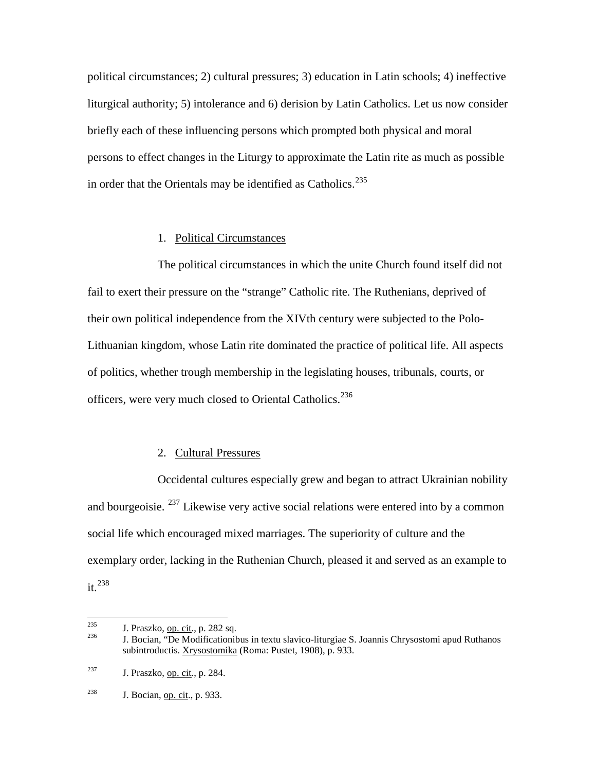political circumstances; 2) cultural pressures; 3) education in Latin schools; 4) ineffective liturgical authority; 5) intolerance and 6) derision by Latin Catholics. Let us now consider briefly each of these influencing persons which prompted both physical and moral persons to effect changes in the Liturgy to approximate the Latin rite as much as possible in order that the Orientals may be identified as Catholics.[235]

1. Political Circumstances

The political circumstances in which the unite Church found itself did not fail to exert their pressure on the "strange" Catholic rite. The Ruthenians, deprived of their own political independence from the XIVth century were subjected to the Polo-Lithuanian kingdom, whose Latin rite dominated the practice of political life. All aspects of politics, whether trough membership in the legislating houses, tribunals, courts, or officers, were very much closed to Oriental Catholics.[236]

2. Cultural Pressures

Occidental cultures especially grew and began to attract Ukrainian nobility and bourgeoisie. [237] Likewise very active social relations were entered into by a common social life which encouraged mixed marriages. The superiority of culture and the exemplary order, lacking in the Ruthenian Church, pleased it and served as an example to it.[238]

---

[235] J. Praszko, op. cit., p. 282 sq.

[236] J. Bocian, "De Modificationibus in textu slavico-liturgiae S. Joannis Chrysostomi apud Ruthanos subintroductis. Xrysostomika (Roma: Pustet, 1908), p. 933.

[237] J. Praszko, op. cit., p. 284.

[238] J. Bocian, op. cit., p. 933.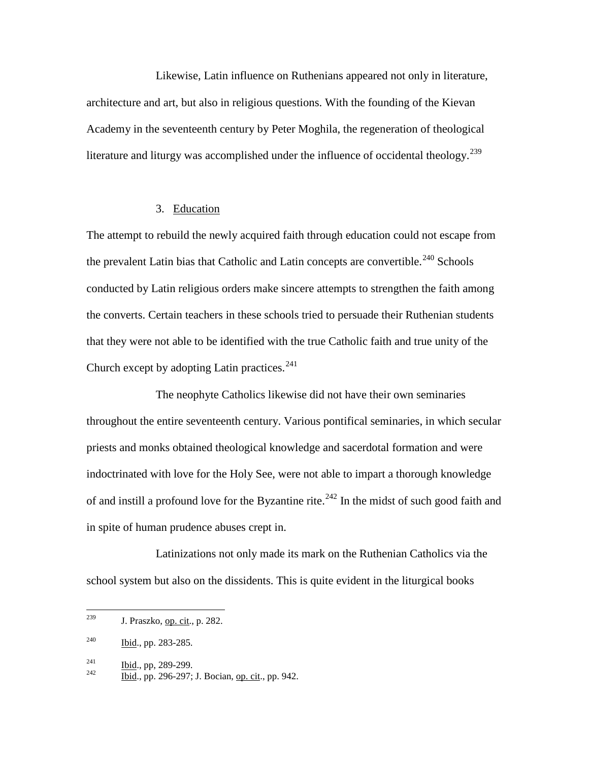Likewise, Latin influence on Ruthenians appeared not only in literature, architecture and art, but also in religious questions. With the founding of the Kievan Academy in the seventeenth century by Peter Moghila, the regeneration of theological literature and liturgy was accomplished under the influence of occidental theology.[239]

### 3. Education

The attempt to rebuild the newly acquired faith through education could not escape from the prevalent Latin bias that Catholic and Latin concepts are convertible.[240] Schools conducted by Latin religious orders make sincere attempts to strengthen the faith among the converts. Certain teachers in these schools tried to persuade their Ruthenian students that they were not able to be identified with the true Catholic faith and true unity of the Church except by adopting Latin practices.[241]

The neophyte Catholics likewise did not have their own seminaries throughout the entire seventeenth century. Various pontifical seminaries, in which secular priests and monks obtained theological knowledge and sacerdotal formation and were indoctrinated with love for the Holy See, were not able to impart a thorough knowledge of and instill a profound love for the Byzantine rite.[242] In the midst of such good faith and in spite of human prudence abuses crept in.

Latinizations not only made its mark on the Ruthenian Catholics via the school system but also on the dissidents. This is quite evident in the liturgical books

---

[239] J. Praszko, op. cit., p. 282.

[240] Ibid., pp. 283-285.

[241] Ibid., pp, 289-299.

[242] Ibid., pp. 296-297; J. Bocian, op. cit., pp. 942.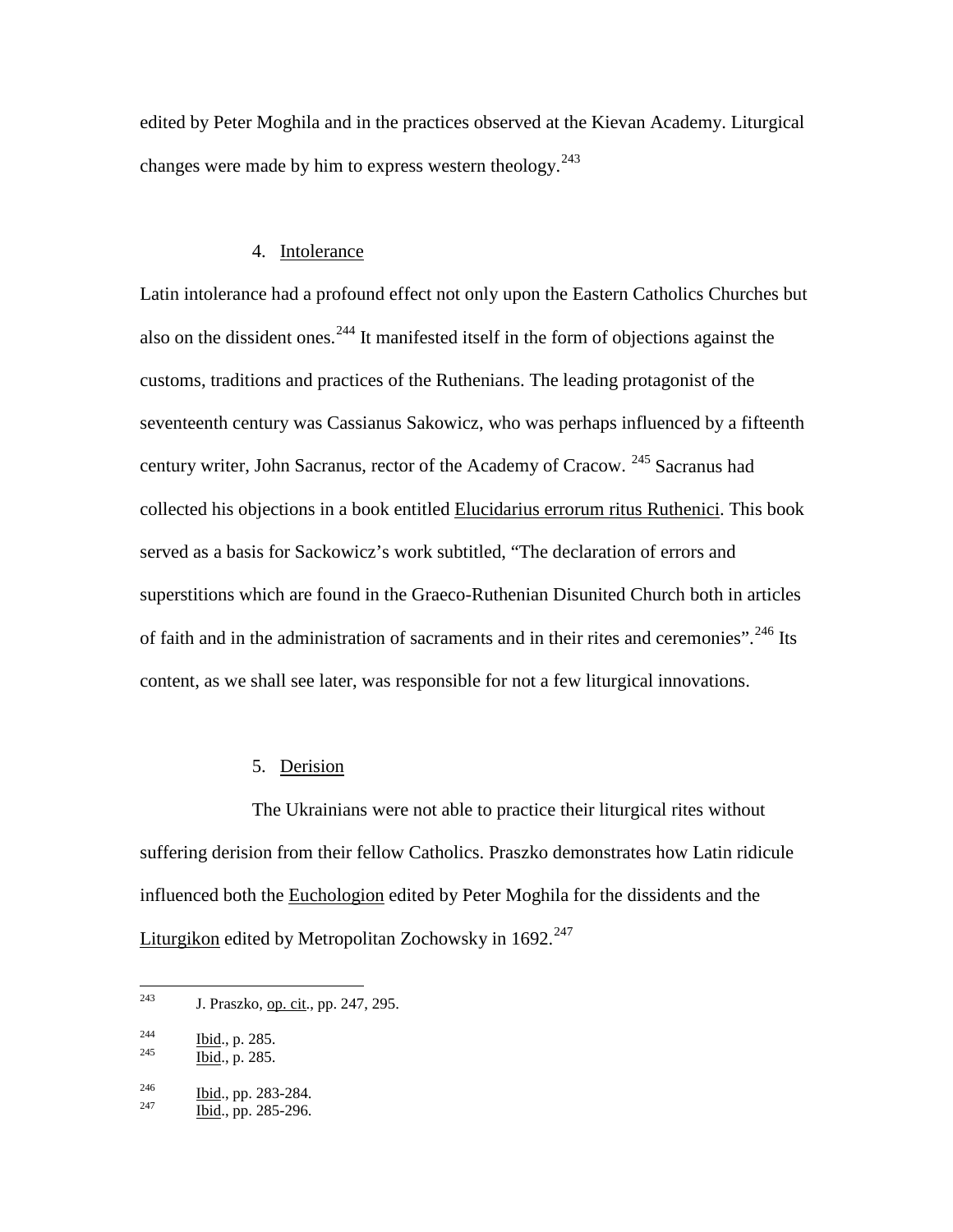edited by Peter Moghila and in the practices observed at the Kievan Academy. Liturgical changes were made by him to express western theology.[243]

4. Intolerance

Latin intolerance had a profound effect not only upon the Eastern Catholics Churches but also on the dissident ones.[244] It manifested itself in the form of objections against the customs, traditions and practices of the Ruthenians. The leading protagonist of the seventeenth century was Cassianus Sakowicz, who was perhaps influenced by a fifteenth century writer, John Sacranus, rector of the Academy of Cracow. [245] Sacranus had collected his objections in a book entitled Elucidarius errorum ritus Ruthenici. This book served as a basis for Sackowicz's work subtitled, "The declaration of errors and superstitions which are found in the Graeco-Ruthenian Disunited Church both in articles of faith and in the administration of sacraments and in their rites and ceremonies".[246] Its content, as we shall see later, was responsible for not a few liturgical innovations.

5. Derision

The Ukrainians were not able to practice their liturgical rites without suffering derision from their fellow Catholics. Praszko demonstrates how Latin ridicule influenced both the Euchologion edited by Peter Moghila for the dissidents and the Liturgikon edited by Metropolitan Zochowsky in 1692.[247]

---

[243] J. Praszko, op. cit., pp. 247, 295.

[244] Ibid., p. 285.

[245] Ibid., p. 285.

[246] Ibid., pp. 283-284.

[247] Ibid., pp. 285-296.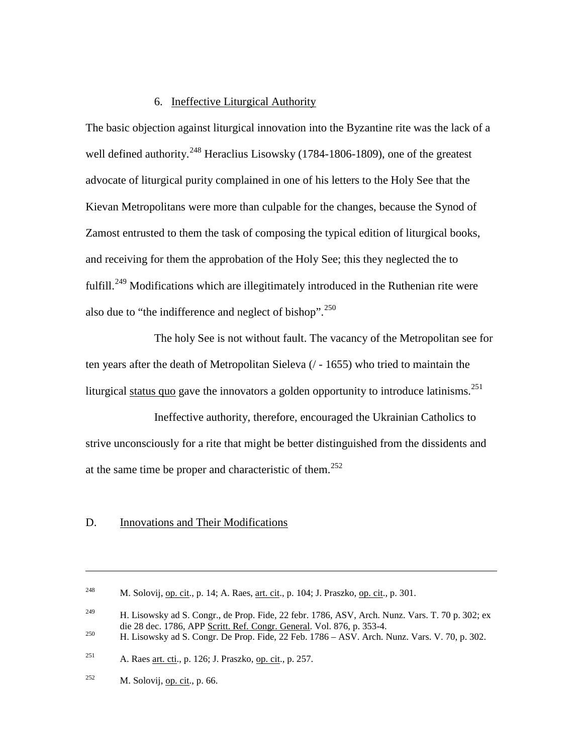### 6. Ineffective Liturgical Authority

The basic objection against liturgical innovation into the Byzantine rite was the lack of a well defined authority.[248] Heraclius Lisowsky (1784-1806-1809), one of the greatest advocate of liturgical purity complained in one of his letters to the Holy See that the Kievan Metropolitans were more than culpable for the changes, because the Synod of Zamost entrusted to them the task of composing the typical edition of liturgical books, and receiving for them the approbation of the Holy See; this they neglected the to fulfill.[249] Modifications which are illegitimately introduced in the Ruthenian rite were also due to "the indifference and neglect of bishop".[250]

The holy See is not without fault. The vacancy of the Metropolitan see for ten years after the death of Metropolitan Sieleva (/ - 1655) who tried to maintain the liturgical status quo gave the innovators a golden opportunity to introduce latinisms.[251]

Ineffective authority, therefore, encouraged the Ukrainian Catholics to strive unconsciously for a rite that might be better distinguished from the dissidents and at the same time be proper and characteristic of them.[252]

## D. Innovations and Their Modifications

---

[248] M. Solovij, op. cit., p. 14; A. Raes, art. cit., p. 104; J. Praszko, op. cit., p. 301.

[249] H. Lisowsky ad S. Congr., de Prop. Fide, 22 febr. 1786, ASV, Arch. Nunz. Vars. T. 70 p. 302; ex die 28 dec. 1786, APP Scritt. Ref. Congr. General. Vol. 876, p. 353-4.

[250] H. Lisowsky ad S. Congr. De Prop. Fide, 22 Feb. 1786 – ASV. Arch. Nunz. Vars. V. 70, p. 302.

[251] A. Raes art. cti., p. 126; J. Praszko, op. cit., p. 257.

[252] M. Solovij, op. cit., p. 66.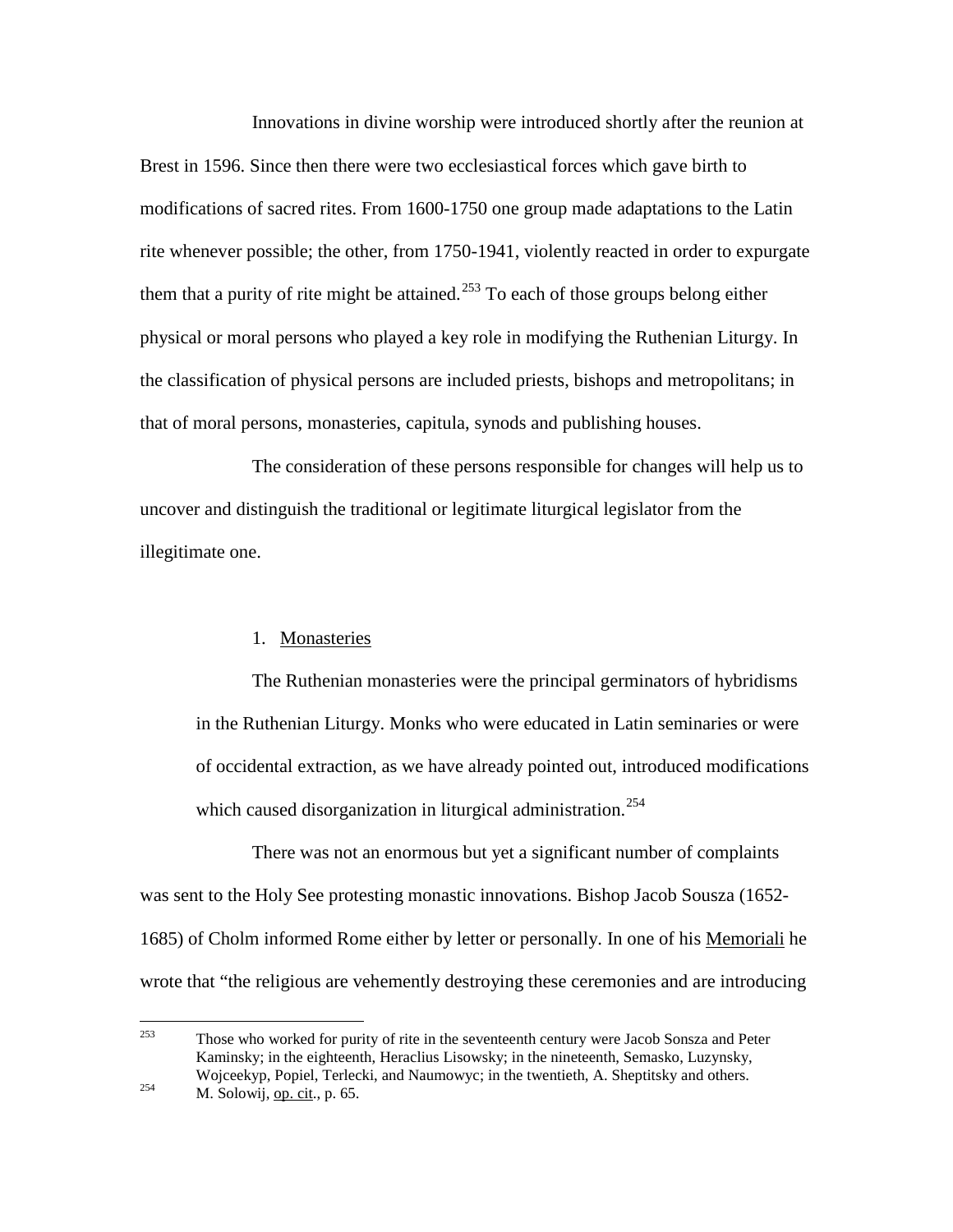Innovations in divine worship were introduced shortly after the reunion at Brest in 1596. Since then there were two ecclesiastical forces which gave birth to modifications of sacred rites. From 1600-1750 one group made adaptations to the Latin rite whenever possible; the other, from 1750-1941, violently reacted in order to expurgate them that a purity of rite might be attained.[253] To each of those groups belong either physical or moral persons who played a key role in modifying the Ruthenian Liturgy. In the classification of physical persons are included priests, bishops and metropolitans; in that of moral persons, monasteries, capitula, synods and publishing houses.

The consideration of these persons responsible for changes will help us to uncover and distinguish the traditional or legitimate liturgical legislator from the illegitimate one.

1. Monasteries

> The Ruthenian monasteries were the principal germinators of hybridisms in the Ruthenian Liturgy. Monks who were educated in Latin seminaries or were of occidental extraction, as we have already pointed out, introduced modifications which caused disorganization in liturgical administration.[254]

There was not an enormous but yet a significant number of complaints was sent to the Holy See protesting monastic innovations. Bishop Jacob Sousza (1652-1685) of Cholm informed Rome either by letter or personally. In one of his Memoriali he wrote that "the religious are vehemently destroying these ceremonies and are introducing

---

[253] Those who worked for purity of rite in the seventeenth century were Jacob Sonsza and Peter Kaminsky; in the eighteenth, Heraclius Lisowsky; in the nineteenth, Semasko, Luzynsky, Wojceekyp, Popiel, Terlecki, and Naumowyc; in the twentieth, A. Sheptitsky and others.

[254] M. Solowij, op. cit., p. 65.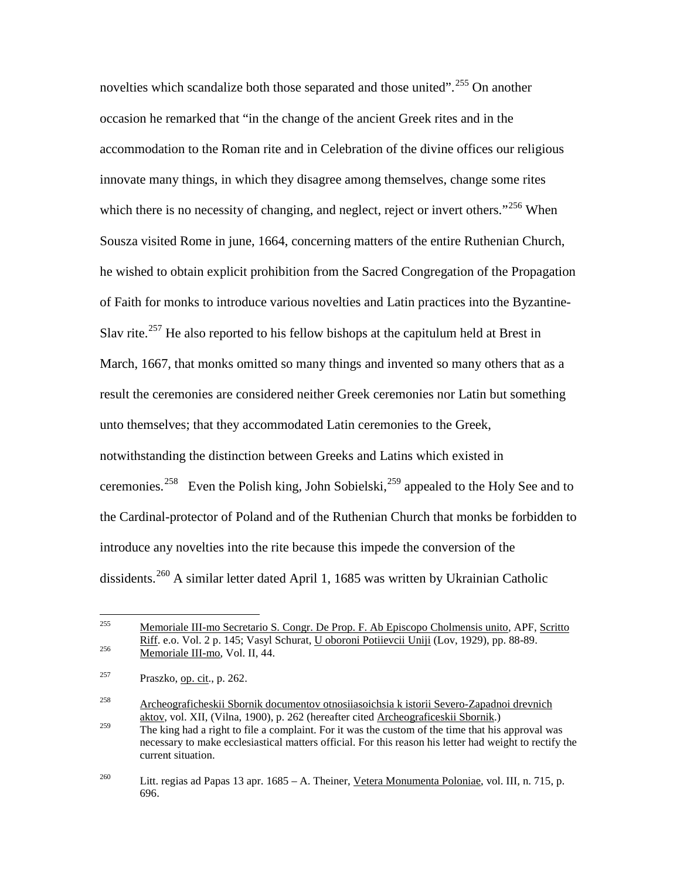novelties which scandalize both those separated and those united".[255] On another occasion he remarked that "in the change of the ancient Greek rites and in the accommodation to the Roman rite and in Celebration of the divine offices our religious innovate many things, in which they disagree among themselves, change some rites which there is no necessity of changing, and neglect, reject or invert others."[256] When Sousza visited Rome in june, 1664, concerning matters of the entire Ruthenian Church, he wished to obtain explicit prohibition from the Sacred Congregation of the Propagation of Faith for monks to introduce various novelties and Latin practices into the Byzantine-Slav rite.[257] He also reported to his fellow bishops at the capitulum held at Brest in March, 1667, that monks omitted so many things and invented so many others that as a result the ceremonies are considered neither Greek ceremonies nor Latin but something unto themselves; that they accommodated Latin ceremonies to the Greek, notwithstanding the distinction between Greeks and Latins which existed in ceremonies.[258] Even the Polish king, John Sobielski,[259] appealed to the Holy See and to the Cardinal-protector of Poland and of the Ruthenian Church that monks be forbidden to introduce any novelties into the rite because this impede the conversion of the dissidents.[260] A similar letter dated April 1, 1685 was written by Ukrainian Catholic

---

[255] Memoriale III-mo Secretario S. Congr. De Prop. F. Ab Episcopo Cholmensis unito, APF, Scritto Riff. e.o. Vol. 2 p. 145; Vasyl Schurat, U oboroni Potiievcii Uniji (Lov, 1929), pp. 88-89.

[256] Memoriale III-mo, Vol. II, 44.

[257] Praszko, op. cit., p. 262.

[258] Archeograficheskii Sbornik documentov otnosiiasoichsia k istorii Severo-Zapadnoi drevnich aktov, vol. XII, (Vilna, 1900), p. 262 (hereafter cited Archeograficeskii Sbornik.)

[259] The king had a right to file a complaint. For it was the custom of the time that his approval was necessary to make ecclesiastical matters official. For this reason his letter had weight to rectify the current situation.

[260] Litt. regias ad Papas 13 apr. 1685 – A. Theiner, Vetera Monumenta Poloniae, vol. III, n. 715, p. 696.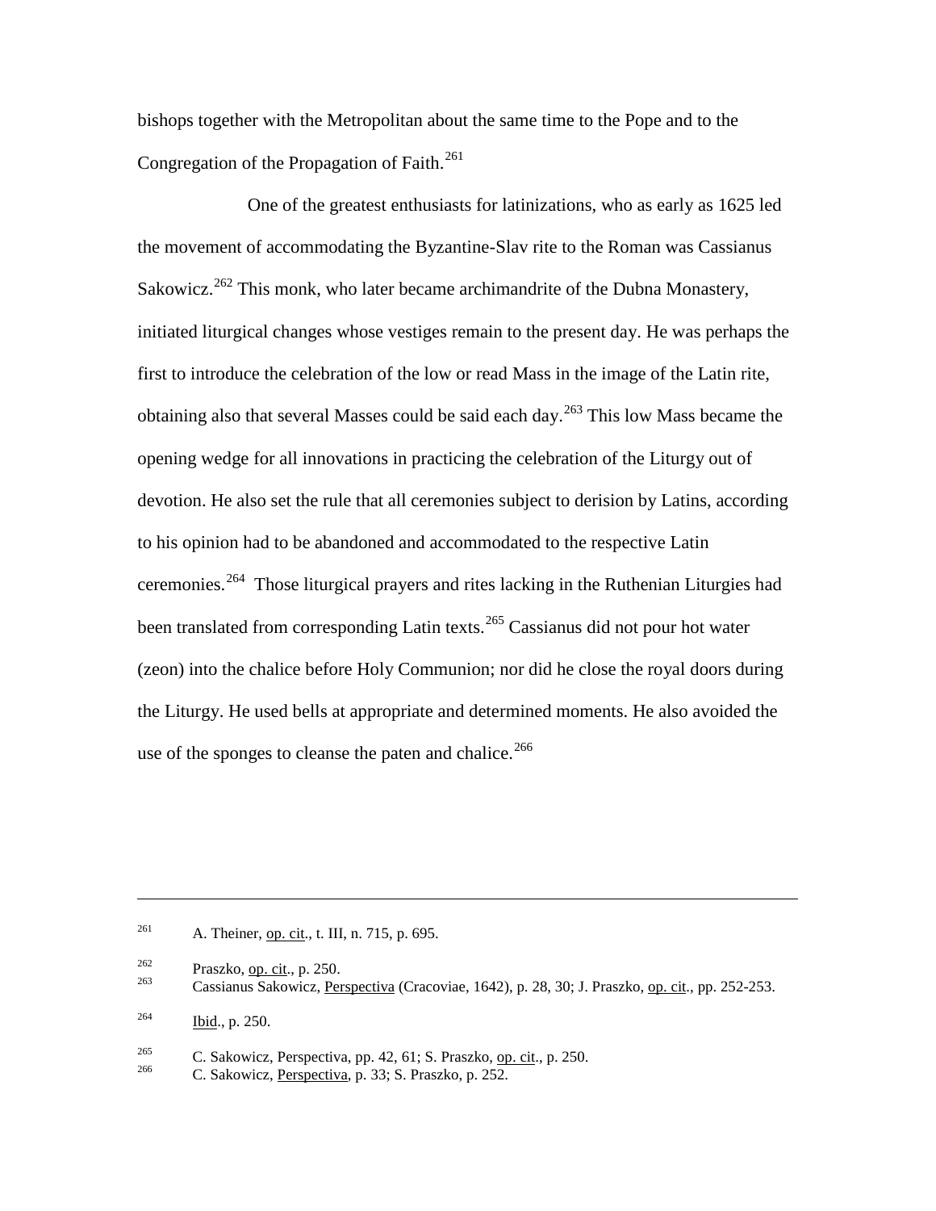bishops together with the Metropolitan about the same time to the Pope and to the Congregation of the Propagation of Faith.[261]

One of the greatest enthusiasts for latinizations, who as early as 1625 led the movement of accommodating the Byzantine-Slav rite to the Roman was Cassianus Sakowicz.[262] This monk, who later became archimandrite of the Dubna Monastery, initiated liturgical changes whose vestiges remain to the present day. He was perhaps the first to introduce the celebration of the low or read Mass in the image of the Latin rite, obtaining also that several Masses could be said each day.[263] This low Mass became the opening wedge for all innovations in practicing the celebration of the Liturgy out of devotion. He also set the rule that all ceremonies subject to derision by Latins, according to his opinion had to be abandoned and accommodated to the respective Latin ceremonies.[264] Those liturgical prayers and rites lacking in the Ruthenian Liturgies had been translated from corresponding Latin texts.[265] Cassianus did not pour hot water (zeon) into the chalice before Holy Communion; nor did he close the royal doors during the Liturgy. He used bells at appropriate and determined moments. He also avoided the use of the sponges to cleanse the paten and chalice.[266]

---

[261] A. Theiner, op. cit., t. III, n. 715, p. 695.

[262] Praszko, op. cit., p. 250.

[263] Cassianus Sakowicz, Perspectiva (Cracoviae, 1642), p. 28, 30; J. Praszko, op. cit., pp. 252-253.

[264] Ibid., p. 250.

[265] C. Sakowicz, Perspectiva, pp. 42, 61; S. Praszko, op. cit., p. 250.

[266] C. Sakowicz, Perspectiva, p. 33; S. Praszko, p. 252.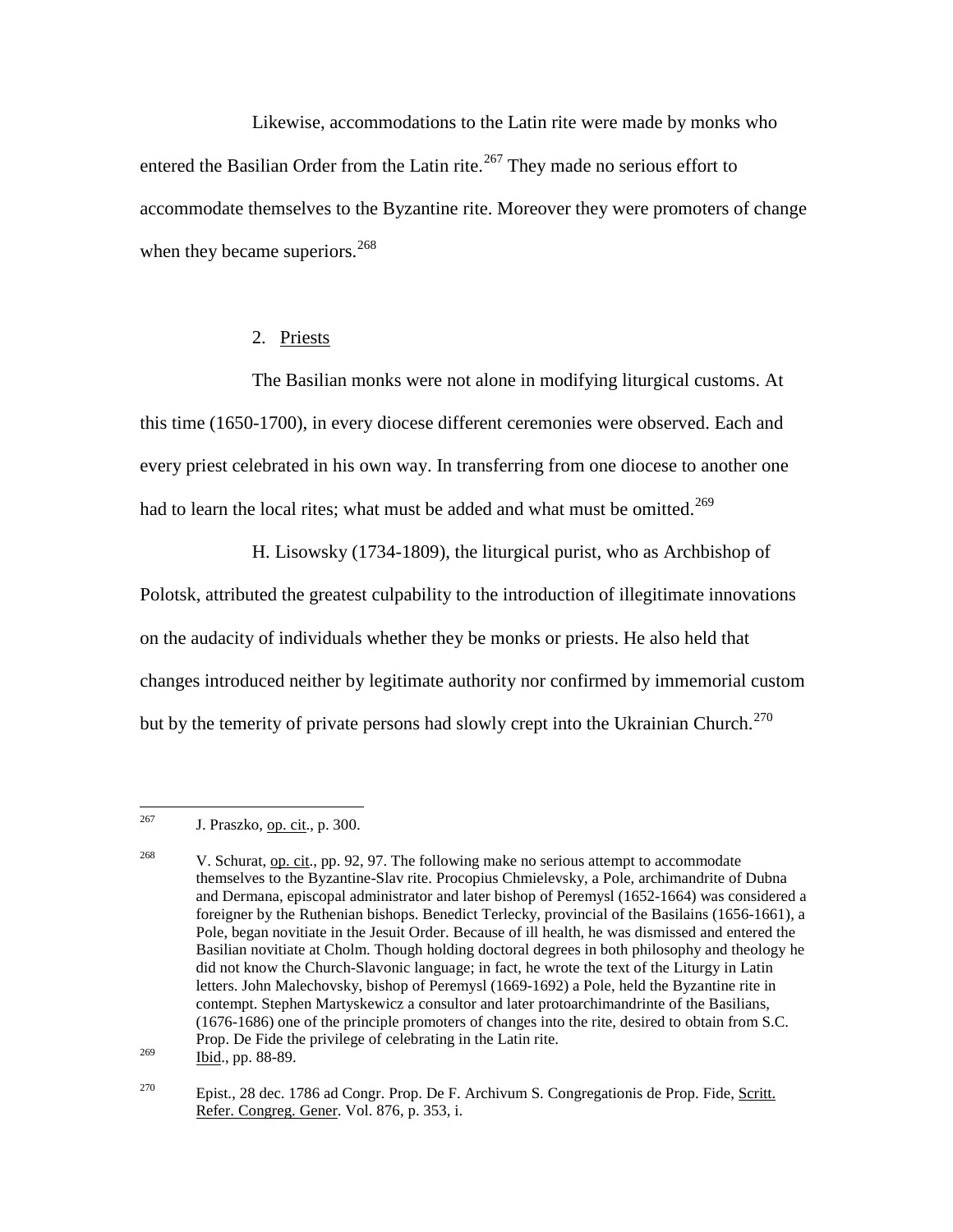Likewise, accommodations to the Latin rite were made by monks who entered the Basilian Order from the Latin rite.[267] They made no serious effort to accommodate themselves to the Byzantine rite. Moreover they were promoters of change when they became superiors.[268]

2. Priests

The Basilian monks were not alone in modifying liturgical customs. At this time (1650-1700), in every diocese different ceremonies were observed. Each and every priest celebrated in his own way. In transferring from one diocese to another one had to learn the local rites; what must be added and what must be omitted.[269]

H. Lisowsky (1734-1809), the liturgical purist, who as Archbishop of Polotsk, attributed the greatest culpability to the introduction of illegitimate innovations on the audacity of individuals whether they be monks or priests. He also held that changes introduced neither by legitimate authority nor confirmed by immemorial custom but by the temerity of private persons had slowly crept into the Ukrainian Church.[270]

---

[267] J. Praszko, op. cit., p. 300.

[268] V. Schurat, op. cit., pp. 92, 97. The following make no serious attempt to accommodate themselves to the Byzantine-Slav rite. Procopius Chmielevsky, a Pole, archimandrite of Dubna and Dermana, episcopal administrator and later bishop of Peremysl (1652-1664) was considered a foreigner by the Ruthenian bishops. Benedict Terlecky, provincial of the Basilains (1656-1661), a Pole, began novitiate in the Jesuit Order. Because of ill health, he was dismissed and entered the Basilian novitiate at Cholm. Though holding doctoral degrees in both philosophy and theology he did not know the Church-Slavonic language; in fact, he wrote the text of the Liturgy in Latin letters. John Malechovsky, bishop of Peremysl (1669-1692) a Pole, held the Byzantine rite in contempt. Stephen Martyskewicz a consultor and later protoarchimandrinte of the Basilians, (1676-1686) one of the principle promoters of changes into the rite, desired to obtain from S.C. Prop. De Fide the privilege of celebrating in the Latin rite.

[269] Ibid., pp. 88-89.

[270] Epist., 28 dec. 1786 ad Congr. Prop. De F. Archivum S. Congregationis de Prop. Fide, Scritt. Refer. Congreg. Gener. Vol. 876, p. 353, i.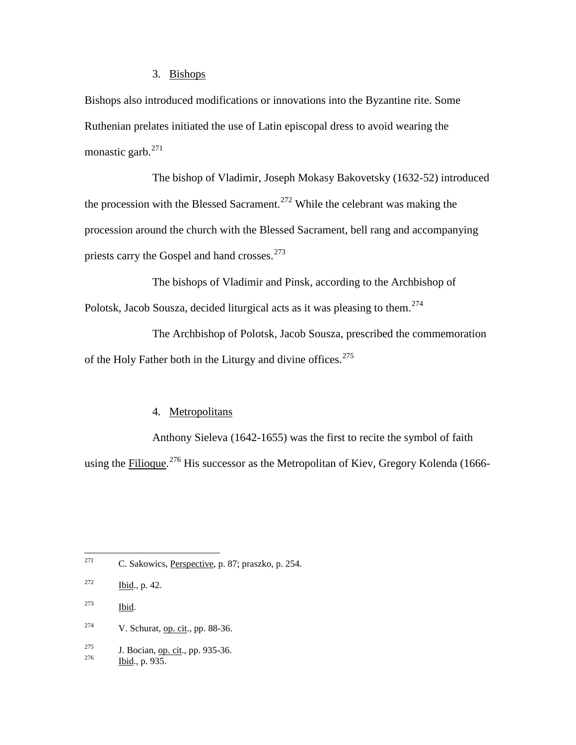### 3. Bishops

Bishops also introduced modifications or innovations into the Byzantine rite. Some Ruthenian prelates initiated the use of Latin episcopal dress to avoid wearing the monastic garb.[271]

The bishop of Vladimir, Joseph Mokasy Bakovetsky (1632-52) introduced the procession with the Blessed Sacrament.[272] While the celebrant was making the procession around the church with the Blessed Sacrament, bell rang and accompanying priests carry the Gospel and hand crosses.[273]

The bishops of Vladimir and Pinsk, according to the Archbishop of Polotsk, Jacob Sousza, decided liturgical acts as it was pleasing to them.[274]

The Archbishop of Polotsk, Jacob Sousza, prescribed the commemoration of the Holy Father both in the Liturgy and divine offices.[275]

### 4. Metropolitans

Anthony Sieleva (1642-1655) was the first to recite the symbol of faith using the Filioque.[276] His successor as the Metropolitan of Kiev, Gregory Kolenda (1666-

---

[271] C. Sakowics, Perspective, p. 87; praszko, p. 254.

[272] Ibid., p. 42.

[273] Ibid.

[274] V. Schurat, op. cit., pp. 88-36.

[275] J. Bocian, op. cit., pp. 935-36.

[276] Ibid., p. 935.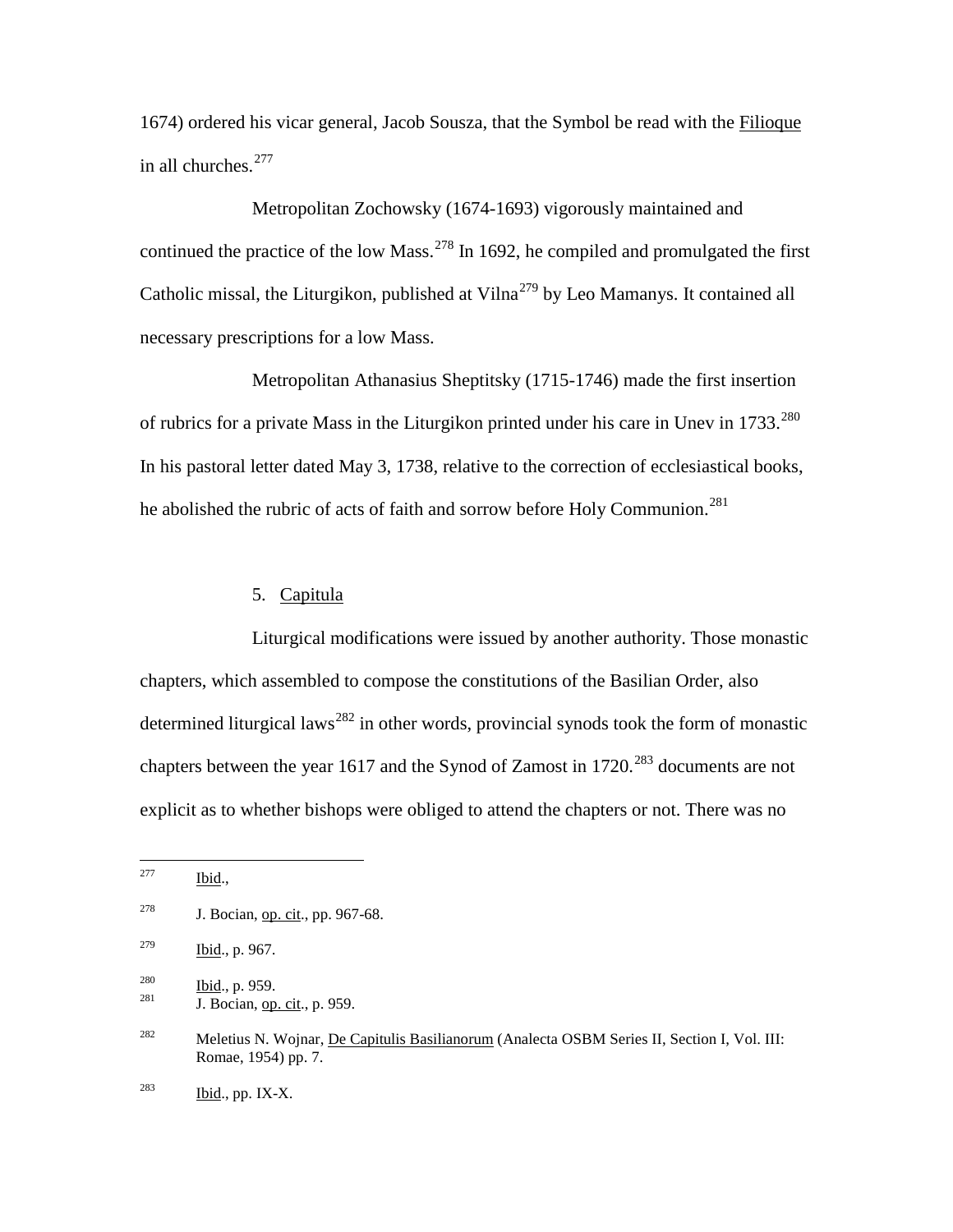1674) ordered his vicar general, Jacob Sousza, that the Symbol be read with the Filioque in all churches.[277]

Metropolitan Zochowsky (1674-1693) vigorously maintained and continued the practice of the low Mass.[278] In 1692, he compiled and promulgated the first Catholic missal, the Liturgikon, published at Vilna[279] by Leo Mamanys. It contained all necessary prescriptions for a low Mass.

Metropolitan Athanasius Sheptitsky (1715-1746) made the first insertion of rubrics for a private Mass in the Liturgikon printed under his care in Unev in 1733.[280] In his pastoral letter dated May 3, 1738, relative to the correction of ecclesiastical books, he abolished the rubric of acts of faith and sorrow before Holy Communion.[281]

5. Capitula

Liturgical modifications were issued by another authority. Those monastic chapters, which assembled to compose the constitutions of the Basilian Order, also determined liturgical laws[282] in other words, provincial synods took the form of monastic chapters between the year 1617 and the Synod of Zamost in 1720.[283] documents are not explicit as to whether bishops were obliged to attend the chapters or not. There was no

---

[277] Ibid.,

[278] J. Bocian, op. cit., pp. 967-68.

[279] Ibid., p. 967.

[280] Ibid., p. 959.

[281] J. Bocian, op. cit., p. 959.

[282] Meletius N. Wojnar, De Capitulis Basilianorum (Analecta OSBM Series II, Section I, Vol. III: Romae, 1954) pp. 7.

[283] Ibid., pp. IX-X.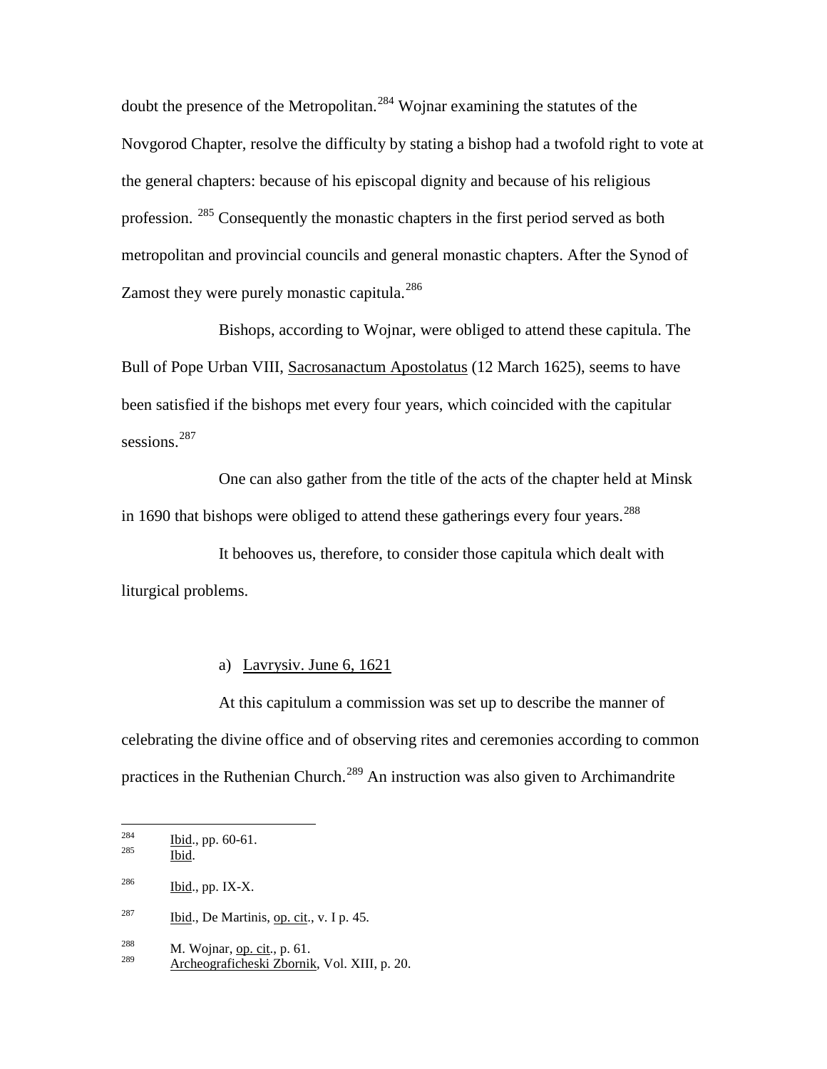doubt the presence of the Metropolitan.[284] Wojnar examining the statutes of the Novgorod Chapter, resolve the difficulty by stating a bishop had a twofold right to vote at the general chapters: because of his episcopal dignity and because of his religious profession. [285] Consequently the monastic chapters in the first period served as both metropolitan and provincial councils and general monastic chapters. After the Synod of Zamost they were purely monastic capitula.[286]

Bishops, according to Wojnar, were obliged to attend these capitula. The Bull of Pope Urban VIII, Sacrosanactum Apostolatus (12 March 1625), seems to have been satisfied if the bishops met every four years, which coincided with the capitular sessions.[287]

One can also gather from the title of the acts of the chapter held at Minsk in 1690 that bishops were obliged to attend these gatherings every four years.[288]

It behooves us, therefore, to consider those capitula which dealt with liturgical problems.

a) Lavrysiv. June 6, 1621

At this capitulum a commission was set up to describe the manner of celebrating the divine office and of observing rites and ceremonies according to common practices in the Ruthenian Church.[289] An instruction was also given to Archimandrite

---

[284] Ibid., pp. 60-61.
[285] Ibid.
[286] Ibid., pp. IX-X.
[287] Ibid., De Martinis, op. cit., v. I p. 45.
[288] M. Wojnar, op. cit., p. 61.
[289] Archeograficheski Zbornik, Vol. XIII, p. 20.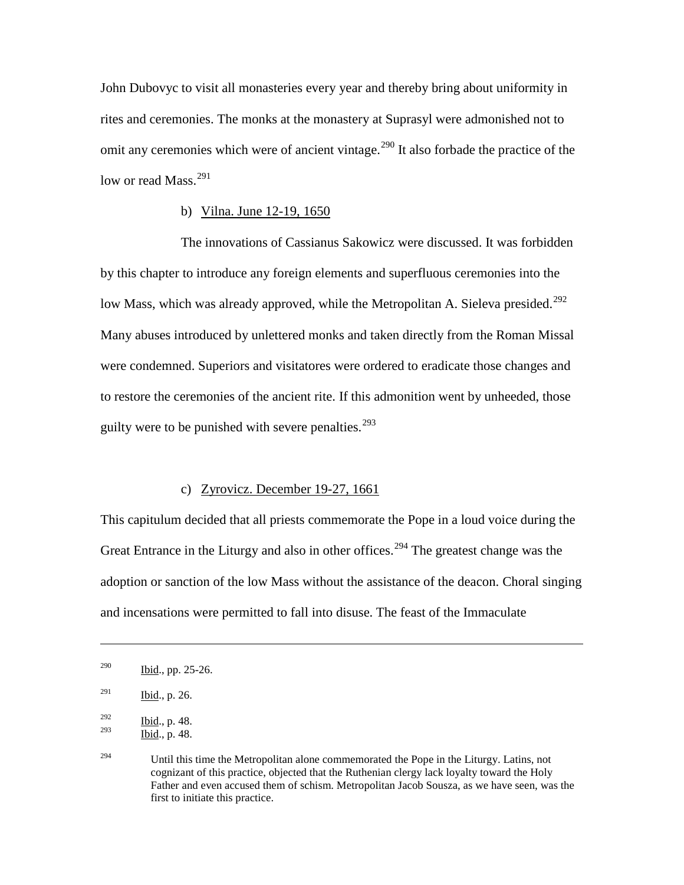John Dubovyc to visit all monasteries every year and thereby bring about uniformity in rites and ceremonies. The monks at the monastery at Suprasyl were admonished not to omit any ceremonies which were of ancient vintage.[290] It also forbade the practice of the low or read Mass.[291]

b) Vilna. June 12-19, 1650

The innovations of Cassianus Sakowicz were discussed. It was forbidden by this chapter to introduce any foreign elements and superfluous ceremonies into the low Mass, which was already approved, while the Metropolitan A. Sieleva presided.[292] Many abuses introduced by unlettered monks and taken directly from the Roman Missal were condemned. Superiors and visitatores were ordered to eradicate those changes and to restore the ceremonies of the ancient rite. If this admonition went by unheeded, those guilty were to be punished with severe penalties.[293]

c) Zyrovicz. December 19-27, 1661

This capitulum decided that all priests commemorate the Pope in a loud voice during the Great Entrance in the Liturgy and also in other offices.[294] The greatest change was the adoption or sanction of the low Mass without the assistance of the deacon. Choral singing and incensations were permitted to fall into disuse. The feast of the Immaculate

---

[290] Ibid., pp. 25-26.

[291] Ibid., p. 26.

[292] Ibid., p. 48.

[293] Ibid., p. 48.

[294] Until this time the Metropolitan alone commemorated the Pope in the Liturgy. Latins, not cognizant of this practice, objected that the Ruthenian clergy lack loyalty toward the Holy Father and even accused them of schism. Metropolitan Jacob Sousza, as we have seen, was the first to initiate this practice.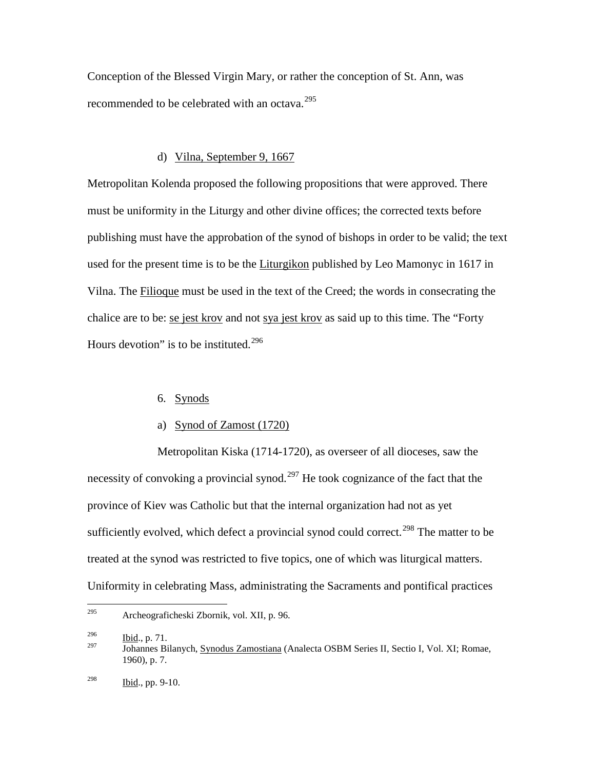Conception of the Blessed Virgin Mary, or rather the conception of St. Ann, was recommended to be celebrated with an octava.[295]

d) Vilna, September 9, 1667

Metropolitan Kolenda proposed the following propositions that were approved. There must be uniformity in the Liturgy and other divine offices; the corrected texts before publishing must have the approbation of the synod of bishops in order to be valid; the text used for the present time is to be the Liturgikon published by Leo Mamonyc in 1617 in Vilna. The Filioque must be used in the text of the Creed; the words in consecrating the chalice are to be: se jest krov and not sya jest krov as said up to this time. The "Forty Hours devotion" is to be instituted.[296]

6. Synods

a) Synod of Zamost (1720)

Metropolitan Kiska (1714-1720), as overseer of all dioceses, saw the necessity of convoking a provincial synod.[297] He took cognizance of the fact that the province of Kiev was Catholic but that the internal organization had not as yet sufficiently evolved, which defect a provincial synod could correct.[298] The matter to be treated at the synod was restricted to five topics, one of which was liturgical matters. Uniformity in celebrating Mass, administrating the Sacraments and pontifical practices

---

[295] Archeograficheski Zbornik, vol. XII, p. 96.

[296] Ibid., p. 71.

[297] Johannes Bilanych, Synodus Zamostiana (Analecta OSBM Series II, Sectio I, Vol. XI; Romae, 1960), p. 7.

[298] Ibid., pp. 9-10.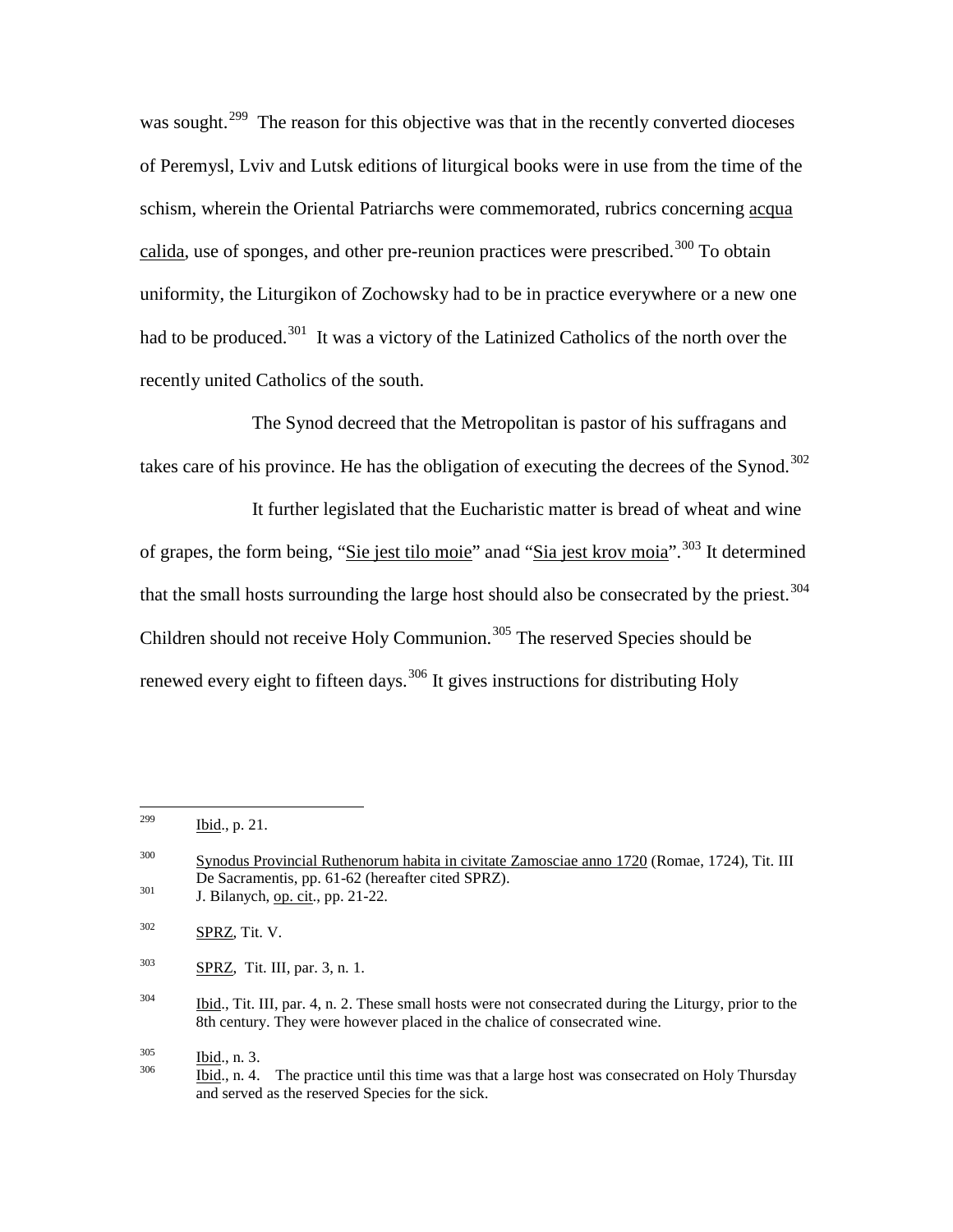was sought.[299] The reason for this objective was that in the recently converted dioceses of Peremysl, Lviv and Lutsk editions of liturgical books were in use from the time of the schism, wherein the Oriental Patriarchs were commemorated, rubrics concerning acqua calida, use of sponges, and other pre-reunion practices were prescribed.[300] To obtain uniformity, the Liturgikon of Zochowsky had to be in practice everywhere or a new one had to be produced.[301] It was a victory of the Latinized Catholics of the north over the recently united Catholics of the south.

The Synod decreed that the Metropolitan is pastor of his suffragans and takes care of his province. He has the obligation of executing the decrees of the Synod.[302]

It further legislated that the Eucharistic matter is bread of wheat and wine of grapes, the form being, "Sie jest tilo moie" anad "Sia jest krov moia".[303] It determined that the small hosts surrounding the large host should also be consecrated by the priest.[304] Children should not receive Holy Communion.[305] The reserved Species should be renewed every eight to fifteen days.[306] It gives instructions for distributing Holy

---

[299] Ibid., p. 21.

[300] Synodus Provincial Ruthenorum habita in civitate Zamosciae anno 1720 (Romae, 1724), Tit. III De Sacramentis, pp. 61-62 (hereafter cited SPRZ).

[301] J. Bilanych, op. cit., pp. 21-22.

[302] SPRZ, Tit. V.

[303] SPRZ, Tit. III, par. 3, n. 1.

[304] Ibid., Tit. III, par. 4, n. 2. These small hosts were not consecrated during the Liturgy, prior to the 8th century. They were however placed in the chalice of consecrated wine.

[305] Ibid., n. 3.

[306] Ibid., n. 4. The practice until this time was that a large host was consecrated on Holy Thursday and served as the reserved Species for the sick.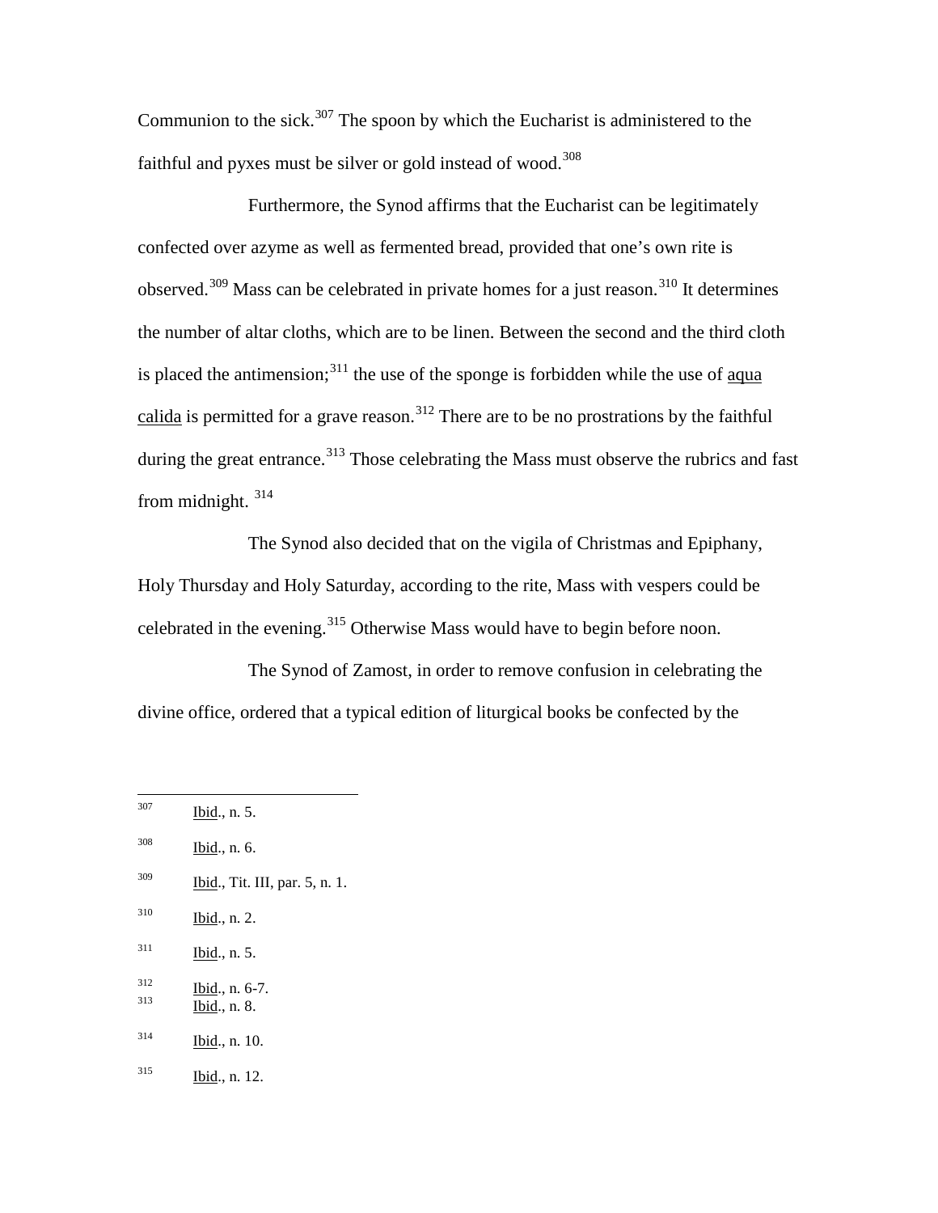Communion to the sick.[307] The spoon by which the Eucharist is administered to the faithful and pyxes must be silver or gold instead of wood.[308]

Furthermore, the Synod affirms that the Eucharist can be legitimately confected over azyme as well as fermented bread, provided that one's own rite is observed.[309] Mass can be celebrated in private homes for a just reason.[310] It determines the number of altar cloths, which are to be linen. Between the second and the third cloth is placed the antimension;[311] the use of the sponge is forbidden while the use of <u>aqua calida</u> is permitted for a grave reason.[312] There are to be no prostrations by the faithful during the great entrance.[313] Those celebrating the Mass must observe the rubrics and fast from midnight. [314]

The Synod also decided that on the vigila of Christmas and Epiphany, Holy Thursday and Holy Saturday, according to the rite, Mass with vespers could be celebrated in the evening.[315] Otherwise Mass would have to begin before noon.

The Synod of Zamost, in order to remove confusion in celebrating the divine office, ordered that a typical edition of liturgical books be confected by the

---

[307] <u>Ibid</u>., n. 5.

[308] <u>Ibid</u>., n. 6.

[309] <u>Ibid</u>., Tit. III, par. 5, n. 1.

[310] <u>Ibid</u>., n. 2.

[311] <u>Ibid</u>., n. 5.

[312] <u>Ibid</u>., n. 6-7.

[313] <u>Ibid</u>., n. 8.

[314] <u>Ibid</u>., n. 10.

[315] <u>Ibid</u>., n. 12.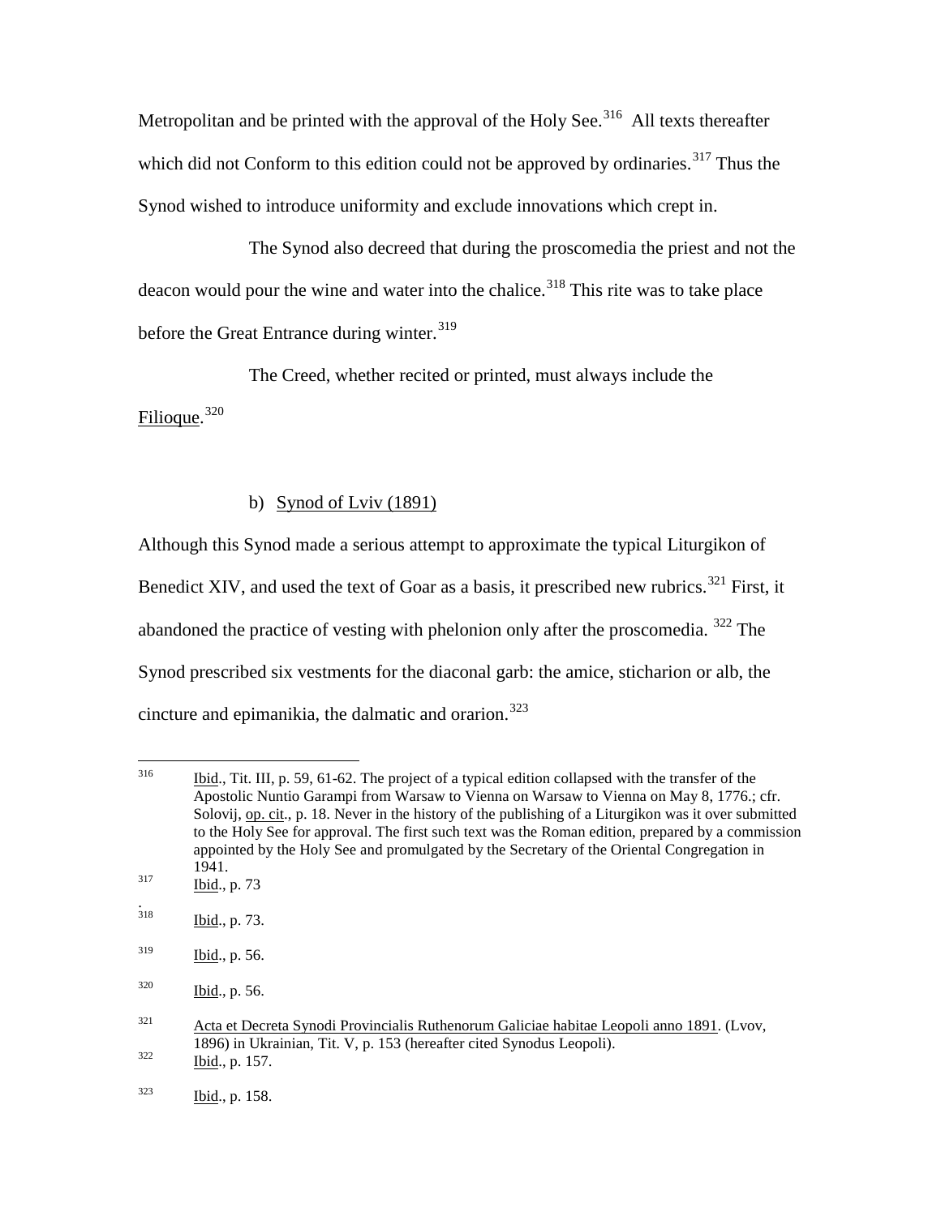Metropolitan and be printed with the approval of the Holy See.[316] All texts thereafter which did not Conform to this edition could not be approved by ordinaries.[317] Thus the Synod wished to introduce uniformity and exclude innovations which crept in.

The Synod also decreed that during the proscomedia the priest and not the deacon would pour the wine and water into the chalice.[318] This rite was to take place before the Great Entrance during winter.[319]

The Creed, whether recited or printed, must always include the Filioque.[320]

b) Synod of Lviv (1891)

Although this Synod made a serious attempt to approximate the typical Liturgikon of Benedict XIV, and used the text of Goar as a basis, it prescribed new rubrics.[321] First, it abandoned the practice of vesting with phelonion only after the proscomedia. [322] The Synod prescribed six vestments for the diaconal garb: the amice, sticharion or alb, the cincture and epimanikia, the dalmatic and orarion.[323]

---

[316] Ibid., Tit. III, p. 59, 61-62. The project of a typical edition collapsed with the transfer of the Apostolic Nuntio Garampi from Warsaw to Vienna on Warsaw to Vienna on May 8, 1776.; cfr. Solovij, op. cit., p. 18. Never in the history of the publishing of a Liturgikon was it over submitted to the Holy See for approval. The first such text was the Roman edition, prepared by a commission appointed by the Holy See and promulgated by the Secretary of the Oriental Congregation in 1941.

[317] Ibid., p. 73

[318] Ibid., p. 73.

[319] Ibid., p. 56.

[320] Ibid., p. 56.

[321] Acta et Decreta Synodi Provincialis Ruthenorum Galiciae habitae Leopoli anno 1891. (Lvov, 1896) in Ukrainian, Tit. V, p. 153 (hereafter cited Synodus Leopoli).

[322] Ibid., p. 157.

[323] Ibid., p. 158.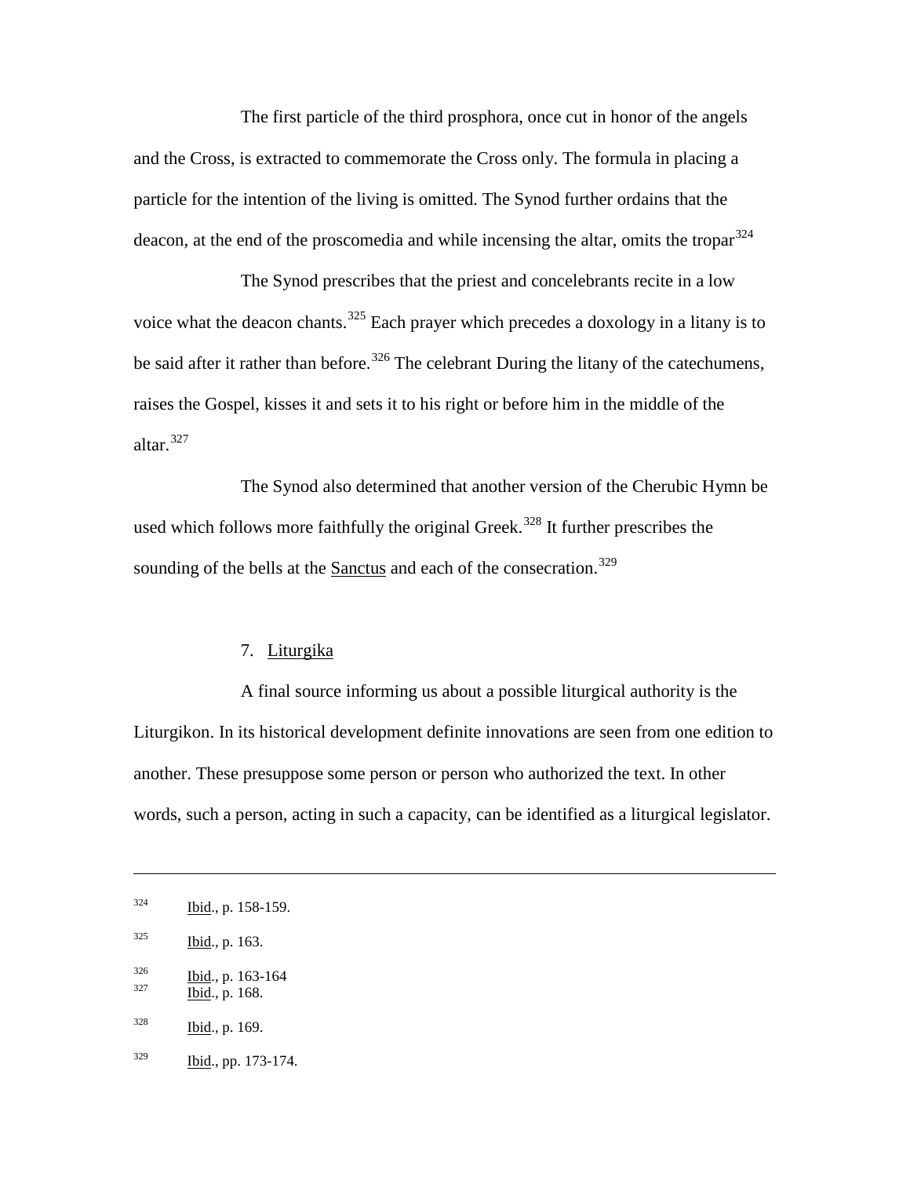The first particle of the third prosphora, once cut in honor of the angels and the Cross, is extracted to commemorate the Cross only. The formula in placing a particle for the intention of the living is omitted. The Synod further ordains that the deacon, at the end of the proscomedia and while incensing the altar, omits the tropar[324]

The Synod prescribes that the priest and concelebrants recite in a low voice what the deacon chants.[325] Each prayer which precedes a doxology in a litany is to be said after it rather than before.[326] The celebrant During the litany of the catechumens, raises the Gospel, kisses it and sets it to his right or before him in the middle of the altar.[327]

The Synod also determined that another version of the Cherubic Hymn be used which follows more faithfully the original Greek.[328] It further prescribes the sounding of the bells at the Sanctus and each of the consecration.[329]

### 7. Liturgika

A final source informing us about a possible liturgical authority is the Liturgikon. In its historical development definite innovations are seen from one edition to another. These presuppose some person or person who authorized the text. In other words, such a person, acting in such a capacity, can be identified as a liturgical legislator.

---

[324] Ibid., p. 158-159.

[325] Ibid., p. 163.

[326] Ibid., p. 163-164

[327] Ibid., p. 168.

[328] Ibid., p. 169.

[329] Ibid., pp. 173-174.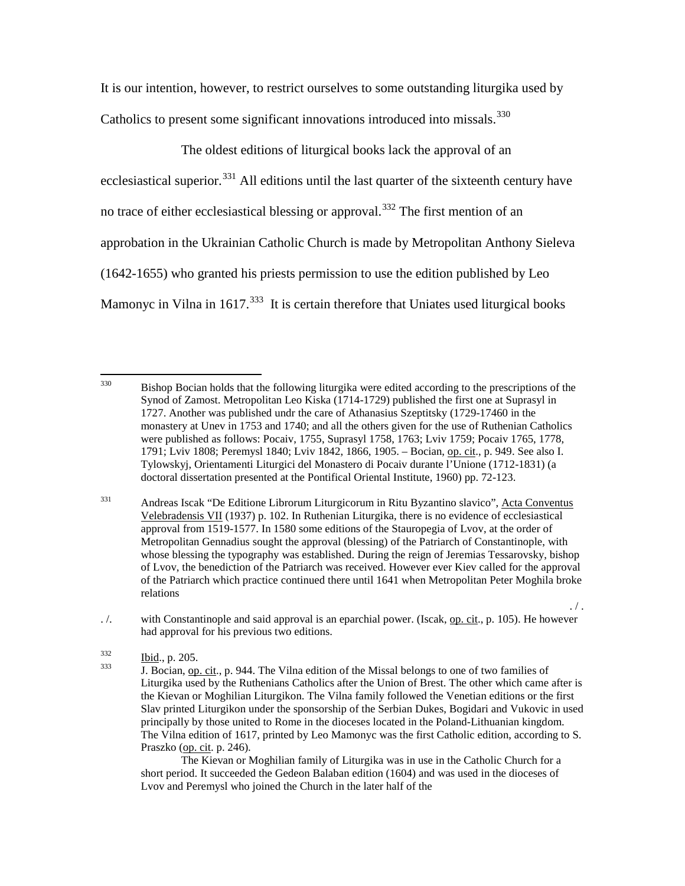It is our intention, however, to restrict ourselves to some outstanding liturgika used by Catholics to present some significant innovations introduced into missals.[330]

The oldest editions of liturgical books lack the approval of an ecclesiastical superior.[331] All editions until the last quarter of the sixteenth century have no trace of either ecclesiastical blessing or approval.[332] The first mention of an approbation in the Ukrainian Catholic Church is made by Metropolitan Anthony Sieleva (1642-1655) who granted his priests permission to use the edition published by Leo Mamonyc in Vilna in 1617.[333] It is certain therefore that Uniates used liturgical books

---

[330] Bishop Bocian holds that the following liturgika were edited according to the prescriptions of the Synod of Zamost. Metropolitan Leo Kiska (1714-1729) published the first one at Suprasyl in 1727. Another was published undr the care of Athanasius Szeptitsky (1729-17460 in the monastery at Unev in 1753 and 1740; and all the others given for the use of Ruthenian Catholics were published as follows: Pocaiv, 1755, Suprasyl 1758, 1763; Lviv 1759; Pocaiv 1765, 1778, 1791; Lviv 1808; Peremysl 1840; Lviv 1842, 1866, 1905. – Bocian, op. cit., p. 949. See also I. Tylowskyj, Orientamenti Liturgici del Monastero di Pocaiv durante l'Unione (1712-1831) (a doctoral dissertation presented at the Pontifical Oriental Institute, 1960) pp. 72-123.

[331] Andreas Iscak "De Editione Librorum Liturgicorum in Ritu Byzantino slavico", Acta Conventus Velebradensis VII (1937) p. 102. In Ruthenian Liturgika, there is no evidence of ecclesiastical approval from 1519-1577. In 1580 some editions of the Stauropegia of Lvov, at the order of Metropolitan Gennadius sought the approval (blessing) of the Patriarch of Constantinople, with whose blessing the typography was established. During the reign of Jeremias Tessarovsky, bishop of Lvov, the benediction of the Patriarch was received. However ever Kiev called for the approval of the Patriarch which practice continued there until 1641 when Metropolitan Peter Moghila broke relations with Constantinople and said approval is an eparchial power. (Iscak, op. cit., p. 105). He however had approval for his previous two editions.

[332] Ibid., p. 205.

[333] J. Bocian, op. cit., p. 944. The Vilna edition of the Missal belongs to one of two families of Liturgika used by the Ruthenians Catholics after the Union of Brest. The other which came after is the Kievan or Moghilian Liturgikon. The Vilna family followed the Venetian editions or the first Slav printed Liturgikon under the sponsorship of the Serbian Dukes, Bogidari and Vukovic in used principally by those united to Rome in the dioceses located in the Poland-Lithuanian kingdom. The Vilna edition of 1617, printed by Leo Mamonyc was the first Catholic edition, according to S. Praszko (op. cit. p. 246).

The Kievan or Moghilian family of Liturgika was in use in the Catholic Church for a short period. It succeeded the Gedeon Balaban edition (1604) and was used in the dioceses of Lvov and Peremysl who joined the Church in the later half of the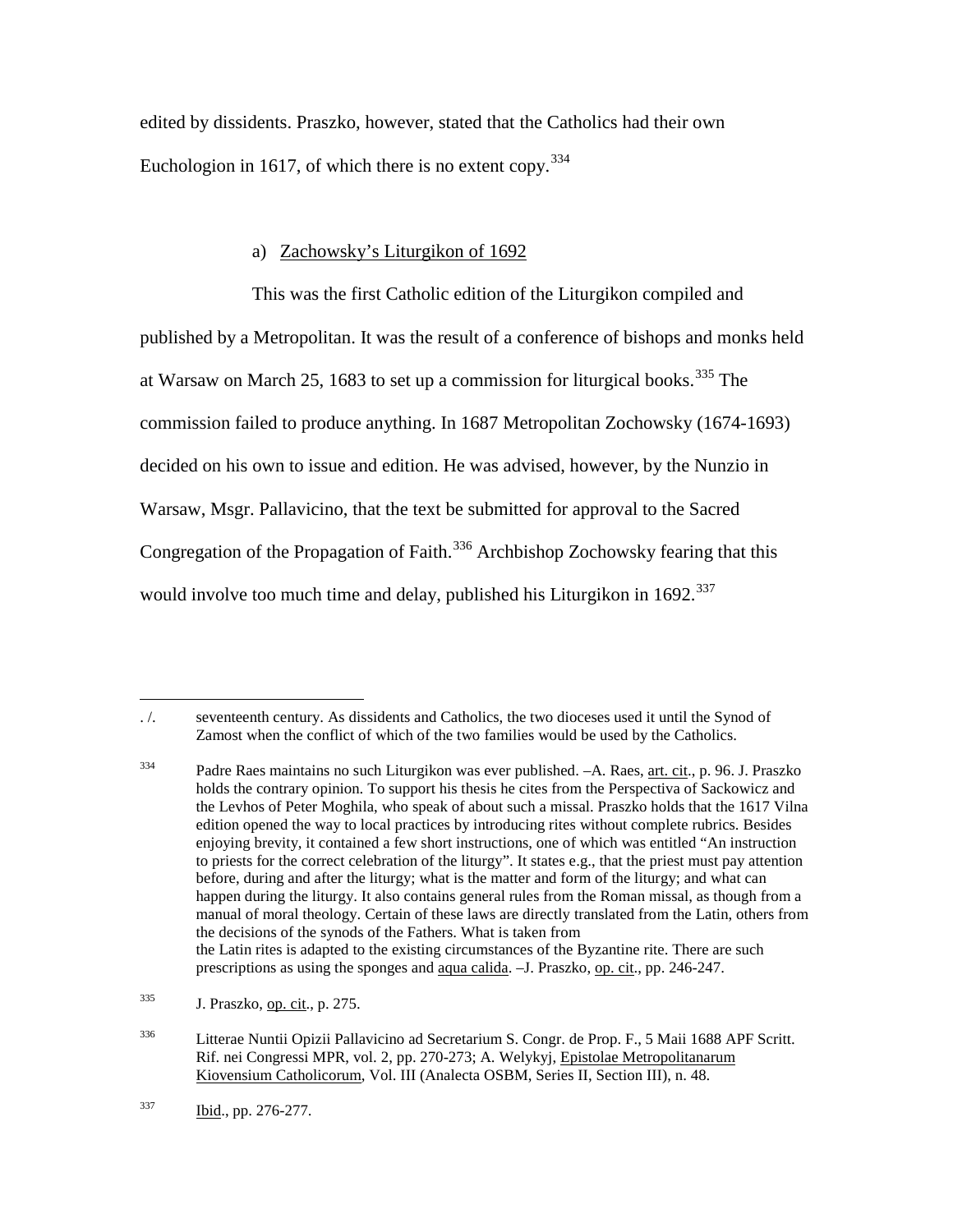edited by dissidents. Praszko, however, stated that the Catholics had their own Euchologion in 1617, of which there is no extent copy.[334]

a) Zachowsky's Liturgikon of 1692

This was the first Catholic edition of the Liturgikon compiled and published by a Metropolitan. It was the result of a conference of bishops and monks held at Warsaw on March 25, 1683 to set up a commission for liturgical books.[335] The commission failed to produce anything. In 1687 Metropolitan Zochowsky (1674-1693) decided on his own to issue and edition. He was advised, however, by the Nunzio in Warsaw, Msgr. Pallavicino, that the text be submitted for approval to the Sacred Congregation of the Propagation of Faith.[336] Archbishop Zochowsky fearing that this would involve too much time and delay, published his Liturgikon in 1692.[337]

---

. /. seventeenth century. As dissidents and Catholics, the two dioceses used it until the Synod of Zamost when the conflict of which of the two families would be used by the Catholics.

[334] Padre Raes maintains no such Liturgikon was ever published. –A. Raes, art. cit., p. 96. J. Praszko holds the contrary opinion. To support his thesis he cites from the Perspectiva of Sackowicz and the Levhos of Peter Moghila, who speak of about such a missal. Praszko holds that the 1617 Vilna edition opened the way to local practices by introducing rites without complete rubrics. Besides enjoying brevity, it contained a few short instructions, one of which was entitled "An instruction to priests for the correct celebration of the liturgy". It states e.g., that the priest must pay attention before, during and after the liturgy; what is the matter and form of the liturgy; and what can happen during the liturgy. It also contains general rules from the Roman missal, as though from a manual of moral theology. Certain of these laws are directly translated from the Latin, others from the decisions of the synods of the Fathers. What is taken from the Latin rites is adapted to the existing circumstances of the Byzantine rite. There are such prescriptions as using the sponges and aqua calida. –J. Praszko, op. cit., pp. 246-247.

[335] J. Praszko, op. cit., p. 275.

[336] Litterae Nuntii Opizii Pallavicino ad Secretarium S. Congr. de Prop. F., 5 Maii 1688 APF Scritt. Rif. nei Congressi MPR, vol. 2, pp. 270-273; A. Welykyj, Epistolae Metropolitanarum Kiovensium Catholicorum, Vol. III (Analecta OSBM, Series II, Section III), n. 48.

[337] Ibid., pp. 276-277.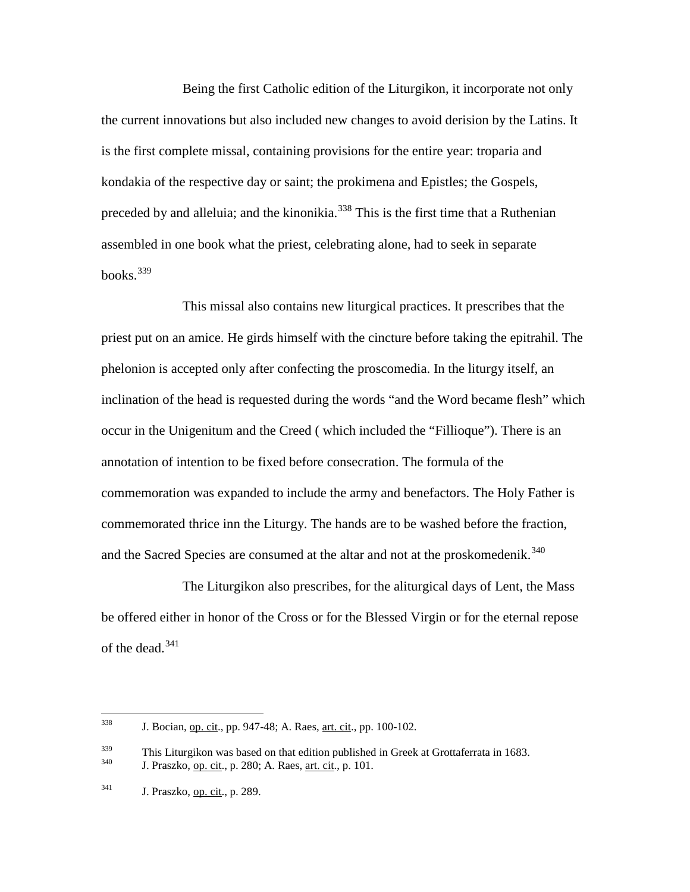Being the first Catholic edition of the Liturgikon, it incorporate not only the current innovations but also included new changes to avoid derision by the Latins. It is the first complete missal, containing provisions for the entire year: troparia and kondakia of the respective day or saint; the prokimena and Epistles; the Gospels, preceded by and alleluia; and the kinonikia.[338] This is the first time that a Ruthenian assembled in one book what the priest, celebrating alone, had to seek in separate books.[339]

This missal also contains new liturgical practices. It prescribes that the priest put on an amice. He girds himself with the cincture before taking the epitrahil. The phelonion is accepted only after confecting the proscomedia. In the liturgy itself, an inclination of the head is requested during the words "and the Word became flesh" which occur in the Unigenitum and the Creed ( which included the "Fillioque"). There is an annotation of intention to be fixed before consecration. The formula of the commemoration was expanded to include the army and benefactors. The Holy Father is commemorated thrice inn the Liturgy. The hands are to be washed before the fraction, and the Sacred Species are consumed at the altar and not at the proskomedenik.[340]

The Liturgikon also prescribes, for the aliturgical days of Lent, the Mass be offered either in honor of the Cross or for the Blessed Virgin or for the eternal repose of the dead.[341]

---

[338] J. Bocian, op. cit., pp. 947-48; A. Raes, art. cit., pp. 100-102.

[339] This Liturgikon was based on that edition published in Greek at Grottaferrata in 1683.

[340] J. Praszko, op. cit., p. 280; A. Raes, art. cit., p. 101.

[341] J. Praszko, op. cit., p. 289.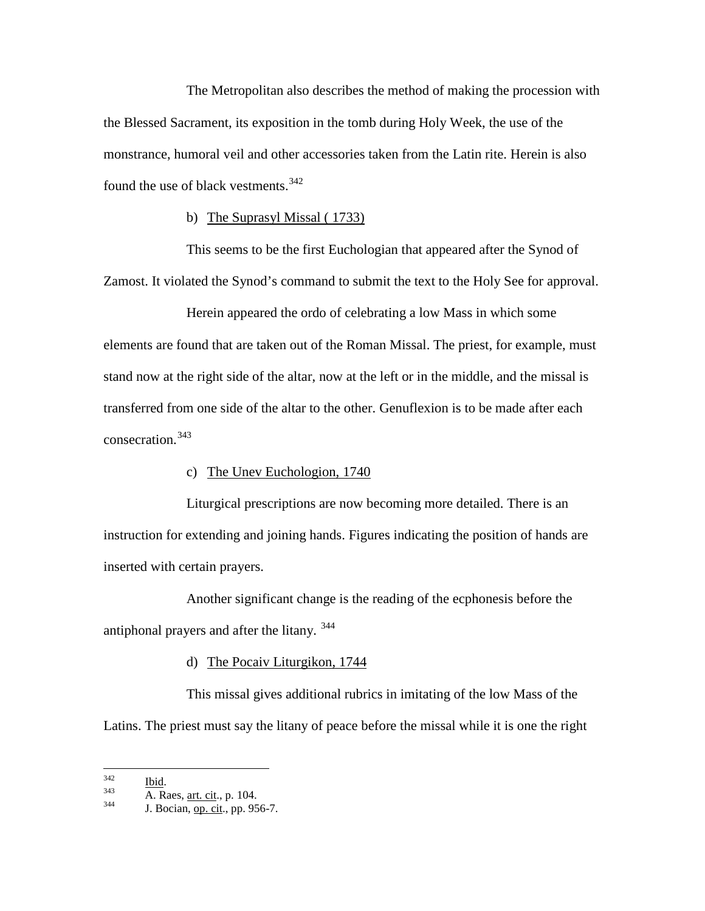The Metropolitan also describes the method of making the procession with the Blessed Sacrament, its exposition in the tomb during Holy Week, the use of the monstrance, humoral veil and other accessories taken from the Latin rite. Herein is also found the use of black vestments.[342]

b) The Suprasyl Missal ( 1733)

This seems to be the first Euchologian that appeared after the Synod of Zamost. It violated the Synod's command to submit the text to the Holy See for approval.

Herein appeared the ordo of celebrating a low Mass in which some elements are found that are taken out of the Roman Missal. The priest, for example, must stand now at the right side of the altar, now at the left or in the middle, and the missal is transferred from one side of the altar to the other. Genuflexion is to be made after each consecration.[343]

c) The Unev Euchologion, 1740

Liturgical prescriptions are now becoming more detailed. There is an instruction for extending and joining hands. Figures indicating the position of hands are inserted with certain prayers.

Another significant change is the reading of the ecphonesis before the antiphonal prayers and after the litany. [344]

d) The Pocaiv Liturgikon, 1744

This missal gives additional rubrics in imitating of the low Mass of the Latins. The priest must say the litany of peace before the missal while it is one the right

---

[342] Ibid.

[343] A. Raes, art. cit., p. 104.

[344] J. Bocian, op. cit., pp. 956-7.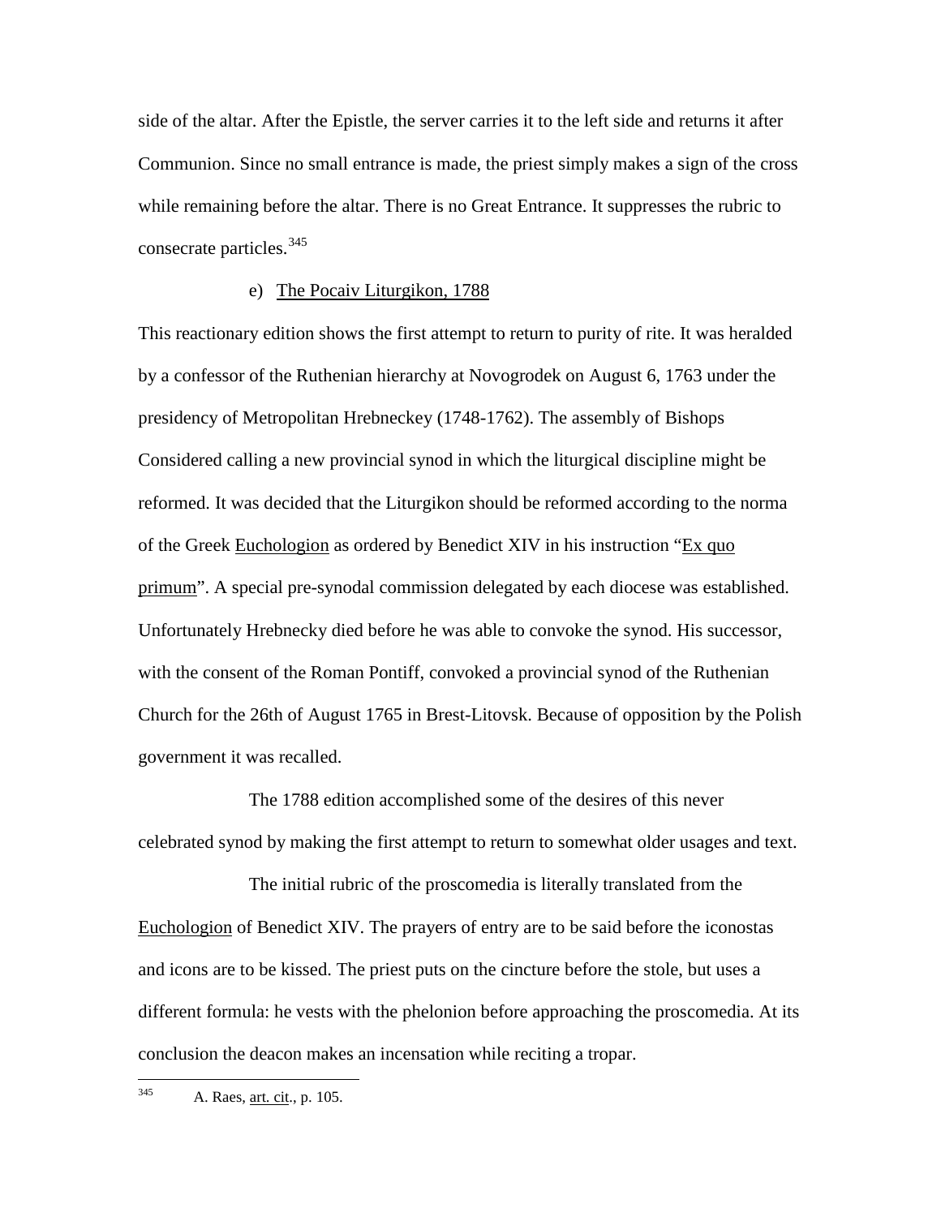side of the altar. After the Epistle, the server carries it to the left side and returns it after Communion. Since no small entrance is made, the priest simply makes a sign of the cross while remaining before the altar. There is no Great Entrance. It suppresses the rubric to consecrate particles.[345]

e) The Pocaiv Liturgikon, 1788

This reactionary edition shows the first attempt to return to purity of rite. It was heralded by a confessor of the Ruthenian hierarchy at Novogrodek on August 6, 1763 under the presidency of Metropolitan Hrebneckey (1748-1762). The assembly of Bishops Considered calling a new provincial synod in which the liturgical discipline might be reformed. It was decided that the Liturgikon should be reformed according to the norma of the Greek Euchologion as ordered by Benedict XIV in his instruction "Ex quo primum". A special pre-synodal commission delegated by each diocese was established. Unfortunately Hrebnecky died before he was able to convoke the synod. His successor, with the consent of the Roman Pontiff, convoked a provincial synod of the Ruthenian Church for the 26th of August 1765 in Brest-Litovsk. Because of opposition by the Polish government it was recalled.

The 1788 edition accomplished some of the desires of this never celebrated synod by making the first attempt to return to somewhat older usages and text.

The initial rubric of the proscomedia is literally translated from the Euchologion of Benedict XIV. The prayers of entry are to be said before the iconostas and icons are to be kissed. The priest puts on the cincture before the stole, but uses a different formula: he vests with the phelonion before approaching the proscomedia. At its conclusion the deacon makes an incensation while reciting a tropar.

[345] A. Raes, art. cit., p. 105.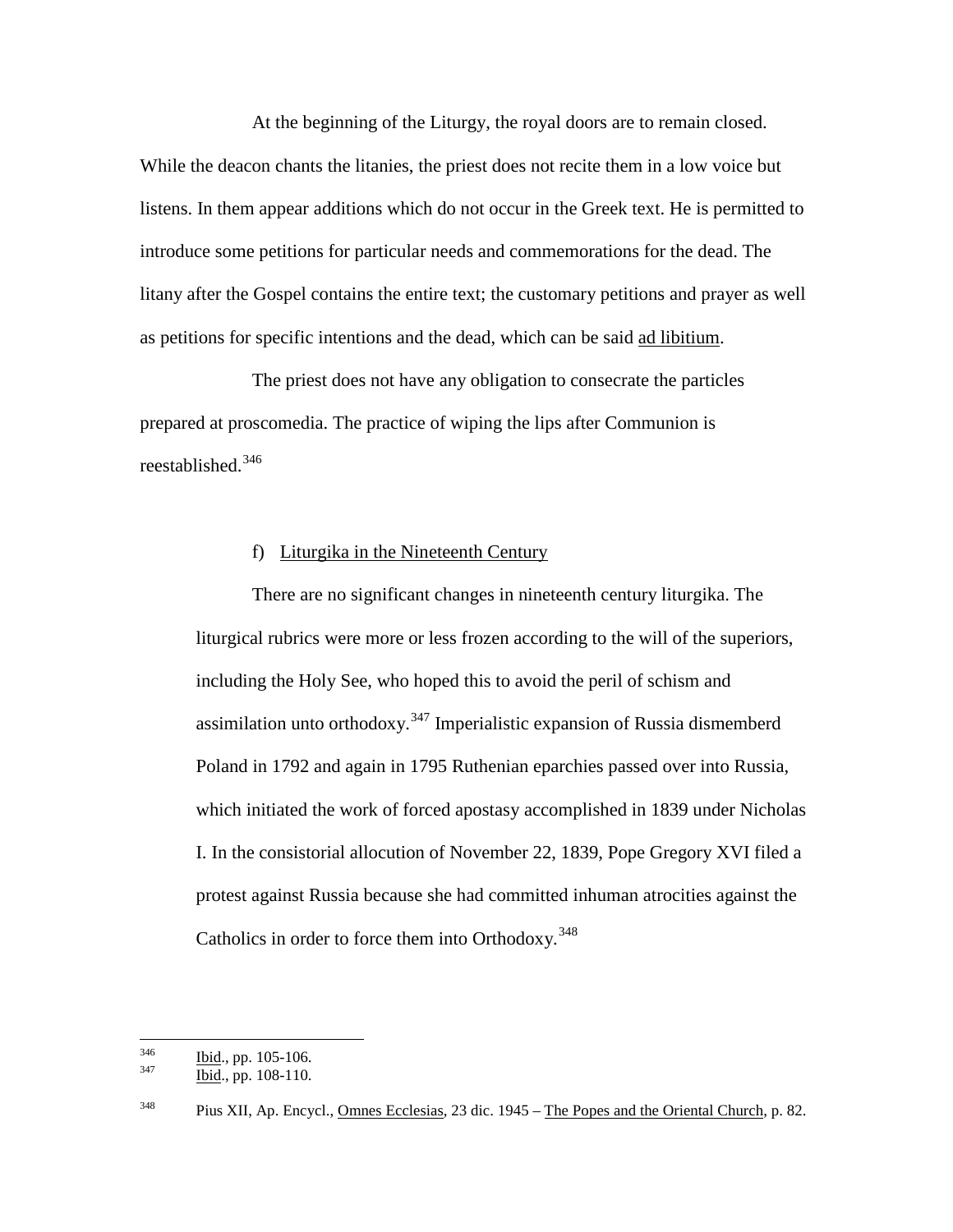At the beginning of the Liturgy, the royal doors are to remain closed. While the deacon chants the litanies, the priest does not recite them in a low voice but listens. In them appear additions which do not occur in the Greek text. He is permitted to introduce some petitions for particular needs and commemorations for the dead. The litany after the Gospel contains the entire text; the customary petitions and prayer as well as petitions for specific intentions and the dead, which can be said ad libitium.

The priest does not have any obligation to consecrate the particles prepared at proscomedia. The practice of wiping the lips after Communion is reestablished.[346]

### f) Liturgika in the Nineteenth Century

> There are no significant changes in nineteenth century liturgika. The liturgical rubrics were more or less frozen according to the will of the superiors, including the Holy See, who hoped this to avoid the peril of schism and assimilation unto orthodoxy.[347] Imperialistic expansion of Russia dismemberd Poland in 1792 and again in 1795 Ruthenian eparchies passed over into Russia, which initiated the work of forced apostasy accomplished in 1839 under Nicholas I. In the consistorial allocution of November 22, 1839, Pope Gregory XVI filed a protest against Russia because she had committed inhuman atrocities against the Catholics in order to force them into Orthodoxy.[348]

---

[346] Ibid., pp. 105-106.

[347] Ibid., pp. 108-110.

[348] Pius XII, Ap. Encycl., Omnes Ecclesias, 23 dic. 1945 – The Popes and the Oriental Church, p. 82.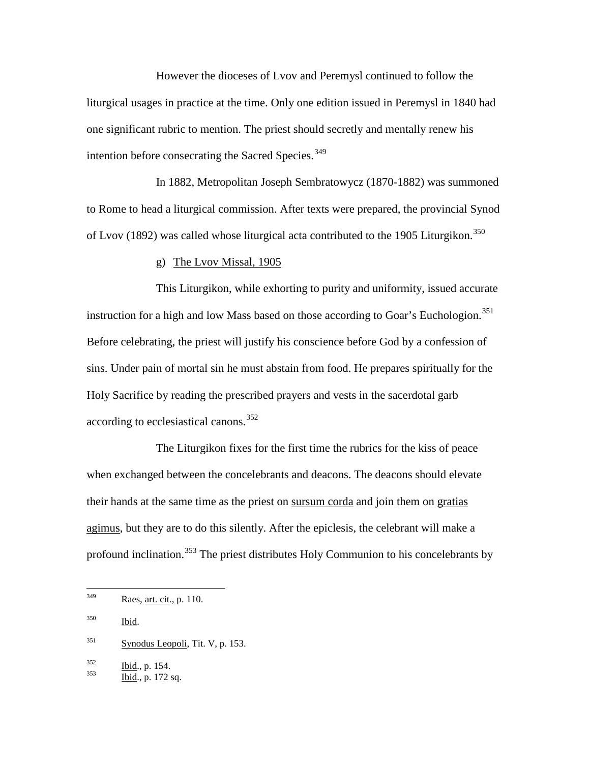However the dioceses of Lvov and Peremysl continued to follow the liturgical usages in practice at the time. Only one edition issued in Peremysl in 1840 had one significant rubric to mention. The priest should secretly and mentally renew his intention before consecrating the Sacred Species.[349]

In 1882, Metropolitan Joseph Sembratowycz (1870-1882) was summoned to Rome to head a liturgical commission. After texts were prepared, the provincial Synod of Lvov (1892) was called whose liturgical acta contributed to the 1905 Liturgikon.[350]

g) The Lvov Missal, 1905

This Liturgikon, while exhorting to purity and uniformity, issued accurate instruction for a high and low Mass based on those according to Goar's Euchologion.[351] Before celebrating, the priest will justify his conscience before God by a confession of sins. Under pain of mortal sin he must abstain from food. He prepares spiritually for the Holy Sacrifice by reading the prescribed prayers and vests in the sacerdotal garb according to ecclesiastical canons.[352]

The Liturgikon fixes for the first time the rubrics for the kiss of peace when exchanged between the concelebrants and deacons. The deacons should elevate their hands at the same time as the priest on sursum corda and join them on gratias agimus, but they are to do this silently. After the epiclesis, the celebrant will make a profound inclination.[353] The priest distributes Holy Communion to his concelebrants by

---

[349] Raes, art. cit., p. 110.

[350] Ibid.

[351] Synodus Leopoli, Tit. V, p. 153.

[352] Ibid., p. 154.

[353] Ibid., p. 172 sq.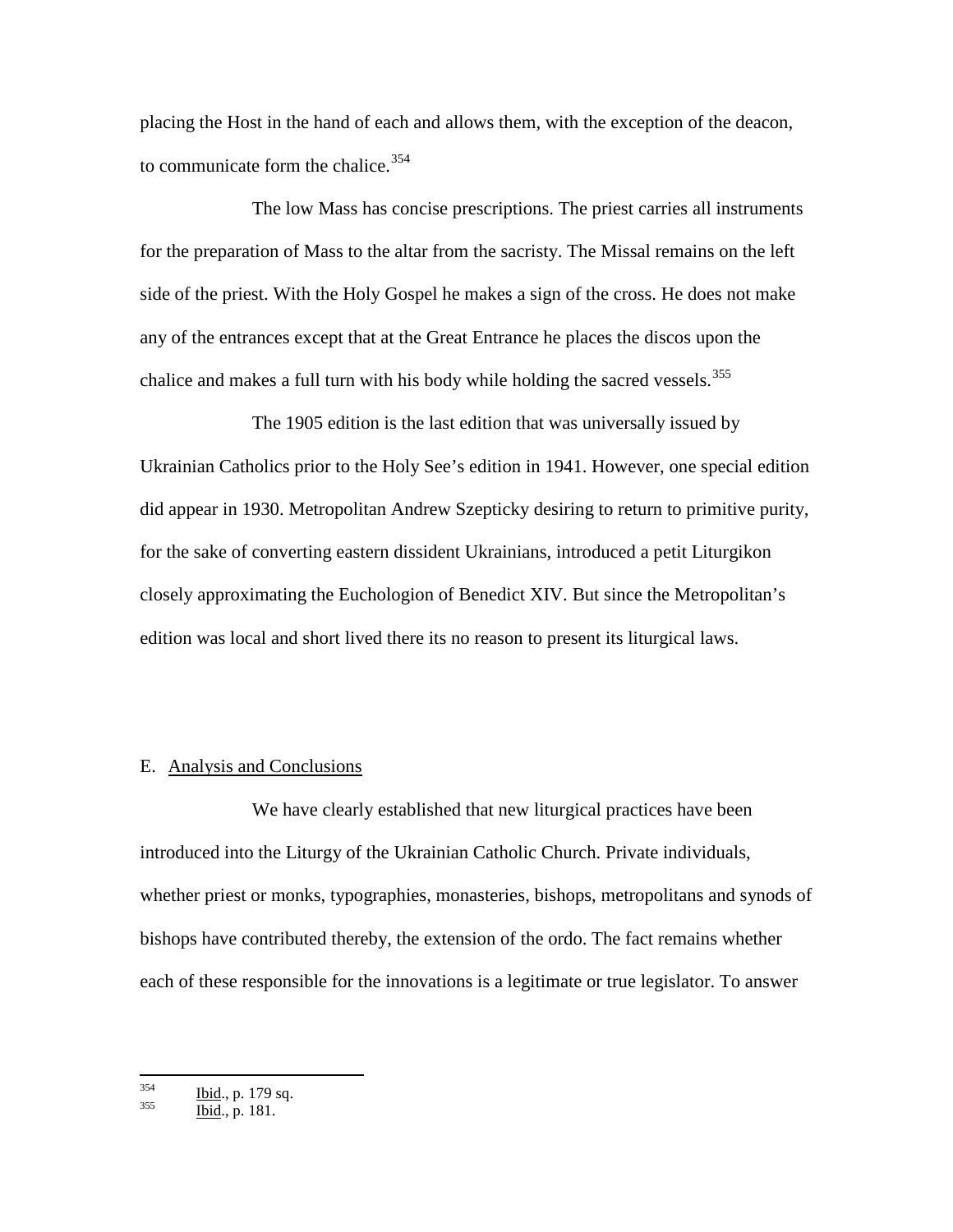placing the Host in the hand of each and allows them, with the exception of the deacon, to communicate form the chalice.[354]

The low Mass has concise prescriptions. The priest carries all instruments for the preparation of Mass to the altar from the sacristy. The Missal remains on the left side of the priest. With the Holy Gospel he makes a sign of the cross. He does not make any of the entrances except that at the Great Entrance he places the discos upon the chalice and makes a full turn with his body while holding the sacred vessels.[355]

The 1905 edition is the last edition that was universally issued by Ukrainian Catholics prior to the Holy See's edition in 1941. However, one special edition did appear in 1930. Metropolitan Andrew Szepticky desiring to return to primitive purity, for the sake of converting eastern dissident Ukrainians, introduced a petit Liturgikon closely approximating the Euchologion of Benedict XIV. But since the Metropolitan's edition was local and short lived there its no reason to present its liturgical laws.

## E. Analysis and Conclusions

We have clearly established that new liturgical practices have been introduced into the Liturgy of the Ukrainian Catholic Church. Private individuals, whether priest or monks, typographies, monasteries, bishops, metropolitans and synods of bishops have contributed thereby, the extension of the ordo. The fact remains whether each of these responsible for the innovations is a legitimate or true legislator. To answer

---

[354] Ibid., p. 179 sq.

[355] Ibid., p. 181.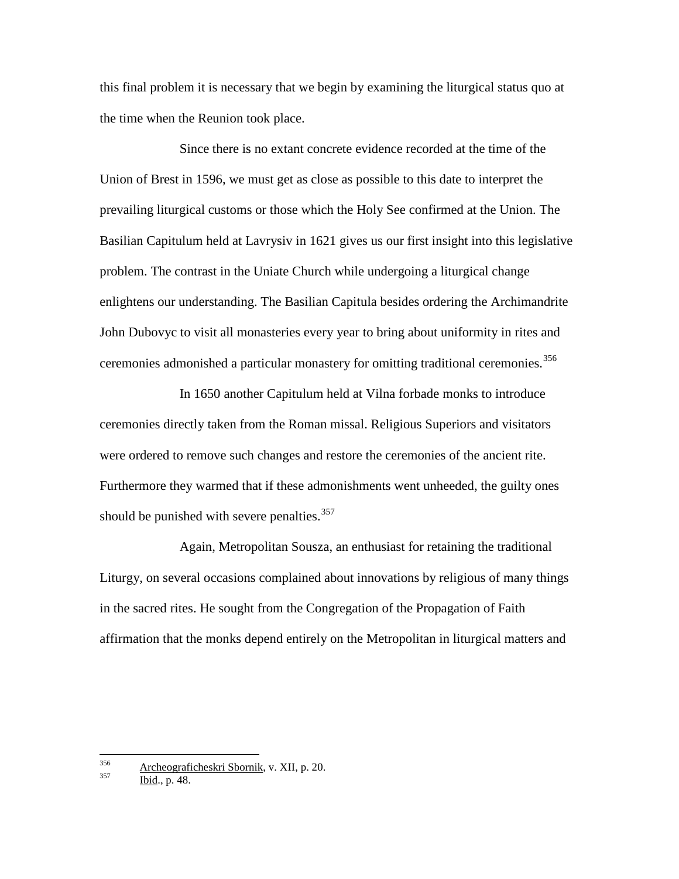this final problem it is necessary that we begin by examining the liturgical status quo at the time when the Reunion took place.

Since there is no extant concrete evidence recorded at the time of the Union of Brest in 1596, we must get as close as possible to this date to interpret the prevailing liturgical customs or those which the Holy See confirmed at the Union. The Basilian Capitulum held at Lavrysiv in 1621 gives us our first insight into this legislative problem. The contrast in the Uniate Church while undergoing a liturgical change enlightens our understanding. The Basilian Capitula besides ordering the Archimandrite John Dubovyc to visit all monasteries every year to bring about uniformity in rites and ceremonies admonished a particular monastery for omitting traditional ceremonies.[356]

In 1650 another Capitulum held at Vilna forbade monks to introduce ceremonies directly taken from the Roman missal. Religious Superiors and visitators were ordered to remove such changes and restore the ceremonies of the ancient rite. Furthermore they warmed that if these admonishments went unheeded, the guilty ones should be punished with severe penalties.[357]

Again, Metropolitan Sousza, an enthusiast for retaining the traditional Liturgy, on several occasions complained about innovations by religious of many things in the sacred rites. He sought from the Congregation of the Propagation of Faith affirmation that the monks depend entirely on the Metropolitan in liturgical matters and

---

[356] Archeograficheskri Sbornik, v. XII, p. 20.

[357] Ibid., p. 48.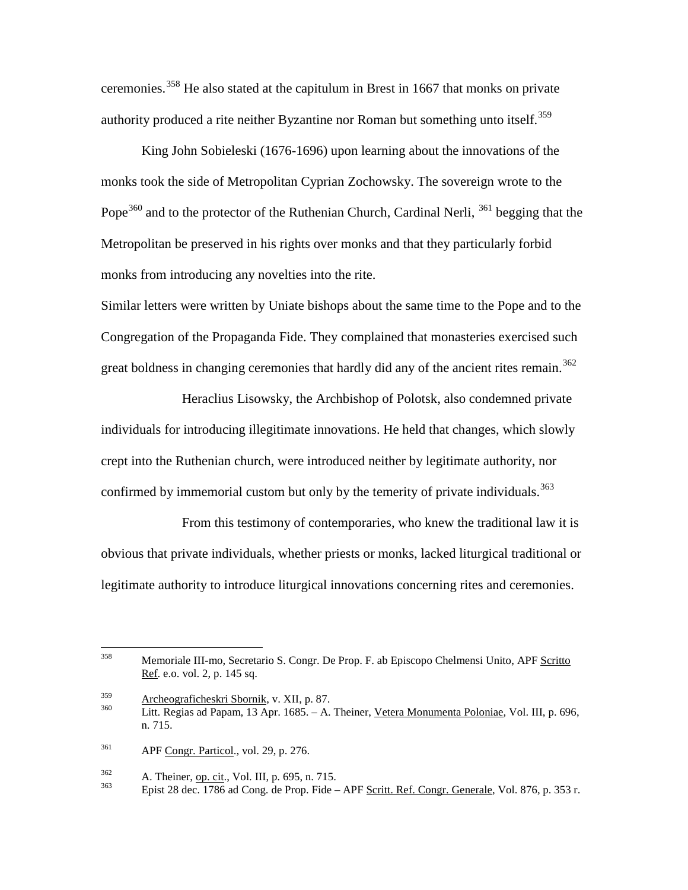ceremonies.[358] He also stated at the capitulum in Brest in 1667 that monks on private authority produced a rite neither Byzantine nor Roman but something unto itself.[359]

King John Sobieleski (1676-1696) upon learning about the innovations of the monks took the side of Metropolitan Cyprian Zochowsky. The sovereign wrote to the Pope[360] and to the protector of the Ruthenian Church, Cardinal Nerli, [361] begging that the Metropolitan be preserved in his rights over monks and that they particularly forbid monks from introducing any novelties into the rite.

Similar letters were written by Uniate bishops about the same time to the Pope and to the Congregation of the Propaganda Fide. They complained that monasteries exercised such great boldness in changing ceremonies that hardly did any of the ancient rites remain.[362]

Heraclius Lisowsky, the Archbishop of Polotsk, also condemned private individuals for introducing illegitimate innovations. He held that changes, which slowly crept into the Ruthenian church, were introduced neither by legitimate authority, nor confirmed by immemorial custom but only by the temerity of private individuals.[363]

From this testimony of contemporaries, who knew the traditional law it is obvious that private individuals, whether priests or monks, lacked liturgical traditional or legitimate authority to introduce liturgical innovations concerning rites and ceremonies.

---

[358] Memoriale III-mo, Secretario S. Congr. De Prop. F. ab Episcopo Chelmensi Unito, APF Scritto Ref. e.o. vol. 2, p. 145 sq.

[359] Archeograficheskri Sbornik, v. XII, p. 87.

[360] Litt. Regias ad Papam, 13 Apr. 1685. – A. Theiner, Vetera Monumenta Poloniae, Vol. III, p. 696, n. 715.

[361] APF Congr. Particol., vol. 29, p. 276.

[362] A. Theiner, op. cit., Vol. III, p. 695, n. 715.

[363] Epist 28 dec. 1786 ad Cong. de Prop. Fide – APF Scritt. Ref. Congr. Generale, Vol. 876, p. 353 r.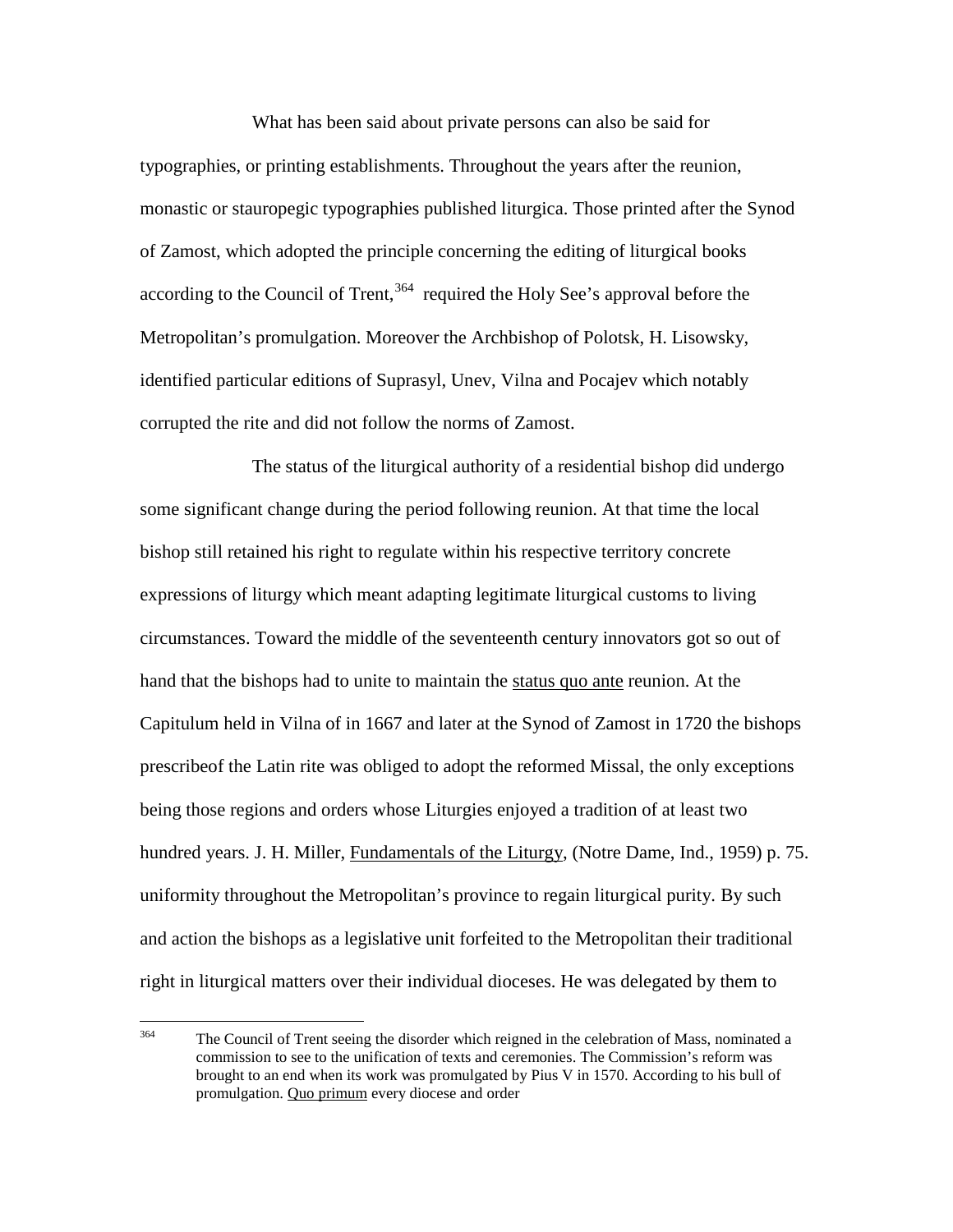What has been said about private persons can also be said for typographies, or printing establishments. Throughout the years after the reunion, monastic or stauropegic typographies published liturgica. Those printed after the Synod of Zamost, which adopted the principle concerning the editing of liturgical books according to the Council of Trent,[364] required the Holy See's approval before the Metropolitan's promulgation. Moreover the Archbishop of Polotsk, H. Lisowsky, identified particular editions of Suprasyl, Unev, Vilna and Pocajev which notably corrupted the rite and did not follow the norms of Zamost.

The status of the liturgical authority of a residential bishop did undergo some significant change during the period following reunion. At that time the local bishop still retained his right to regulate within his respective territory concrete expressions of liturgy which meant adapting legitimate liturgical customs to living circumstances. Toward the middle of the seventeenth century innovators got so out of hand that the bishops had to unite to maintain the <u>status quo ante</u> reunion. At the Capitulum held in Vilna of in 1667 and later at the Synod of Zamost in 1720 the bishops prescribeof the Latin rite was obliged to adopt the reformed Missal, the only exceptions being those regions and orders whose Liturgies enjoyed a tradition of at least two hundred years. J. H. Miller, <u>Fundamentals of the Liturgy</u>, (Notre Dame, Ind., 1959) p. 75. uniformity throughout the Metropolitan's province to regain liturgical purity. By such and action the bishops as a legislative unit forfeited to the Metropolitan their traditional right in liturgical matters over their individual dioceses. He was delegated by them to

---

[364] The Council of Trent seeing the disorder which reigned in the celebration of Mass, nominated a commission to see to the unification of texts and ceremonies. The Commission's reform was brought to an end when its work was promulgated by Pius V in 1570. According to his bull of promulgation. <u>Quo primum</u> every diocese and order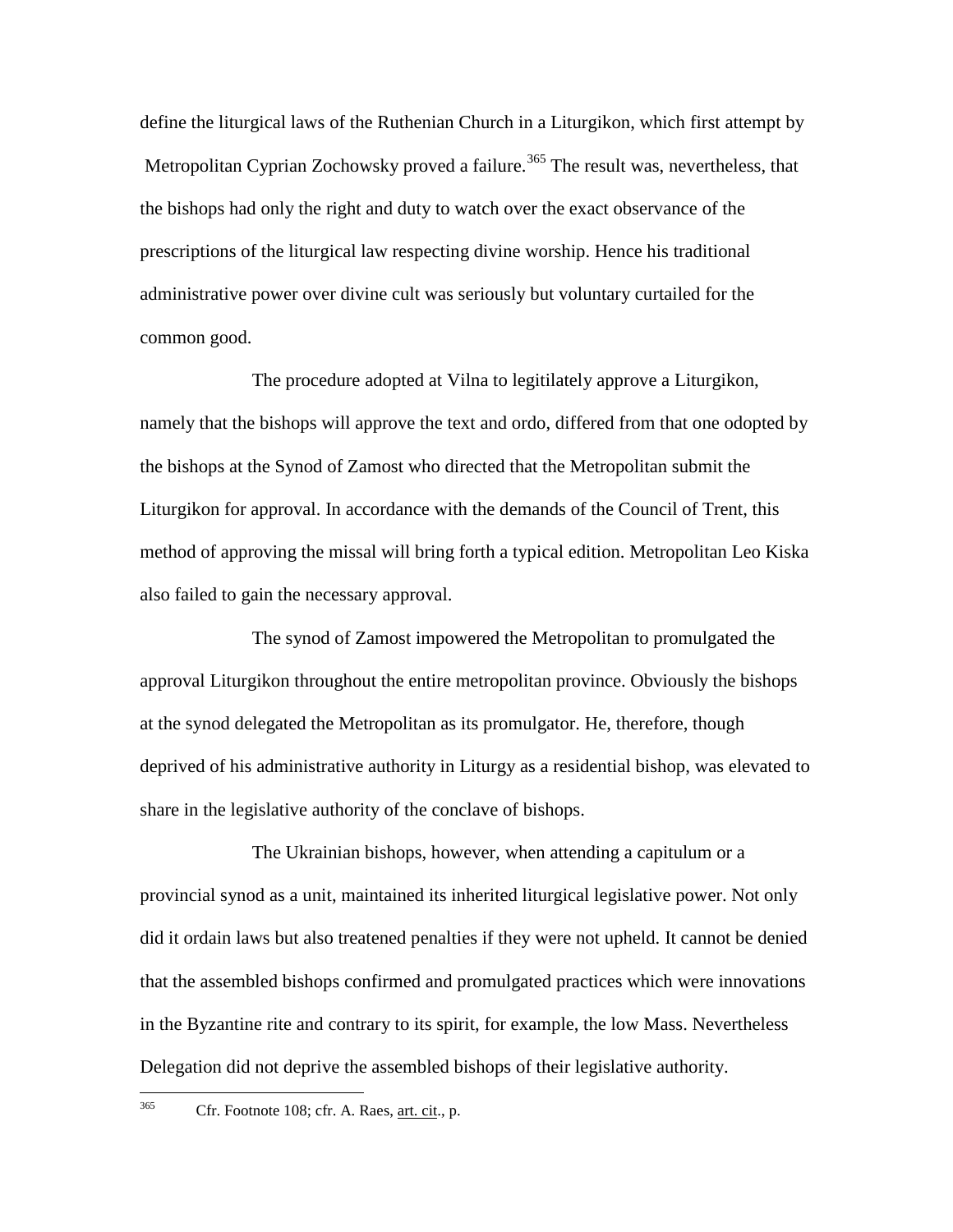define the liturgical laws of the Ruthenian Church in a Liturgikon, which first attempt by Metropolitan Cyprian Zochowsky proved a failure.[365] The result was, nevertheless, that the bishops had only the right and duty to watch over the exact observance of the prescriptions of the liturgical law respecting divine worship. Hence his traditional administrative power over divine cult was seriously but voluntary curtailed for the common good.

The procedure adopted at Vilna to legitilately approve a Liturgikon, namely that the bishops will approve the text and ordo, differed from that one odopted by the bishops at the Synod of Zamost who directed that the Metropolitan submit the Liturgikon for approval. In accordance with the demands of the Council of Trent, this method of approving the missal will bring forth a typical edition. Metropolitan Leo Kiska also failed to gain the necessary approval.

The synod of Zamost impowered the Metropolitan to promulgated the approval Liturgikon throughout the entire metropolitan province. Obviously the bishops at the synod delegated the Metropolitan as its promulgator. He, therefore, though deprived of his administrative authority in Liturgy as a residential bishop, was elevated to share in the legislative authority of the conclave of bishops.

The Ukrainian bishops, however, when attending a capitulum or a provincial synod as a unit, maintained its inherited liturgical legislative power. Not only did it ordain laws but also treatened penalties if they were not upheld. It cannot be denied that the assembled bishops confirmed and promulgated practices which were innovations in the Byzantine rite and contrary to its spirit, for example, the low Mass. Nevertheless Delegation did not deprive the assembled bishops of their legislative authority.

---

[365] Cfr. Footnote 108; cfr. A. Raes, art. cit., p.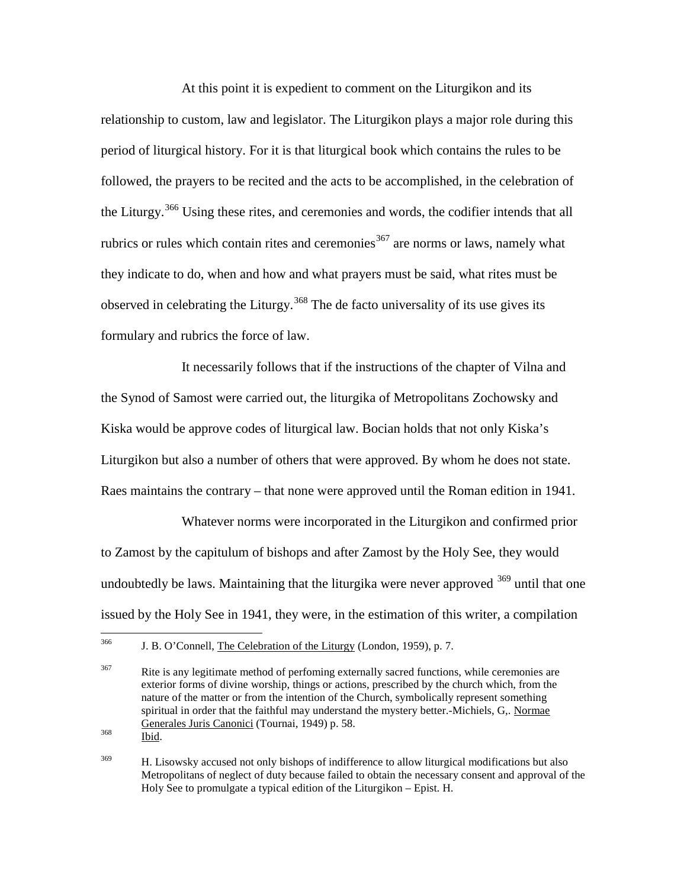At this point it is expedient to comment on the Liturgikon and its relationship to custom, law and legislator. The Liturgikon plays a major role during this period of liturgical history. For it is that liturgical book which contains the rules to be followed, the prayers to be recited and the acts to be accomplished, in the celebration of the Liturgy.[366] Using these rites, and ceremonies and words, the codifier intends that all rubrics or rules which contain rites and ceremonies[367] are norms or laws, namely what they indicate to do, when and how and what prayers must be said, what rites must be observed in celebrating the Liturgy.[368] The de facto universality of its use gives its formulary and rubrics the force of law.

It necessarily follows that if the instructions of the chapter of Vilna and the Synod of Samost were carried out, the liturgika of Metropolitans Zochowsky and Kiska would be approve codes of liturgical law. Bocian holds that not only Kiska's Liturgikon but also a number of others that were approved. By whom he does not state. Raes maintains the contrary – that none were approved until the Roman edition in 1941.

Whatever norms were incorporated in the Liturgikon and confirmed prior to Zamost by the capitulum of bishops and after Zamost by the Holy See, they would undoubtedly be laws. Maintaining that the liturgika were never approved [369] until that one issued by the Holy See in 1941, they were, in the estimation of this writer, a compilation

---

[366] J. B. O'Connell, The Celebration of the Liturgy (London, 1959), p. 7.

[367] Rite is any legitimate method of perfoming externally sacred functions, while ceremonies are exterior forms of divine worship, things or actions, prescribed by the church which, from the nature of the matter or from the intention of the Church, symbolically represent something spiritual in order that the faithful may understand the mystery better.-Michiels, G,. Normae Generales Juris Canonici (Tournai, 1949) p. 58.

[368] Ibid.

[369] H. Lisowsky accused not only bishops of indifference to allow liturgical modifications but also Metropolitans of neglect of duty because failed to obtain the necessary consent and approval of the Holy See to promulgate a typical edition of the Liturgikon – Epist. H.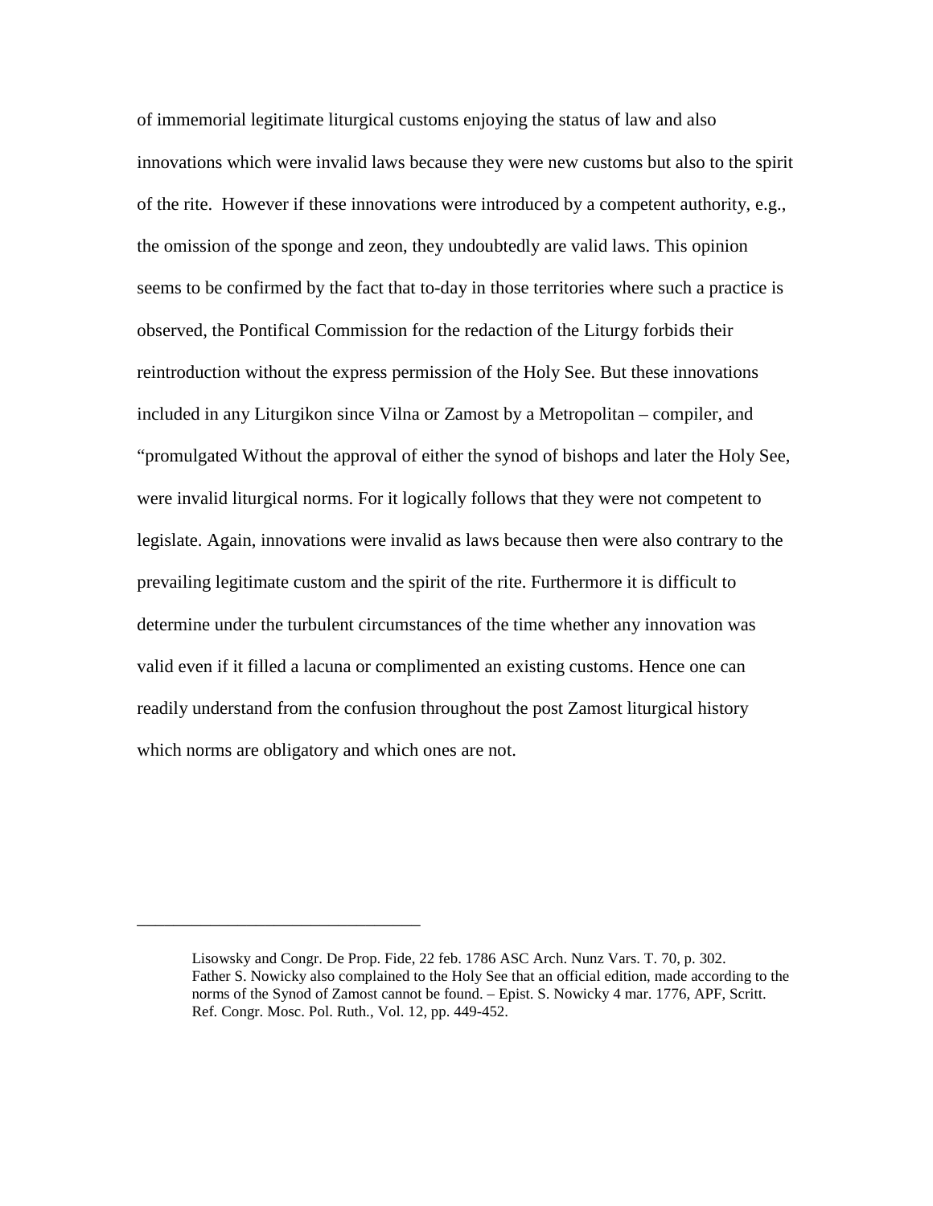of immemorial legitimate liturgical customs enjoying the status of law and also innovations which were invalid laws because they were new customs but also to the spirit of the rite. However if these innovations were introduced by a competent authority, e.g., the omission of the sponge and zeon, they undoubtedly are valid laws. This opinion seems to be confirmed by the fact that to-day in those territories where such a practice is observed, the Pontifical Commission for the redaction of the Liturgy forbids their reintroduction without the express permission of the Holy See. But these innovations included in any Liturgikon since Vilna or Zamost by a Metropolitan – compiler, and "promulgated Without the approval of either the synod of bishops and later the Holy See, were invalid liturgical norms. For it logically follows that they were not competent to legislate. Again, innovations were invalid as laws because then were also contrary to the prevailing legitimate custom and the spirit of the rite. Furthermore it is difficult to determine under the turbulent circumstances of the time whether any innovation was valid even if it filled a lacuna or complimented an existing customs. Hence one can readily understand from the confusion throughout the post Zamost liturgical history which norms are obligatory and which ones are not.

---

Lisowsky and Congr. De Prop. Fide, 22 feb. 1786 ASC Arch. Nunz Vars. T. 70, p. 302. Father S. Nowicky also complained to the Holy See that an official edition, made according to the norms of the Synod of Zamost cannot be found. – Epist. S. Nowicky 4 mar. 1776, APF, Scritt. Ref. Congr. Mosc. Pol. Ruth., Vol. 12, pp. 449-452.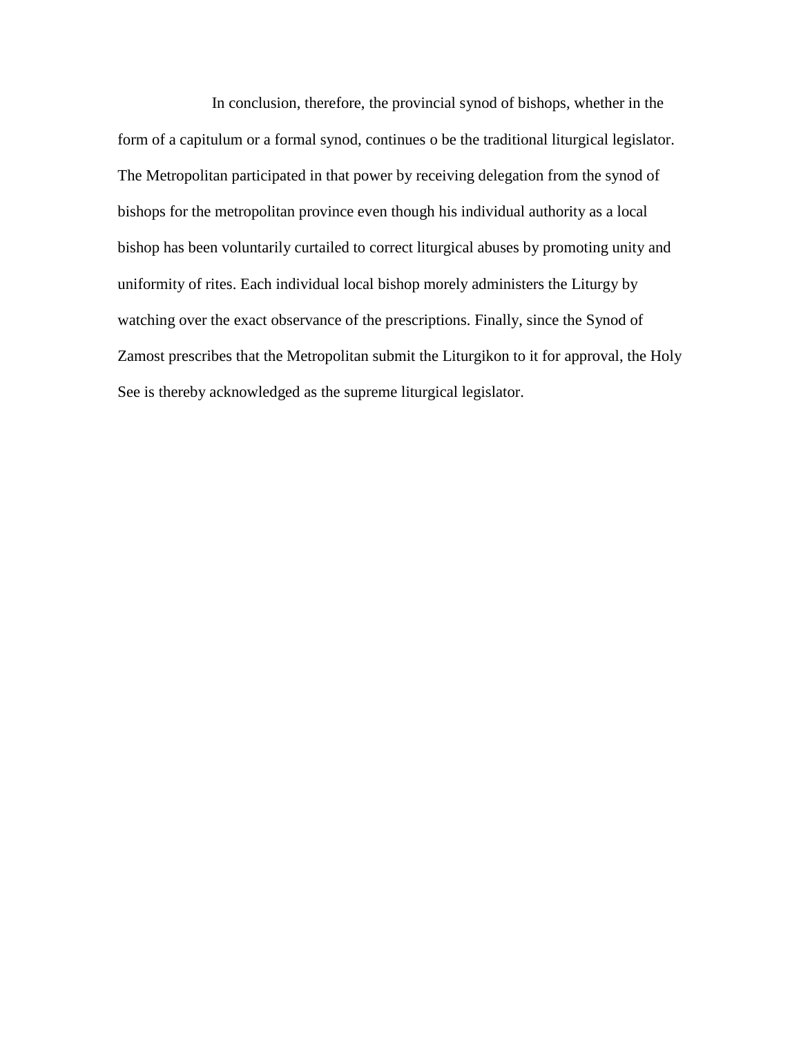In conclusion, therefore, the provincial synod of bishops, whether in the form of a capitulum or a formal synod, continues o be the traditional liturgical legislator. The Metropolitan participated in that power by receiving delegation from the synod of bishops for the metropolitan province even though his individual authority as a local bishop has been voluntarily curtailed to correct liturgical abuses by promoting unity and uniformity of rites. Each individual local bishop morely administers the Liturgy by watching over the exact observance of the prescriptions. Finally, since the Synod of Zamost prescribes that the Metropolitan submit the Liturgikon to it for approval, the Holy See is thereby acknowledged as the supreme liturgical legislator.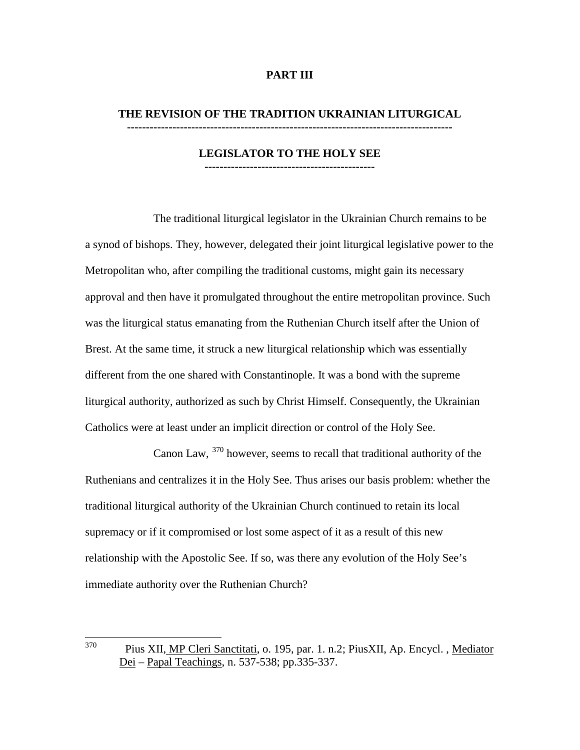# PART III

## THE REVISION OF THE TRADITION UKRAINIAN LITURGICAL LEGISLATOR TO THE HOLY SEE

The traditional liturgical legislator in the Ukrainian Church remains to be a synod of bishops. They, however, delegated their joint liturgical legislative power to the Metropolitan who, after compiling the traditional customs, might gain its necessary approval and then have it promulgated throughout the entire metropolitan province. Such was the liturgical status emanating from the Ruthenian Church itself after the Union of Brest. At the same time, it struck a new liturgical relationship which was essentially different from the one shared with Constantinople. It was a bond with the supreme liturgical authority, authorized as such by Christ Himself. Consequently, the Ukrainian Catholics were at least under an implicit direction or control of the Holy See.

Canon Law, [370] however, seems to recall that traditional authority of the Ruthenians and centralizes it in the Holy See. Thus arises our basis problem: whether the traditional liturgical authority of the Ukrainian Church continued to retain its local supremacy or if it compromised or lost some aspect of it as a result of this new relationship with the Apostolic See. If so, was there any evolution of the Holy See's immediate authority over the Ruthenian Church?

---

[370] Pius XII, MP Cleri Sanctitati, o. 195, par. 1. n.2; PiusXII, Ap. Encycl. , Mediator Dei – Papal Teachings, n. 537-538; pp.335-337.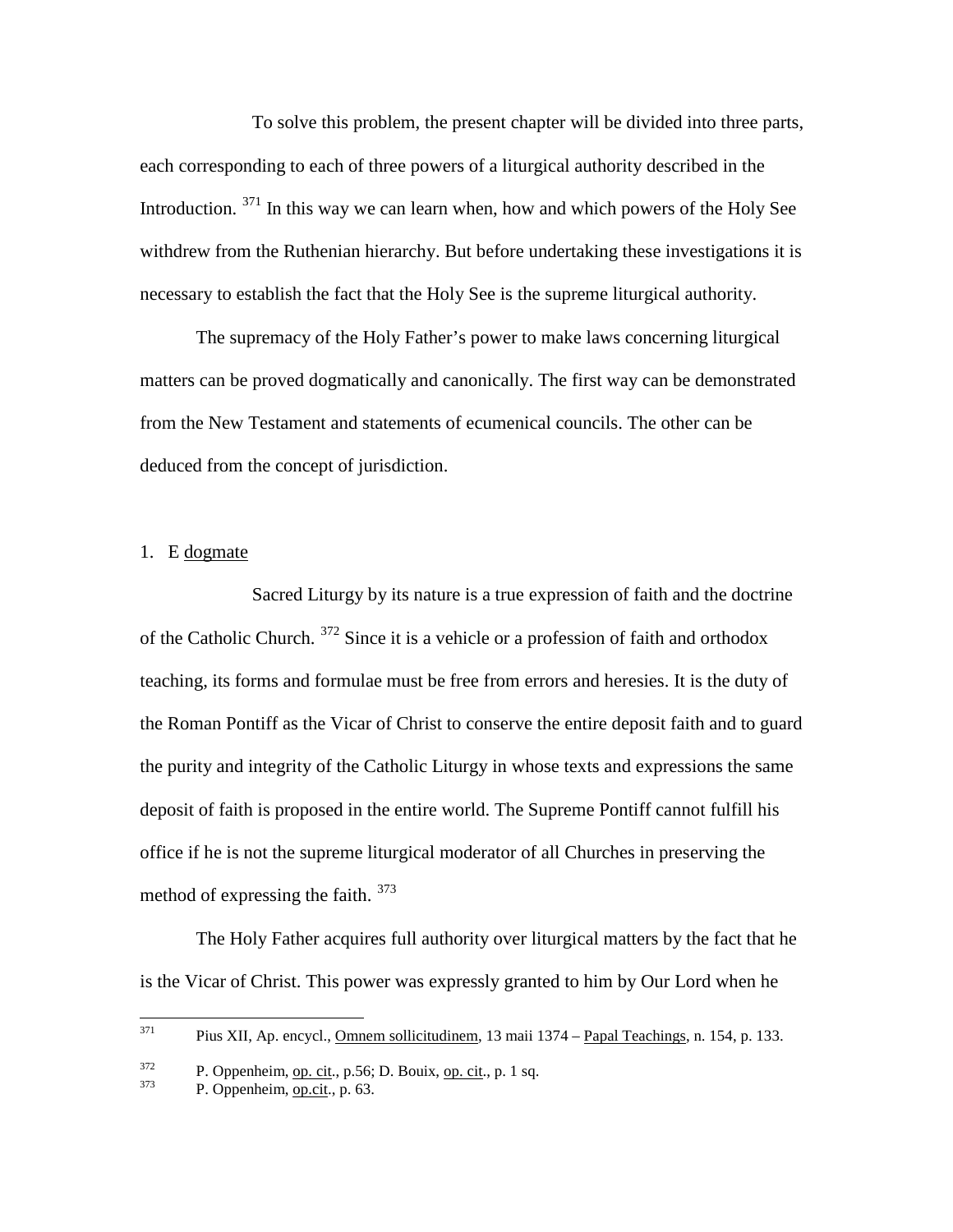To solve this problem, the present chapter will be divided into three parts, each corresponding to each of three powers of a liturgical authority described in the Introduction. [371] In this way we can learn when, how and which powers of the Holy See withdrew from the Ruthenian hierarchy. But before undertaking these investigations it is necessary to establish the fact that the Holy See is the supreme liturgical authority.

The supremacy of the Holy Father's power to make laws concerning liturgical matters can be proved dogmatically and canonically. The first way can be demonstrated from the New Testament and statements of ecumenical councils. The other can be deduced from the concept of jurisdiction.

1. E dogmate

Sacred Liturgy by its nature is a true expression of faith and the doctrine of the Catholic Church. [372] Since it is a vehicle or a profession of faith and orthodox teaching, its forms and formulae must be free from errors and heresies. It is the duty of the Roman Pontiff as the Vicar of Christ to conserve the entire deposit faith and to guard the purity and integrity of the Catholic Liturgy in whose texts and expressions the same deposit of faith is proposed in the entire world. The Supreme Pontiff cannot fulfill his office if he is not the supreme liturgical moderator of all Churches in preserving the method of expressing the faith. [373]

The Holy Father acquires full authority over liturgical matters by the fact that he is the Vicar of Christ. This power was expressly granted to him by Our Lord when he

---

[371] Pius XII, Ap. encycl., Omnem sollicitudinem, 13 maii 1374 – Papal Teachings, n. 154, p. 133.

[372] P. Oppenheim, op. cit., p.56; D. Bouix, op. cit., p. 1 sq.

[373] P. Oppenheim, op.cit., p. 63.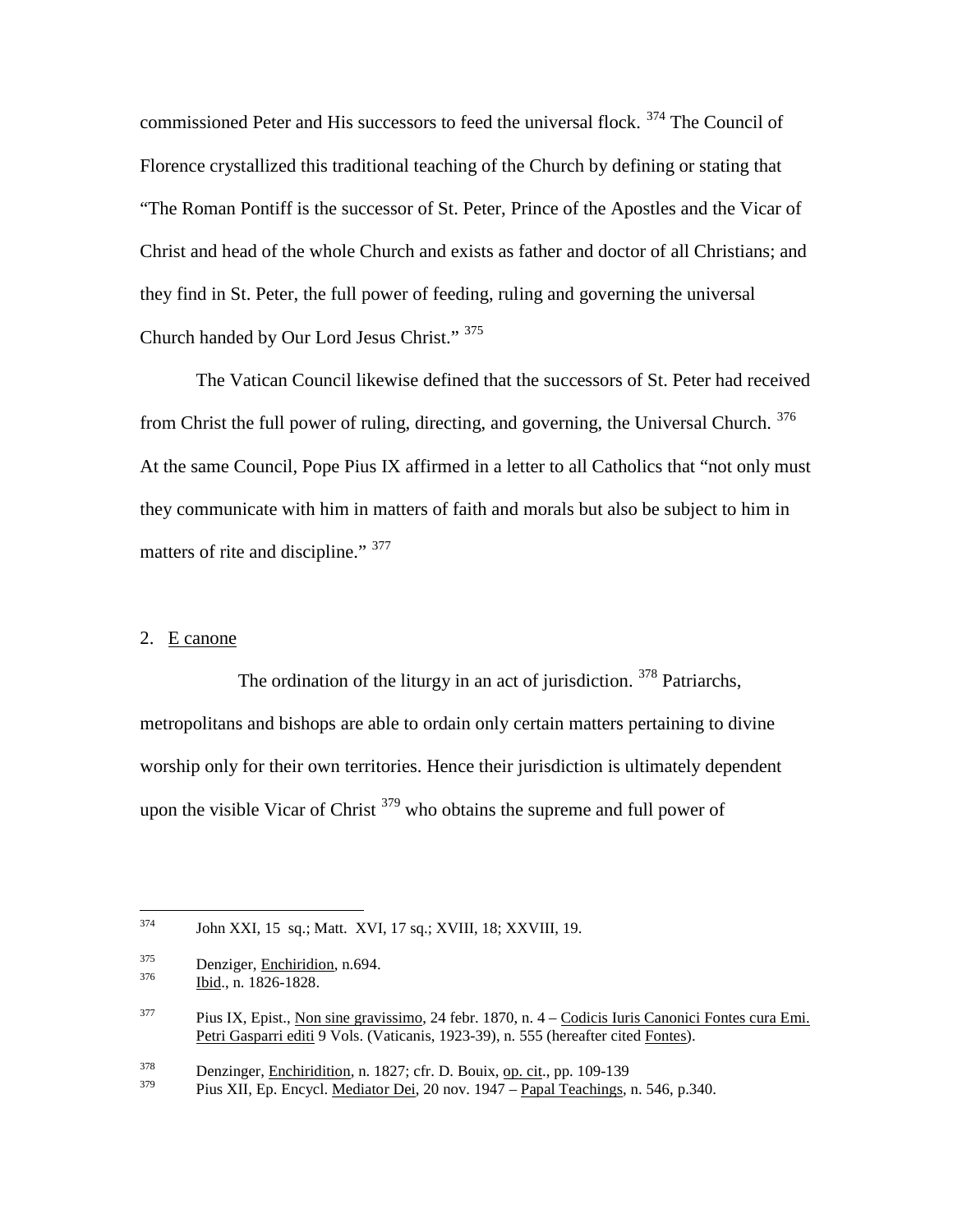commissioned Peter and His successors to feed the universal flock. [374] The Council of Florence crystallized this traditional teaching of the Church by defining or stating that "The Roman Pontiff is the successor of St. Peter, Prince of the Apostles and the Vicar of Christ and head of the whole Church and exists as father and doctor of all Christians; and they find in St. Peter, the full power of feeding, ruling and governing the universal Church handed by Our Lord Jesus Christ." [375]

The Vatican Council likewise defined that the successors of St. Peter had received from Christ the full power of ruling, directing, and governing, the Universal Church. [376] At the same Council, Pope Pius IX affirmed in a letter to all Catholics that "not only must they communicate with him in matters of faith and morals but also be subject to him in matters of rite and discipline." [377]

2. E canone

The ordination of the liturgy in an act of jurisdiction. [378] Patriarchs, metropolitans and bishops are able to ordain only certain matters pertaining to divine worship only for their own territories. Hence their jurisdiction is ultimately dependent upon the visible Vicar of Christ [379] who obtains the supreme and full power of

---

374 John XXI, 15 sq.; Matt. XVI, 17 sq.; XVIII, 18; XXVIII, 19.

375 Denziger, Enchiridion, n.694.

376 Ibid., n. 1826-1828.

377 Pius IX, Epist., Non sine gravissimo, 24 febr. 1870, n. 4 – Codicis Iuris Canonici Fontes cura Emi. Petri Gasparri editi 9 Vols. (Vaticanis, 1923-39), n. 555 (hereafter cited Fontes).

378 Denzinger, Enchiridition, n. 1827; cfr. D. Bouix, op. cit., pp. 109-139

379 Pius XII, Ep. Encycl. Mediator Dei, 20 nov. 1947 – Papal Teachings, n. 546, p.340.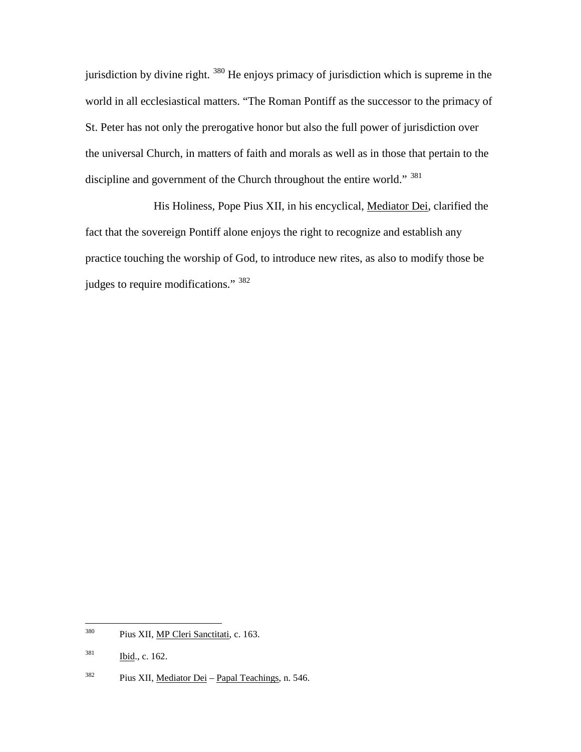jurisdiction by divine right. [380] He enjoys primacy of jurisdiction which is supreme in the world in all ecclesiastical matters. "The Roman Pontiff as the successor to the primacy of St. Peter has not only the prerogative honor but also the full power of jurisdiction over the universal Church, in matters of faith and morals as well as in those that pertain to the discipline and government of the Church throughout the entire world." [381]

His Holiness, Pope Pius XII, in his encyclical, Mediator Dei, clarified the fact that the sovereign Pontiff alone enjoys the right to recognize and establish any practice touching the worship of God, to introduce new rites, as also to modify those be judges to require modifications." [382]

---

[380] Pius XII, MP Cleri Sanctitati, c. 163.

[381] Ibid., c. 162.

[382] Pius XII, Mediator Dei – Papal Teachings, n. 546.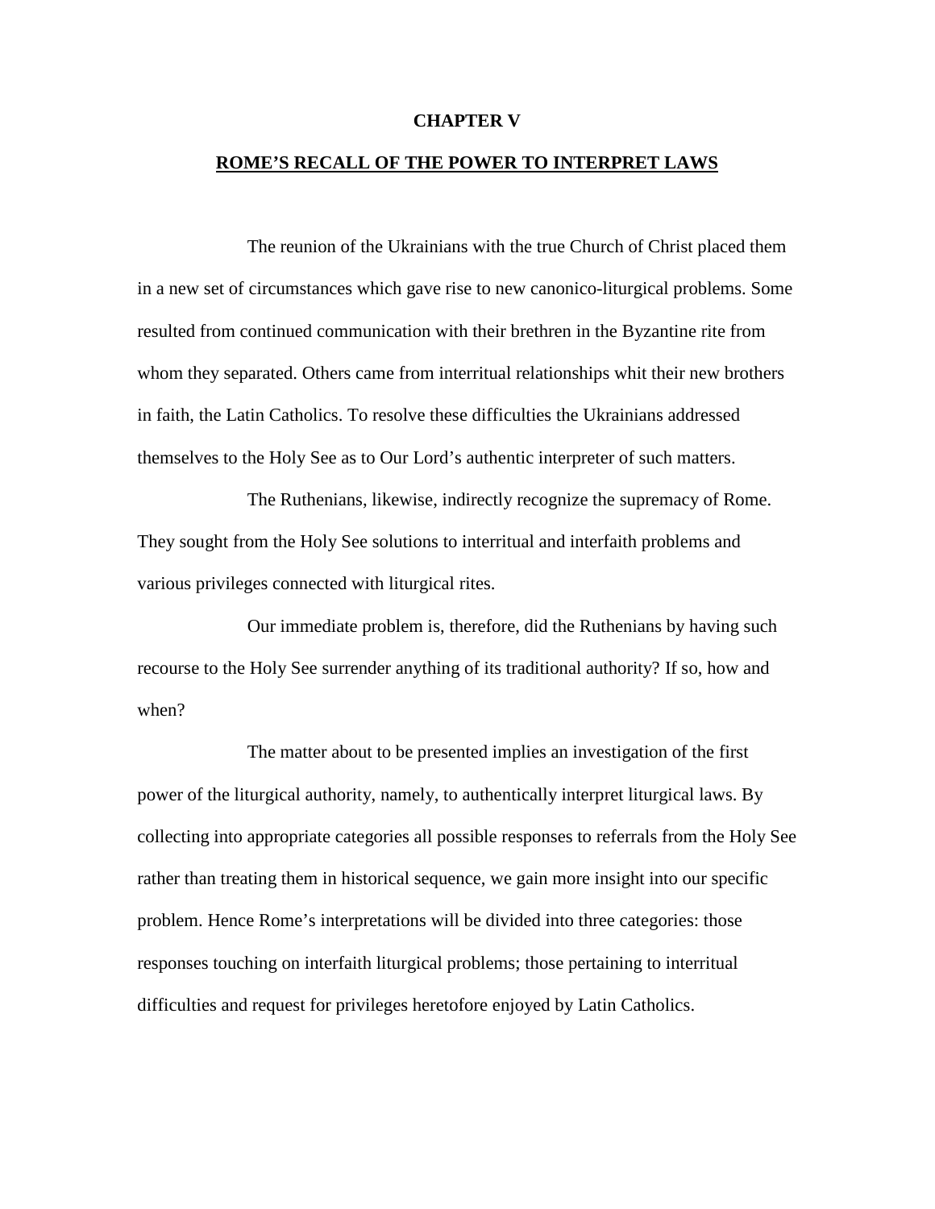# CHAPTER V

## ROME'S RECALL OF THE POWER TO INTERPRET LAWS

The reunion of the Ukrainians with the true Church of Christ placed them in a new set of circumstances which gave rise to new canonico-liturgical problems. Some resulted from continued communication with their brethren in the Byzantine rite from whom they separated. Others came from interritual relationships whit their new brothers in faith, the Latin Catholics. To resolve these difficulties the Ukrainians addressed themselves to the Holy See as to Our Lord's authentic interpreter of such matters.

The Ruthenians, likewise, indirectly recognize the supremacy of Rome. They sought from the Holy See solutions to interritual and interfaith problems and various privileges connected with liturgical rites.

Our immediate problem is, therefore, did the Ruthenians by having such recourse to the Holy See surrender anything of its traditional authority? If so, how and when?

The matter about to be presented implies an investigation of the first power of the liturgical authority, namely, to authentically interpret liturgical laws. By collecting into appropriate categories all possible responses to referrals from the Holy See rather than treating them in historical sequence, we gain more insight into our specific problem. Hence Rome's interpretations will be divided into three categories: those responses touching on interfaith liturgical problems; those pertaining to interritual difficulties and request for privileges heretofore enjoyed by Latin Catholics.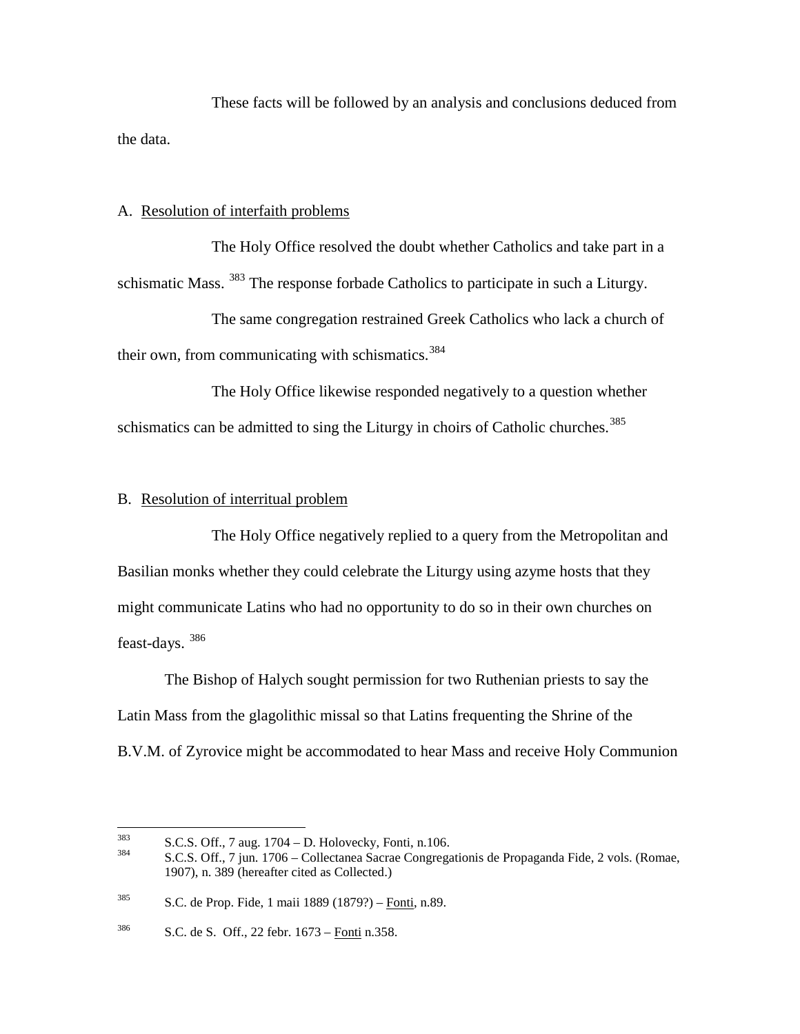These facts will be followed by an analysis and conclusions deduced from the data.

A. Resolution of interfaith problems

The Holy Office resolved the doubt whether Catholics and take part in a schismatic Mass. [383] The response forbade Catholics to participate in such a Liturgy.

The same congregation restrained Greek Catholics who lack a church of their own, from communicating with schismatics.[384]

The Holy Office likewise responded negatively to a question whether schismatics can be admitted to sing the Liturgy in choirs of Catholic churches.[385]

B. Resolution of interritual problem

The Holy Office negatively replied to a query from the Metropolitan and Basilian monks whether they could celebrate the Liturgy using azyme hosts that they might communicate Latins who had no opportunity to do so in their own churches on feast-days. [386]

The Bishop of Halych sought permission for two Ruthenian priests to say the Latin Mass from the glagolithic missal so that Latins frequenting the Shrine of the B.V.M. of Zyrovice might be accommodated to hear Mass and receive Holy Communion

---

[383] S.C.S. Off., 7 aug. 1704 – D. Holovecky, Fonti, n.106.

[384] S.C.S. Off., 7 jun. 1706 – Collectanea Sacrae Congregationis de Propaganda Fide, 2 vols. (Romae, 1907), n. 389 (hereafter cited as Collected.)

[385] S.C. de Prop. Fide, 1 maii 1889 (1879?) – Fonti, n.89.

[386] S.C. de S. Off., 22 febr. 1673 – Fonti n.358.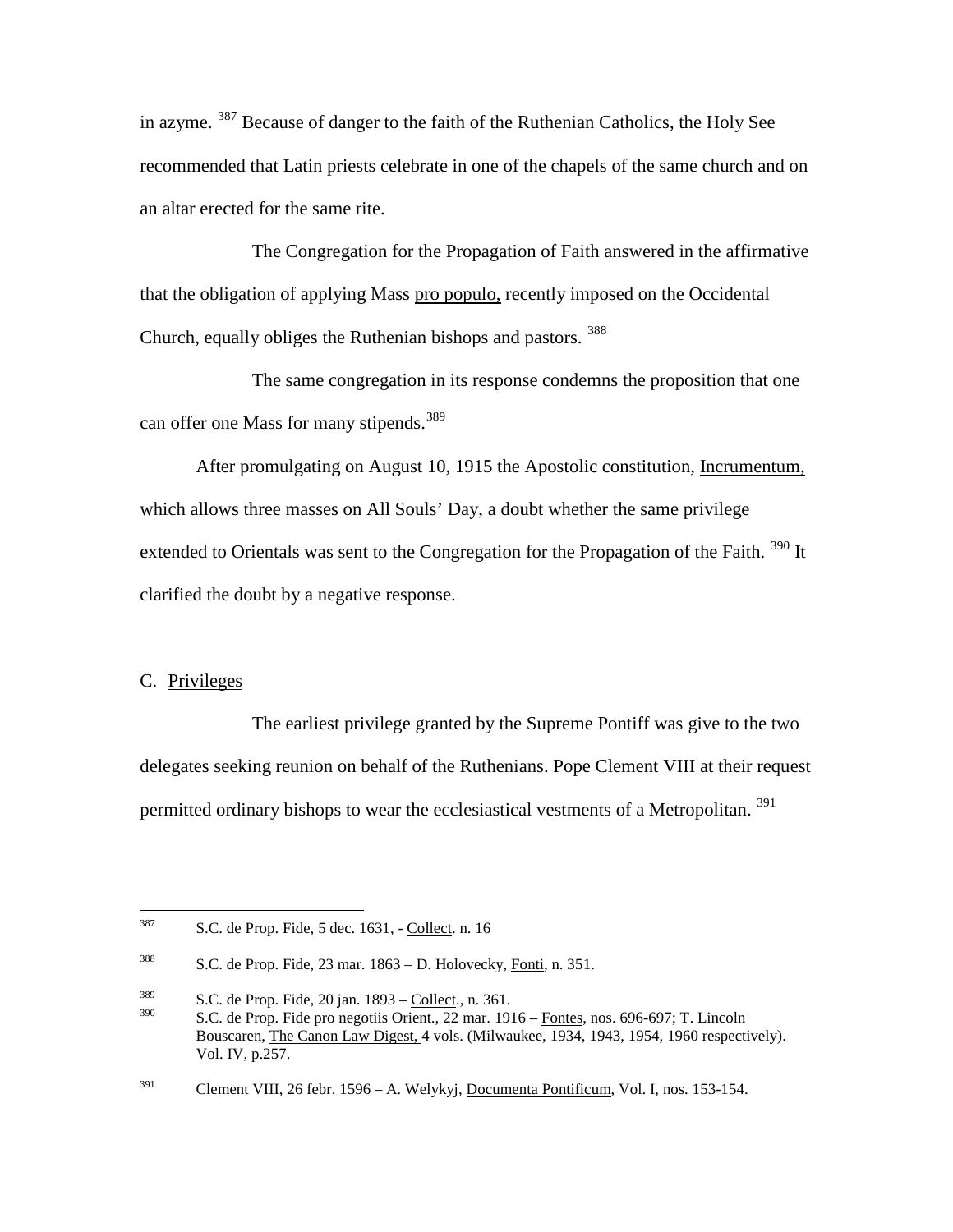in azyme. [387] Because of danger to the faith of the Ruthenian Catholics, the Holy See recommended that Latin priests celebrate in one of the chapels of the same church and on an altar erected for the same rite.

The Congregation for the Propagation of Faith answered in the affirmative that the obligation of applying Mass pro populo, recently imposed on the Occidental Church, equally obliges the Ruthenian bishops and pastors. [388]

The same congregation in its response condemns the proposition that one can offer one Mass for many stipends.[389]

After promulgating on August 10, 1915 the Apostolic constitution, Incrumentum, which allows three masses on All Souls' Day, a doubt whether the same privilege extended to Orientals was sent to the Congregation for the Propagation of the Faith. [390] It clarified the doubt by a negative response.

C. Privileges

The earliest privilege granted by the Supreme Pontiff was give to the two delegates seeking reunion on behalf of the Ruthenians. Pope Clement VIII at their request permitted ordinary bishops to wear the ecclesiastical vestments of a Metropolitan. [391]

---

387 S.C. de Prop. Fide, 5 dec. 1631, - Collect. n. 16

388 S.C. de Prop. Fide, 23 mar. 1863 – D. Holovecky, Fonti, n. 351.

389 S.C. de Prop. Fide, 20 jan. 1893 – Collect., n. 361.

390 S.C. de Prop. Fide pro negotiis Orient., 22 mar. 1916 – Fontes, nos. 696-697; T. Lincoln Bouscaren, The Canon Law Digest, 4 vols. (Milwaukee, 1934, 1943, 1954, 1960 respectively). Vol. IV, p.257.

391 Clement VIII, 26 febr. 1596 – A. Welykyj, Documenta Pontificum, Vol. I, nos. 153-154.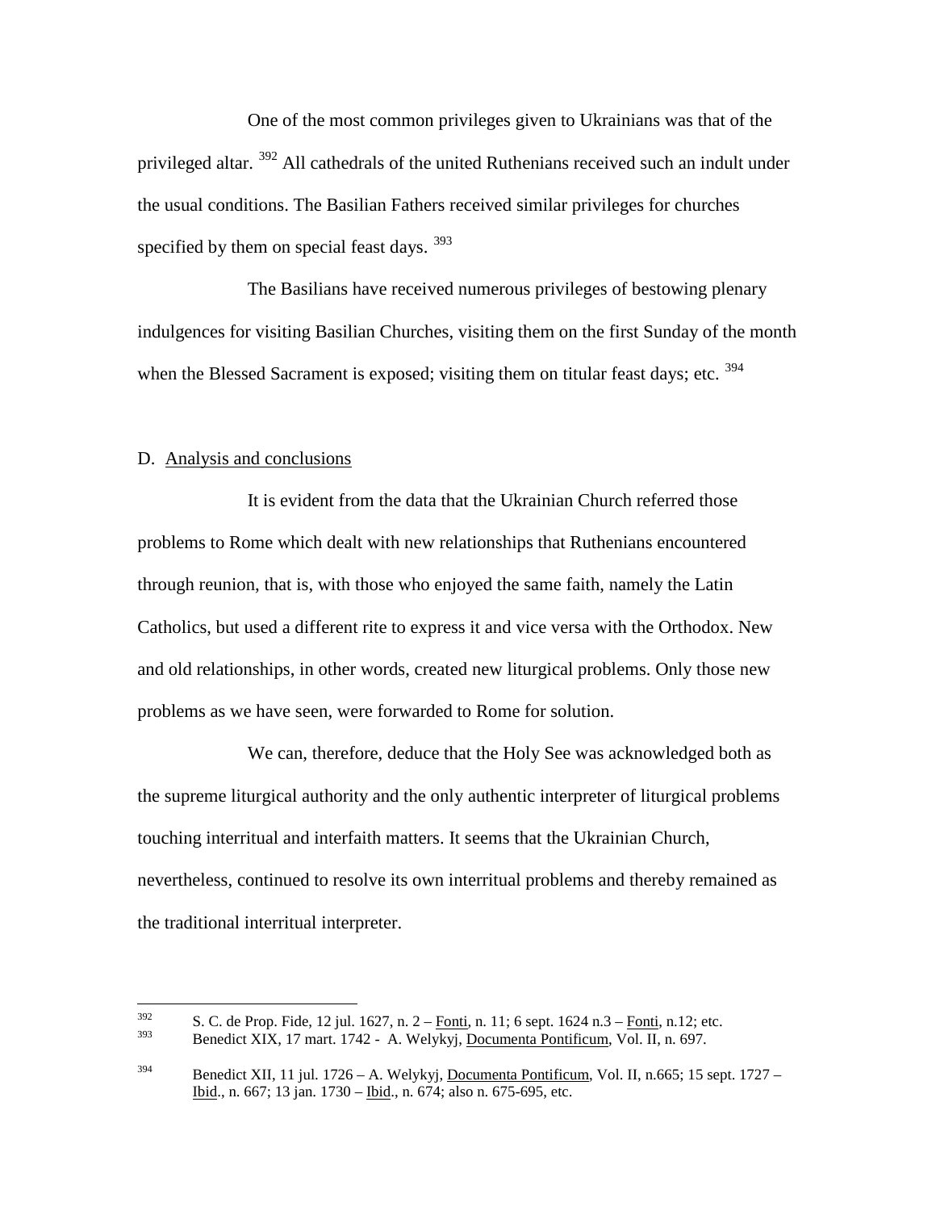One of the most common privileges given to Ukrainians was that of the privileged altar. [392] All cathedrals of the united Ruthenians received such an indult under the usual conditions. The Basilian Fathers received similar privileges for churches specified by them on special feast days. [393]

The Basilians have received numerous privileges of bestowing plenary indulgences for visiting Basilian Churches, visiting them on the first Sunday of the month when the Blessed Sacrament is exposed; visiting them on titular feast days; etc. [394]

## D. Analysis and conclusions

It is evident from the data that the Ukrainian Church referred those problems to Rome which dealt with new relationships that Ruthenians encountered through reunion, that is, with those who enjoyed the same faith, namely the Latin Catholics, but used a different rite to express it and vice versa with the Orthodox. New and old relationships, in other words, created new liturgical problems. Only those new problems as we have seen, were forwarded to Rome for solution.

We can, therefore, deduce that the Holy See was acknowledged both as the supreme liturgical authority and the only authentic interpreter of liturgical problems touching interritual and interfaith matters. It seems that the Ukrainian Church, nevertheless, continued to resolve its own interritual problems and thereby remained as the traditional interritual interpreter.

---

[392] S. C. de Prop. Fide, 12 jul. 1627, n. 2 – Fonti, n. 11; 6 sept. 1624 n.3 – Fonti, n.12; etc.

[393] Benedict XIX, 17 mart. 1742 - A. Welykyj, Documenta Pontificum, Vol. II, n. 697.

[394] Benedict XII, 11 jul. 1726 – A. Welykyj, Documenta Pontificum, Vol. II, n.665; 15 sept. 1727 – Ibid., n. 667; 13 jan. 1730 – Ibid., n. 674; also n. 675-695, etc.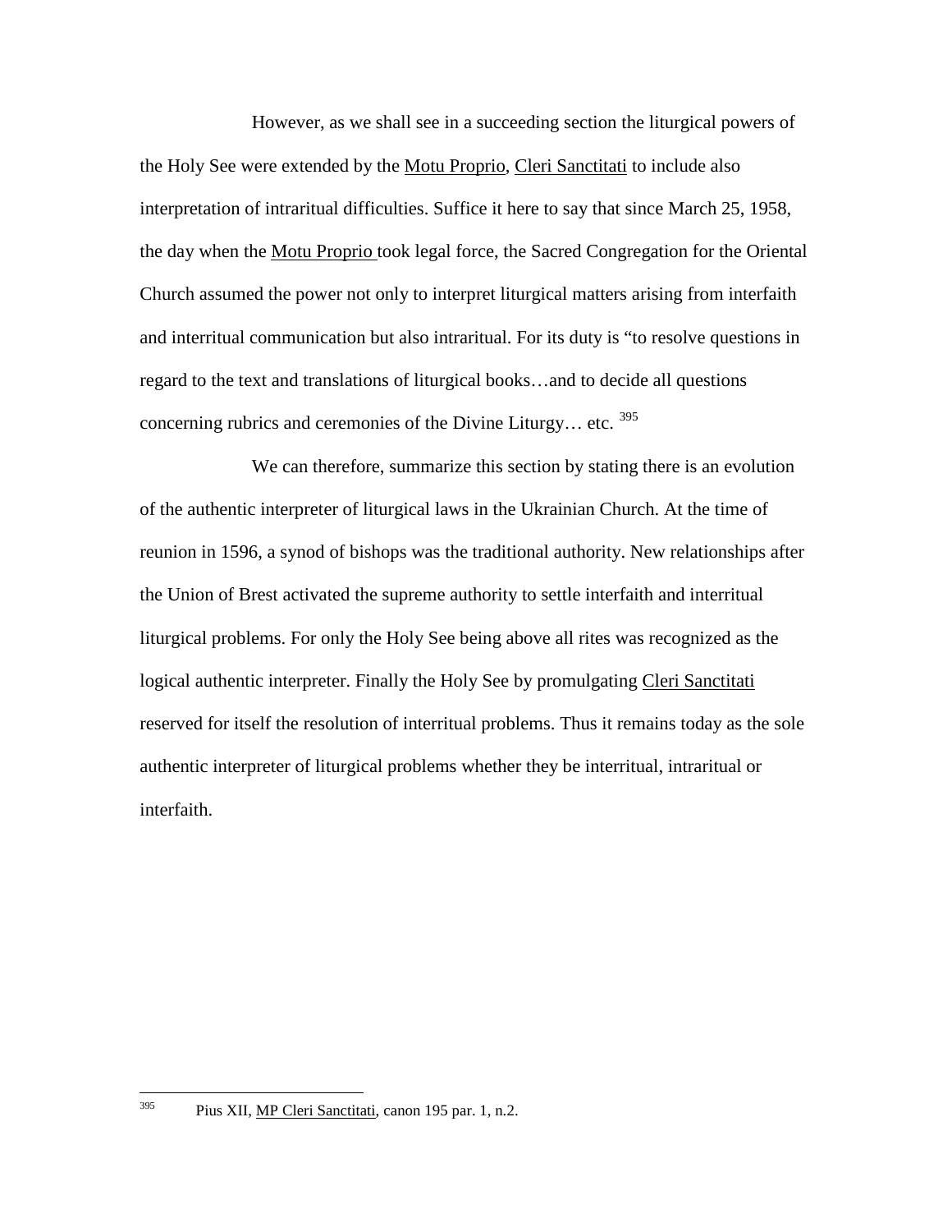However, as we shall see in a succeeding section the liturgical powers of the Holy See were extended by the Motu Proprio, Cleri Sanctitati to include also interpretation of intraritual difficulties. Suffice it here to say that since March 25, 1958, the day when the Motu Proprio took legal force, the Sacred Congregation for the Oriental Church assumed the power not only to interpret liturgical matters arising from interfaith and interritual communication but also intraritual. For its duty is "to resolve questions in regard to the text and translations of liturgical books…and to decide all questions concerning rubrics and ceremonies of the Divine Liturgy… etc. [395]

We can therefore, summarize this section by stating there is an evolution of the authentic interpreter of liturgical laws in the Ukrainian Church. At the time of reunion in 1596, a synod of bishops was the traditional authority. New relationships after the Union of Brest activated the supreme authority to settle interfaith and interritual liturgical problems. For only the Holy See being above all rites was recognized as the logical authentic interpreter. Finally the Holy See by promulgating Cleri Sanctitati reserved for itself the resolution of interritual problems. Thus it remains today as the sole authentic interpreter of liturgical problems whether they be interritual, intraritual or interfaith.

---

[395] Pius XII, MP Cleri Sanctitati, canon 195 par. 1, n.2.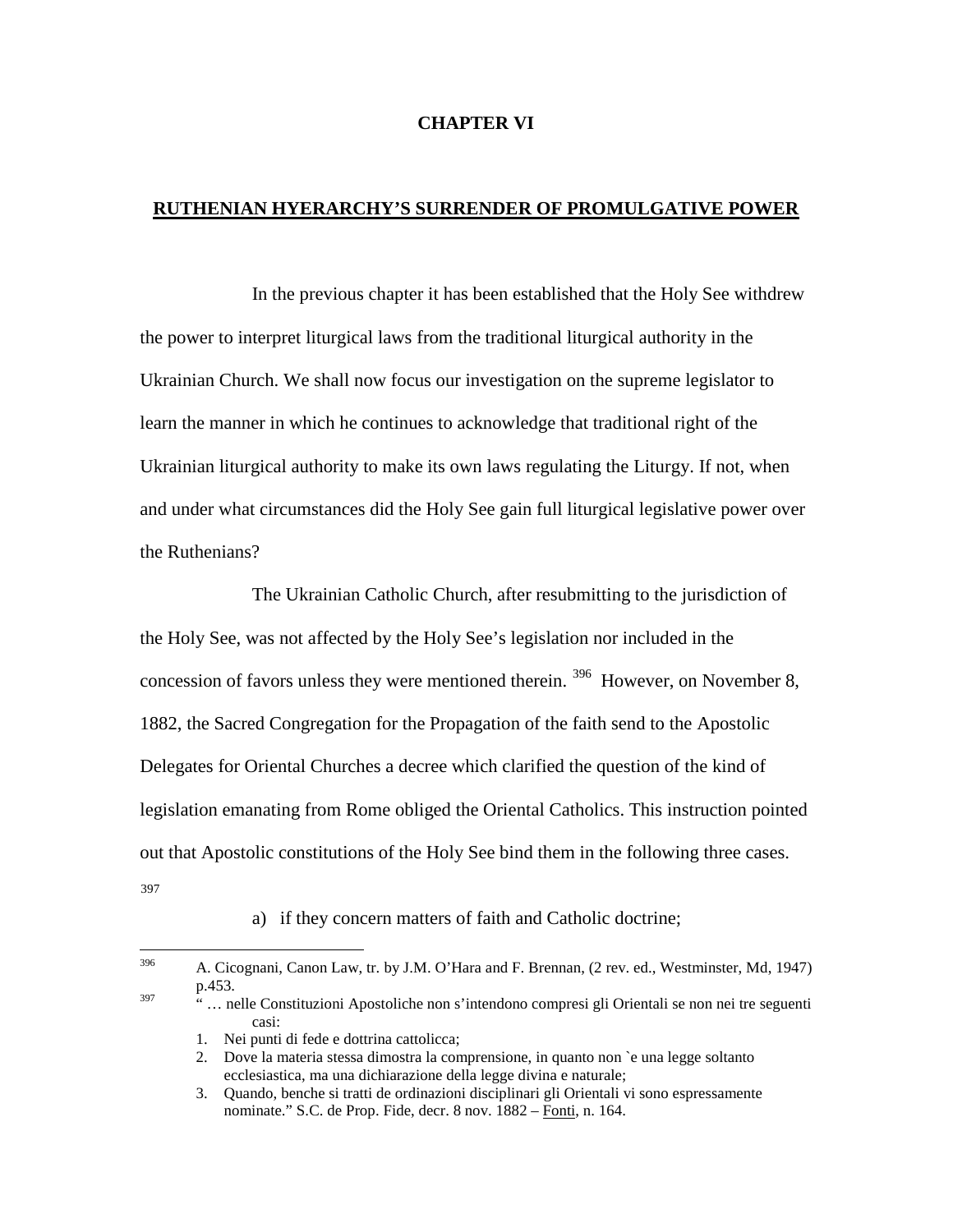# CHAPTER VI

## RUTHENIAN HYERARCHY'S SURRENDER OF PROMULGATIVE POWER

In the previous chapter it has been established that the Holy See withdrew the power to interpret liturgical laws from the traditional liturgical authority in the Ukrainian Church. We shall now focus our investigation on the supreme legislator to learn the manner in which he continues to acknowledge that traditional right of the Ukrainian liturgical authority to make its own laws regulating the Liturgy. If not, when and under what circumstances did the Holy See gain full liturgical legislative power over the Ruthenians?

The Ukrainian Catholic Church, after resubmitting to the jurisdiction of the Holy See, was not affected by the Holy See's legislation nor included in the concession of favors unless they were mentioned therein. [396] However, on November 8, 1882, the Sacred Congregation for the Propagation of the faith send to the Apostolic Delegates for Oriental Churches a decree which clarified the question of the kind of legislation emanating from Rome obliged the Oriental Catholics. This instruction pointed out that Apostolic constitutions of the Holy See bind them in the following three cases. [397]

a) if they concern matters of faith and Catholic doctrine;

---

[396] A. Cicognani, Canon Law, tr. by J.M. O'Hara and F. Brennan, (2 rev. ed., Westminster, Md, 1947) p.453.

[397] " … nelle Constituzioni Apostoliche non s'intendono compresi gli Orientali se non nei tre seguenti casi:

1. Nei punti di fede e dottrina cattolicca;
2. Dove la materia stessa dimostra la comprensione, in quanto non `e una legge soltanto ecclesiastica, ma una dichiarazione della legge divina e naturale;
3. Quando, benche si tratti de ordinazioni disciplinari gli Orientali vi sono espressamente nominate." S.C. de Prop. Fide, decr. 8 nov. 1882 – Fonti, n. 164.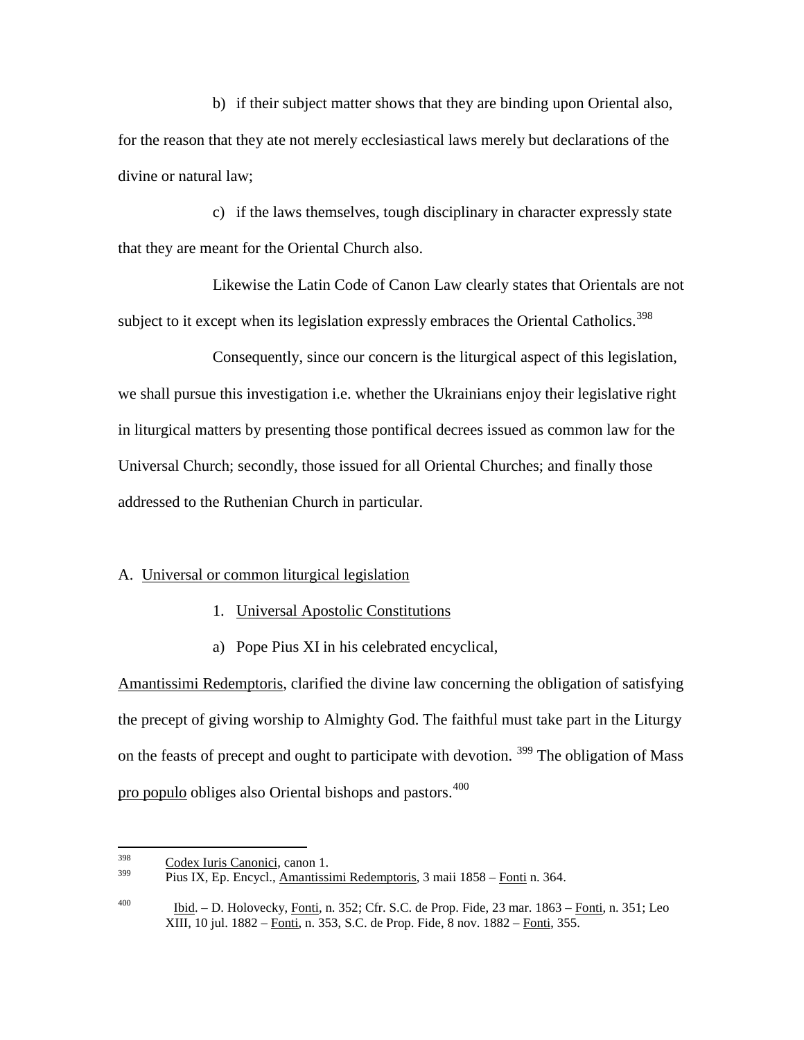b) if their subject matter shows that they are binding upon Oriental also, for the reason that they ate not merely ecclesiastical laws merely but declarations of the divine or natural law;

c) if the laws themselves, tough disciplinary in character expressly state that they are meant for the Oriental Church also.

Likewise the Latin Code of Canon Law clearly states that Orientals are not subject to it except when its legislation expressly embraces the Oriental Catholics.[398]

Consequently, since our concern is the liturgical aspect of this legislation, we shall pursue this investigation i.e. whether the Ukrainians enjoy their legislative right in liturgical matters by presenting those pontifical decrees issued as common law for the Universal Church; secondly, those issued for all Oriental Churches; and finally those addressed to the Ruthenian Church in particular.

A. Universal or common liturgical legislation

1. Universal Apostolic Constitutions

a) Pope Pius XI in his celebrated encyclical, Amantissimi Redemptoris, clarified the divine law concerning the obligation of satisfying the precept of giving worship to Almighty God. The faithful must take part in the Liturgy on the feasts of precept and ought to participate with devotion.[399] The obligation of Mass pro populo obliges also Oriental bishops and pastors.[400]

---

[398] Codex Iuris Canonici, canon 1.

[399] Pius IX, Ep. Encycl., Amantissimi Redemptoris, 3 maii 1858 – Fonti n. 364.

[400] Ibid. – D. Holovecky, Fonti, n. 352; Cfr. S.C. de Prop. Fide, 23 mar. 1863 – Fonti, n. 351; Leo XIII, 10 jul. 1882 – Fonti, n. 353, S.C. de Prop. Fide, 8 nov. 1882 – Fonti, 355.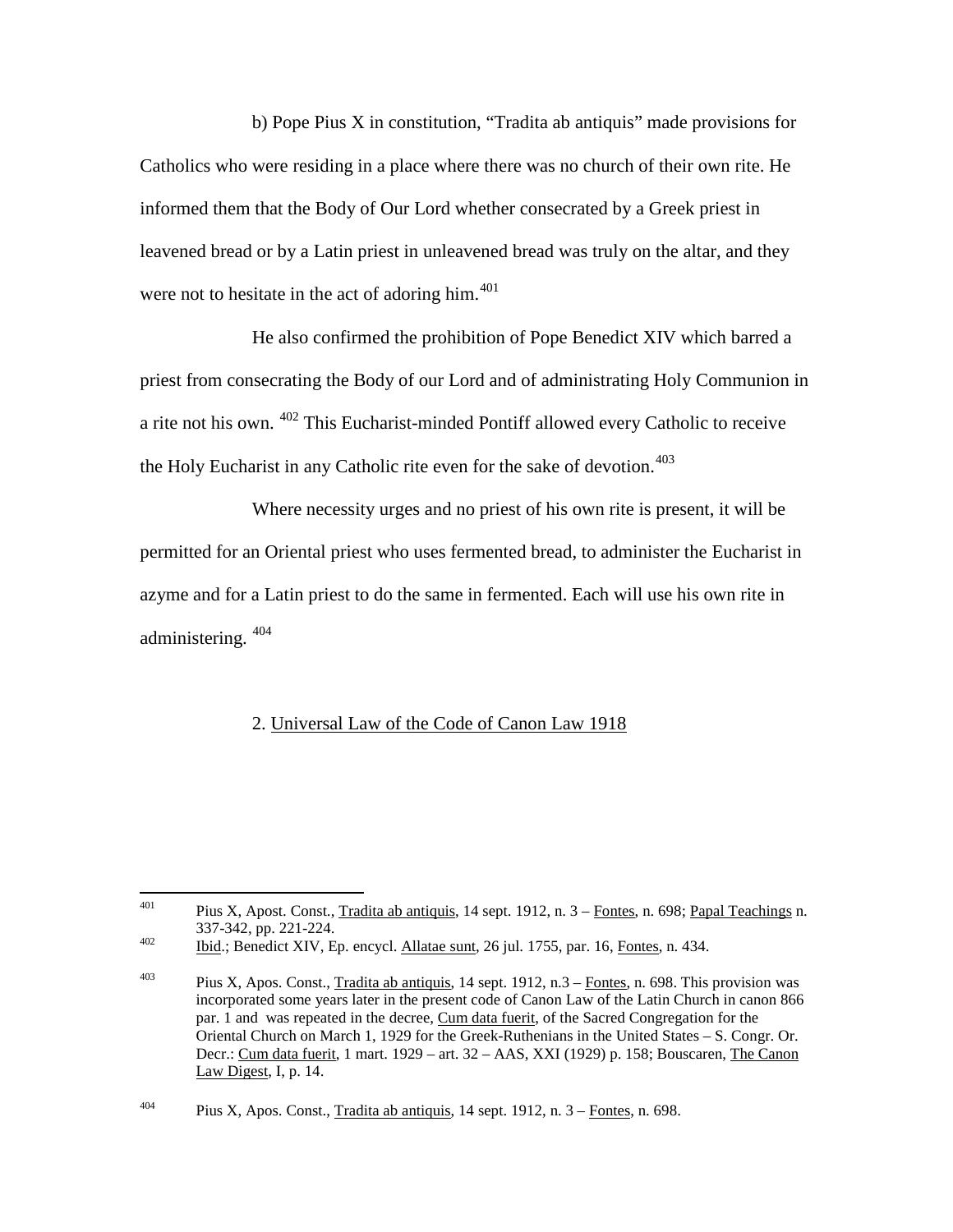b) Pope Pius X in constitution, "Tradita ab antiquis" made provisions for Catholics who were residing in a place where there was no church of their own rite. He informed them that the Body of Our Lord whether consecrated by a Greek priest in leavened bread or by a Latin priest in unleavened bread was truly on the altar, and they were not to hesitate in the act of adoring him.[401]

He also confirmed the prohibition of Pope Benedict XIV which barred a priest from consecrating the Body of our Lord and of administrating Holy Communion in a rite not his own. [402] This Eucharist-minded Pontiff allowed every Catholic to receive the Holy Eucharist in any Catholic rite even for the sake of devotion.[403]

Where necessity urges and no priest of his own rite is present, it will be permitted for an Oriental priest who uses fermented bread, to administer the Eucharist in azyme and for a Latin priest to do the same in fermented. Each will use his own rite in administering. [404]

## 2. Universal Law of the Code of Canon Law 1918

---

[401] Pius X, Apost. Const., Tradita ab antiquis, 14 sept. 1912, n. 3 – Fontes, n. 698; Papal Teachings n. 337-342, pp. 221-224.

[402] Ibid.; Benedict XIV, Ep. encycl. Allatae sunt, 26 jul. 1755, par. 16, Fontes, n. 434.

[403] Pius X, Apos. Const., Tradita ab antiquis, 14 sept. 1912, n.3 – Fontes, n. 698. This provision was incorporated some years later in the present code of Canon Law of the Latin Church in canon 866 par. 1 and was repeated in the decree, Cum data fuerit, of the Sacred Congregation for the Oriental Church on March 1, 1929 for the Greek-Ruthenians in the United States – S. Congr. Or. Decr.: Cum data fuerit, 1 mart. 1929 – art. 32 – AAS, XXI (1929) p. 158; Bouscaren, The Canon Law Digest, I, p. 14.

[404] Pius X, Apos. Const., Tradita ab antiquis, 14 sept. 1912, n. 3 – Fontes, n. 698.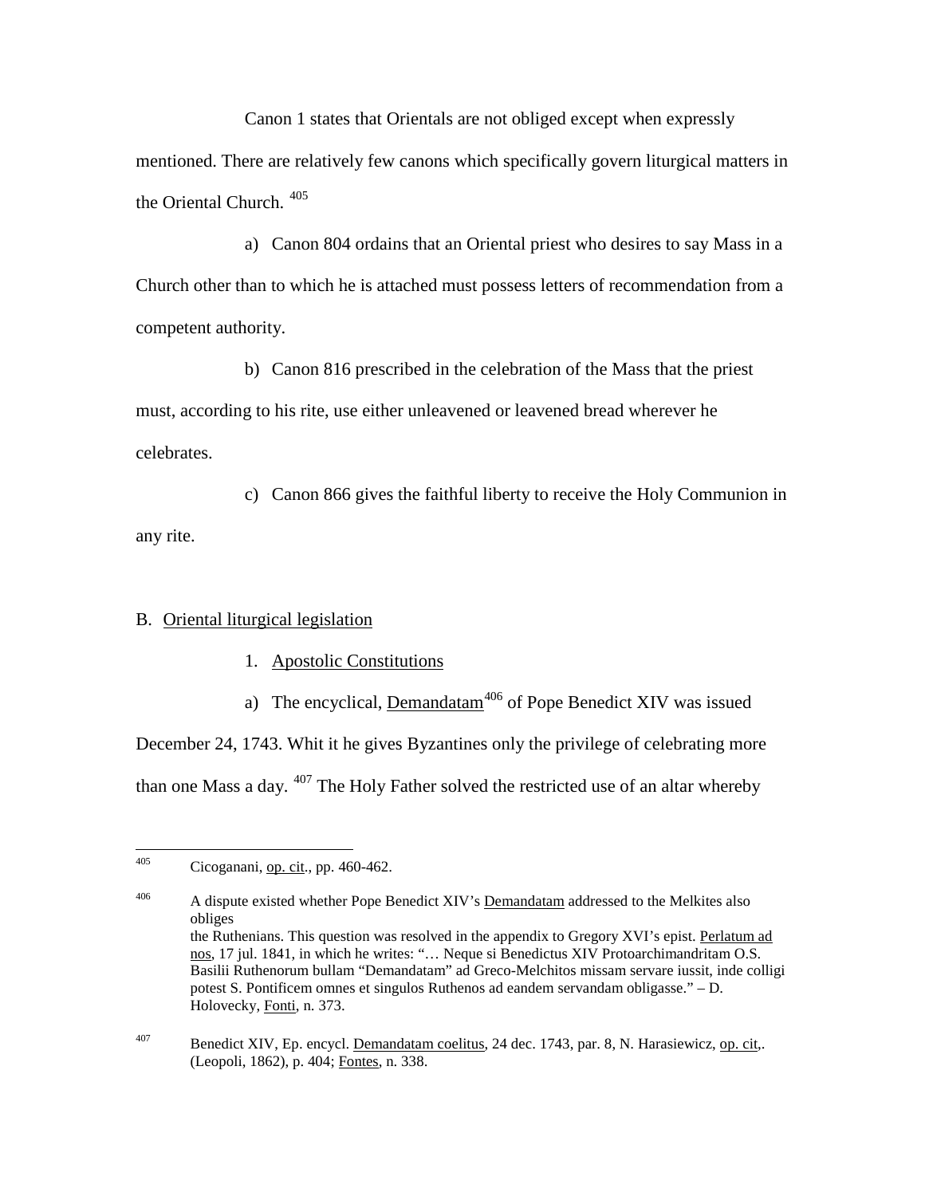Canon 1 states that Orientals are not obliged except when expressly mentioned. There are relatively few canons which specifically govern liturgical matters in the Oriental Church. [405]

a) Canon 804 ordains that an Oriental priest who desires to say Mass in a Church other than to which he is attached must possess letters of recommendation from a competent authority.

b) Canon 816 prescribed in the celebration of the Mass that the priest must, according to his rite, use either unleavened or leavened bread wherever he celebrates.

c) Canon 866 gives the faithful liberty to receive the Holy Communion in any rite.

B. Oriental liturgical legislation

1. Apostolic Constitutions

a) The encyclical, Demandatam[406] of Pope Benedict XIV was issued December 24, 1743. Whit it he gives Byzantines only the privilege of celebrating more than one Mass a day. [407] The Holy Father solved the restricted use of an altar whereby

---

[405] Cicoganani, op. cit., pp. 460-462.

[406] A dispute existed whether Pope Benedict XIV's Demandatam addressed to the Melkites also obliges the Ruthenians. This question was resolved in the appendix to Gregory XVI's epist. Perlatum ad nos, 17 jul. 1841, in which he writes: "… Neque si Benedictus XIV Protoarchimandritam O.S. Basilii Ruthenorum bullam "Demandatam" ad Greco-Melchitos missam servare iussit, inde colligi potest S. Pontificem omnes et singulos Ruthenos ad eandem servandam obligasse." – D. Holovecky, Fonti, n. 373.

[407] Benedict XIV, Ep. encycl. Demandatam coelitus, 24 dec. 1743, par. 8, N. Harasiewicz, op. cit,. (Leopoli, 1862), p. 404; Fontes, n. 338.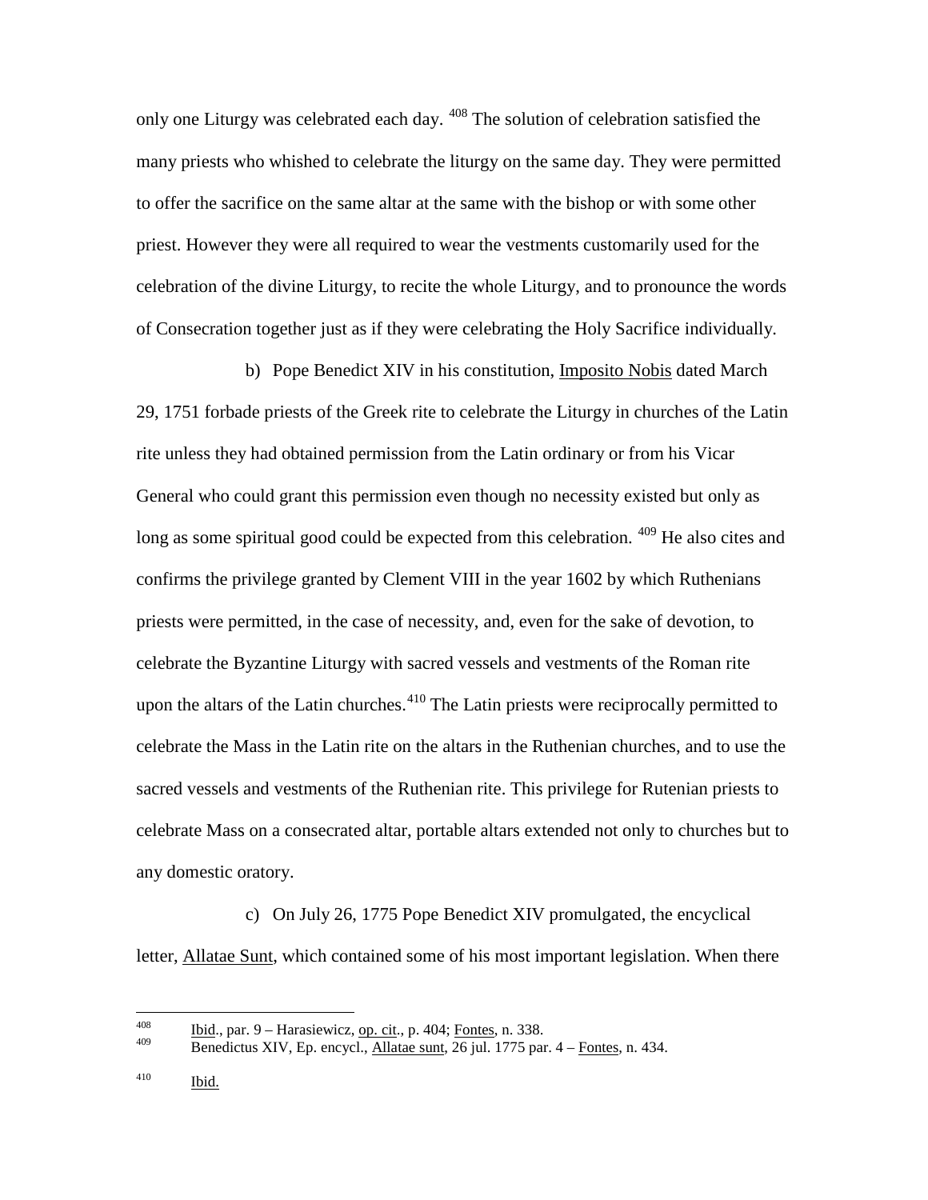only one Liturgy was celebrated each day. [408] The solution of celebration satisfied the many priests who whished to celebrate the liturgy on the same day. They were permitted to offer the sacrifice on the same altar at the same with the bishop or with some other priest. However they were all required to wear the vestments customarily used for the celebration of the divine Liturgy, to recite the whole Liturgy, and to pronounce the words of Consecration together just as if they were celebrating the Holy Sacrifice individually.

b) Pope Benedict XIV in his constitution, Imposito Nobis dated March 29, 1751 forbade priests of the Greek rite to celebrate the Liturgy in churches of the Latin rite unless they had obtained permission from the Latin ordinary or from his Vicar General who could grant this permission even though no necessity existed but only as long as some spiritual good could be expected from this celebration. [409] He also cites and confirms the privilege granted by Clement VIII in the year 1602 by which Ruthenians priests were permitted, in the case of necessity, and, even for the sake of devotion, to celebrate the Byzantine Liturgy with sacred vessels and vestments of the Roman rite upon the altars of the Latin churches.[410] The Latin priests were reciprocally permitted to celebrate the Mass in the Latin rite on the altars in the Ruthenian churches, and to use the sacred vessels and vestments of the Ruthenian rite. This privilege for Rutenian priests to celebrate Mass on a consecrated altar, portable altars extended not only to churches but to any domestic oratory.

c) On July 26, 1775 Pope Benedict XIV promulgated, the encyclical letter, Allatae Sunt, which contained some of his most important legislation. When there

---

[408] Ibid., par. 9 – Harasiewicz, op. cit., p. 404; Fontes, n. 338.

[409] Benedictus XIV, Ep. encycl., Allatae sunt, 26 jul. 1775 par. 4 – Fontes, n. 434.

[410] Ibid.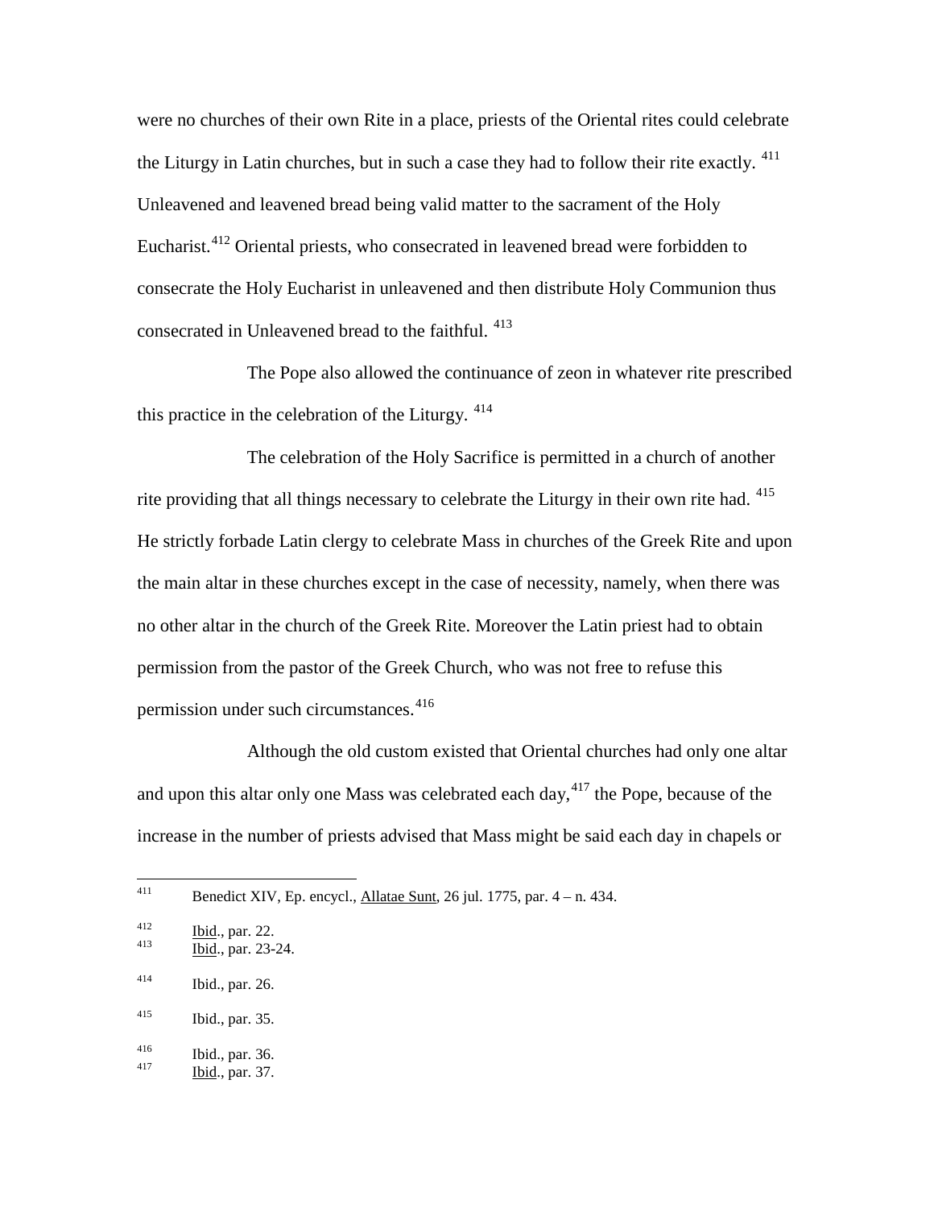were no churches of their own Rite in a place, priests of the Oriental rites could celebrate the Liturgy in Latin churches, but in such a case they had to follow their rite exactly. [411] Unleavened and leavened bread being valid matter to the sacrament of the Holy Eucharist.[412] Oriental priests, who consecrated in leavened bread were forbidden to consecrate the Holy Eucharist in unleavened and then distribute Holy Communion thus consecrated in Unleavened bread to the faithful. [413]

The Pope also allowed the continuance of zeon in whatever rite prescribed this practice in the celebration of the Liturgy. [414]

The celebration of the Holy Sacrifice is permitted in a church of another rite providing that all things necessary to celebrate the Liturgy in their own rite had. [415] He strictly forbade Latin clergy to celebrate Mass in churches of the Greek Rite and upon the main altar in these churches except in the case of necessity, namely, when there was no other altar in the church of the Greek Rite. Moreover the Latin priest had to obtain permission from the pastor of the Greek Church, who was not free to refuse this permission under such circumstances.[416]

Although the old custom existed that Oriental churches had only one altar and upon this altar only one Mass was celebrated each day,[417] the Pope, because of the increase in the number of priests advised that Mass might be said each day in chapels or

---

[411] Benedict XIV, Ep. encycl., Allatae Sunt, 26 jul. 1775, par. 4 – n. 434.

[412] Ibid., par. 22.

[413] Ibid., par. 23-24.

[414] Ibid., par. 26.

[415] Ibid., par. 35.

[416] Ibid., par. 36.

[417] Ibid., par. 37.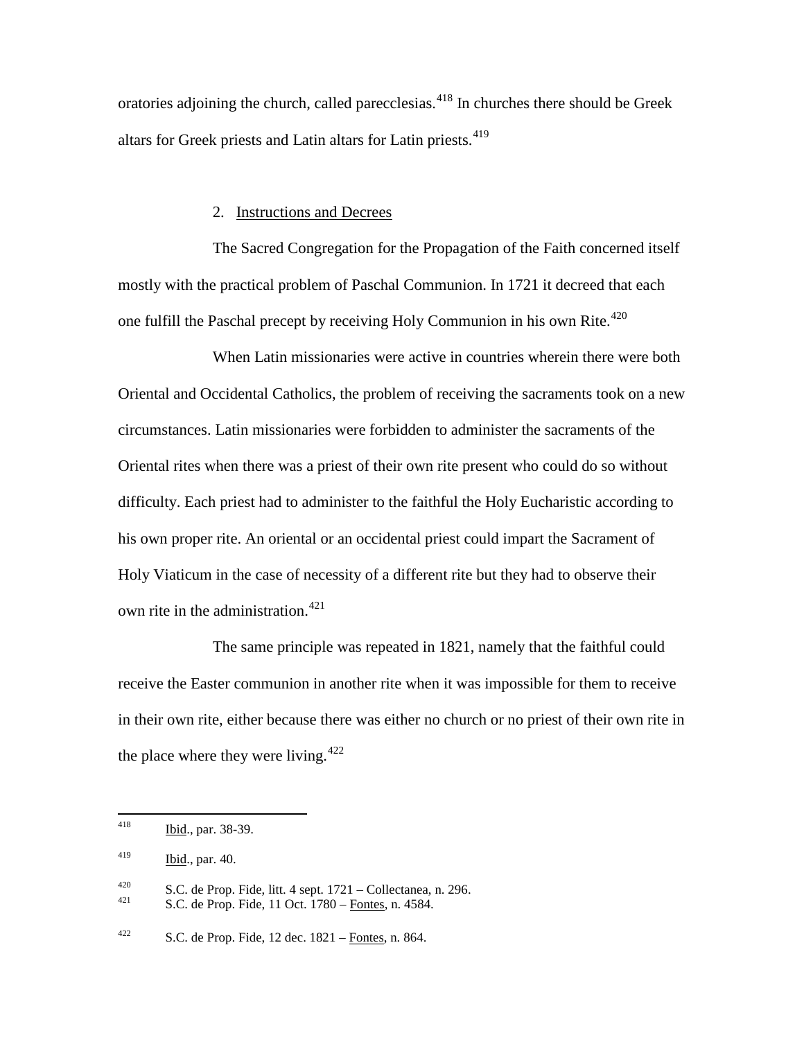oratories adjoining the church, called parecclesias.[418] In churches there should be Greek altars for Greek priests and Latin altars for Latin priests.[419]

2. Instructions and Decrees

The Sacred Congregation for the Propagation of the Faith concerned itself mostly with the practical problem of Paschal Communion. In 1721 it decreed that each one fulfill the Paschal precept by receiving Holy Communion in his own Rite.[420]

When Latin missionaries were active in countries wherein there were both Oriental and Occidental Catholics, the problem of receiving the sacraments took on a new circumstances. Latin missionaries were forbidden to administer the sacraments of the Oriental rites when there was a priest of their own rite present who could do so without difficulty. Each priest had to administer to the faithful the Holy Eucharistic according to his own proper rite. An oriental or an occidental priest could impart the Sacrament of Holy Viaticum in the case of necessity of a different rite but they had to observe their own rite in the administration.[421]

The same principle was repeated in 1821, namely that the faithful could receive the Easter communion in another rite when it was impossible for them to receive in their own rite, either because there was either no church or no priest of their own rite in the place where they were living.[422]

---

[418] Ibid., par. 38-39.

[419] Ibid., par. 40.

[420] S.C. de Prop. Fide, litt. 4 sept. 1721 – Collectanea, n. 296.

[421] S.C. de Prop. Fide, 11 Oct. 1780 – Fontes, n. 4584.

[422] S.C. de Prop. Fide, 12 dec. 1821 – Fontes, n. 864.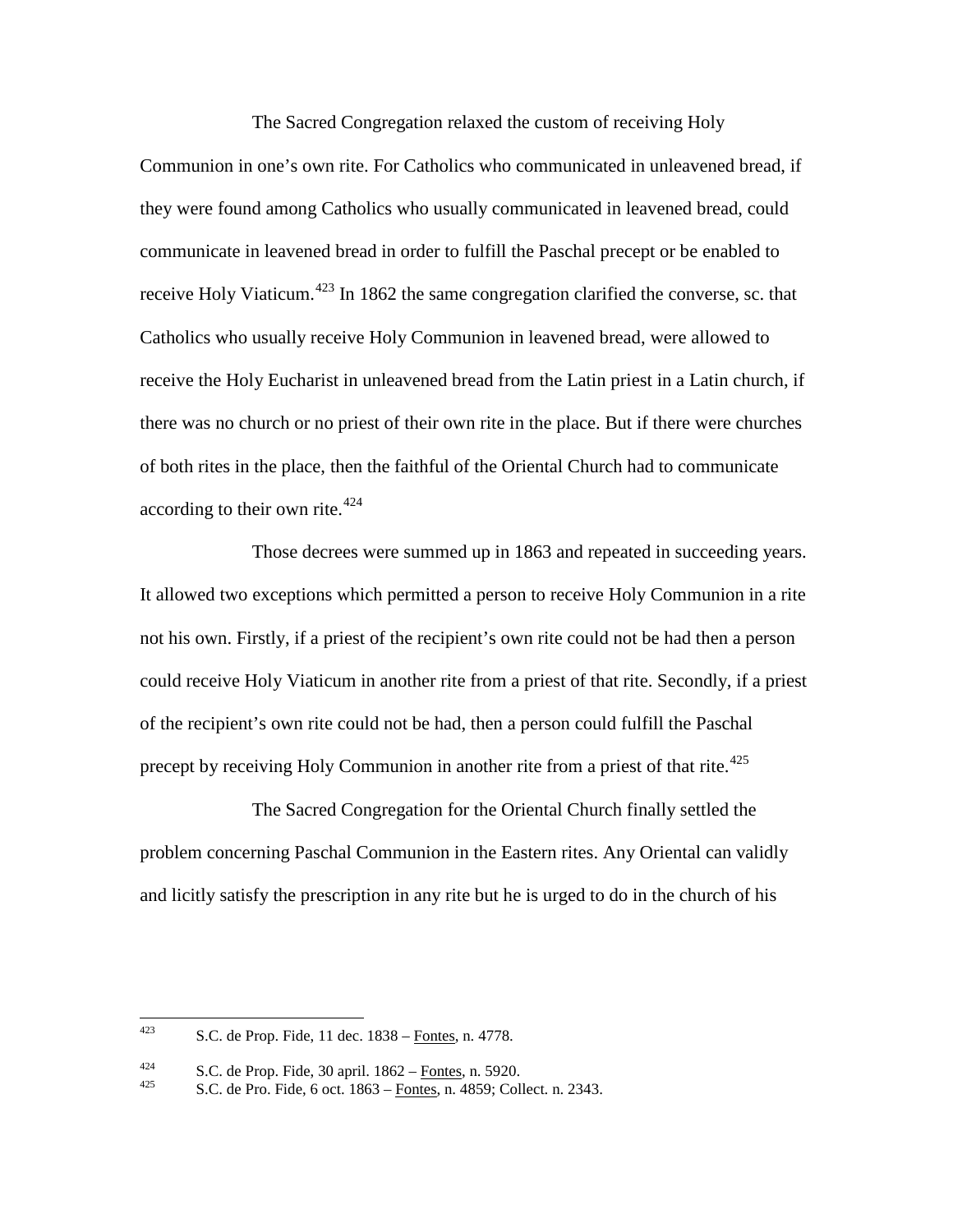The Sacred Congregation relaxed the custom of receiving Holy Communion in one's own rite. For Catholics who communicated in unleavened bread, if they were found among Catholics who usually communicated in leavened bread, could communicate in leavened bread in order to fulfill the Paschal precept or be enabled to receive Holy Viaticum.[423] In 1862 the same congregation clarified the converse, sc. that Catholics who usually receive Holy Communion in leavened bread, were allowed to receive the Holy Eucharist in unleavened bread from the Latin priest in a Latin church, if there was no church or no priest of their own rite in the place. But if there were churches of both rites in the place, then the faithful of the Oriental Church had to communicate according to their own rite.[424]

Those decrees were summed up in 1863 and repeated in succeeding years. It allowed two exceptions which permitted a person to receive Holy Communion in a rite not his own. Firstly, if a priest of the recipient's own rite could not be had then a person could receive Holy Viaticum in another rite from a priest of that rite. Secondly, if a priest of the recipient's own rite could not be had, then a person could fulfill the Paschal precept by receiving Holy Communion in another rite from a priest of that rite.[425]

The Sacred Congregation for the Oriental Church finally settled the problem concerning Paschal Communion in the Eastern rites. Any Oriental can validly and licitly satisfy the prescription in any rite but he is urged to do in the church of his

---

[423] S.C. de Prop. Fide, 11 dec. 1838 – Fontes, n. 4778.

[424] S.C. de Prop. Fide, 30 april. 1862 – Fontes, n. 5920.

[425] S.C. de Pro. Fide, 6 oct. 1863 – Fontes, n. 4859; Collect. n. 2343.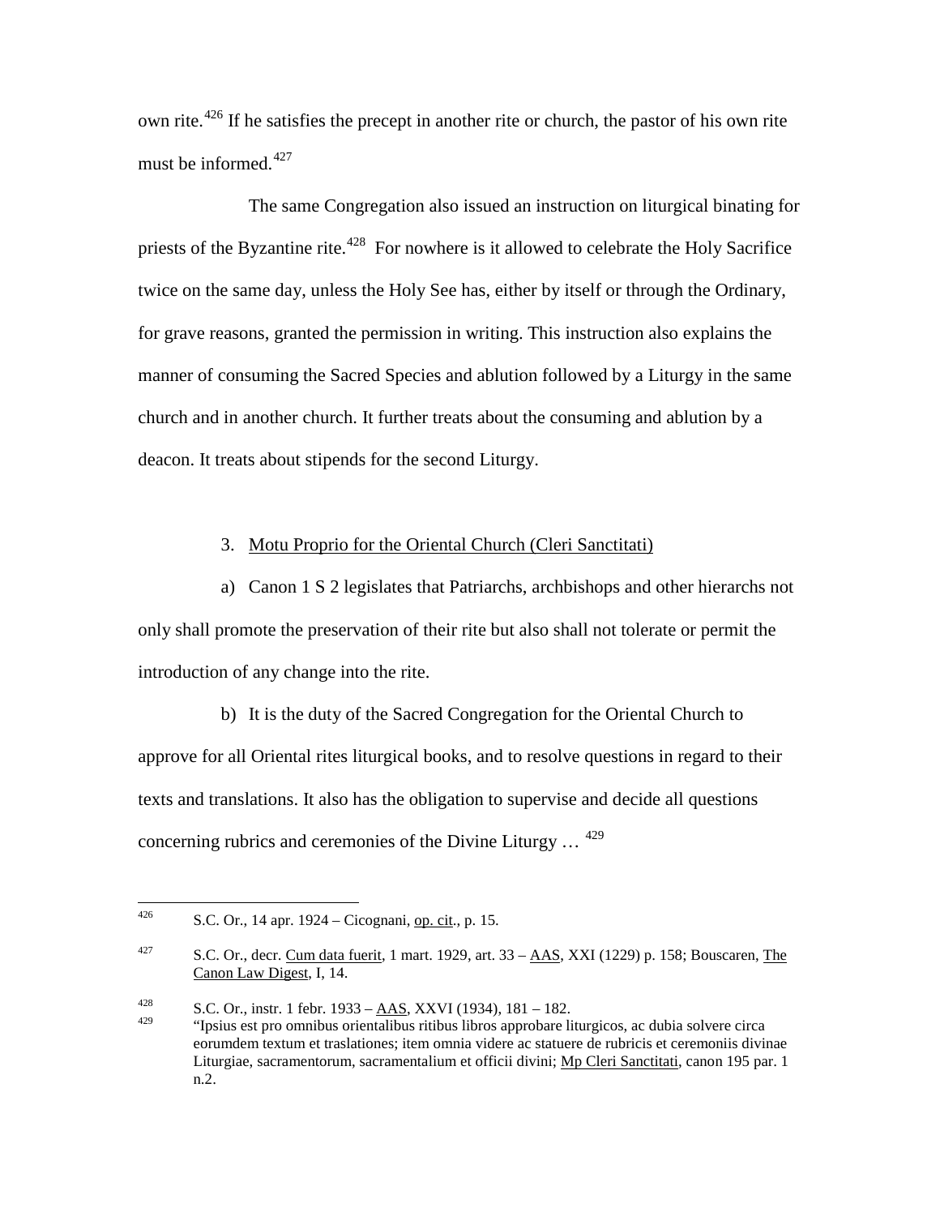own rite.[426] If he satisfies the precept in another rite or church, the pastor of his own rite must be informed.[427]

The same Congregation also issued an instruction on liturgical binating for priests of the Byzantine rite.[428] For nowhere is it allowed to celebrate the Holy Sacrifice twice on the same day, unless the Holy See has, either by itself or through the Ordinary, for grave reasons, granted the permission in writing. This instruction also explains the manner of consuming the Sacred Species and ablution followed by a Liturgy in the same church and in another church. It further treats about the consuming and ablution by a deacon. It treats about stipends for the second Liturgy.

3. <u>Motu Proprio for the Oriental Church (Cleri Sanctitati)</u>

a) Canon 1 S 2 legislates that Patriarchs, archbishops and other hierarchs not only shall promote the preservation of their rite but also shall not tolerate or permit the introduction of any change into the rite.

b) It is the duty of the Sacred Congregation for the Oriental Church to approve for all Oriental rites liturgical books, and to resolve questions in regard to their texts and translations. It also has the obligation to supervise and decide all questions concerning rubrics and ceremonies of the Divine Liturgy … [429]

---

[426] S.C. Or., 14 apr. 1924 – Cicognani, <u>op. cit</u>., p. 15.

[427] S.C. Or., decr. <u>Cum data fuerit</u>, 1 mart. 1929, art. 33 – <u>AAS</u>, XXI (1229) p. 158; Bouscaren, <u>The Canon Law Digest</u>, I, 14.

[428] S.C. Or., instr. 1 febr. 1933 – <u>AAS</u>, XXVI (1934), 181 – 182.

[429] "Ipsius est pro omnibus orientalibus ritibus libros approbare liturgicos, ac dubia solvere circa eorumdem textum et traslationes; item omnia videre ac statuere de rubricis et ceremoniis divinae Liturgiae, sacramentorum, sacramentalium et officii divini; <u>Mp Cleri Sanctitati</u>, canon 195 par. 1 n.2.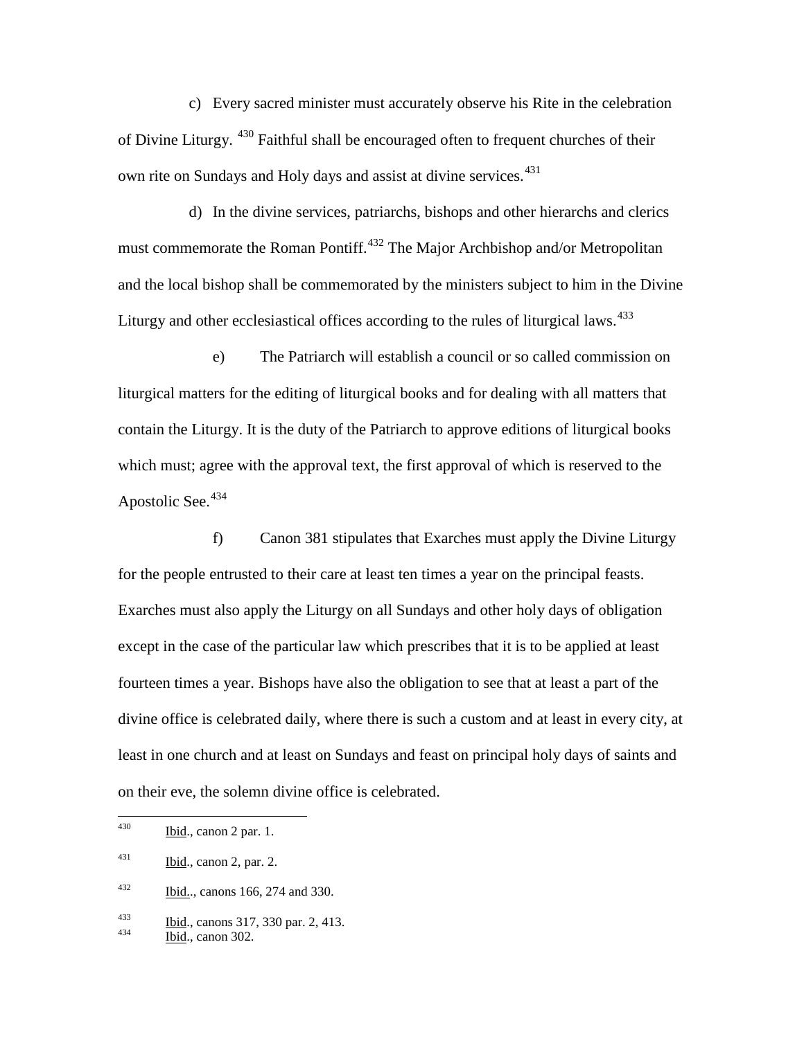c) Every sacred minister must accurately observe his Rite in the celebration of Divine Liturgy. [430] Faithful shall be encouraged often to frequent churches of their own rite on Sundays and Holy days and assist at divine services.[431]

d) In the divine services, patriarchs, bishops and other hierarchs and clerics must commemorate the Roman Pontiff.[432] The Major Archbishop and/or Metropolitan and the local bishop shall be commemorated by the ministers subject to him in the Divine Liturgy and other ecclesiastical offices according to the rules of liturgical laws.[433]

e) The Patriarch will establish a council or so called commission on liturgical matters for the editing of liturgical books and for dealing with all matters that contain the Liturgy. It is the duty of the Patriarch to approve editions of liturgical books which must; agree with the approval text, the first approval of which is reserved to the Apostolic See.[434]

f) Canon 381 stipulates that Exarches must apply the Divine Liturgy for the people entrusted to their care at least ten times a year on the principal feasts. Exarches must also apply the Liturgy on all Sundays and other holy days of obligation except in the case of the particular law which prescribes that it is to be applied at least fourteen times a year. Bishops have also the obligation to see that at least a part of the divine office is celebrated daily, where there is such a custom and at least in every city, at least in one church and at least on Sundays and feast on principal holy days of saints and on their eve, the solemn divine office is celebrated.

---

[430] Ibid., canon 2 par. 1.

[431] Ibid., canon 2, par. 2.

[432] Ibid.., canons 166, 274 and 330.

[433] Ibid., canons 317, 330 par. 2, 413.

[434] Ibid., canon 302.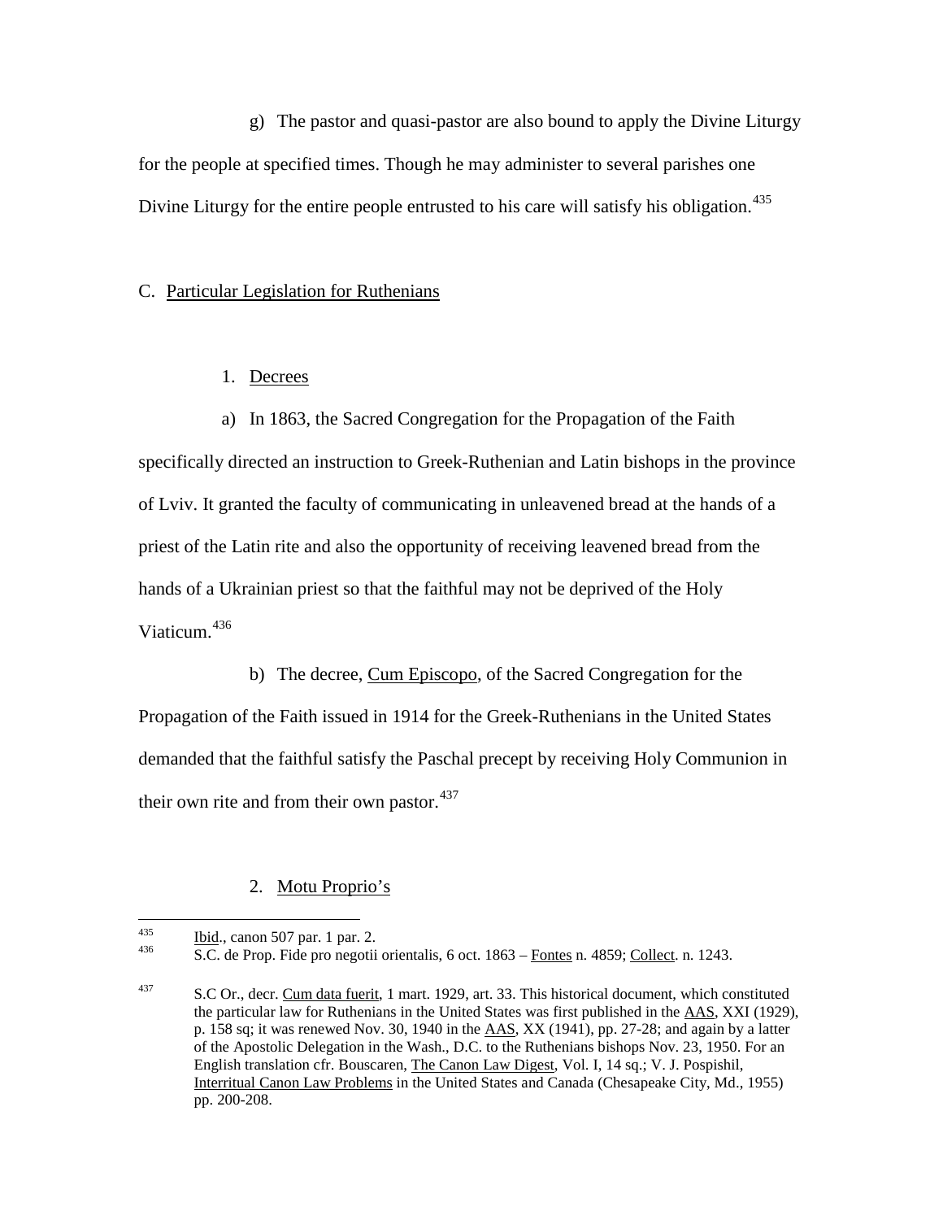g) The pastor and quasi-pastor are also bound to apply the Divine Liturgy for the people at specified times. Though he may administer to several parishes one Divine Liturgy for the entire people entrusted to his care will satisfy his obligation.[435]

C. Particular Legislation for Ruthenians

1. Decrees

a) In 1863, the Sacred Congregation for the Propagation of the Faith specifically directed an instruction to Greek-Ruthenian and Latin bishops in the province of Lviv. It granted the faculty of communicating in unleavened bread at the hands of a priest of the Latin rite and also the opportunity of receiving leavened bread from the hands of a Ukrainian priest so that the faithful may not be deprived of the Holy Viaticum.[436]

b) The decree, Cum Episcopo, of the Sacred Congregation for the Propagation of the Faith issued in 1914 for the Greek-Ruthenians in the United States demanded that the faithful satisfy the Paschal precept by receiving Holy Communion in their own rite and from their own pastor.[437]

2. Motu Proprio's

---

[435] Ibid., canon 507 par. 1 par. 2.

[436] S.C. de Prop. Fide pro negotii orientalis, 6 oct. 1863 – Fontes n. 4859; Collect. n. 1243.

[437] S.C Or., decr. Cum data fuerit, 1 mart. 1929, art. 33. This historical document, which constituted the particular law for Ruthenians in the United States was first published in the AAS, XXI (1929), p. 158 sq; it was renewed Nov. 30, 1940 in the AAS, XX (1941), pp. 27-28; and again by a latter of the Apostolic Delegation in the Wash., D.C. to the Ruthenians bishops Nov. 23, 1950. For an English translation cfr. Bouscaren, The Canon Law Digest, Vol. I, 14 sq.; V. J. Pospishil, Interritual Canon Law Problems in the United States and Canada (Chesapeake City, Md., 1955) pp. 200-208.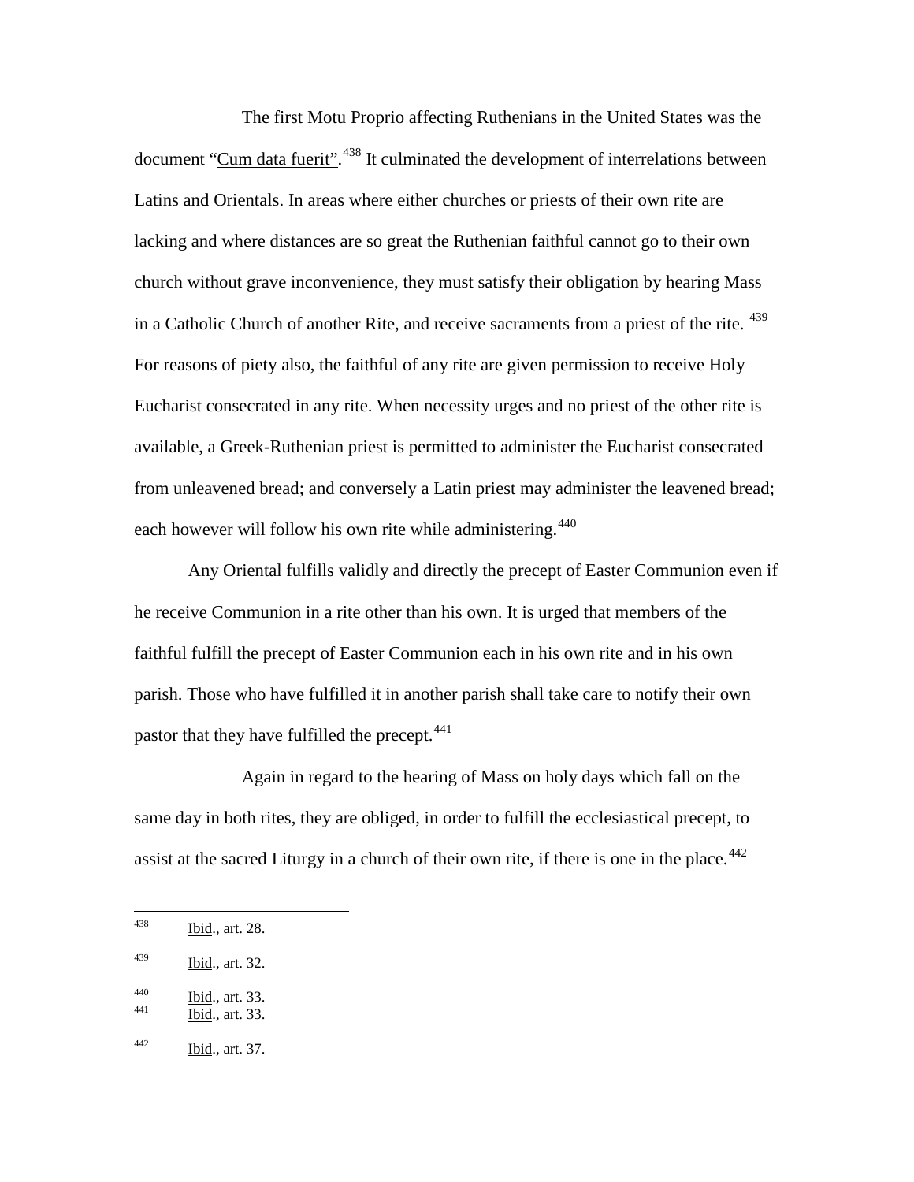The first Motu Proprio affecting Ruthenians in the United States was the document "Cum data fuerit".[438] It culminated the development of interrelations between Latins and Orientals. In areas where either churches or priests of their own rite are lacking and where distances are so great the Ruthenian faithful cannot go to their own church without grave inconvenience, they must satisfy their obligation by hearing Mass in a Catholic Church of another Rite, and receive sacraments from a priest of the rite.[439] For reasons of piety also, the faithful of any rite are given permission to receive Holy Eucharist consecrated in any rite. When necessity urges and no priest of the other rite is available, a Greek-Ruthenian priest is permitted to administer the Eucharist consecrated from unleavened bread; and conversely a Latin priest may administer the leavened bread; each however will follow his own rite while administering.[440]

Any Oriental fulfills validly and directly the precept of Easter Communion even if he receive Communion in a rite other than his own. It is urged that members of the faithful fulfill the precept of Easter Communion each in his own rite and in his own parish. Those who have fulfilled it in another parish shall take care to notify their own pastor that they have fulfilled the precept.[441]

Again in regard to the hearing of Mass on holy days which fall on the same day in both rites, they are obliged, in order to fulfill the ecclesiastical precept, to assist at the sacred Liturgy in a church of their own rite, if there is one in the place.[442]

---

[438] Ibid., art. 28.

[439] Ibid., art. 32.

[440] Ibid., art. 33.

[441] Ibid., art. 33.

[442] Ibid., art. 37.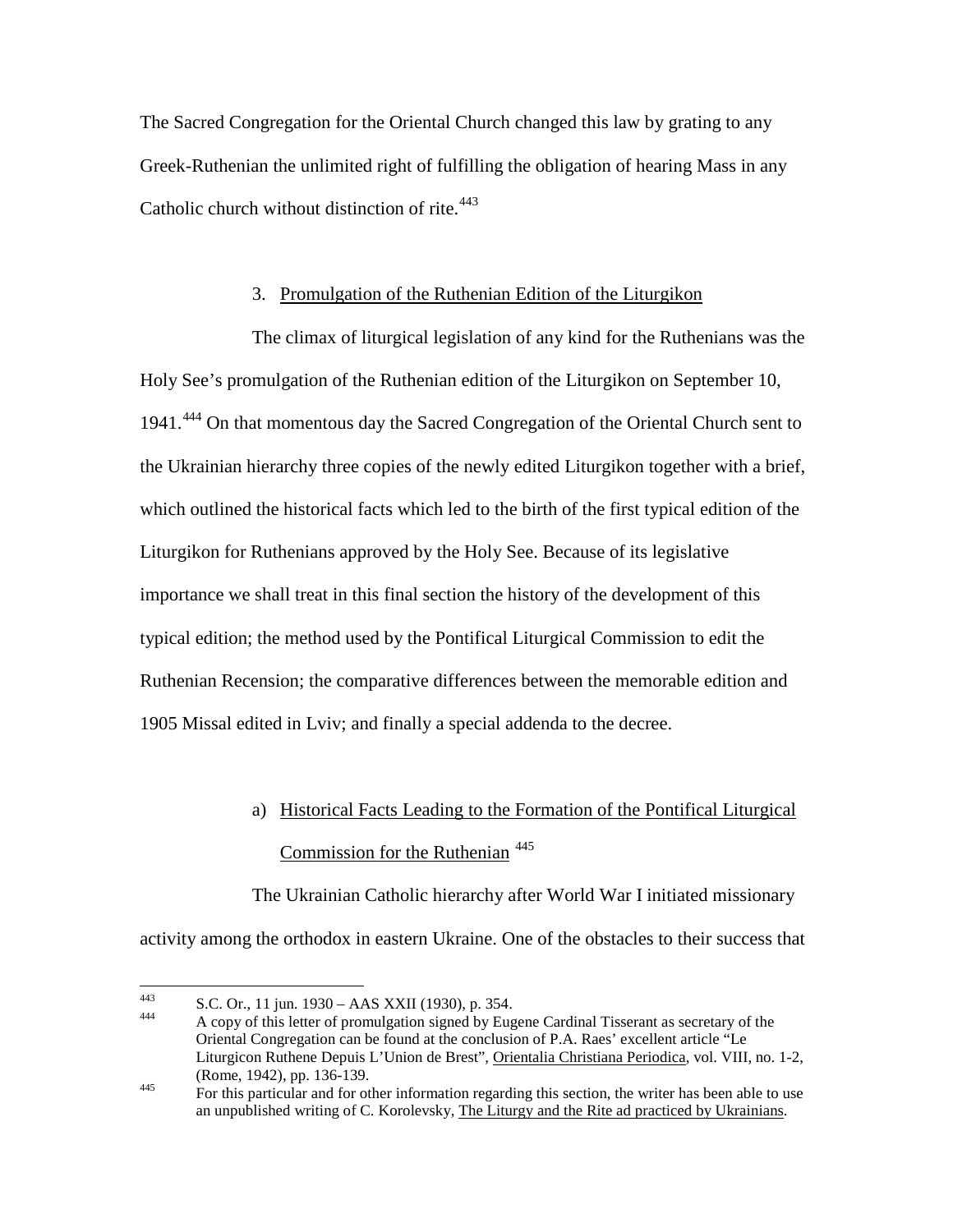The Sacred Congregation for the Oriental Church changed this law by grating to any Greek-Ruthenian the unlimited right of fulfilling the obligation of hearing Mass in any Catholic church without distinction of rite.[443]

### 3. Promulgation of the Ruthenian Edition of the Liturgikon

The climax of liturgical legislation of any kind for the Ruthenians was the Holy See's promulgation of the Ruthenian edition of the Liturgikon on September 10, 1941.[444] On that momentous day the Sacred Congregation of the Oriental Church sent to the Ukrainian hierarchy three copies of the newly edited Liturgikon together with a brief, which outlined the historical facts which led to the birth of the first typical edition of the Liturgikon for Ruthenians approved by the Holy See. Because of its legislative importance we shall treat in this final section the history of the development of this typical edition; the method used by the Pontifical Liturgical Commission to edit the Ruthenian Recension; the comparative differences between the memorable edition and 1905 Missal edited in Lviv; and finally a special addenda to the decree.

#### a) Historical Facts Leading to the Formation of the Pontifical Liturgical Commission for the Ruthenian [445]

The Ukrainian Catholic hierarchy after World War I initiated missionary activity among the orthodox in eastern Ukraine. One of the obstacles to their success that

---

443 S.C. Or., 11 jun. 1930 – AAS XXII (1930), p. 354.

444 A copy of this letter of promulgation signed by Eugene Cardinal Tisserant as secretary of the Oriental Congregation can be found at the conclusion of P.A. Raes' excellent article "Le Liturgicon Ruthene Depuis L'Union de Brest", Orientalia Christiana Periodica, vol. VIII, no. 1-2, (Rome, 1942), pp. 136-139.

445 For this particular and for other information regarding this section, the writer has been able to use an unpublished writing of C. Korolevsky, The Liturgy and the Rite ad practiced by Ukrainians.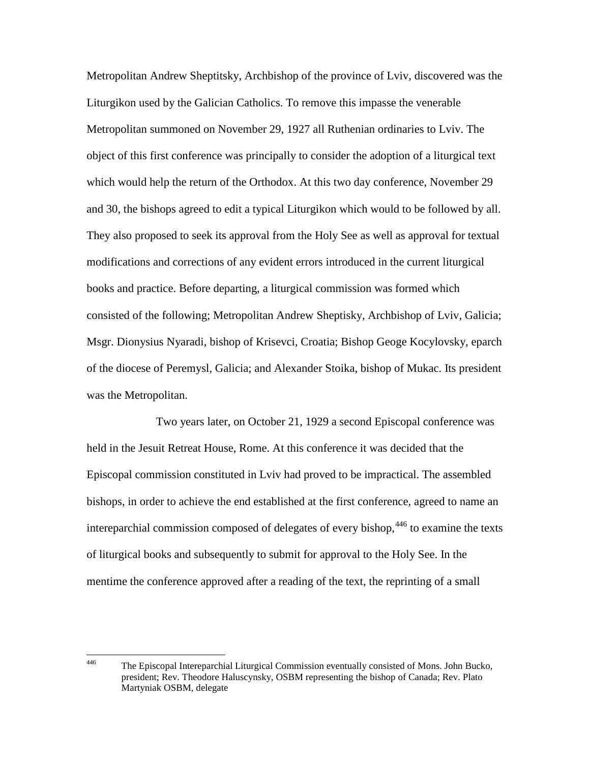Metropolitan Andrew Sheptitsky, Archbishop of the province of Lviv, discovered was the Liturgikon used by the Galician Catholics. To remove this impasse the venerable Metropolitan summoned on November 29, 1927 all Ruthenian ordinaries to Lviv. The object of this first conference was principally to consider the adoption of a liturgical text which would help the return of the Orthodox. At this two day conference, November 29 and 30, the bishops agreed to edit a typical Liturgikon which would to be followed by all. They also proposed to seek its approval from the Holy See as well as approval for textual modifications and corrections of any evident errors introduced in the current liturgical books and practice. Before departing, a liturgical commission was formed which consisted of the following; Metropolitan Andrew Sheptisky, Archbishop of Lviv, Galicia; Msgr. Dionysius Nyaradi, bishop of Krisevci, Croatia; Bishop Geoge Kocylovsky, eparch of the diocese of Peremysl, Galicia; and Alexander Stoika, bishop of Mukac. Its president was the Metropolitan.

Two years later, on October 21, 1929 a second Episcopal conference was held in the Jesuit Retreat House, Rome. At this conference it was decided that the Episcopal commission constituted in Lviv had proved to be impractical. The assembled bishops, in order to achieve the end established at the first conference, agreed to name an intereparchial commission composed of delegates of every bishop,[446] to examine the texts of liturgical books and subsequently to submit for approval to the Holy See. In the mentime the conference approved after a reading of the text, the reprinting of a small

---

[446] The Episcopal Intereparchial Liturgical Commission eventually consisted of Mons. John Bucko, president; Rev. Theodore Haluscynsky, OSBM representing the bishop of Canada; Rev. Plato Martyniak OSBM, delegate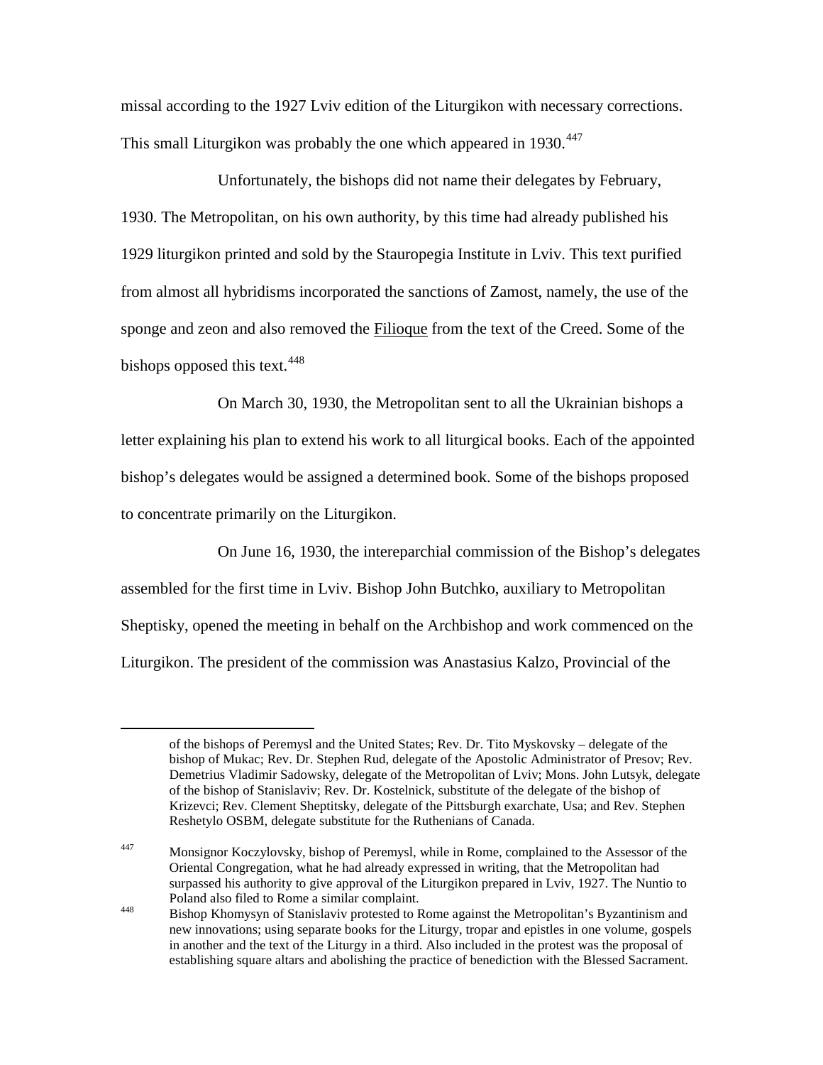missal according to the 1927 Lviv edition of the Liturgikon with necessary corrections. This small Liturgikon was probably the one which appeared in 1930.[447]

Unfortunately, the bishops did not name their delegates by February, 1930. The Metropolitan, on his own authority, by this time had already published his 1929 liturgikon printed and sold by the Stauropegia Institute in Lviv. This text purified from almost all hybridisms incorporated the sanctions of Zamost, namely, the use of the sponge and zeon and also removed the Filioque from the text of the Creed. Some of the bishops opposed this text.[448]

On March 30, 1930, the Metropolitan sent to all the Ukrainian bishops a letter explaining his plan to extend his work to all liturgical books. Each of the appointed bishop's delegates would be assigned a determined book. Some of the bishops proposed to concentrate primarily on the Liturgikon.

On June 16, 1930, the intereparchial commission of the Bishop's delegates assembled for the first time in Lviv. Bishop John Butchko, auxiliary to Metropolitan Sheptisky, opened the meeting in behalf on the Archbishop and work commenced on the Liturgikon. The president of the commission was Anastasius Kalzo, Provincial of the

---

of the bishops of Peremysl and the United States; Rev. Dr. Tito Myskovsky – delegate of the bishop of Mukac; Rev. Dr. Stephen Rud, delegate of the Apostolic Administrator of Presov; Rev. Demetrius Vladimir Sadowsky, delegate of the Metropolitan of Lviv; Mons. John Lutsyk, delegate of the bishop of Stanislaviv; Rev. Dr. Kostelnick, substitute of the delegate of the bishop of Krizevci; Rev. Clement Sheptitsky, delegate of the Pittsburgh exarchate, Usa; and Rev. Stephen Reshetylo OSBM, delegate substitute for the Ruthenians of Canada.

[447] Monsignor Koczylovsky, bishop of Peremysl, while in Rome, complained to the Assessor of the Oriental Congregation, what he had already expressed in writing, that the Metropolitan had surpassed his authority to give approval of the Liturgikon prepared in Lviv, 1927. The Nuntio to Poland also filed to Rome a similar complaint.

[448] Bishop Khomysyn of Stanislaviv protested to Rome against the Metropolitan's Byzantinism and new innovations; using separate books for the Liturgy, tropar and epistles in one volume, gospels in another and the text of the Liturgy in a third. Also included in the protest was the proposal of establishing square altars and abolishing the practice of benediction with the Blessed Sacrament.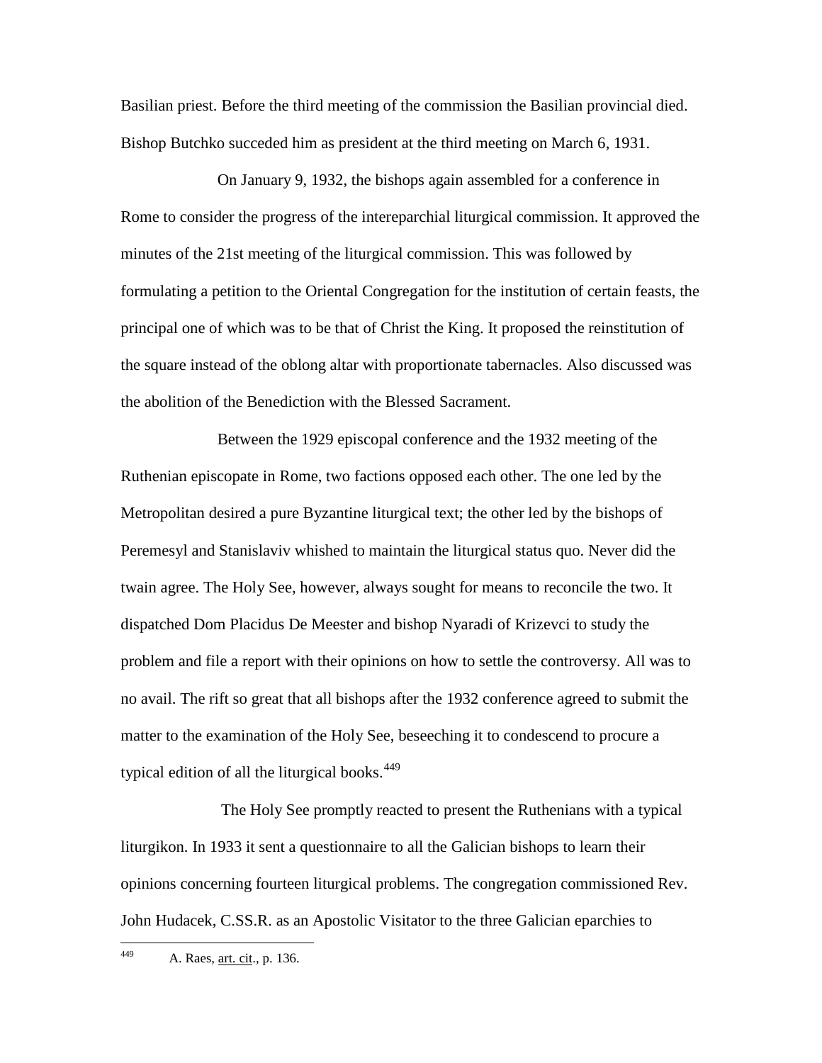Basilian priest. Before the third meeting of the commission the Basilian provincial died. Bishop Butchko succeded him as president at the third meeting on March 6, 1931.

On January 9, 1932, the bishops again assembled for a conference in Rome to consider the progress of the intereparchial liturgical commission. It approved the minutes of the 21st meeting of the liturgical commission. This was followed by formulating a petition to the Oriental Congregation for the institution of certain feasts, the principal one of which was to be that of Christ the King. It proposed the reinstitution of the square instead of the oblong altar with proportionate tabernacles. Also discussed was the abolition of the Benediction with the Blessed Sacrament.

Between the 1929 episcopal conference and the 1932 meeting of the Ruthenian episcopate in Rome, two factions opposed each other. The one led by the Metropolitan desired a pure Byzantine liturgical text; the other led by the bishops of Peremesyl and Stanislaviv whished to maintain the liturgical status quo. Never did the twain agree. The Holy See, however, always sought for means to reconcile the two. It dispatched Dom Placidus De Meester and bishop Nyaradi of Krizevci to study the problem and file a report with their opinions on how to settle the controversy. All was to no avail. The rift so great that all bishops after the 1932 conference agreed to submit the matter to the examination of the Holy See, beseeching it to condescend to procure a typical edition of all the liturgical books.[449]

The Holy See promptly reacted to present the Ruthenians with a typical liturgikon. In 1933 it sent a questionnaire to all the Galician bishops to learn their opinions concerning fourteen liturgical problems. The congregation commissioned Rev. John Hudacek, C.SS.R. as an Apostolic Visitator to the three Galician eparchies to

---

[449] A. Raes, art. cit., p. 136.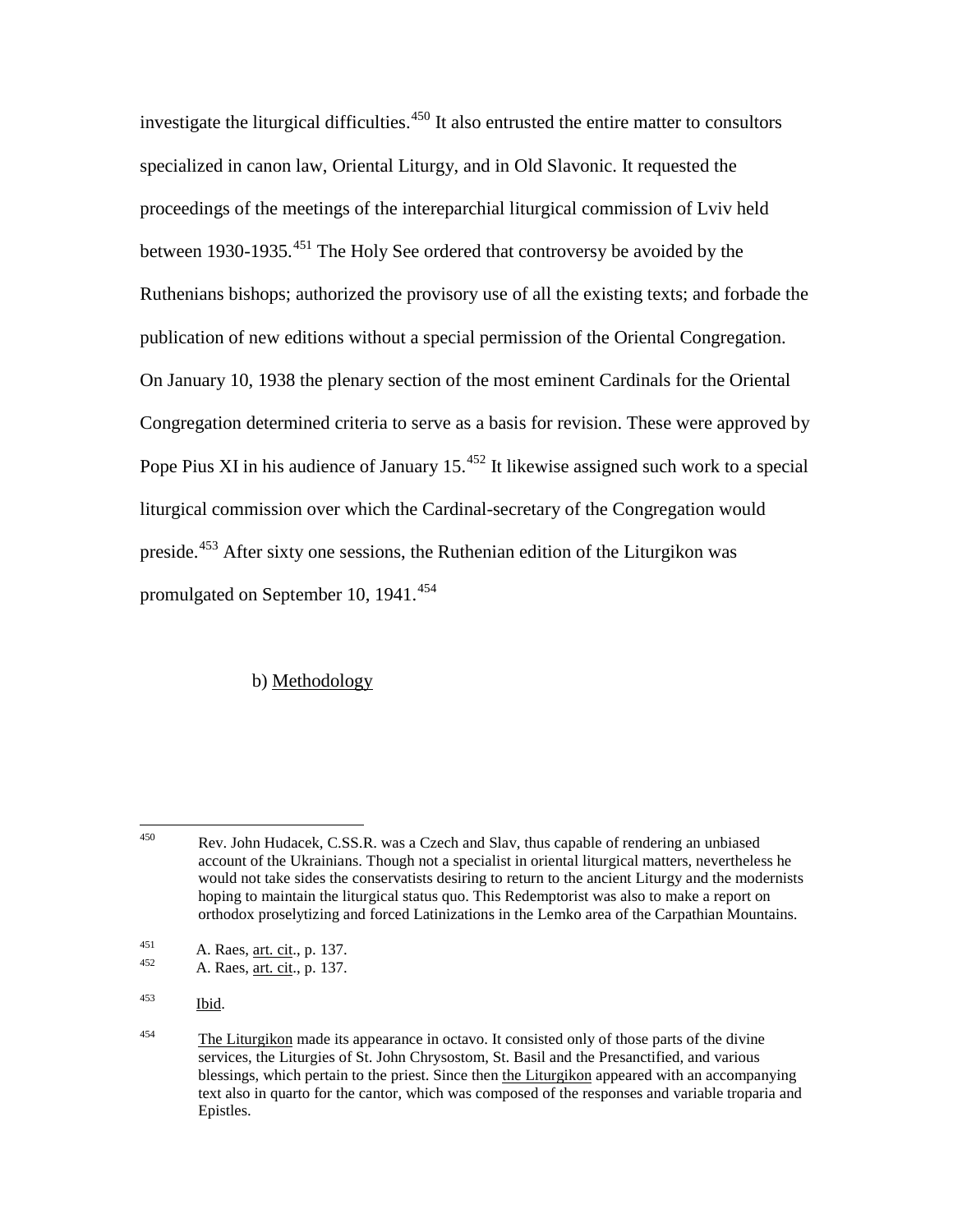investigate the liturgical difficulties.[450] It also entrusted the entire matter to consultors specialized in canon law, Oriental Liturgy, and in Old Slavonic. It requested the proceedings of the meetings of the intereparchial liturgical commission of Lviv held between 1930-1935.[451] The Holy See ordered that controversy be avoided by the Ruthenians bishops; authorized the provisory use of all the existing texts; and forbade the publication of new editions without a special permission of the Oriental Congregation. On January 10, 1938 the plenary section of the most eminent Cardinals for the Oriental Congregation determined criteria to serve as a basis for revision. These were approved by Pope Pius XI in his audience of January 15.[452] It likewise assigned such work to a special liturgical commission over which the Cardinal-secretary of the Congregation would preside.[453] After sixty one sessions, the Ruthenian edition of the Liturgikon was promulgated on September 10, 1941.[454]

b) Methodology

---

[450] Rev. John Hudacek, C.SS.R. was a Czech and Slav, thus capable of rendering an unbiased account of the Ukrainians. Though not a specialist in oriental liturgical matters, nevertheless he would not take sides the conservatists desiring to return to the ancient Liturgy and the modernists hoping to maintain the liturgical status quo. This Redemptorist was also to make a report on orthodox proselytizing and forced Latinizations in the Lemko area of the Carpathian Mountains.

[451] A. Raes, art. cit., p. 137.

[452] A. Raes, art. cit., p. 137.

[453] Ibid.

[454] The Liturgikon made its appearance in octavo. It consisted only of those parts of the divine services, the Liturgies of St. John Chrysostom, St. Basil and the Presanctified, and various blessings, which pertain to the priest. Since then the Liturgikon appeared with an accompanying text also in quarto for the cantor, which was composed of the responses and variable troparia and Epistles.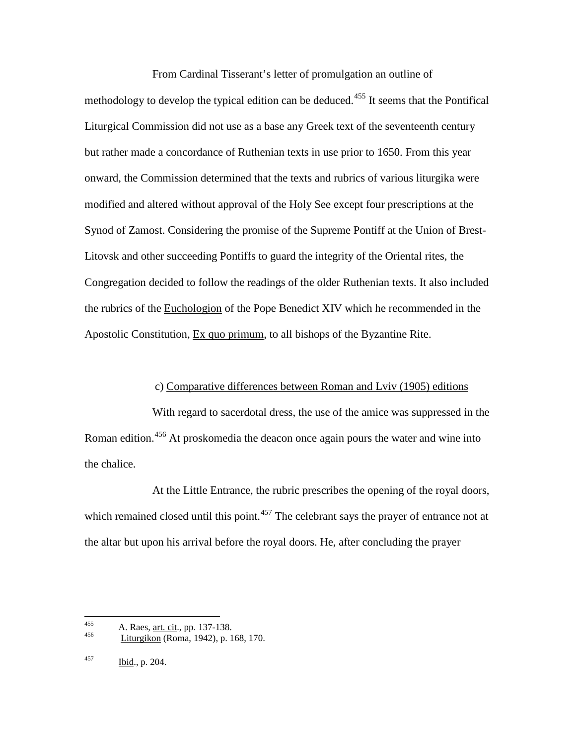From Cardinal Tisserant's letter of promulgation an outline of methodology to develop the typical edition can be deduced.[455] It seems that the Pontifical Liturgical Commission did not use as a base any Greek text of the seventeenth century but rather made a concordance of Ruthenian texts in use prior to 1650. From this year onward, the Commission determined that the texts and rubrics of various liturgika were modified and altered without approval of the Holy See except four prescriptions at the Synod of Zamost. Considering the promise of the Supreme Pontiff at the Union of Brest-Litovsk and other succeeding Pontiffs to guard the integrity of the Oriental rites, the Congregation decided to follow the readings of the older Ruthenian texts. It also included the rubrics of the Euchologion of the Pope Benedict XIV which he recommended in the Apostolic Constitution, Ex quo primum, to all bishops of the Byzantine Rite.

c) Comparative differences between Roman and Lviv (1905) editions

With regard to sacerdotal dress, the use of the amice was suppressed in the Roman edition.[456] At proskomedia the deacon once again pours the water and wine into the chalice.

At the Little Entrance, the rubric prescribes the opening of the royal doors, which remained closed until this point.[457] The celebrant says the prayer of entrance not at the altar but upon his arrival before the royal doors. He, after concluding the prayer

---

[455] A. Raes, art. cit., pp. 137-138.

[456] Liturgikon (Roma, 1942), p. 168, 170.

[457] Ibid., p. 204.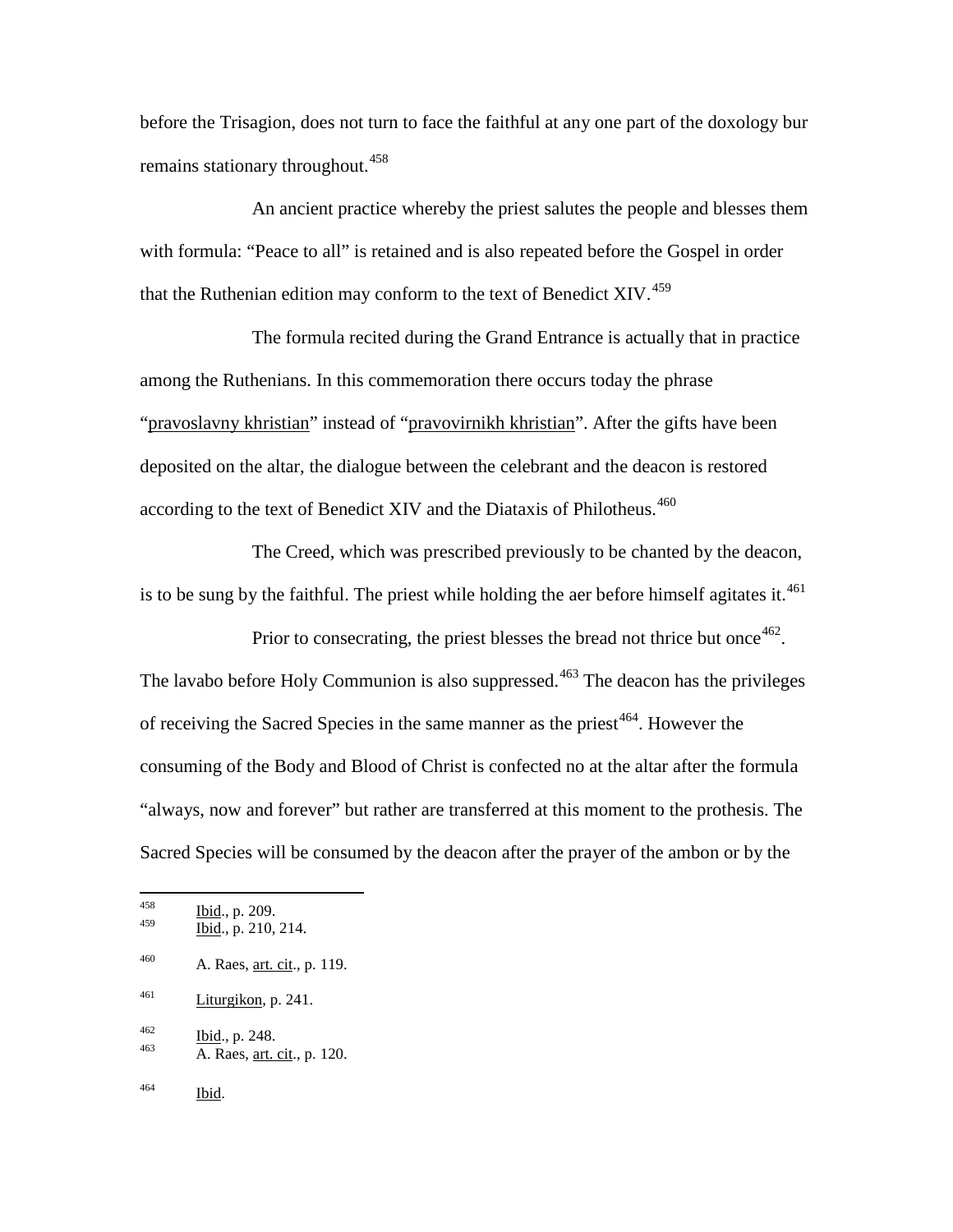before the Trisagion, does not turn to face the faithful at any one part of the doxology bur remains stationary throughout.[458]

An ancient practice whereby the priest salutes the people and blesses them with formula: "Peace to all" is retained and is also repeated before the Gospel in order that the Ruthenian edition may conform to the text of Benedict XIV.[459]

The formula recited during the Grand Entrance is actually that in practice among the Ruthenians. In this commemoration there occurs today the phrase "pravoslavny khristian" instead of "pravovirnikh khristian". After the gifts have been deposited on the altar, the dialogue between the celebrant and the deacon is restored according to the text of Benedict XIV and the Diataxis of Philotheus.[460]

The Creed, which was prescribed previously to be chanted by the deacon, is to be sung by the faithful. The priest while holding the aer before himself agitates it.[461]

Prior to consecrating, the priest blesses the bread not thrice but once[462]. The lavabo before Holy Communion is also suppressed.[463] The deacon has the privileges of receiving the Sacred Species in the same manner as the priest[464]. However the consuming of the Body and Blood of Christ is confected no at the altar after the formula "always, now and forever" but rather are transferred at this moment to the prothesis. The Sacred Species will be consumed by the deacon after the prayer of the ambon or by the

---

[458] Ibid., p. 209.
[459] Ibid., p. 210, 214.
[460] A. Raes, art. cit., p. 119.
[461] Liturgikon, p. 241.
[462] Ibid., p. 248.
[463] A. Raes, art. cit., p. 120.
[464] Ibid.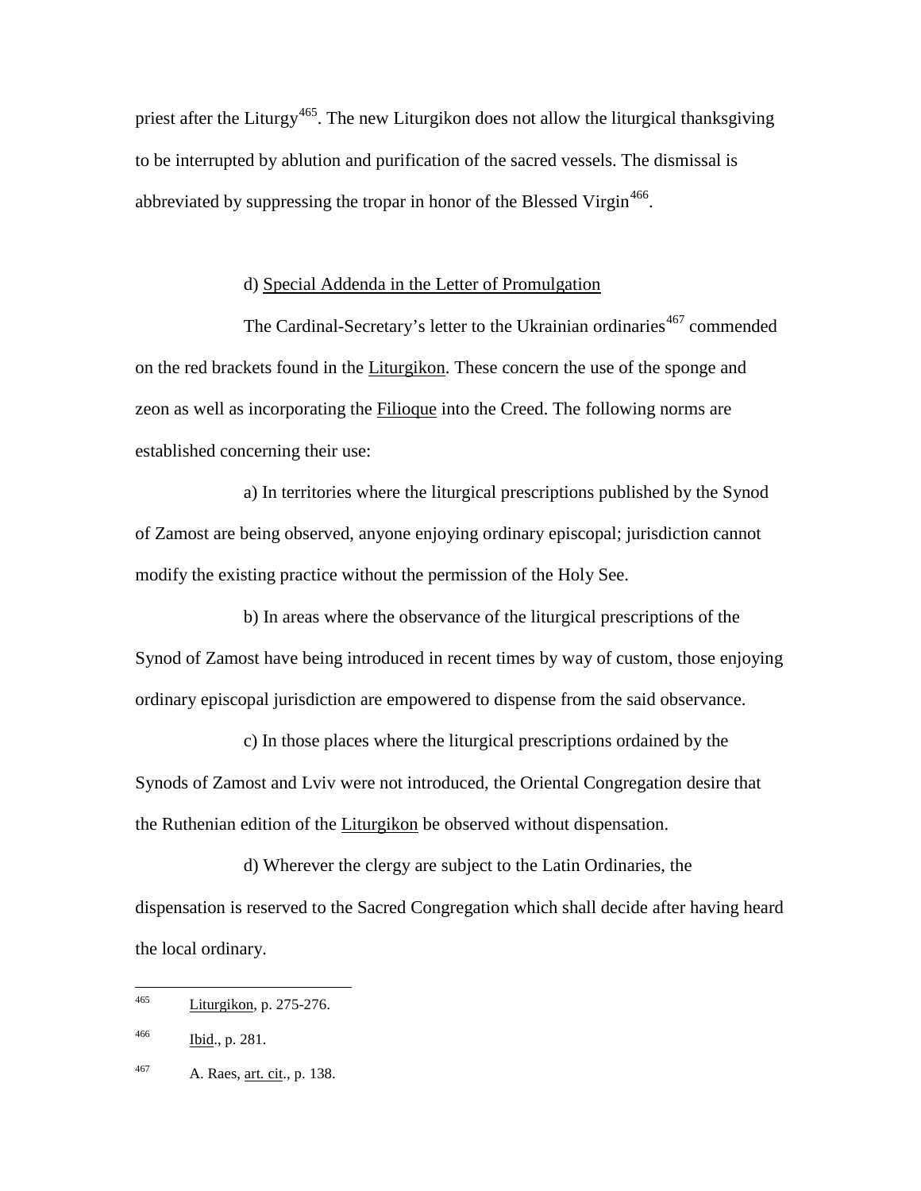priest after the Liturgy[465]. The new Liturgikon does not allow the liturgical thanksgiving to be interrupted by ablution and purification of the sacred vessels. The dismissal is abbreviated by suppressing the tropar in honor of the Blessed Virgin[466].

d) Special Addenda in the Letter of Promulgation

The Cardinal-Secretary's letter to the Ukrainian ordinaries[467] commended on the red brackets found in the Liturgikon. These concern the use of the sponge and zeon as well as incorporating the Filioque into the Creed. The following norms are established concerning their use:

a) In territories where the liturgical prescriptions published by the Synod of Zamost are being observed, anyone enjoying ordinary episcopal; jurisdiction cannot modify the existing practice without the permission of the Holy See.

b) In areas where the observance of the liturgical prescriptions of the Synod of Zamost have being introduced in recent times by way of custom, those enjoying ordinary episcopal jurisdiction are empowered to dispense from the said observance.

c) In those places where the liturgical prescriptions ordained by the Synods of Zamost and Lviv were not introduced, the Oriental Congregation desire that the Ruthenian edition of the Liturgikon be observed without dispensation.

d) Wherever the clergy are subject to the Latin Ordinaries, the dispensation is reserved to the Sacred Congregation which shall decide after having heard the local ordinary.

---

[465] Liturgikon, p. 275-276.

[466] Ibid., p. 281.

[467] A. Raes, art. cit., p. 138.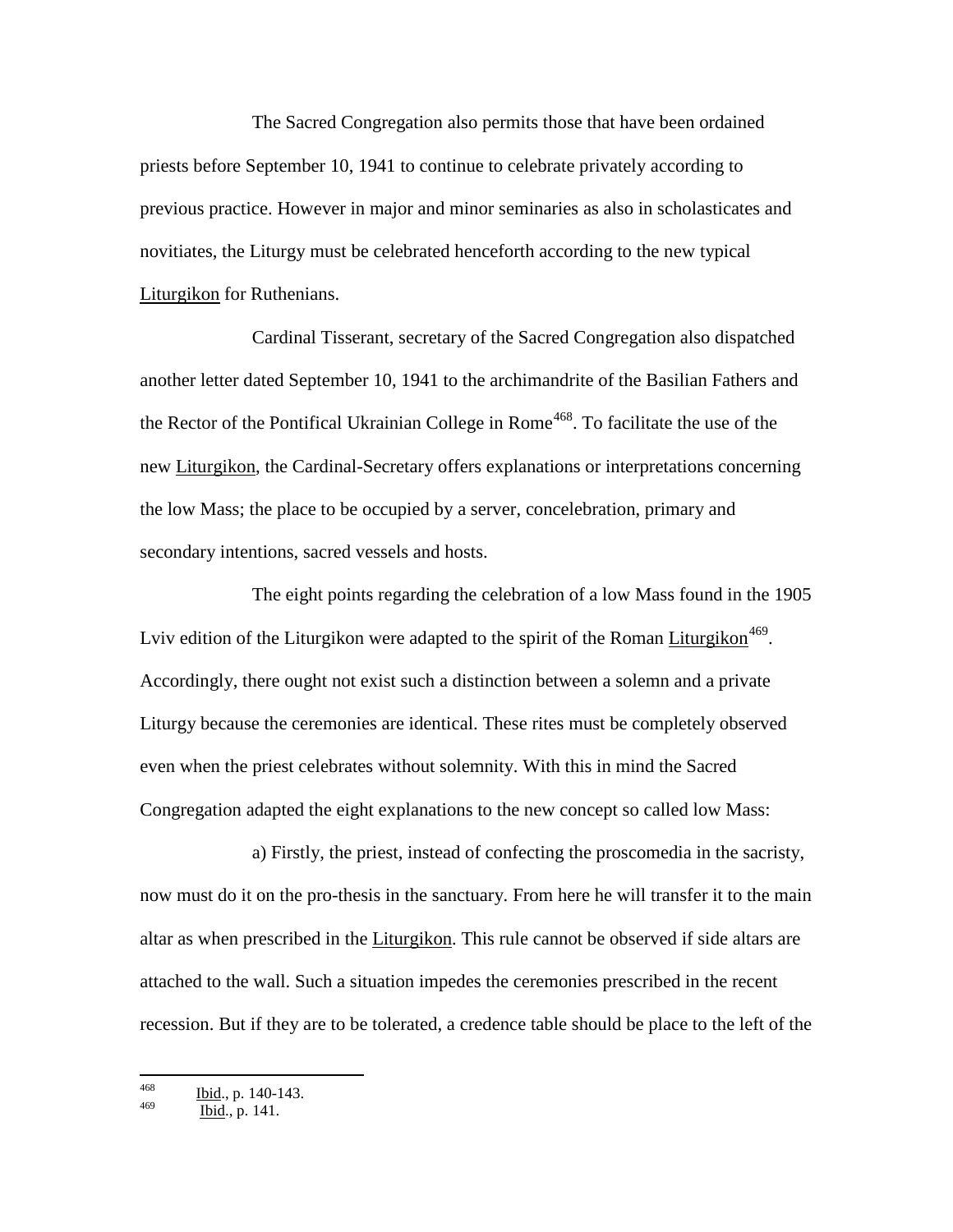The Sacred Congregation also permits those that have been ordained priests before September 10, 1941 to continue to celebrate privately according to previous practice. However in major and minor seminaries as also in scholasticates and novitiates, the Liturgy must be celebrated henceforth according to the new typical Liturgikon for Ruthenians.

Cardinal Tisserant, secretary of the Sacred Congregation also dispatched another letter dated September 10, 1941 to the archimandrite of the Basilian Fathers and the Rector of the Pontifical Ukrainian College in Rome[468]. To facilitate the use of the new Liturgikon, the Cardinal-Secretary offers explanations or interpretations concerning the low Mass; the place to be occupied by a server, concelebration, primary and secondary intentions, sacred vessels and hosts.

The eight points regarding the celebration of a low Mass found in the 1905 Lviv edition of the Liturgikon were adapted to the spirit of the Roman Liturgikon[469]. Accordingly, there ought not exist such a distinction between a solemn and a private Liturgy because the ceremonies are identical. These rites must be completely observed even when the priest celebrates without solemnity. With this in mind the Sacred Congregation adapted the eight explanations to the new concept so called low Mass:

a) Firstly, the priest, instead of confecting the proscomedia in the sacristy, now must do it on the pro-thesis in the sanctuary. From here he will transfer it to the main altar as when prescribed in the Liturgikon. This rule cannot be observed if side altars are attached to the wall. Such a situation impedes the ceremonies prescribed in the recent recession. But if they are to be tolerated, a credence table should be place to the left of the

---

468 Ibid., p. 140-143.

469 Ibid., p. 141.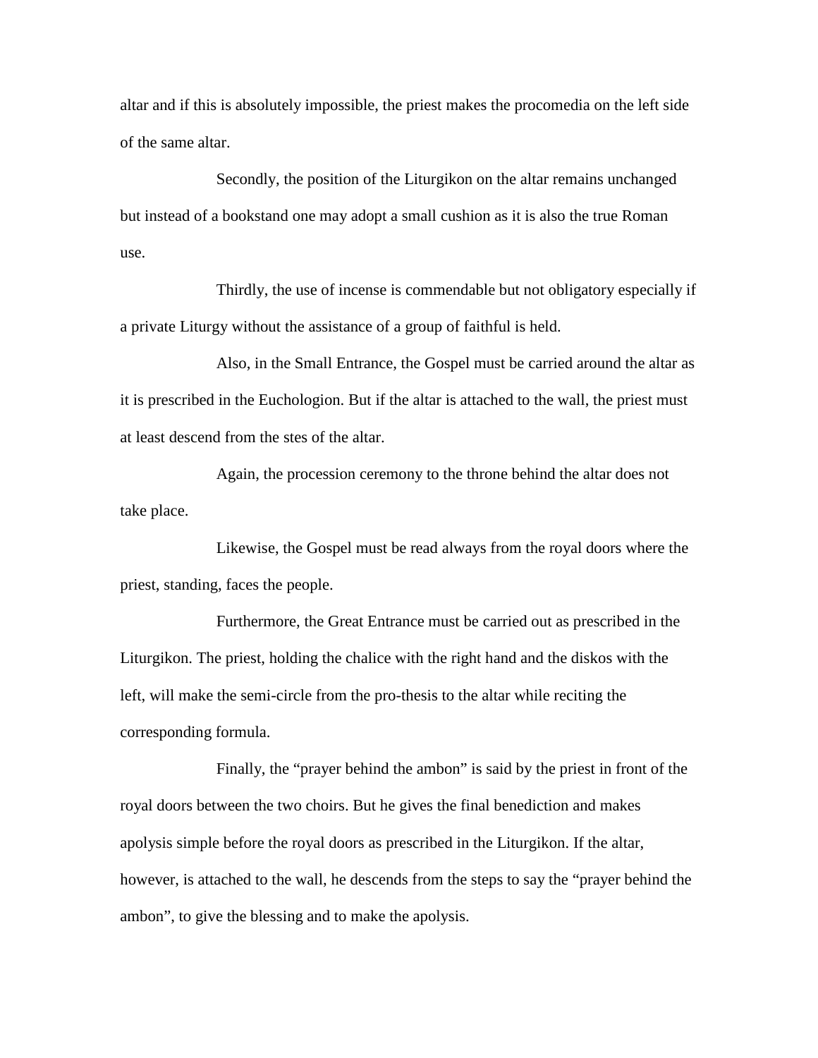altar and if this is absolutely impossible, the priest makes the procomedia on the left side of the same altar.

Secondly, the position of the Liturgikon on the altar remains unchanged but instead of a bookstand one may adopt a small cushion as it is also the true Roman use.

Thirdly, the use of incense is commendable but not obligatory especially if a private Liturgy without the assistance of a group of faithful is held.

Also, in the Small Entrance, the Gospel must be carried around the altar as it is prescribed in the Euchologion. But if the altar is attached to the wall, the priest must at least descend from the stes of the altar.

Again, the procession ceremony to the throne behind the altar does not take place.

Likewise, the Gospel must be read always from the royal doors where the priest, standing, faces the people.

Furthermore, the Great Entrance must be carried out as prescribed in the Liturgikon. The priest, holding the chalice with the right hand and the diskos with the left, will make the semi-circle from the pro-thesis to the altar while reciting the corresponding formula.

Finally, the "prayer behind the ambon" is said by the priest in front of the royal doors between the two choirs. But he gives the final benediction and makes apolysis simple before the royal doors as prescribed in the Liturgikon. If the altar, however, is attached to the wall, he descends from the steps to say the "prayer behind the ambon", to give the blessing and to make the apolysis.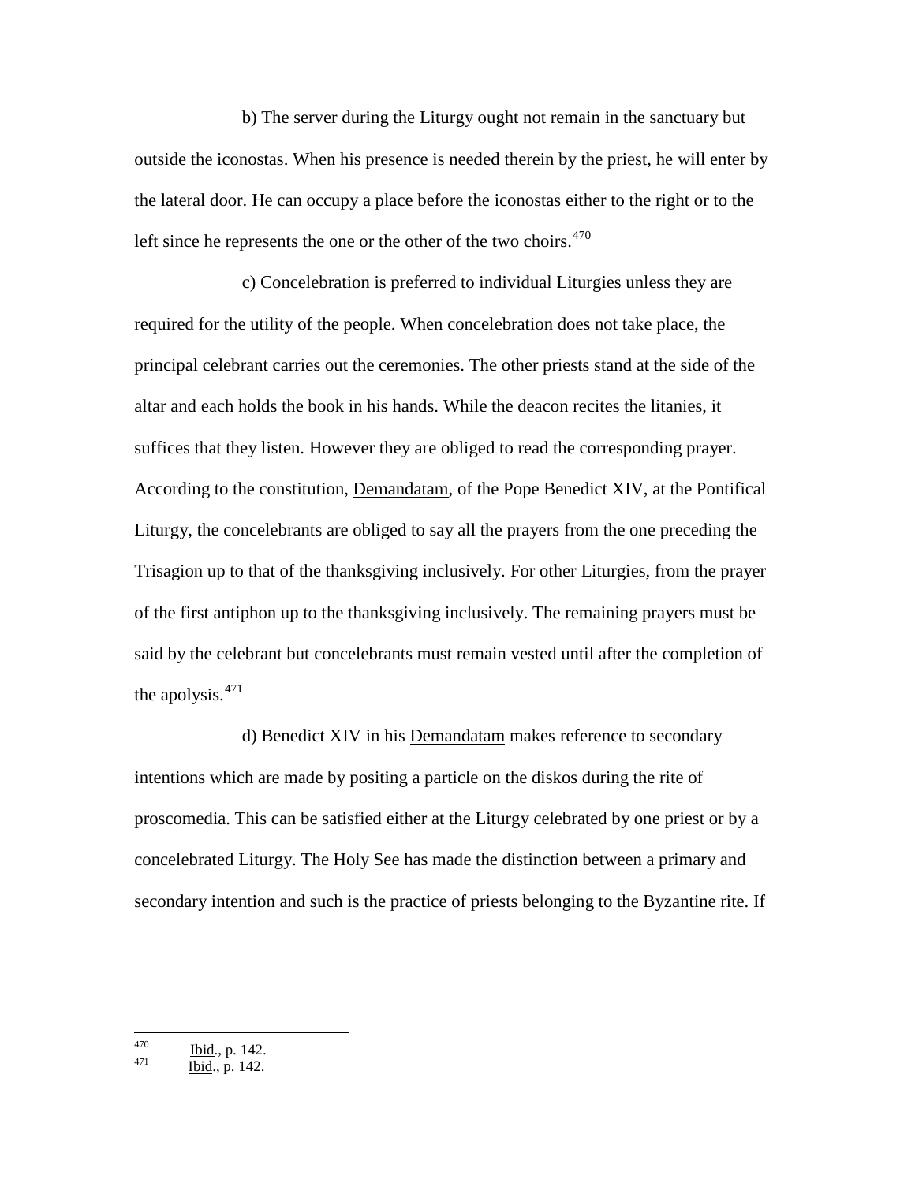b) The server during the Liturgy ought not remain in the sanctuary but outside the iconostas. When his presence is needed therein by the priest, he will enter by the lateral door. He can occupy a place before the iconostas either to the right or to the left since he represents the one or the other of the two choirs.[470]

c) Concelebration is preferred to individual Liturgies unless they are required for the utility of the people. When concelebration does not take place, the principal celebrant carries out the ceremonies. The other priests stand at the side of the altar and each holds the book in his hands. While the deacon recites the litanies, it suffices that they listen. However they are obliged to read the corresponding prayer. According to the constitution, Demandatam, of the Pope Benedict XIV, at the Pontifical Liturgy, the concelebrants are obliged to say all the prayers from the one preceding the Trisagion up to that of the thanksgiving inclusively. For other Liturgies, from the prayer of the first antiphon up to the thanksgiving inclusively. The remaining prayers must be said by the celebrant but concelebrants must remain vested until after the completion of the apolysis.[471]

d) Benedict XIV in his Demandatam makes reference to secondary intentions which are made by positing a particle on the diskos during the rite of proscomedia. This can be satisfied either at the Liturgy celebrated by one priest or by a concelebrated Liturgy. The Holy See has made the distinction between a primary and secondary intention and such is the practice of priests belonging to the Byzantine rite. If

---

[470] Ibid., p. 142.

[471] Ibid., p. 142.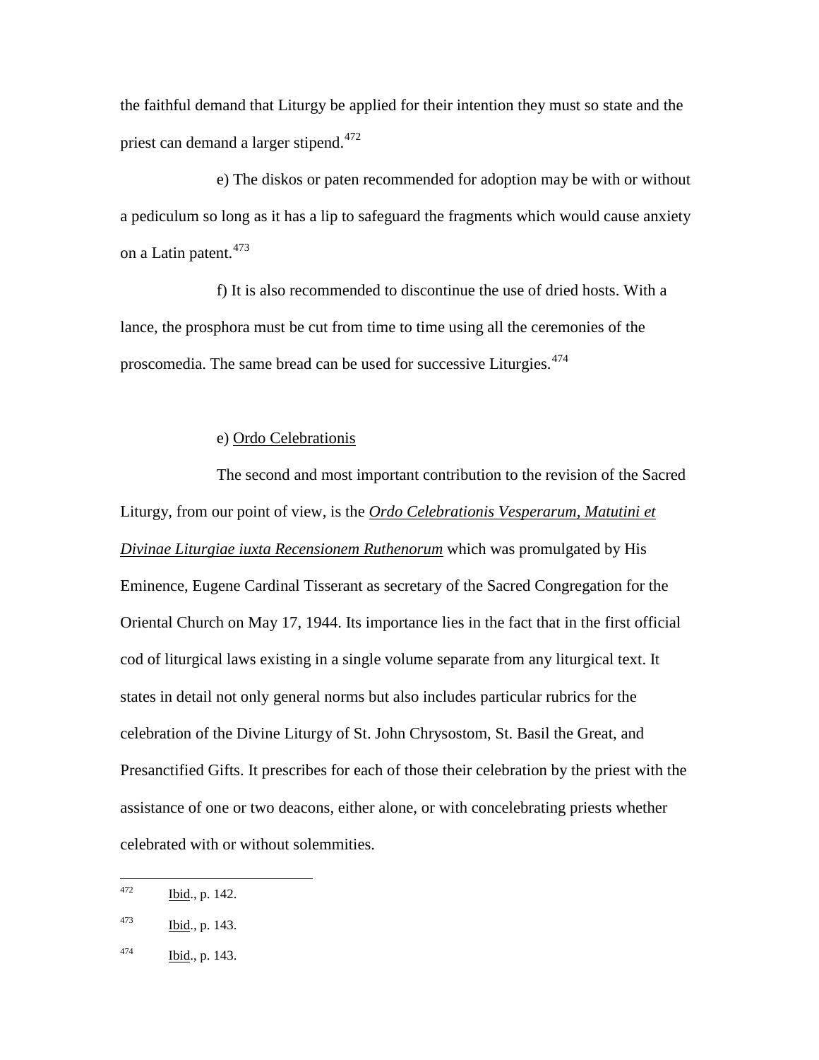the faithful demand that Liturgy be applied for their intention they must so state and the priest can demand a larger stipend.[472]

e) The diskos or paten recommended for adoption may be with or without a pediculum so long as it has a lip to safeguard the fragments which would cause anxiety on a Latin patent.[473]

f) It is also recommended to discontinue the use of dried hosts. With a lance, the prosphora must be cut from time to time using all the ceremonies of the proscomedia. The same bread can be used for successive Liturgies.[474]

e) Ordo Celebrationis

The second and most important contribution to the revision of the Sacred Liturgy, from our point of view, is the ***Ordo Celebrationis Vesperarum, Matutini et Divinae Liturgiae iuxta Recensionem Ruthenorum*** which was promulgated by His Eminence, Eugene Cardinal Tisserant as secretary of the Sacred Congregation for the Oriental Church on May 17, 1944. Its importance lies in the fact that in the first official cod of liturgical laws existing in a single volume separate from any liturgical text. It states in detail not only general norms but also includes particular rubrics for the celebration of the Divine Liturgy of St. John Chrysostom, St. Basil the Great, and Presanctified Gifts. It prescribes for each of those their celebration by the priest with the assistance of one or two deacons, either alone, or with concelebrating priests whether celebrated with or without solemmities.

---

[472] Ibid., p. 142.

[473] Ibid., p. 143.

[474] Ibid., p. 143.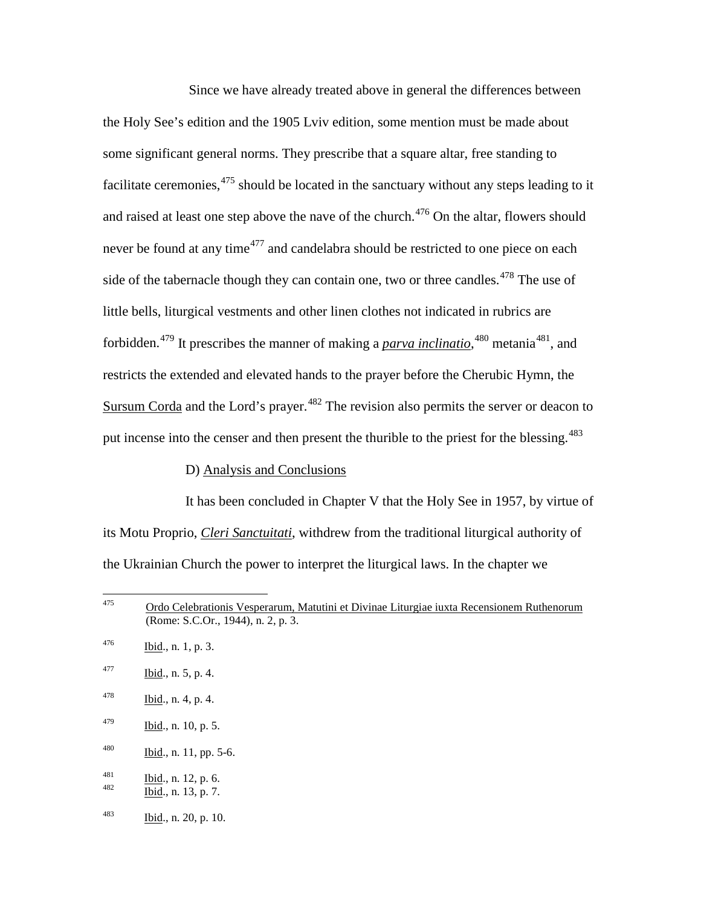Since we have already treated above in general the differences between the Holy See's edition and the 1905 Lviv edition, some mention must be made about some significant general norms. They prescribe that a square altar, free standing to facilitate ceremonies,[475] should be located in the sanctuary without any steps leading to it and raised at least one step above the nave of the church.[476] On the altar, flowers should never be found at any time[477] and candelabra should be restricted to one piece on each side of the tabernacle though they can contain one, two or three candles.[478] The use of little bells, liturgical vestments and other linen clothes not indicated in rubrics are forbidden.[479] It prescribes the manner of making a *parva inclinatio*,[480] metania[481], and restricts the extended and elevated hands to the prayer before the Cherubic Hymn, the Sursum Corda and the Lord's prayer.[482] The revision also permits the server or deacon to put incense into the censer and then present the thurible to the priest for the blessing.[483]

D) Analysis and Conclusions

It has been concluded in Chapter V that the Holy See in 1957, by virtue of its Motu Proprio, *Cleri Sanctuitati*, withdrew from the traditional liturgical authority of the Ukrainian Church the power to interpret the liturgical laws. In the chapter we

---

475 Ordo Celebrationis Vesperarum, Matutini et Divinae Liturgiae iuxta Recensionem Ruthenorum (Rome: S.C.Or., 1944), n. 2, p. 3.

476 Ibid., n. 1, p. 3.

477 Ibid., n. 5, p. 4.

478 Ibid., n. 4, p. 4.

479 Ibid., n. 10, p. 5.

480 Ibid., n. 11, pp. 5-6.

481 Ibid., n. 12, p. 6.

482 Ibid., n. 13, p. 7.

483 Ibid., n. 20, p. 10.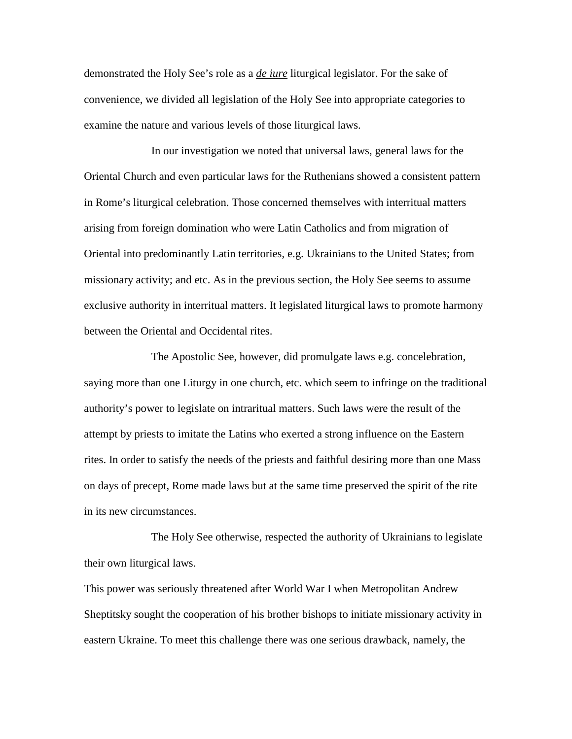demonstrated the Holy See's role as a ***de iure*** liturgical legislator. For the sake of convenience, we divided all legislation of the Holy See into appropriate categories to examine the nature and various levels of those liturgical laws.

In our investigation we noted that universal laws, general laws for the Oriental Church and even particular laws for the Ruthenians showed a consistent pattern in Rome's liturgical celebration. Those concerned themselves with interritual matters arising from foreign domination who were Latin Catholics and from migration of Oriental into predominantly Latin territories, e.g. Ukrainians to the United States; from missionary activity; and etc. As in the previous section, the Holy See seems to assume exclusive authority in interritual matters. It legislated liturgical laws to promote harmony between the Oriental and Occidental rites.

The Apostolic See, however, did promulgate laws e.g. concelebration, saying more than one Liturgy in one church, etc. which seem to infringe on the traditional authority's power to legislate on intraritual matters. Such laws were the result of the attempt by priests to imitate the Latins who exerted a strong influence on the Eastern rites. In order to satisfy the needs of the priests and faithful desiring more than one Mass on days of precept, Rome made laws but at the same time preserved the spirit of the rite in its new circumstances.

The Holy See otherwise, respected the authority of Ukrainians to legislate their own liturgical laws.

This power was seriously threatened after World War I when Metropolitan Andrew Sheptitsky sought the cooperation of his brother bishops to initiate missionary activity in eastern Ukraine. To meet this challenge there was one serious drawback, namely, the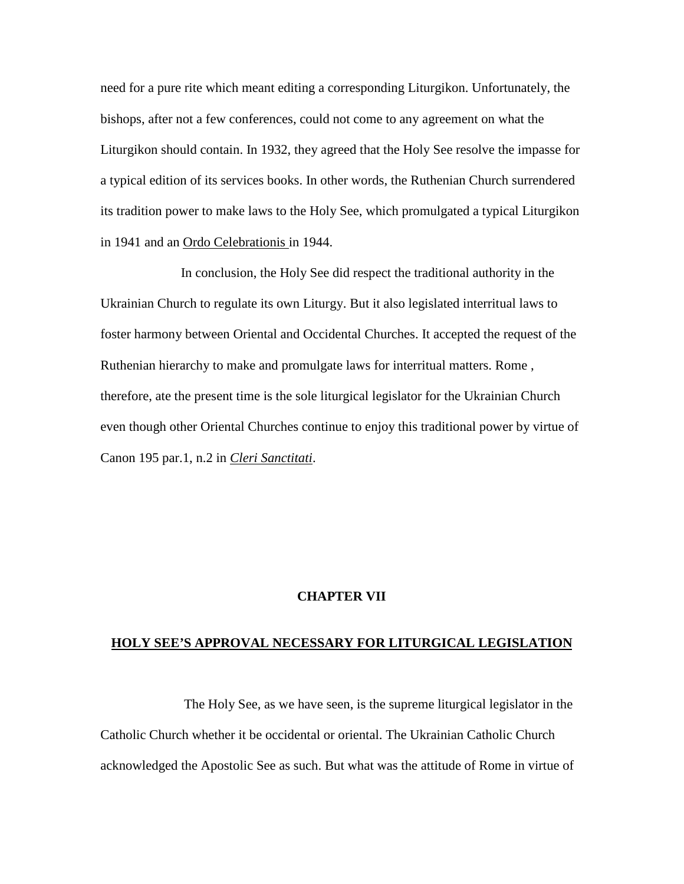need for a pure rite which meant editing a corresponding Liturgikon. Unfortunately, the bishops, after not a few conferences, could not come to any agreement on what the Liturgikon should contain. In 1932, they agreed that the Holy See resolve the impasse for a typical edition of its services books. In other words, the Ruthenian Church surrendered its tradition power to make laws to the Holy See, which promulgated a typical Liturgikon in 1941 and an <u>Ordo Celebrationis</u> in 1944.

In conclusion, the Holy See did respect the traditional authority in the Ukrainian Church to regulate its own Liturgy. But it also legislated interritual laws to foster harmony between Oriental and Occidental Churches. It accepted the request of the Ruthenian hierarchy to make and promulgate laws for interritual matters. Rome , therefore, ate the present time is the sole liturgical legislator for the Ukrainian Church even though other Oriental Churches continue to enjoy this traditional power by virtue of Canon 195 par.1, n.2 in *<u>Cleri Sanctitati</u>*.

## CHAPTER VII

## <u>HOLY SEE'S APPROVAL NECESSARY FOR LITURGICAL LEGISLATION</u>

The Holy See, as we have seen, is the supreme liturgical legislator in the Catholic Church whether it be occidental or oriental. The Ukrainian Catholic Church acknowledged the Apostolic See as such. But what was the attitude of Rome in virtue of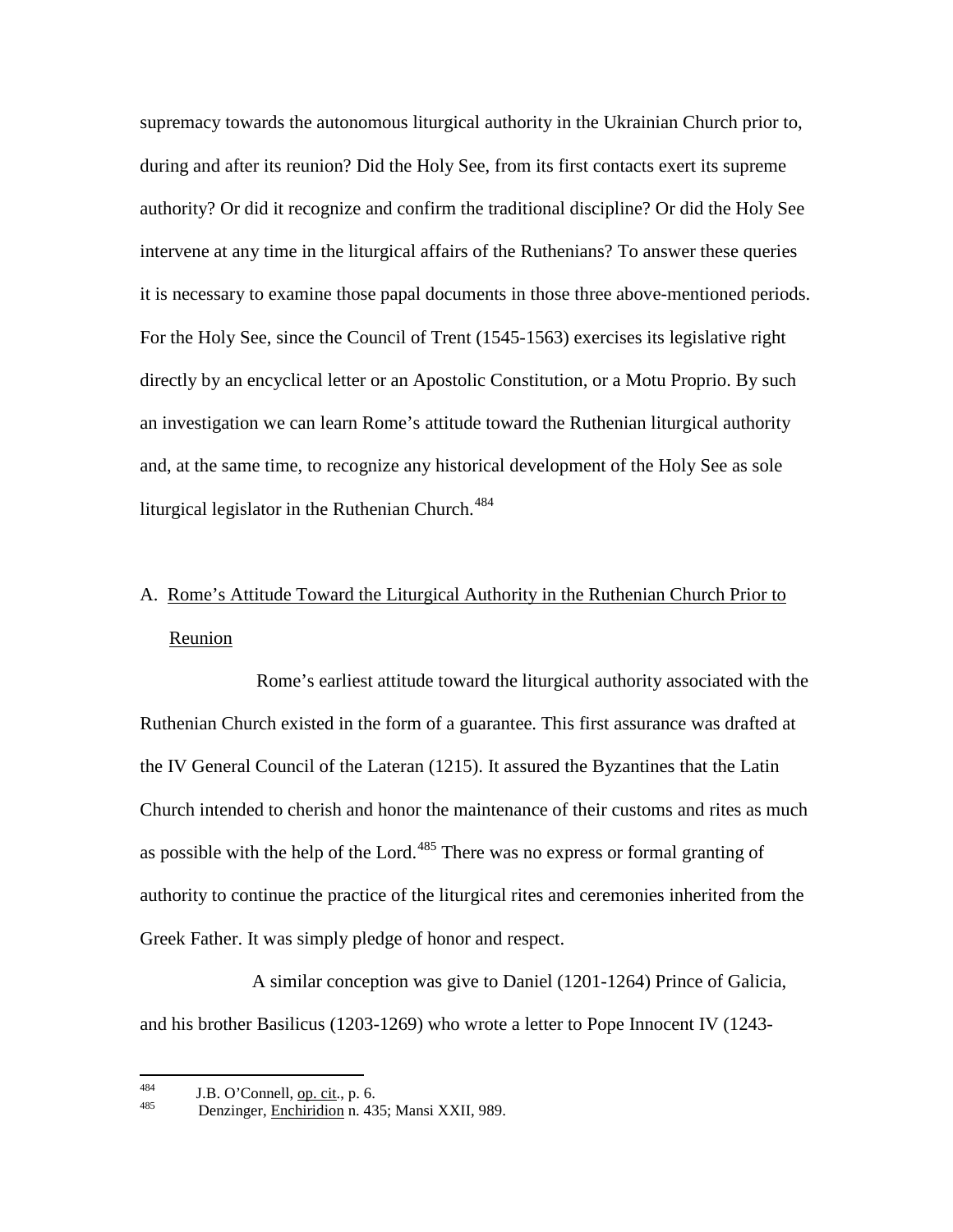supremacy towards the autonomous liturgical authority in the Ukrainian Church prior to, during and after its reunion? Did the Holy See, from its first contacts exert its supreme authority? Or did it recognize and confirm the traditional discipline? Or did the Holy See intervene at any time in the liturgical affairs of the Ruthenians? To answer these queries it is necessary to examine those papal documents in those three above-mentioned periods. For the Holy See, since the Council of Trent (1545-1563) exercises its legislative right directly by an encyclical letter or an Apostolic Constitution, or a Motu Proprio. By such an investigation we can learn Rome's attitude toward the Ruthenian liturgical authority and, at the same time, to recognize any historical development of the Holy See as sole liturgical legislator in the Ruthenian Church.[484]

## A. Rome's Attitude Toward the Liturgical Authority in the Ruthenian Church Prior to Reunion

Rome's earliest attitude toward the liturgical authority associated with the Ruthenian Church existed in the form of a guarantee. This first assurance was drafted at the IV General Council of the Lateran (1215). It assured the Byzantines that the Latin Church intended to cherish and honor the maintenance of their customs and rites as much as possible with the help of the Lord.[485] There was no express or formal granting of authority to continue the practice of the liturgical rites and ceremonies inherited from the Greek Father. It was simply pledge of honor and respect.

A similar conception was give to Daniel (1201-1264) Prince of Galicia, and his brother Basilicus (1203-1269) who wrote a letter to Pope Innocent IV (1243-

---

[484] J.B. O'Connell, op. cit., p. 6.

[485] Denzinger, Enchiridion n. 435; Mansi XXII, 989.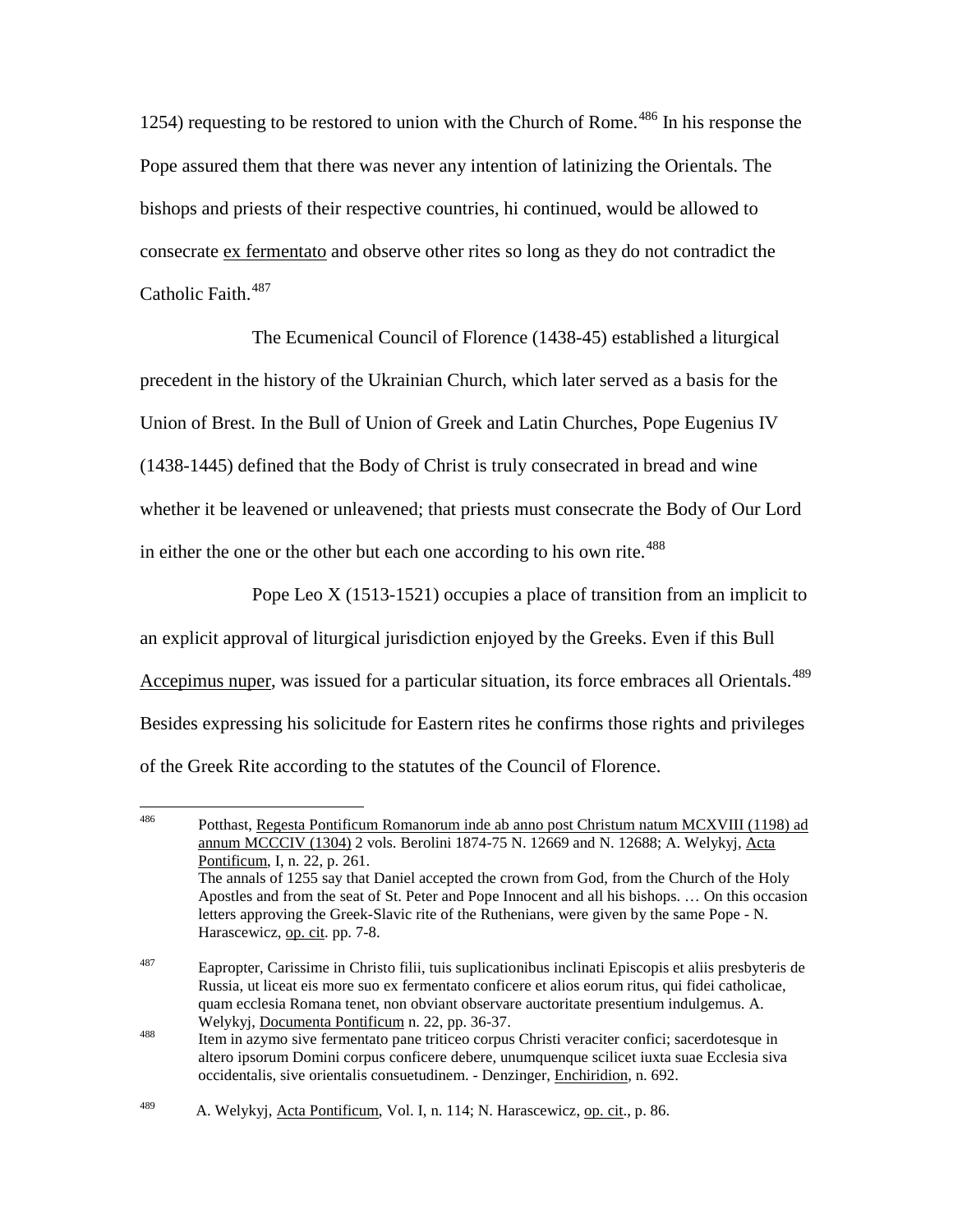1254) requesting to be restored to union with the Church of Rome.[486] In his response the Pope assured them that there was never any intention of latinizing the Orientals. The bishops and priests of their respective countries, hi continued, would be allowed to consecrate ex fermentato and observe other rites so long as they do not contradict the Catholic Faith.[487]

The Ecumenical Council of Florence (1438-45) established a liturgical precedent in the history of the Ukrainian Church, which later served as a basis for the Union of Brest. In the Bull of Union of Greek and Latin Churches, Pope Eugenius IV (1438-1445) defined that the Body of Christ is truly consecrated in bread and wine whether it be leavened or unleavened; that priests must consecrate the Body of Our Lord in either the one or the other but each one according to his own rite.[488]

Pope Leo X (1513-1521) occupies a place of transition from an implicit to an explicit approval of liturgical jurisdiction enjoyed by the Greeks. Even if this Bull Accepimus nuper, was issued for a particular situation, its force embraces all Orientals.[489] Besides expressing his solicitude for Eastern rites he confirms those rights and privileges of the Greek Rite according to the statutes of the Council of Florence.

---

[486] Potthast, Regesta Pontificum Romanorum inde ab anno post Christum natum MCXVIII (1198) ad annum MCCCIV (1304) 2 vols. Berolini 1874-75 N. 12669 and N. 12688; A. Welykyj, Acta Pontificum, I, n. 22, p. 261.
The annals of 1255 say that Daniel accepted the crown from God, from the Church of the Holy Apostles and from the seat of St. Peter and Pope Innocent and all his bishops. … On this occasion letters approving the Greek-Slavic rite of the Ruthenians, were given by the same Pope - N. Harascewicz, op. cit. pp. 7-8.

[487] Eapropter, Carissime in Christo filii, tuis suplicationibus inclinati Episcopis et aliis presbyteris de Russia, ut liceat eis more suo ex fermentato conficere et alios eorum ritus, qui fidei catholicae, quam ecclesia Romana tenet, non obviant observare auctoritate presentium indulgemus. A. Welykyj, Documenta Pontificum n. 22, pp. 36-37.

[488] Item in azymo sive fermentato pane triticeo corpus Christi veraciter confici; sacerdotesque in altero ipsorum Domini corpus conficere debere, unumquenque scilicet iuxta suae Ecclesia siva occidentalis, sive orientalis consuetudinem. - Denzinger, Enchiridion, n. 692.

[489] A. Welykyj, Acta Pontificum, Vol. I, n. 114; N. Harascewicz, op. cit., p. 86.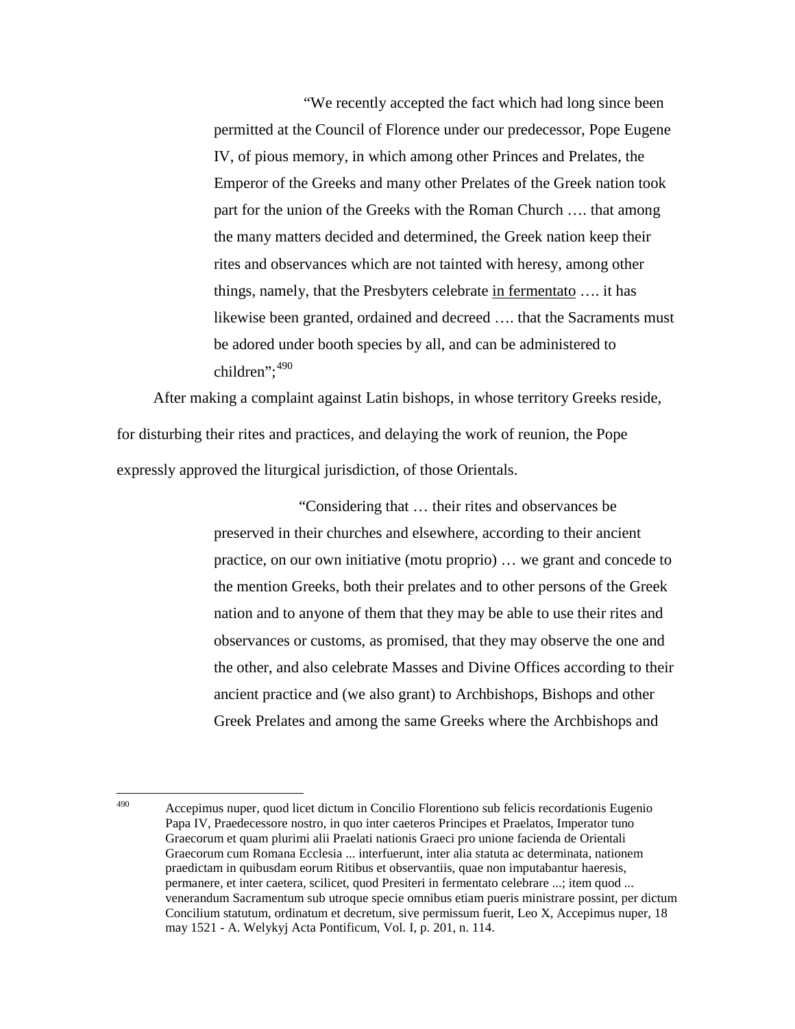> "We recently accepted the fact which had long since been permitted at the Council of Florence under our predecessor, Pope Eugene IV, of pious memory, in which among other Princes and Prelates, the Emperor of the Greeks and many other Prelates of the Greek nation took part for the union of the Greeks with the Roman Church …. that among the many matters decided and determined, the Greek nation keep their rites and observances which are not tainted with heresy, among other things, namely, that the Presbyters celebrate <u>in fermentato</u> …. it has likewise been granted, ordained and decreed …. that the Sacraments must be adored under booth species by all, and can be administered to children";[490]

After making a complaint against Latin bishops, in whose territory Greeks reside, for disturbing their rites and practices, and delaying the work of reunion, the Pope expressly approved the liturgical jurisdiction, of those Orientals.

> "Considering that … their rites and observances be preserved in their churches and elsewhere, according to their ancient practice, on our own initiative (motu proprio) … we grant and concede to the mention Greeks, both their prelates and to other persons of the Greek nation and to anyone of them that they may be able to use their rites and observances or customs, as promised, that they may observe the one and the other, and also celebrate Masses and Divine Offices according to their ancient practice and (we also grant) to Archbishops, Bishops and other Greek Prelates and among the same Greeks where the Archbishops and

---

[490] Accepimus nuper, quod licet dictum in Concilio Florentiono sub felicis recordationis Eugenio Papa IV, Praedecessore nostro, in quo inter caeteros Principes et Praelatos, Imperator tuno Graecorum et quam plurimi alii Praelati nationis Graeci pro unione facienda de Orientali Graecorum cum Romana Ecclesia ... interfuerunt, inter alia statuta ac determinata, nationem praedictam in quibusdam eorum Ritibus et observantiis, quae non imputabantur haeresis, permanere, et inter caetera, scilicet, quod Presiteri in fermentato celebrare ...; item quod ... venerandum Sacramentum sub utroque specie omnibus etiam pueris ministrare possint, per dictum Concilium statutum, ordinatum et decretum, sive permissum fuerit, Leo X, Accepimus nuper, 18 may 1521 - A. Welykyj Acta Pontificum, Vol. I, p. 201, n. 114.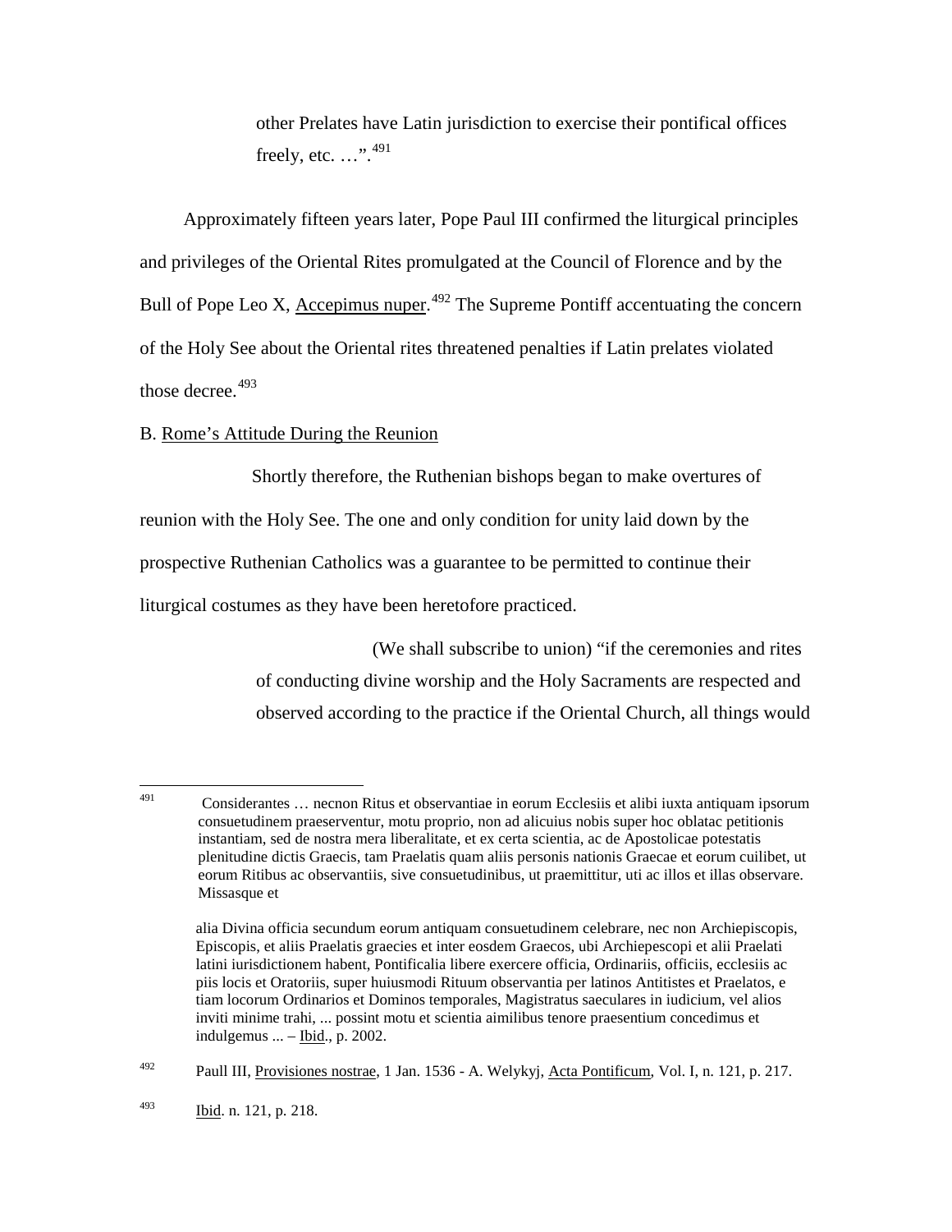other Prelates have Latin jurisdiction to exercise their pontifical offices freely, etc. …".[491]

Approximately fifteen years later, Pope Paul III confirmed the liturgical principles and privileges of the Oriental Rites promulgated at the Council of Florence and by the Bull of Pope Leo X, Accepimus nuper.[492] The Supreme Pontiff accentuating the concern of the Holy See about the Oriental rites threatened penalties if Latin prelates violated those decree.[493]

B. Rome's Attitude During the Reunion

Shortly therefore, the Ruthenian bishops began to make overtures of reunion with the Holy See. The one and only condition for unity laid down by the prospective Ruthenian Catholics was a guarantee to be permitted to continue their liturgical costumes as they have been heretofore practiced.

> (We shall subscribe to union) "if the ceremonies and rites of conducting divine worship and the Holy Sacraments are respected and observed according to the practice if the Oriental Church, all things would

---

[491] Considerantes … necnon Ritus et observantiae in eorum Ecclesiis et alibi iuxta antiquam ipsorum consuetudinem praeserventur, motu proprio, non ad alicuius nobis super hoc oblatac petitionis instantiam, sed de nostra mera liberalitate, et ex certa scientia, ac de Apostolicae potestatis plenitudine dictis Graecis, tam Praelatis quam aliis personis nationis Graecae et eorum cuilibet, ut eorum Ritibus ac observantiis, sive consuetudinibus, ut praemittitur, uti ac illos et illas observare. Missasque et

alia Divina officia secundum eorum antiquam consuetudinem celebrare, nec non Archiepiscopis, Episcopis, et aliis Praelatis graecies et inter eosdem Graecos, ubi Archiepescopi et alii Praelati latini iurisdictionem habent, Pontificalia libere exercere officia, Ordinariis, officiis, ecclesiis ac piis locis et Oratoriis, super huiusmodi Rituum observantia per latinos Antitistes et Praelatos, e tiam locorum Ordinarios et Dominos temporales, Magistratus saeculares in iudicium, vel alios inviti minime trahi, ... possint motu et scientia aimilibus tenore praesentium concedimus et indulgemus ... – Ibid., p. 2002.

[492] Paull III, Provisiones nostrae, 1 Jan. 1536 - A. Welykyj, Acta Pontificum, Vol. I, n. 121, p. 217.

[493] Ibid. n. 121, p. 218.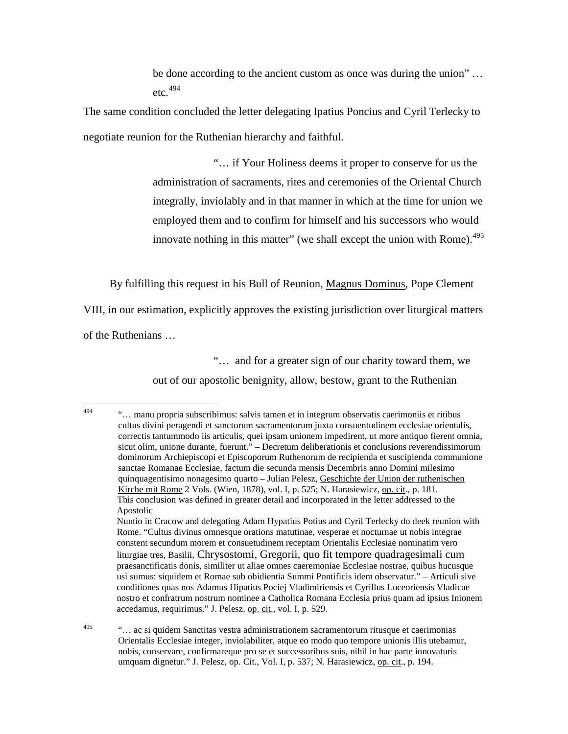> be done according to the ancient custom as once was during the union" … etc.[494]

The same condition concluded the letter delegating Ipatius Poncius and Cyril Terlecky to negotiate reunion for the Ruthenian hierarchy and faithful.

> "… if Your Holiness deems it proper to conserve for us the administration of sacraments, rites and ceremonies of the Oriental Church integrally, inviolably and in that manner in which at the time for union we employed them and to confirm for himself and his successors who would innovate nothing in this matter" (we shall except the union with Rome).[495]

By fulfilling this request in his Bull of Reunion, Magnus Dominus, Pope Clement VIII, in our estimation, explicitly approves the existing jurisdiction over liturgical matters of the Ruthenians …

> "… and for a greater sign of our charity toward them, we out of our apostolic benignity, allow, bestow, grant to the Ruthenian

---

[494] "… manu propria subscribimus: salvis tamen et in integrum observatis caerimoniis et ritibus cultus divini peragendi et sanctorum sacramentorum juxta consuentudinem ecclesiae orientalis, correctis tantummodo iis articulis, quei ipsam unionem impedirent, ut more antiquo fierent omnia, sicut olim, unione durante, fuerunt." – Decretum deliberationis et conclusions reverendissimorum dominorum Archiepiscopi et Episcoporum Ruthenorum de recipienda et suscipienda communione sanctae Romanae Ecclesiae, factum die secunda mensis Decembris anno Domini milesimo quinquagentisimo nonagesimo quarto – Julian Pelesz, Geschichte der Union der ruthenischen Kirche mit Rome 2 Vols. (Wien, 1878), vol. I, p. 525; N. Harasiewicz, op. cit., p. 181.
This conclusion was defined in greater detail and incorporated in the letter addressed to the Apostolic Nuntio in Cracow and delegating Adam Hypatius Potius and Cyril Terlecky do deek reunion with Rome. "Cultus divinus omnesque orations matutinae, vesperae et nocturnae ut nobis integrae constent secundum morem et consuetudinem receptam Orientalis Ecclesiae nominatim vero liturgiae tres, Basilii, Chrysostomi, Gregorii, quo fit tempore quadragesimali cum praesanctificatis donis, similiter ut aliae omnes caeremoniae Ecclesiae nostrae, quibus hucusque usi sumus: siquidem et Romae sub obidientia Summi Pontificis idem observatur." – Articuli sive conditiones quas nos Adamus Hipatius Pociej Vladimiriensis et Cyrillus Luceoriensis Vladicae nostro et confratrum nostrum nominee a Catholica Romana Ecclesia prius quam ad ipsius Inionem accedamus, requirimus." J. Pelesz, op. cit., vol. I, p. 529.

[495] "… ac si quidem Sanctitas vestra administrationem sacramentorum ritusque et caerimonias Orientalis Ecclesiae integer, inviolabiliter, atque eo modo quo tempore unionis illis utebamur, nobis, conservare, confirmareque pro se et successoribus suis, nihil in hac parte innovaturis umquam dignetur." J. Pelesz, op. Cit., Vol. I, p. 537; N. Harasiewicz, op. cit., p. 194.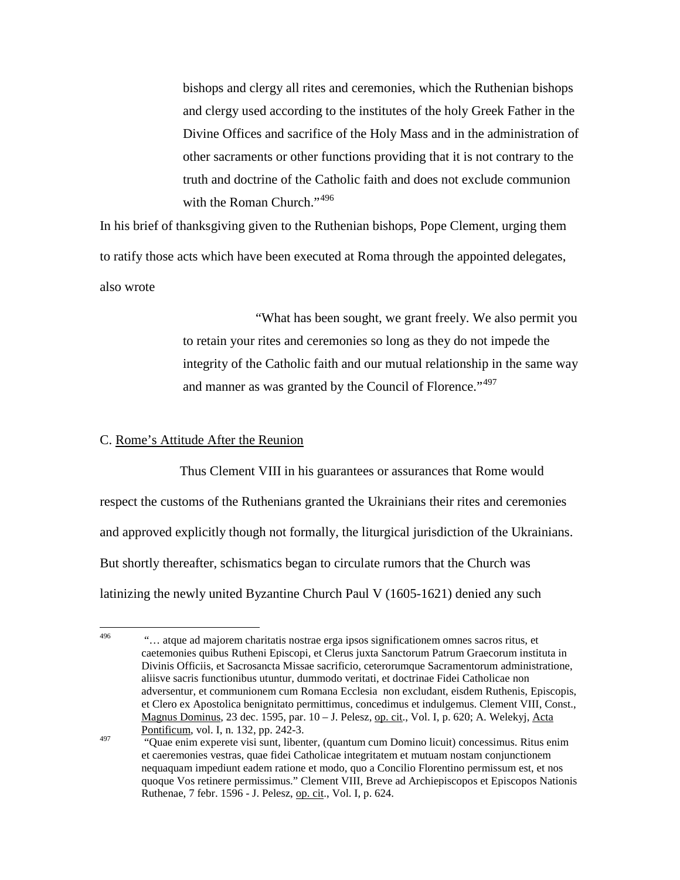> bishops and clergy all rites and ceremonies, which the Ruthenian bishops and clergy used according to the institutes of the holy Greek Father in the Divine Offices and sacrifice of the Holy Mass and in the administration of other sacraments or other functions providing that it is not contrary to the truth and doctrine of the Catholic faith and does not exclude communion with the Roman Church."[496]

In his brief of thanksgiving given to the Ruthenian bishops, Pope Clement, urging them to ratify those acts which have been executed at Roma through the appointed delegates, also wrote

> "What has been sought, we grant freely. We also permit you to retain your rites and ceremonies so long as they do not impede the integrity of the Catholic faith and our mutual relationship in the same way and manner as was granted by the Council of Florence."[497]

C. <u>Rome's Attitude After the Reunion</u>

Thus Clement VIII in his guarantees or assurances that Rome would respect the customs of the Ruthenians granted the Ukrainians their rites and ceremonies and approved explicitly though not formally, the liturgical jurisdiction of the Ukrainians. But shortly thereafter, schismatics began to circulate rumors that the Church was latinizing the newly united Byzantine Church Paul V (1605-1621) denied any such

---

[496] "… atque ad majorem charitatis nostrae erga ipsos significationem omnes sacros ritus, et caetemonies quibus Rutheni Episcopi, et Clerus juxta Sanctorum Patrum Graecorum instituta in Divinis Officiis, et Sacrosancta Missae sacrificio, ceterorumque Sacramentorum administratione, aliisve sacris functionibus utuntur, dummodo veritati, et doctrinae Fidei Catholicae non adversentur, et communionem cum Romana Ecclesia non excludant, eisdem Ruthenis, Episcopis, et Clero ex Apostolica benignitato permittimus, concedimus et indulgemus. Clement VIII, Const., <u>Magnus Dominus</u>, 23 dec. 1595, par. 10 – J. Pelesz, <u>op. cit</u>., Vol. I, p. 620; A. Welekyj, <u>Acta Pontificum</u>, vol. I, n. 132, pp. 242-3.

[497] "Quae enim experete visi sunt, libenter, (quantum cum Domino licuit) concessimus. Ritus enim et caeremonies vestras, quae fidei Catholicae integritatem et mutuam nostam conjunctionem nequaquam impediunt eadem ratione et modo, quo a Concilio Florentino permissum est, et nos quoque Vos retinere permissimus." Clement VIII, Breve ad Archiepiscopos et Episcopos Nationis Ruthenae, 7 febr. 1596 - J. Pelesz, <u>op. cit</u>., Vol. I, p. 624.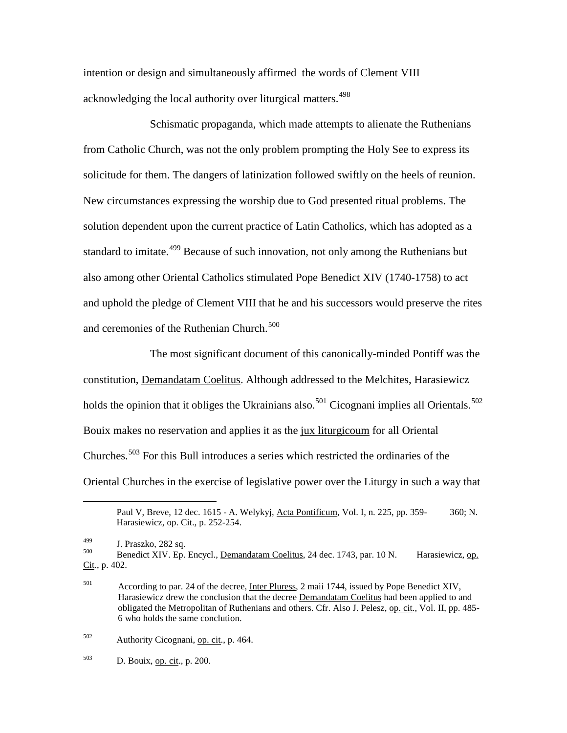intention or design and simultaneously affirmed the words of Clement VIII acknowledging the local authority over liturgical matters.[498]

Schismatic propaganda, which made attempts to alienate the Ruthenians from Catholic Church, was not the only problem prompting the Holy See to express its solicitude for them. The dangers of latinization followed swiftly on the heels of reunion. New circumstances expressing the worship due to God presented ritual problems. The solution dependent upon the current practice of Latin Catholics, which has adopted as a standard to imitate.[499] Because of such innovation, not only among the Ruthenians but also among other Oriental Catholics stimulated Pope Benedict XIV (1740-1758) to act and uphold the pledge of Clement VIII that he and his successors would preserve the rites and ceremonies of the Ruthenian Church.[500]

The most significant document of this canonically-minded Pontiff was the constitution, Demandatam Coelitus. Although addressed to the Melchites, Harasiewicz holds the opinion that it obliges the Ukrainians also.[501] Cicognani implies all Orientals.[502] Bouix makes no reservation and applies it as the jux liturgicoum for all Oriental Churches.[503] For this Bull introduces a series which restricted the ordinaries of the Oriental Churches in the exercise of legislative power over the Liturgy in such a way that

---

Paul V, Breve, 12 dec. 1615 - A. Welykyj, Acta Pontificum, Vol. I, n. 225, pp. 359-360; N. Harasiewicz, op. Cit., p. 252-254.

[499] J. Praszko, 282 sq.

[500] Benedict XIV. Ep. Encycl., Demandatam Coelitus, 24 dec. 1743, par. 10 N. Harasiewicz, op. Cit., p. 402.

[501] According to par. 24 of the decree, Inter Pluress, 2 maii 1744, issued by Pope Benedict XIV, Harasiewicz drew the conclusion that the decree Demandatam Coelitus had been applied to and obligated the Metropolitan of Ruthenians and others. Cfr. Also J. Pelesz, op. cit., Vol. II, pp. 485-6 who holds the same conclution.

[502] Authority Cicognani, op. cit., p. 464.

[503] D. Bouix, op. cit., p. 200.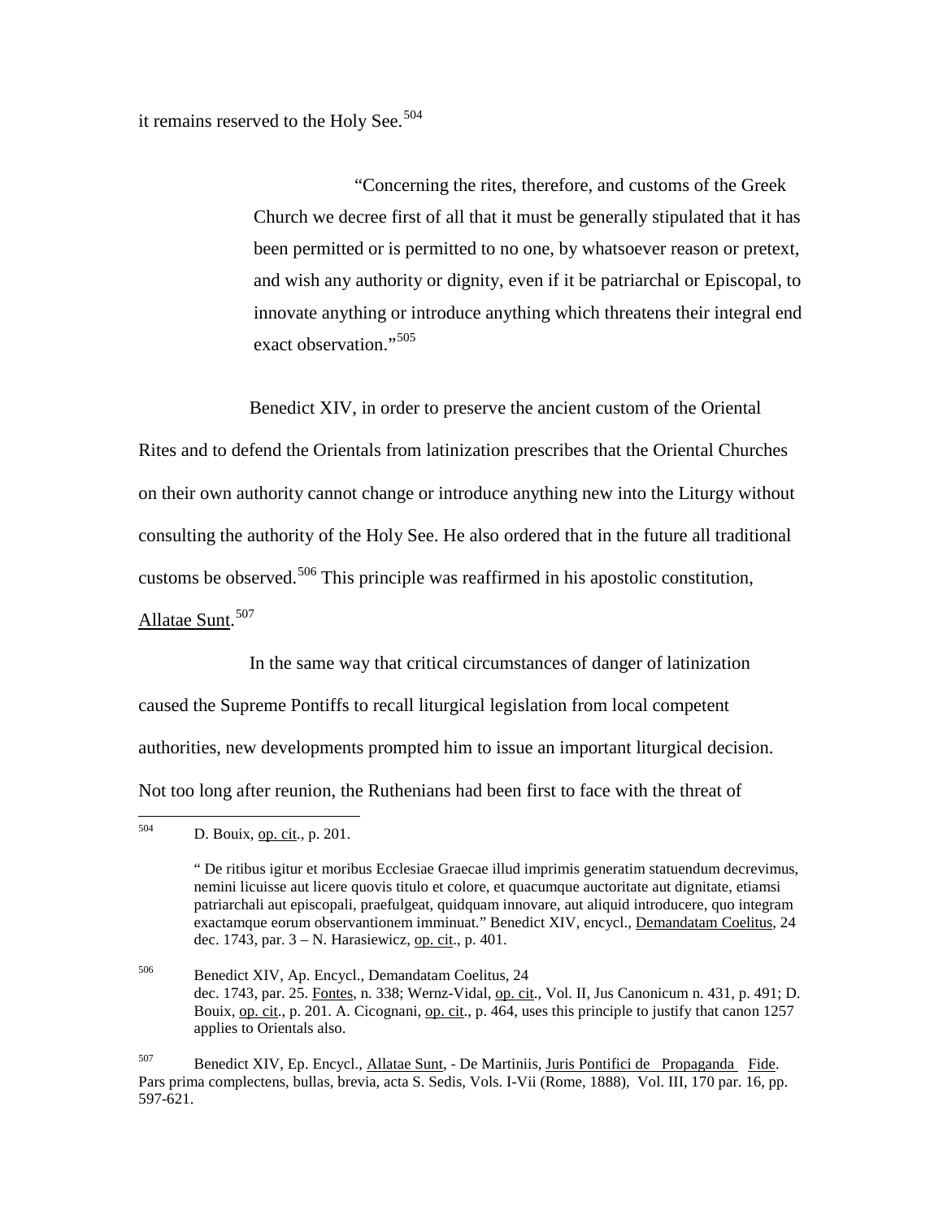it remains reserved to the Holy See.[504]

> "Concerning the rites, therefore, and customs of the Greek Church we decree first of all that it must be generally stipulated that it has been permitted or is permitted to no one, by whatsoever reason or pretext, and wish any authority or dignity, even if it be patriarchal or Episcopal, to innovate anything or introduce anything which threatens their integral end exact observation."[505]

Benedict XIV, in order to preserve the ancient custom of the Oriental Rites and to defend the Orientals from latinization prescribes that the Oriental Churches on their own authority cannot change or introduce anything new into the Liturgy without consulting the authority of the Holy See. He also ordered that in the future all traditional customs be observed.[506] This principle was reaffirmed in his apostolic constitution, Allatae Sunt.[507]

In the same way that critical circumstances of danger of latinization caused the Supreme Pontiffs to recall liturgical legislation from local competent authorities, new developments prompted him to issue an important liturgical decision. Not too long after reunion, the Ruthenians had been first to face with the threat of

---

[504] D. Bouix, op. cit., p. 201.

" De ritibus igitur et moribus Ecclesiae Graecae illud imprimis generatim statuendum decrevimus, nemini licuisse aut licere quovis titulo et colore, et quacumque auctoritate aut dignitate, etiamsi patriarchali aut episcopali, praefulgeat, quidquam innovare, aut aliquid introducere, quo integram exactamque eorum observantionem imminuat." Benedict XIV, encycl., Demandatam Coelitus, 24 dec. 1743, par. 3 – N. Harasiewicz, op. cit., p. 401.

[506] Benedict XIV, Ap. Encycl., Demandatam Coelitus, 24 dec. 1743, par. 25. Fontes, n. 338; Wernz-Vidal, op. cit., Vol. II, Jus Canonicum n. 431, p. 491; D. Bouix, op. cit., p. 201. A. Cicognani, op. cit., p. 464, uses this principle to justify that canon 1257 applies to Orientals also.

[507] Benedict XIV, Ep. Encycl., Allatae Sunt, - De Martiniis, Juris Pontifici de Propaganda Fide. Pars prima complectens, bullas, brevia, acta S. Sedis, Vols. I-Vii (Rome, 1888), Vol. III, 170 par. 16, pp. 597-621.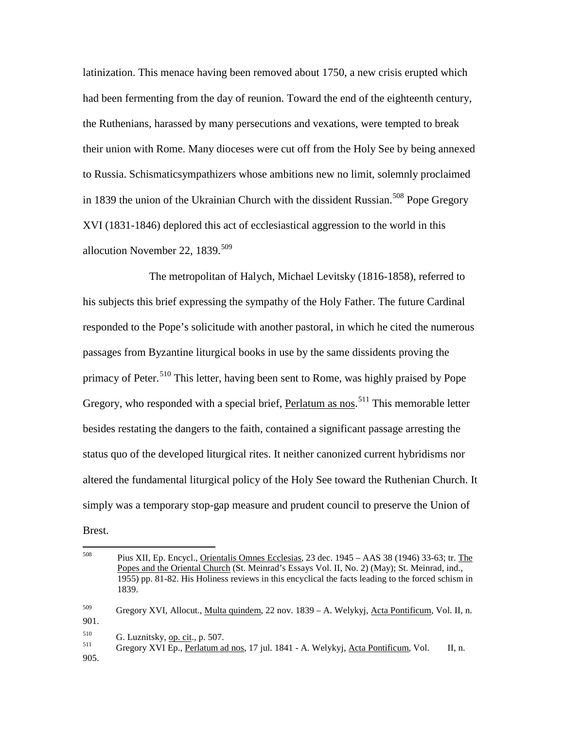latinization. This menace having been removed about 1750, a new crisis erupted which had been fermenting from the day of reunion. Toward the end of the eighteenth century, the Ruthenians, harassed by many persecutions and vexations, were tempted to break their union with Rome. Many dioceses were cut off from the Holy See by being annexed to Russia. Schismaticsympathizers whose ambitions new no limit, solemnly proclaimed in 1839 the union of the Ukrainian Church with the dissident Russian.[508] Pope Gregory XVI (1831-1846) deplored this act of ecclesiastical aggression to the world in this allocution November 22, 1839.[509]

The metropolitan of Halych, Michael Levitsky (1816-1858), referred to his subjects this brief expressing the sympathy of the Holy Father. The future Cardinal responded to the Pope's solicitude with another pastoral, in which he cited the numerous passages from Byzantine liturgical books in use by the same dissidents proving the primacy of Peter.[510] This letter, having been sent to Rome, was highly praised by Pope Gregory, who responded with a special brief, Perlatum as nos.[511] This memorable letter besides restating the dangers to the faith, contained a significant passage arresting the status quo of the developed liturgical rites. It neither canonized current hybridisms nor altered the fundamental liturgical policy of the Holy See toward the Ruthenian Church. It simply was a temporary stop-gap measure and prudent council to preserve the Union of Brest.

---

[508] Pius XII, Ep. Encycl., Orientalis Omnes Ecclesias, 23 dec. 1945 – AAS 38 (1946) 33-63; tr. The Popes and the Oriental Church (St. Meinrad's Essays Vol. II, No. 2) (May); St. Meinrad, ind., 1955) pp. 81-82. His Holiness reviews in this encyclical the facts leading to the forced schism in 1839.

[509] Gregory XVI, Allocut., Multa quindem, 22 nov. 1839 – A. Welykyj, Acta Pontificum, Vol. II, n. 901.

[510] G. Luznitsky, op. cit., p. 507.

[511] Gregory XVI Ep., Perlatum ad nos, 17 jul. 1841 - A. Welykyj, Acta Pontificum, Vol. II, n. 905.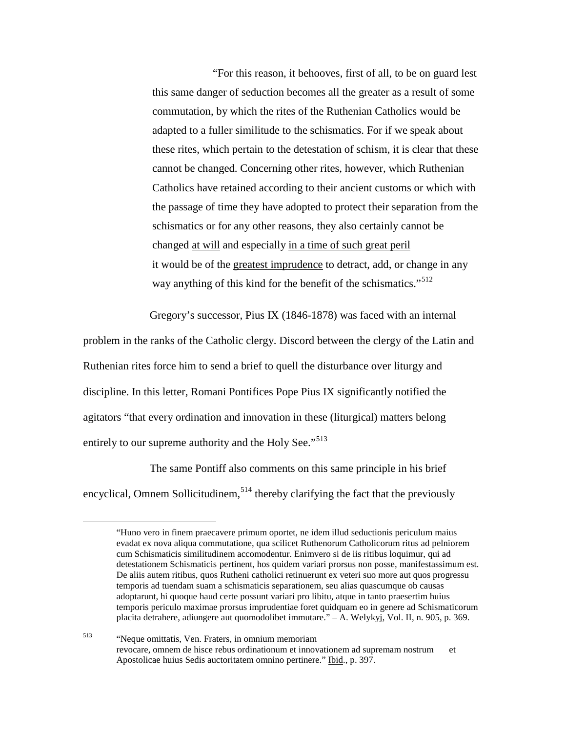> "For this reason, it behooves, first of all, to be on guard lest this same danger of seduction becomes all the greater as a result of some commutation, by which the rites of the Ruthenian Catholics would be adapted to a fuller similitude to the schismatics. For if we speak about these rites, which pertain to the detestation of schism, it is clear that these cannot be changed. Concerning other rites, however, which Ruthenian Catholics have retained according to their ancient customs or which with the passage of time they have adopted to protect their separation from the schismatics or for any other reasons, they also certainly cannot be changed <u>at will</u> and especially <u>in a time of such great peril</u> it would be of the <u>greatest imprudence</u> to detract, add, or change in any way anything of this kind for the benefit of the schismatics."[512]

Gregory's successor, Pius IX (1846-1878) was faced with an internal problem in the ranks of the Catholic clergy. Discord between the clergy of the Latin and Ruthenian rites force him to send a brief to quell the disturbance over liturgy and discipline. In this letter, <u>Romani Pontifices</u> Pope Pius IX significantly notified the agitators "that every ordination and innovation in these (liturgical) matters belong entirely to our supreme authority and the Holy See."[513]

The same Pontiff also comments on this same principle in his brief encyclical, <u>Omnem Sollicitudinem</u>,[514] thereby clarifying the fact that the previously

---

"Huno vero in finem praecavere primum oportet, ne idem illud seductionis periculum maius evadat ex nova aliqua commutatione, qua scilicet Ruthenorum Catholicorum ritus ad pelniorem cum Schismaticis similitudinem accomodentur. Enimvero si de iis ritibus loquimur, qui ad detestationem Schismaticis pertinent, hos quidem variari prorsus non posse, manifestassimum est. De aliis autem ritibus, quos Rutheni catholici retinuerunt ex veteri suo more aut quos progressu temporis ad tuendam suam a schismaticis separationem, seu alias quascumque ob causas adoptarunt, hi quoque haud certe possunt variari pro libitu, atque in tanto praesertim huius temporis periculo maximae prorsus imprudentiae foret quidquam eo in genere ad Schismaticorum placita detrahere, adiungere aut quomodolibet immutare." – A. Welykyj, Vol. II, n. 905, p. 369.

513 "Neque omittatis, Ven. Fraters, in omnium memoriam revocare, omnem de hisce rebus ordinationum et innovationem ad supremam nostrum et Apostolicae huius Sedis auctoritatem omnino pertinere." <u>Ibid</u>., p. 397.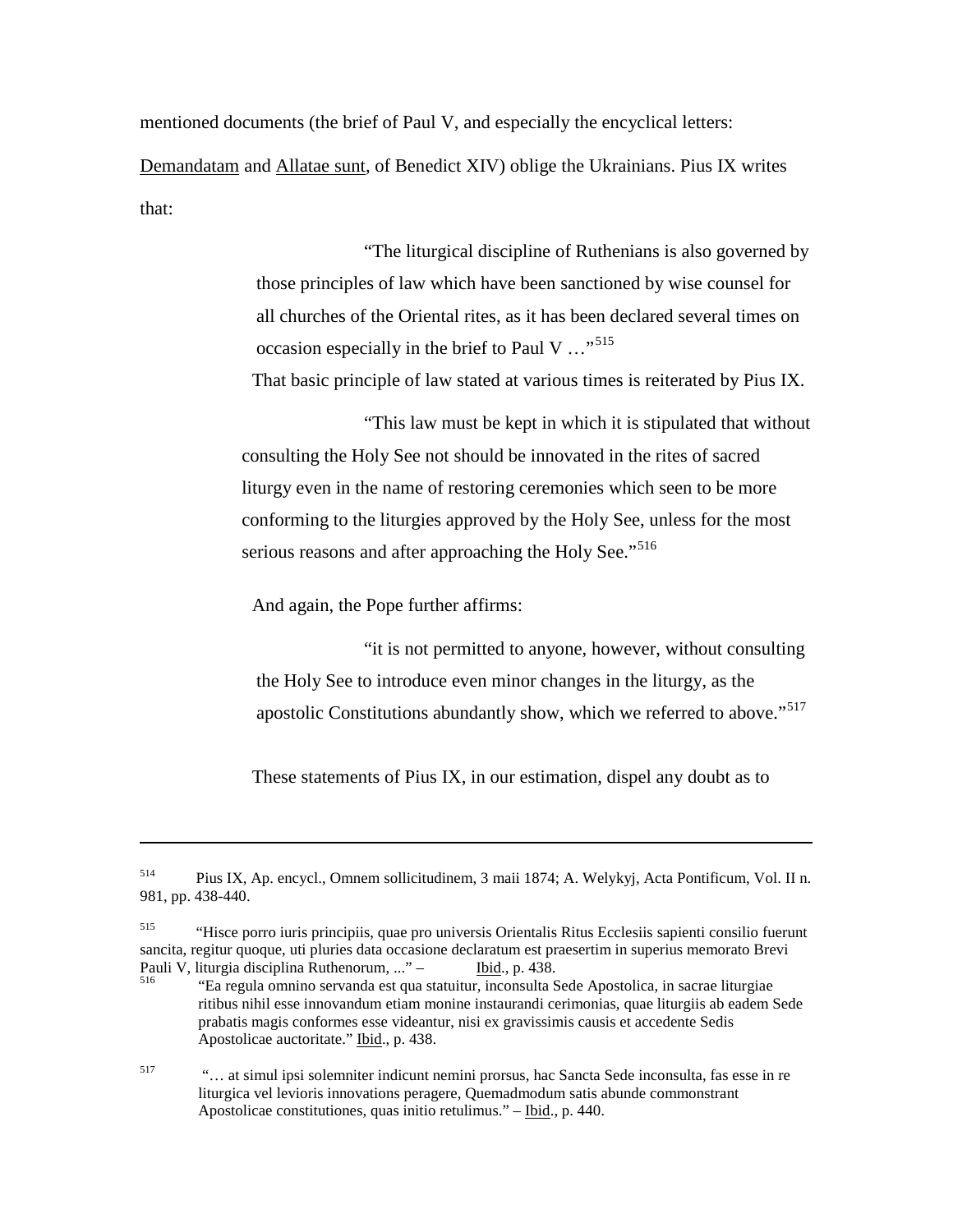mentioned documents (the brief of Paul V, and especially the encyclical letters: Demandatam and Allatae sunt, of Benedict XIV) oblige the Ukrainians. Pius IX writes that:

> "The liturgical discipline of Ruthenians is also governed by those principles of law which have been sanctioned by wise counsel for all churches of the Oriental rites, as it has been declared several times on occasion especially in the brief to Paul V …"[515]

That basic principle of law stated at various times is reiterated by Pius IX.

> "This law must be kept in which it is stipulated that without consulting the Holy See not should be innovated in the rites of sacred liturgy even in the name of restoring ceremonies which seen to be more conforming to the liturgies approved by the Holy See, unless for the most serious reasons and after approaching the Holy See."[516]

And again, the Pope further affirms:

> "it is not permitted to anyone, however, without consulting the Holy See to introduce even minor changes in the liturgy, as the apostolic Constitutions abundantly show, which we referred to above."[517]

These statements of Pius IX, in our estimation, dispel any doubt as to

---

[514] Pius IX, Ap. encycl., Omnem sollicitudinem, 3 maii 1874; A. Welykyj, Acta Pontificum, Vol. II n. 981, pp. 438-440.

[515] "Hisce porro iuris principiis, quae pro universis Orientalis Ritus Ecclesiis sapienti consilio fuerunt sancita, regitur quoque, uti pluries data occasione declaratum est praesertim in superius memorato Brevi Pauli V, liturgia disciplina Ruthenorum, ..." – Ibid., p. 438.

[516] "Ea regula omnino servanda est qua statuitur, inconsulta Sede Apostolica, in sacrae liturgiae ritibus nihil esse innovandum etiam monine instaurandi cerimonias, quae liturgiis ab eadem Sede prabatis magis conformes esse videantur, nisi ex gravissimis causis et accedente Sedis Apostolicae auctoritate." Ibid., p. 438.

[517] "… at simul ipsi solemniter indicunt nemini prorsus, hac Sancta Sede inconsulta, fas esse in re liturgica vel levioris innovations peragere, Quemadmodum satis abunde commonstrant Apostolicae constitutiones, quas initio retulimus." – Ibid., p. 440.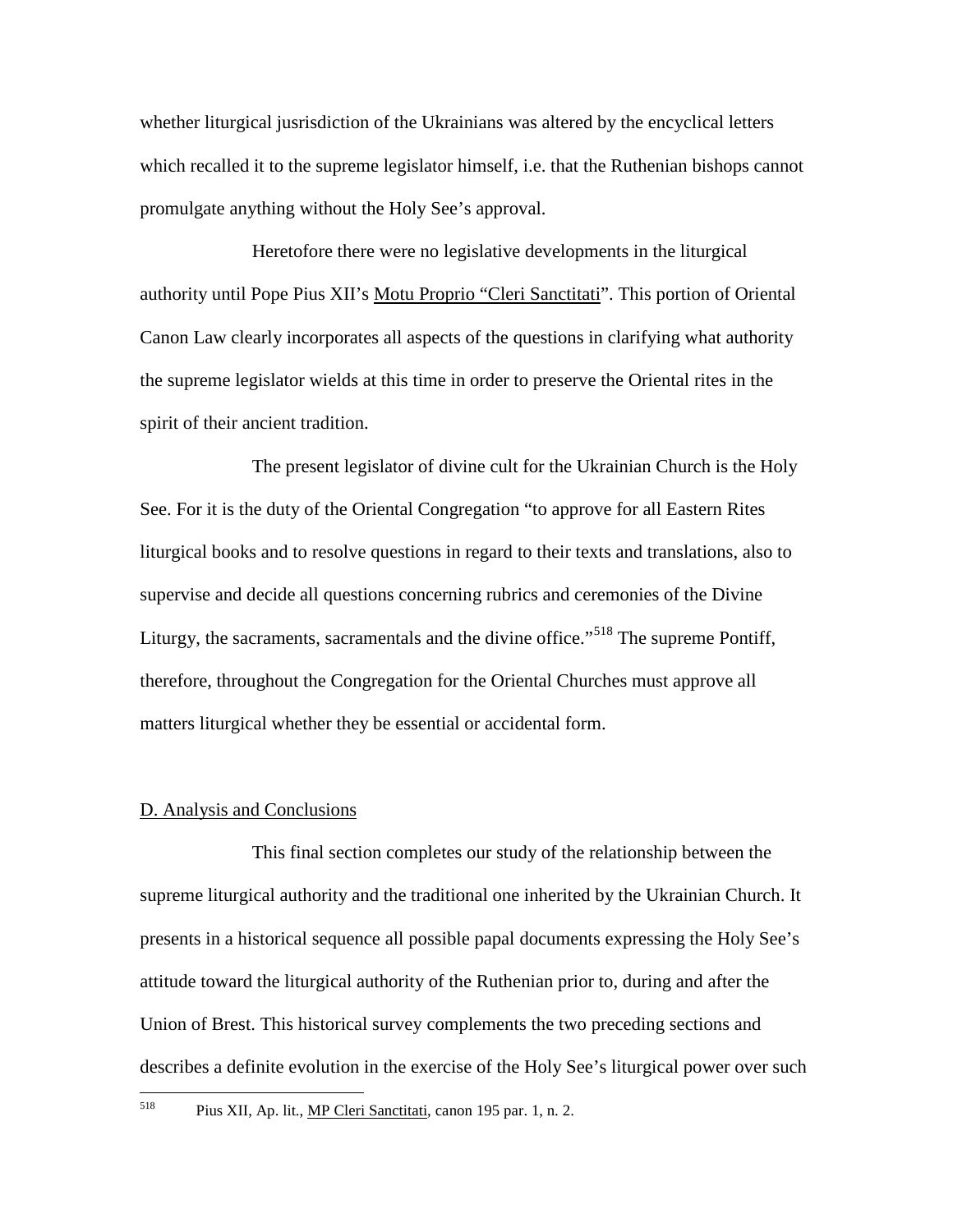whether liturgical jusrisdiction of the Ukrainians was altered by the encyclical letters which recalled it to the supreme legislator himself, i.e. that the Ruthenian bishops cannot promulgate anything without the Holy See's approval.

Heretofore there were no legislative developments in the liturgical authority until Pope Pius XII's Motu Proprio "Cleri Sanctitati". This portion of Oriental Canon Law clearly incorporates all aspects of the questions in clarifying what authority the supreme legislator wields at this time in order to preserve the Oriental rites in the spirit of their ancient tradition.

The present legislator of divine cult for the Ukrainian Church is the Holy See. For it is the duty of the Oriental Congregation "to approve for all Eastern Rites liturgical books and to resolve questions in regard to their texts and translations, also to supervise and decide all questions concerning rubrics and ceremonies of the Divine Liturgy, the sacraments, sacramentals and the divine office."[518] The supreme Pontiff, therefore, throughout the Congregation for the Oriental Churches must approve all matters liturgical whether they be essential or accidental form.

## D. Analysis and Conclusions

This final section completes our study of the relationship between the supreme liturgical authority and the traditional one inherited by the Ukrainian Church. It presents in a historical sequence all possible papal documents expressing the Holy See's attitude toward the liturgical authority of the Ruthenian prior to, during and after the Union of Brest. This historical survey complements the two preceding sections and describes a definite evolution in the exercise of the Holy See's liturgical power over such

---

[518] Pius XII, Ap. lit., MP Cleri Sanctitati, canon 195 par. 1, n. 2.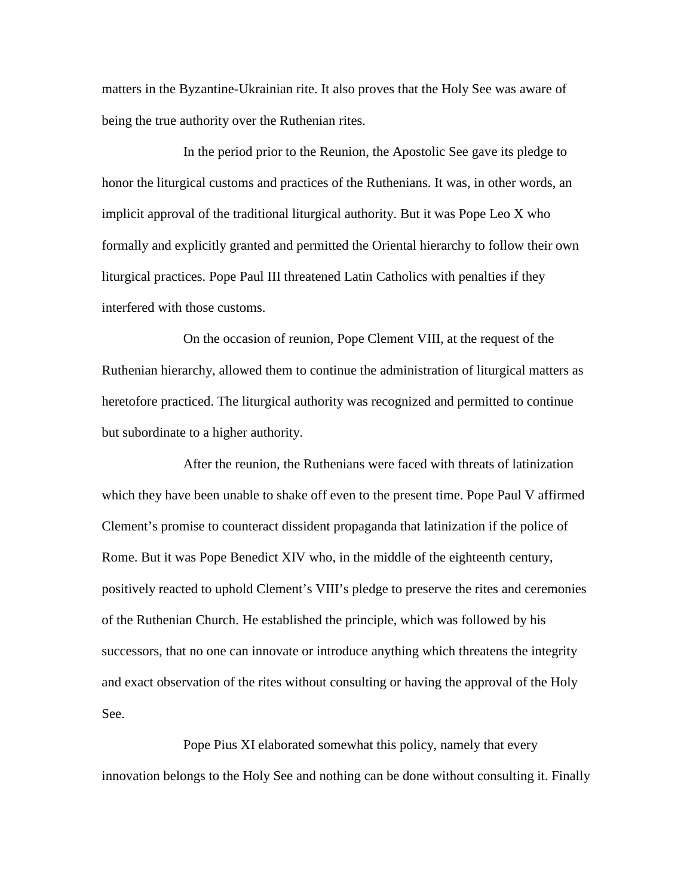matters in the Byzantine-Ukrainian rite. It also proves that the Holy See was aware of being the true authority over the Ruthenian rites.

In the period prior to the Reunion, the Apostolic See gave its pledge to honor the liturgical customs and practices of the Ruthenians. It was, in other words, an implicit approval of the traditional liturgical authority. But it was Pope Leo X who formally and explicitly granted and permitted the Oriental hierarchy to follow their own liturgical practices. Pope Paul III threatened Latin Catholics with penalties if they interfered with those customs.

On the occasion of reunion, Pope Clement VIII, at the request of the Ruthenian hierarchy, allowed them to continue the administration of liturgical matters as heretofore practiced. The liturgical authority was recognized and permitted to continue but subordinate to a higher authority.

After the reunion, the Ruthenians were faced with threats of latinization which they have been unable to shake off even to the present time. Pope Paul V affirmed Clement's promise to counteract dissident propaganda that latinization if the police of Rome. But it was Pope Benedict XIV who, in the middle of the eighteenth century, positively reacted to uphold Clement's VIII's pledge to preserve the rites and ceremonies of the Ruthenian Church. He established the principle, which was followed by his successors, that no one can innovate or introduce anything which threatens the integrity and exact observation of the rites without consulting or having the approval of the Holy See.

Pope Pius XI elaborated somewhat this policy, namely that every innovation belongs to the Holy See and nothing can be done without consulting it. Finally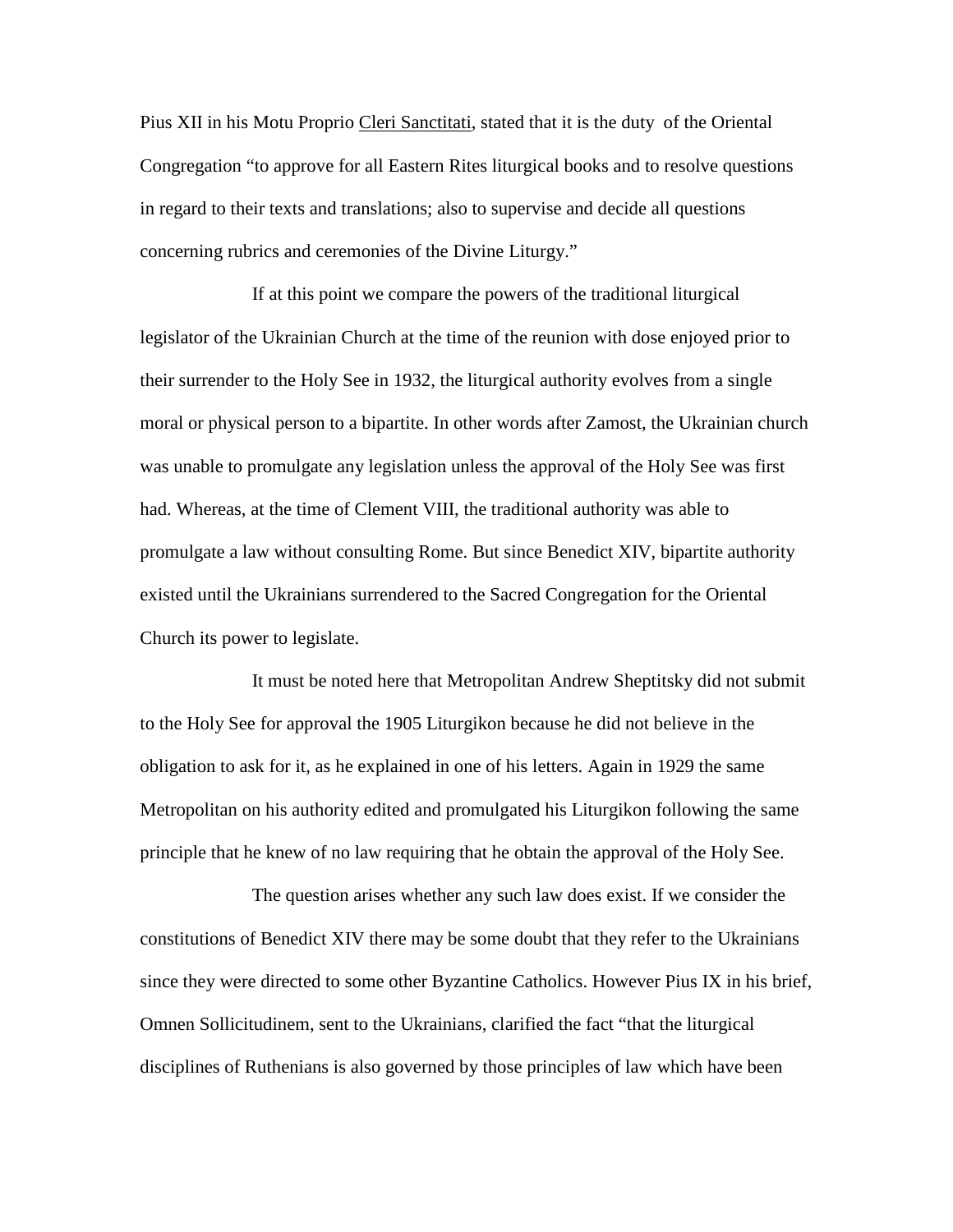Pius XII in his Motu Proprio Cleri Sanctitati, stated that it is the duty of the Oriental Congregation "to approve for all Eastern Rites liturgical books and to resolve questions in regard to their texts and translations; also to supervise and decide all questions concerning rubrics and ceremonies of the Divine Liturgy."

If at this point we compare the powers of the traditional liturgical legislator of the Ukrainian Church at the time of the reunion with dose enjoyed prior to their surrender to the Holy See in 1932, the liturgical authority evolves from a single moral or physical person to a bipartite. In other words after Zamost, the Ukrainian church was unable to promulgate any legislation unless the approval of the Holy See was first had. Whereas, at the time of Clement VIII, the traditional authority was able to promulgate a law without consulting Rome. But since Benedict XIV, bipartite authority existed until the Ukrainians surrendered to the Sacred Congregation for the Oriental Church its power to legislate.

It must be noted here that Metropolitan Andrew Sheptitsky did not submit to the Holy See for approval the 1905 Liturgikon because he did not believe in the obligation to ask for it, as he explained in one of his letters. Again in 1929 the same Metropolitan on his authority edited and promulgated his Liturgikon following the same principle that he knew of no law requiring that he obtain the approval of the Holy See.

The question arises whether any such law does exist. If we consider the constitutions of Benedict XIV there may be some doubt that they refer to the Ukrainians since they were directed to some other Byzantine Catholics. However Pius IX in his brief, Omnen Sollicitudinem, sent to the Ukrainians, clarified the fact "that the liturgical disciplines of Ruthenians is also governed by those principles of law which have been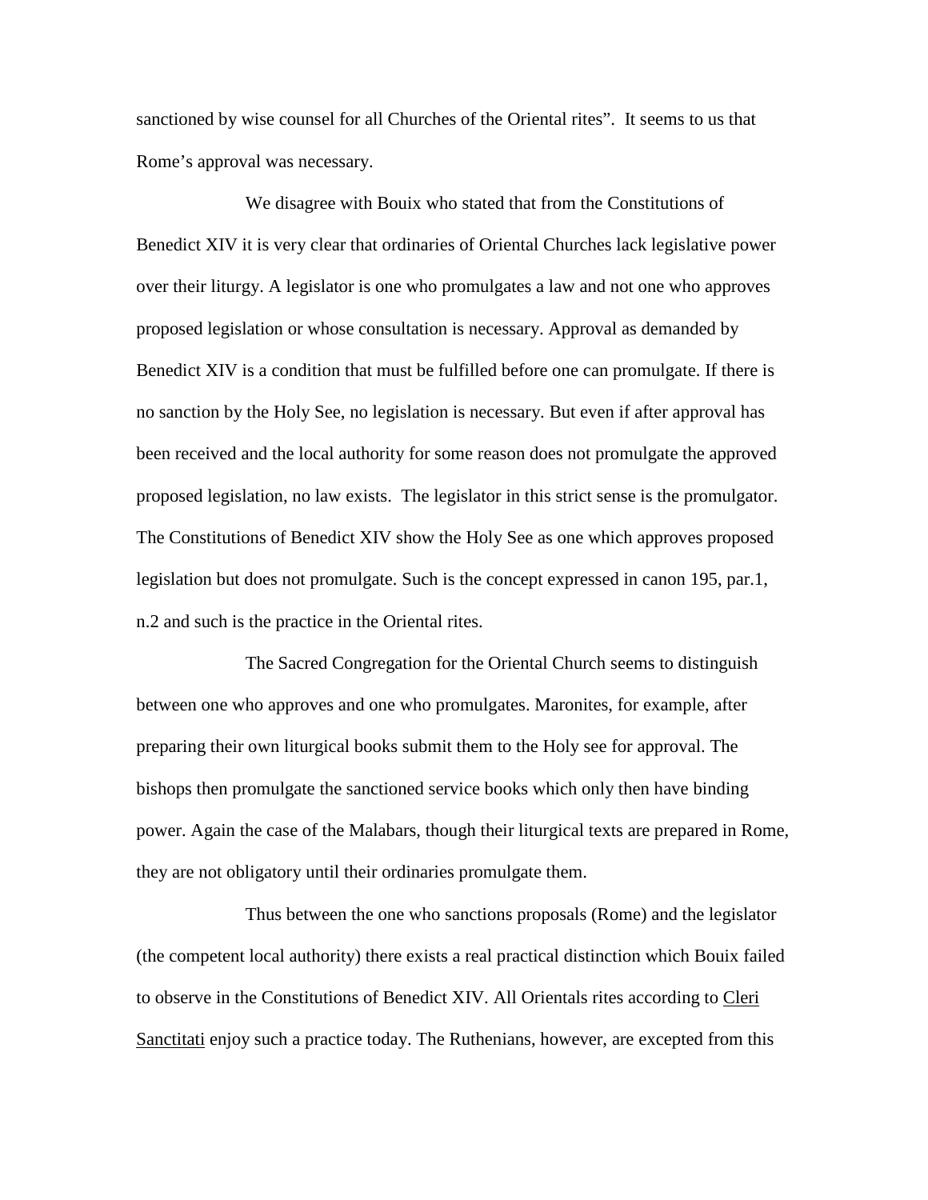sanctioned by wise counsel for all Churches of the Oriental rites". It seems to us that Rome's approval was necessary.

We disagree with Bouix who stated that from the Constitutions of Benedict XIV it is very clear that ordinaries of Oriental Churches lack legislative power over their liturgy. A legislator is one who promulgates a law and not one who approves proposed legislation or whose consultation is necessary. Approval as demanded by Benedict XIV is a condition that must be fulfilled before one can promulgate. If there is no sanction by the Holy See, no legislation is necessary. But even if after approval has been received and the local authority for some reason does not promulgate the approved proposed legislation, no law exists. The legislator in this strict sense is the promulgator. The Constitutions of Benedict XIV show the Holy See as one which approves proposed legislation but does not promulgate. Such is the concept expressed in canon 195, par.1, n.2 and such is the practice in the Oriental rites.

The Sacred Congregation for the Oriental Church seems to distinguish between one who approves and one who promulgates. Maronites, for example, after preparing their own liturgical books submit them to the Holy see for approval. The bishops then promulgate the sanctioned service books which only then have binding power. Again the case of the Malabars, though their liturgical texts are prepared in Rome, they are not obligatory until their ordinaries promulgate them.

Thus between the one who sanctions proposals (Rome) and the legislator (the competent local authority) there exists a real practical distinction which Bouix failed to observe in the Constitutions of Benedict XIV. All Orientals rites according to Cleri Sanctitati enjoy such a practice today. The Ruthenians, however, are excepted from this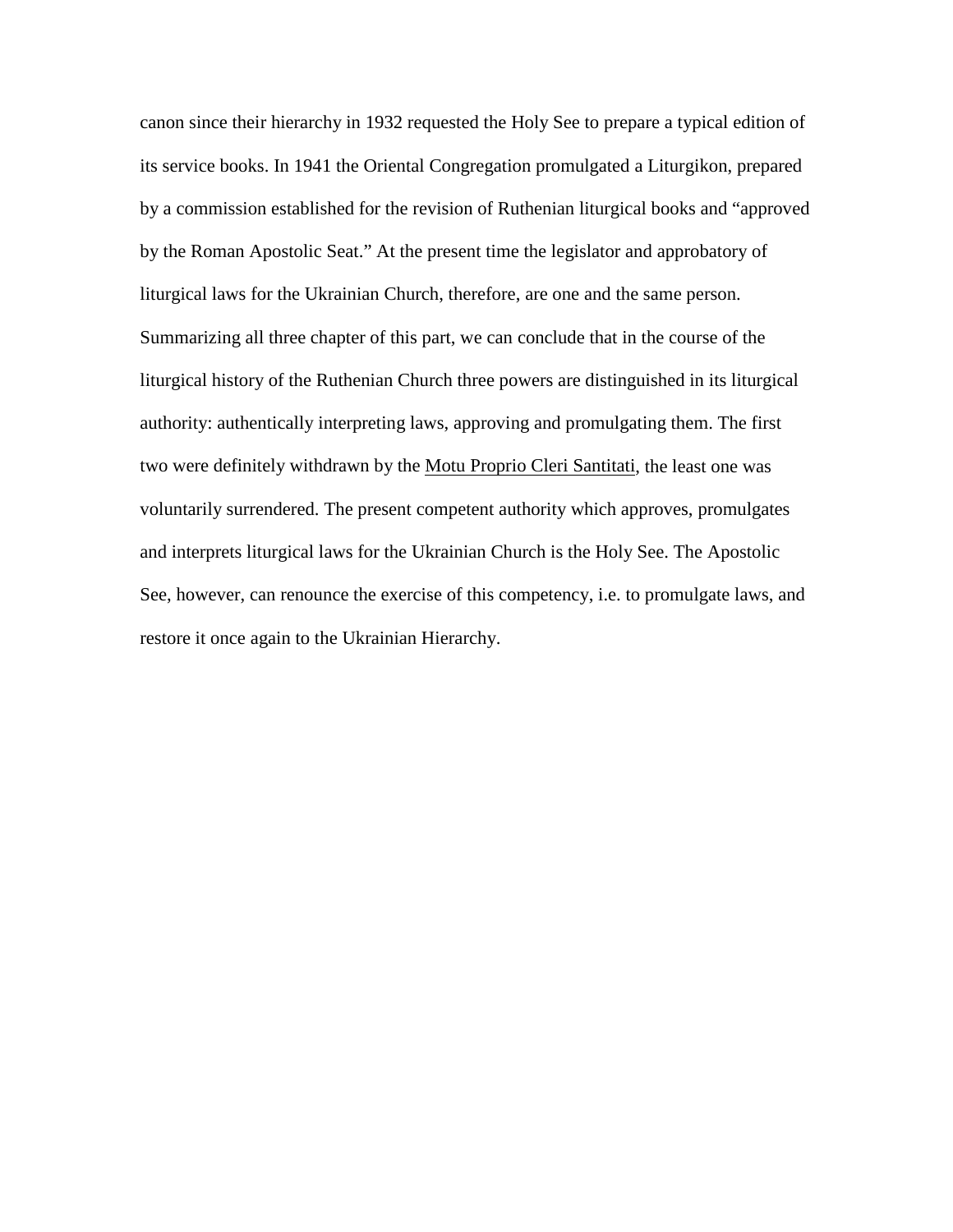canon since their hierarchy in 1932 requested the Holy See to prepare a typical edition of its service books. In 1941 the Oriental Congregation promulgated a Liturgikon, prepared by a commission established for the revision of Ruthenian liturgical books and "approved by the Roman Apostolic Seat." At the present time the legislator and approbatory of liturgical laws for the Ukrainian Church, therefore, are one and the same person. Summarizing all three chapter of this part, we can conclude that in the course of the liturgical history of the Ruthenian Church three powers are distinguished in its liturgical authority: authentically interpreting laws, approving and promulgating them. The first two were definitely withdrawn by the <u>Motu Proprio Cleri Santitati</u>, the least one was voluntarily surrendered. The present competent authority which approves, promulgates and interprets liturgical laws for the Ukrainian Church is the Holy See. The Apostolic See, however, can renounce the exercise of this competency, i.e. to promulgate laws, and restore it once again to the Ukrainian Hierarchy.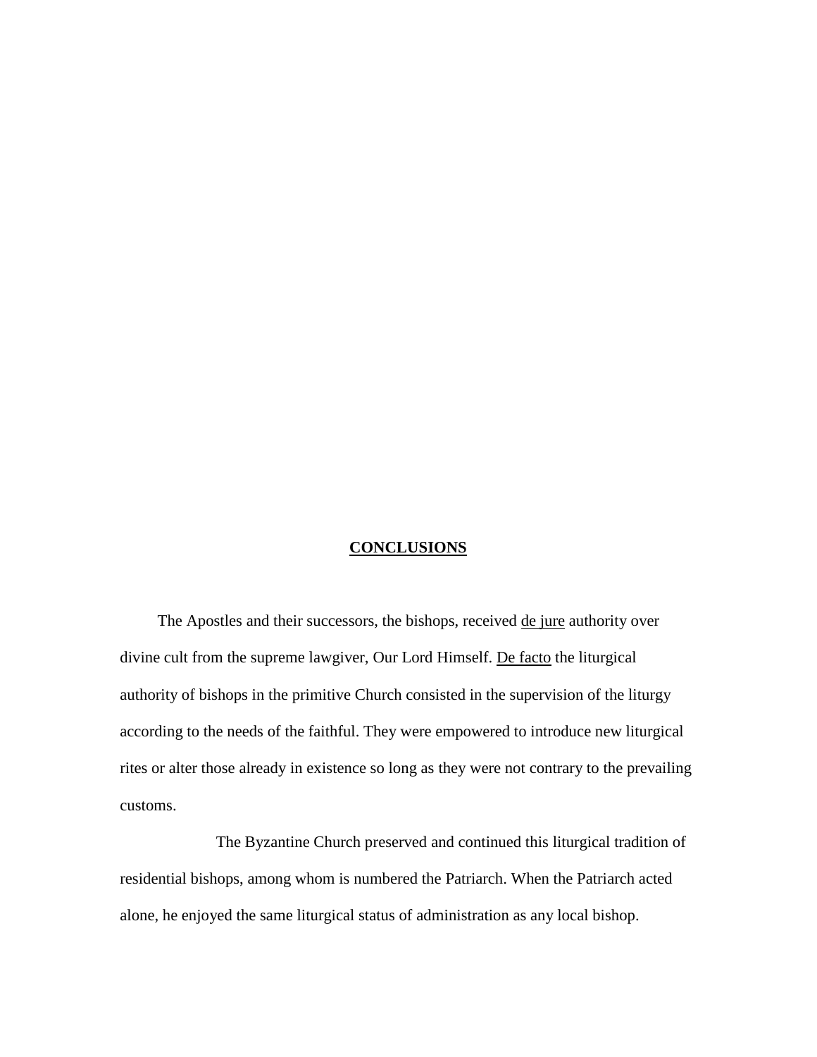# CONCLUSIONS

The Apostles and their successors, the bishops, received de jure authority over divine cult from the supreme lawgiver, Our Lord Himself. De facto the liturgical authority of bishops in the primitive Church consisted in the supervision of the liturgy according to the needs of the faithful. They were empowered to introduce new liturgical rites or alter those already in existence so long as they were not contrary to the prevailing customs.

The Byzantine Church preserved and continued this liturgical tradition of residential bishops, among whom is numbered the Patriarch. When the Patriarch acted alone, he enjoyed the same liturgical status of administration as any local bishop.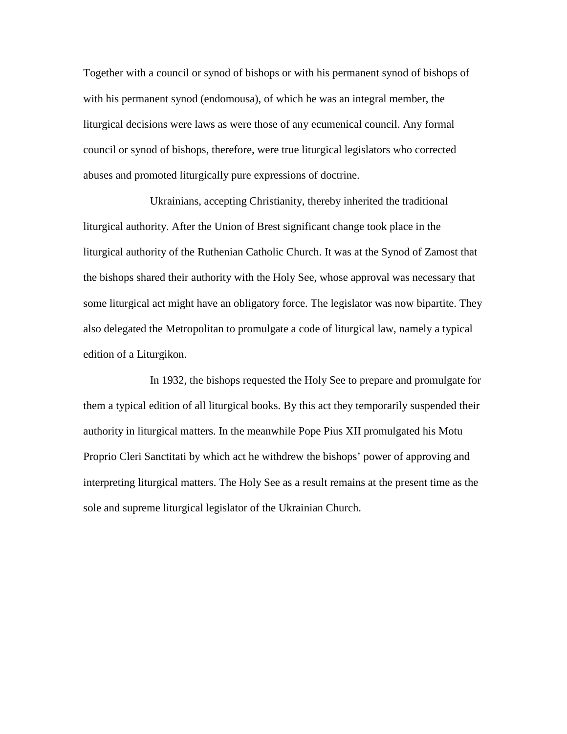Together with a council or synod of bishops or with his permanent synod of bishops of with his permanent synod (endomousa), of which he was an integral member, the liturgical decisions were laws as were those of any ecumenical council. Any formal council or synod of bishops, therefore, were true liturgical legislators who corrected abuses and promoted liturgically pure expressions of doctrine.

Ukrainians, accepting Christianity, thereby inherited the traditional liturgical authority. After the Union of Brest significant change took place in the liturgical authority of the Ruthenian Catholic Church. It was at the Synod of Zamost that the bishops shared their authority with the Holy See, whose approval was necessary that some liturgical act might have an obligatory force. The legislator was now bipartite. They also delegated the Metropolitan to promulgate a code of liturgical law, namely a typical edition of a Liturgikon.

In 1932, the bishops requested the Holy See to prepare and promulgate for them a typical edition of all liturgical books. By this act they temporarily suspended their authority in liturgical matters. In the meanwhile Pope Pius XII promulgated his Motu Proprio Cleri Sanctitati by which act he withdrew the bishops' power of approving and interpreting liturgical matters. The Holy See as a result remains at the present time as the sole and supreme liturgical legislator of the Ukrainian Church.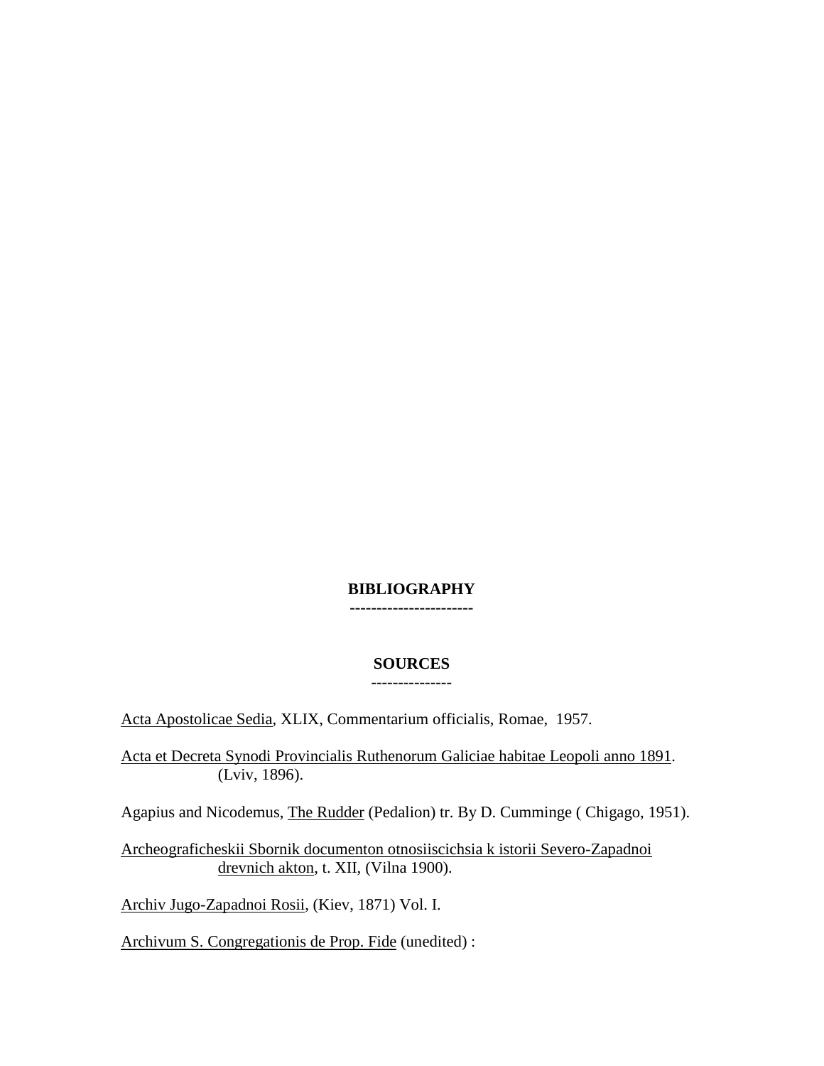# BIBLIOGRAPHY

-----------------------

## SOURCES

---------------

Acta Apostolicae Sedia, XLIX, Commentarium officialis, Romae, 1957.

Acta et Decreta Synodi Provincialis Ruthenorum Galiciae habitae Leopoli anno 1891. (Lviv, 1896).

Agapius and Nicodemus, The Rudder (Pedalion) tr. By D. Cumminge ( Chigago, 1951).

Archeograficheskii Sbornik documenton otnosiiscichsia k istorii Severo-Zapadnoi drevnich akton, t. XII, (Vilna 1900).

Archiv Jugo-Zapadnoi Rosii, (Kiev, 1871) Vol. I.

Archivum S. Congregationis de Prop. Fide (unedited) :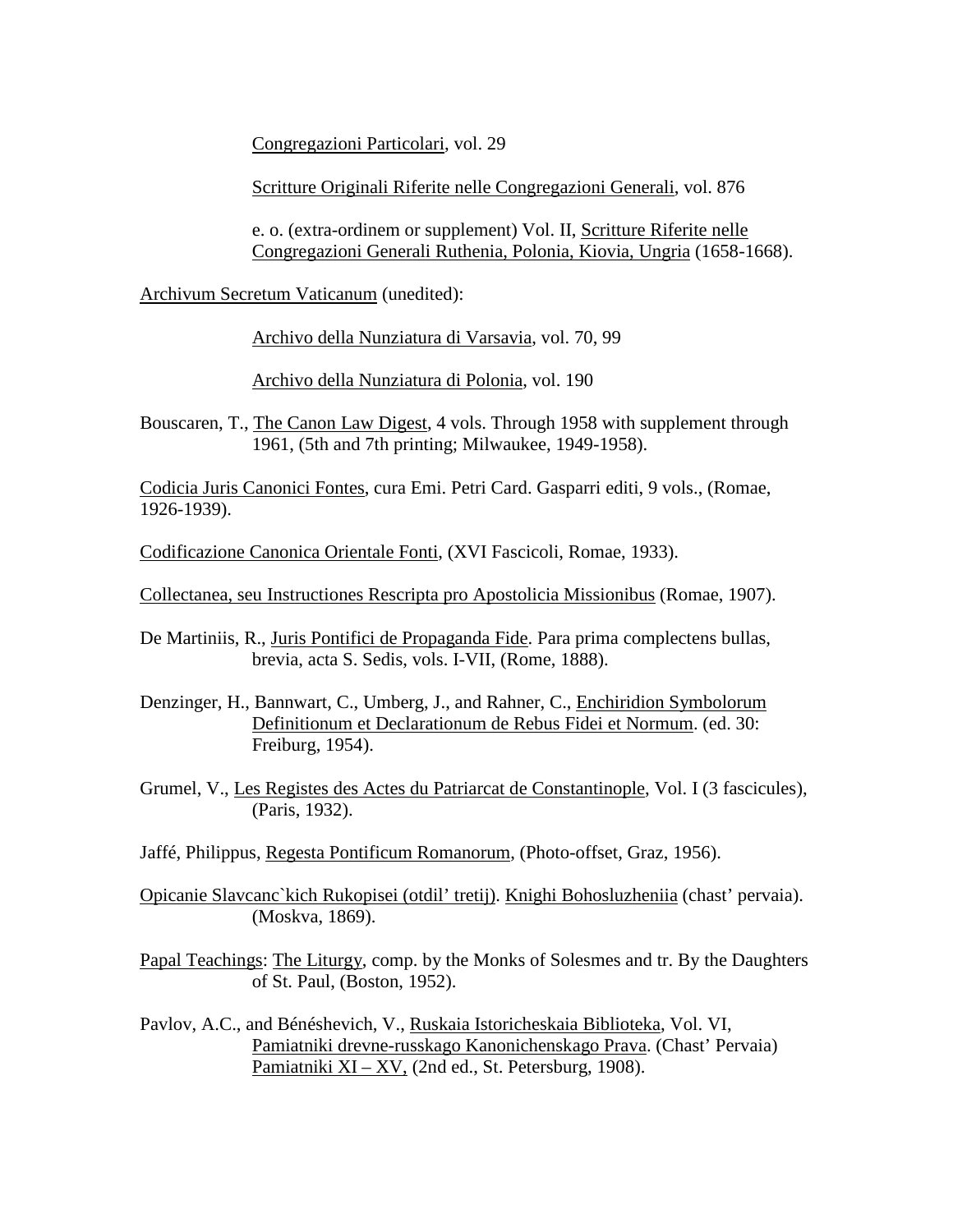Congregazioni Particolari, vol. 29

Scritture Originali Riferite nelle Congregazioni Generali, vol. 876

e. o. (extra-ordinem or supplement) Vol. II, Scritture Riferite nelle Congregazioni Generali Ruthenia, Polonia, Kiovia, Ungria (1658-1668).

Archivum Secretum Vaticanum (unedited):

Archivo della Nunziatura di Varsavia, vol. 70, 99

Archivo della Nunziatura di Polonia, vol. 190

Bouscaren, T., The Canon Law Digest, 4 vols. Through 1958 with supplement through 1961, (5th and 7th printing; Milwaukee, 1949-1958).

Codicia Juris Canonici Fontes, cura Emi. Petri Card. Gasparri editi, 9 vols., (Romae, 1926-1939).

Codificazione Canonica Orientale Fonti, (XVI Fascicoli, Romae, 1933).

Collectanea, seu Instructiones Rescripta pro Apostolicia Missionibus (Romae, 1907).

De Martiniis, R., Juris Pontifici de Propaganda Fide. Para prima complectens bullas, brevia, acta S. Sedis, vols. I-VII, (Rome, 1888).

Denzinger, H., Bannwart, C., Umberg, J., and Rahner, C., Enchiridion Symbolorum Definitionum et Declarationum de Rebus Fidei et Normum. (ed. 30: Freiburg, 1954).

Grumel, V., Les Registes des Actes du Patriarcat de Constantinople, Vol. I (3 fascicules), (Paris, 1932).

Jaffé, Philippus, Regesta Pontificum Romanorum, (Photo-offset, Graz, 1956).

Opicanie Slavcanc`kich Rukopisei (otdil' tretij). Knighi Bohosluzheniia (chast' pervaia). (Moskva, 1869).

Papal Teachings: The Liturgy, comp. by the Monks of Solesmes and tr. By the Daughters of St. Paul, (Boston, 1952).

Pavlov, A.C., and Bénéshevich, V., Ruskaia Istoricheskaia Biblioteka, Vol. VI, Pamiatniki drevne-russkago Kanonichenskago Prava. (Chast' Pervaia) Pamiatniki XI – XV, (2nd ed., St. Petersburg, 1908).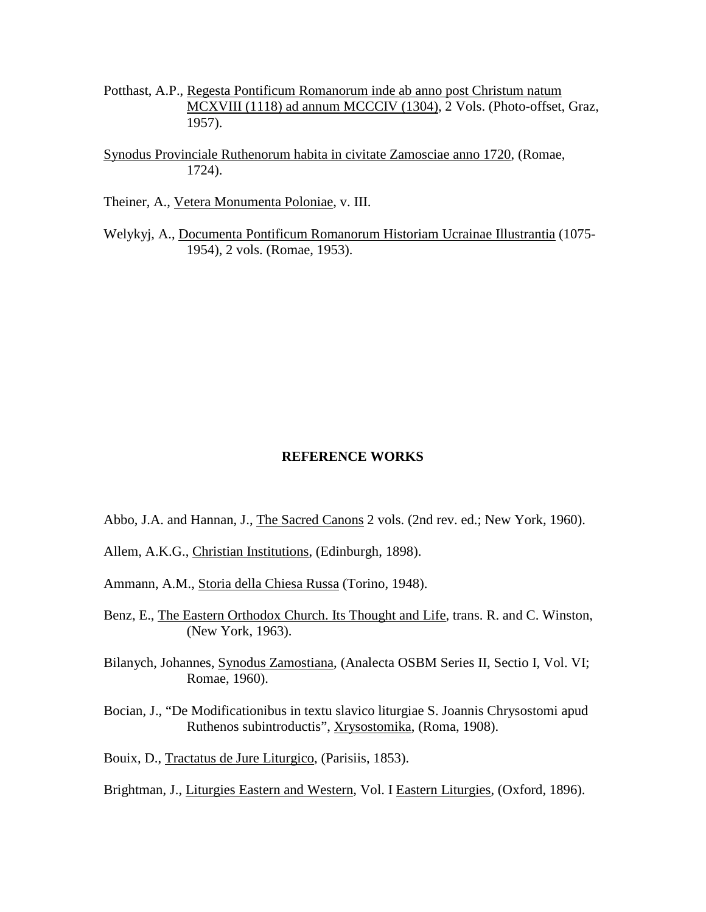Potthast, A.P., Regesta Pontificum Romanorum inde ab anno post Christum natum MCXVIII (1118) ad annum MCCCIV (1304), 2 Vols. (Photo-offset, Graz, 1957).

Synodus Provinciale Ruthenorum habita in civitate Zamosciae anno 1720, (Romae, 1724).

Theiner, A., Vetera Monumenta Poloniae, v. III.

Welykyj, A., Documenta Pontificum Romanorum Historiam Ucrainae Illustrantia (1075-1954), 2 vols. (Romae, 1953).

## REFERENCE WORKS

Abbo, J.A. and Hannan, J., The Sacred Canons 2 vols. (2nd rev. ed.; New York, 1960).

Allem, A.K.G., Christian Institutions, (Edinburgh, 1898).

Ammann, A.M., Storia della Chiesa Russa (Torino, 1948).

Benz, E., The Eastern Orthodox Church. Its Thought and Life, trans. R. and C. Winston, (New York, 1963).

Bilanych, Johannes, Synodus Zamostiana, (Analecta OSBM Series II, Sectio I, Vol. VI; Romae, 1960).

Bocian, J., "De Modificationibus in textu slavico liturgiae S. Joannis Chrysostomi apud Ruthenos subintroductis", Xrysostomika, (Roma, 1908).

Bouix, D., Tractatus de Jure Liturgico, (Parisiis, 1853).

Brightman, J., Liturgies Eastern and Western, Vol. I Eastern Liturgies, (Oxford, 1896).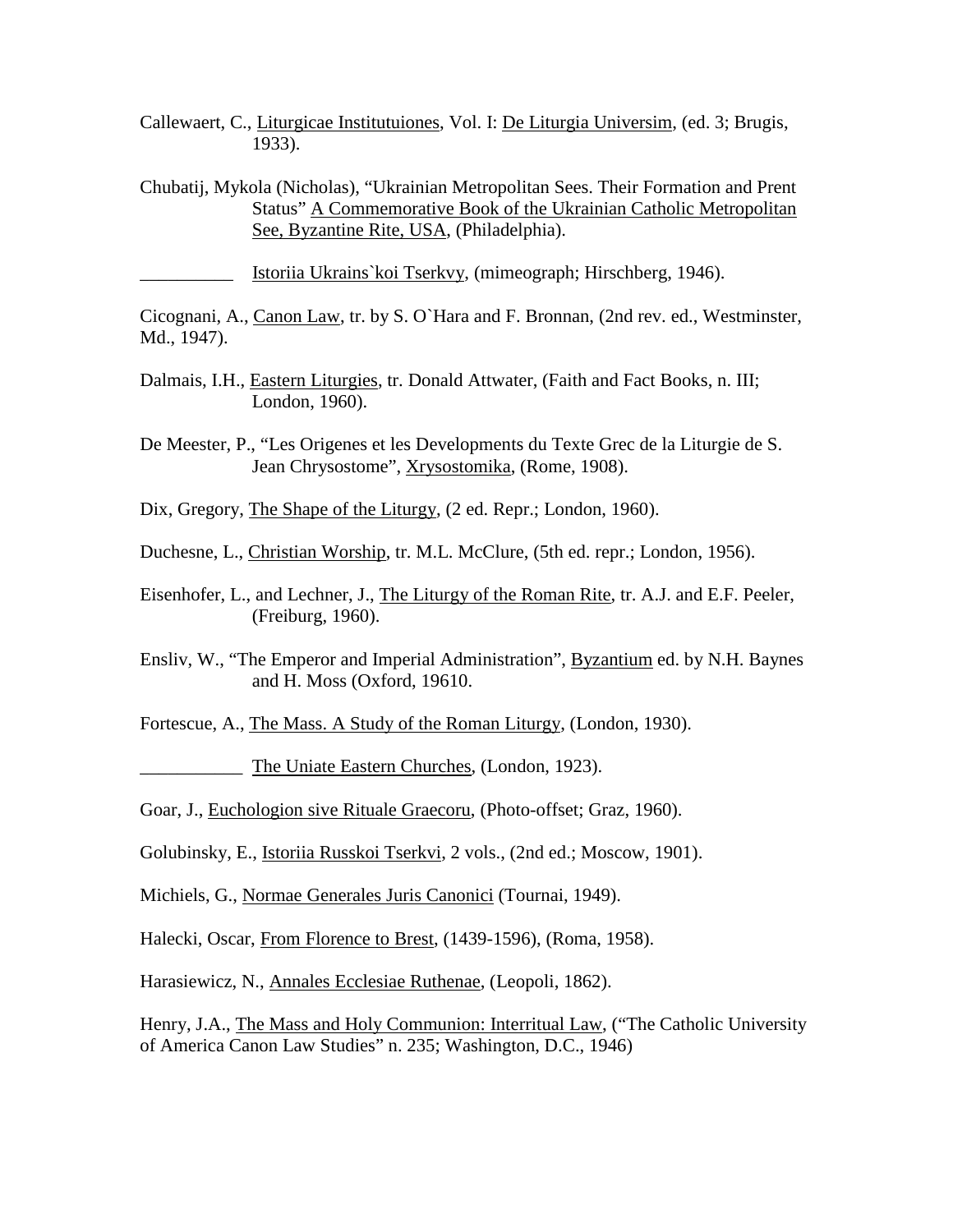Callewaert, C., <u>Liturgicae Institutuiones</u>, Vol. I: <u>De Liturgia Universim</u>, (ed. 3; Brugis, 1933).

Chubatij, Mykola (Nicholas), "Ukrainian Metropolitan Sees. Their Formation and Prent Status" <u>A Commemorative Book of the Ukrainian Catholic Metropolitan See, Byzantine Rite, USA</u>, (Philadelphia).

__________ <u>Istoriia Ukrains`koi Tserkvy</u>, (mimeograph; Hirschberg, 1946).

Cicognani, A., <u>Canon Law</u>, tr. by S. O`Hara and F. Bronnan, (2nd rev. ed., Westminster, Md., 1947).

Dalmais, I.H., <u>Eastern Liturgies</u>, tr. Donald Attwater, (Faith and Fact Books, n. III; London, 1960).

De Meester, P., "Les Origenes et les Developments du Texte Grec de la Liturgie de S. Jean Chrysostome", <u>Xrysostomika</u>, (Rome, 1908).

Dix, Gregory, <u>The Shape of the Liturgy</u>, (2 ed. Repr.; London, 1960).

Duchesne, L., <u>Christian Worship</u>, tr. M.L. McClure, (5th ed. repr.; London, 1956).

Eisenhofer, L., and Lechner, J., <u>The Liturgy of the Roman Rite</u>, tr. A.J. and E.F. Peeler, (Freiburg, 1960).

Ensliv, W., "The Emperor and Imperial Administration", <u>Byzantium</u> ed. by N.H. Baynes and H. Moss (Oxford, 19610.

Fortescue, A., <u>The Mass. A Study of the Roman Liturgy</u>, (London, 1930).

___________ <u>The Uniate Eastern Churches</u>, (London, 1923).

Goar, J., <u>Euchologion sive Rituale Graecoru</u>, (Photo-offset; Graz, 1960).

Golubinsky, E., <u>Istoriia Russkoi Tserkvi</u>, 2 vols., (2nd ed.; Moscow, 1901).

Michiels, G., <u>Normae Generales Juris Canonici</u> (Tournai, 1949).

Halecki, Oscar, <u>From Florence to Brest</u>, (1439-1596), (Roma, 1958).

Harasiewicz, N., <u>Annales Ecclesiae Ruthenae</u>, (Leopoli, 1862).

Henry, J.A., <u>The Mass and Holy Communion: Interritual Law</u>, ("The Catholic University of America Canon Law Studies" n. 235; Washington, D.C., 1946)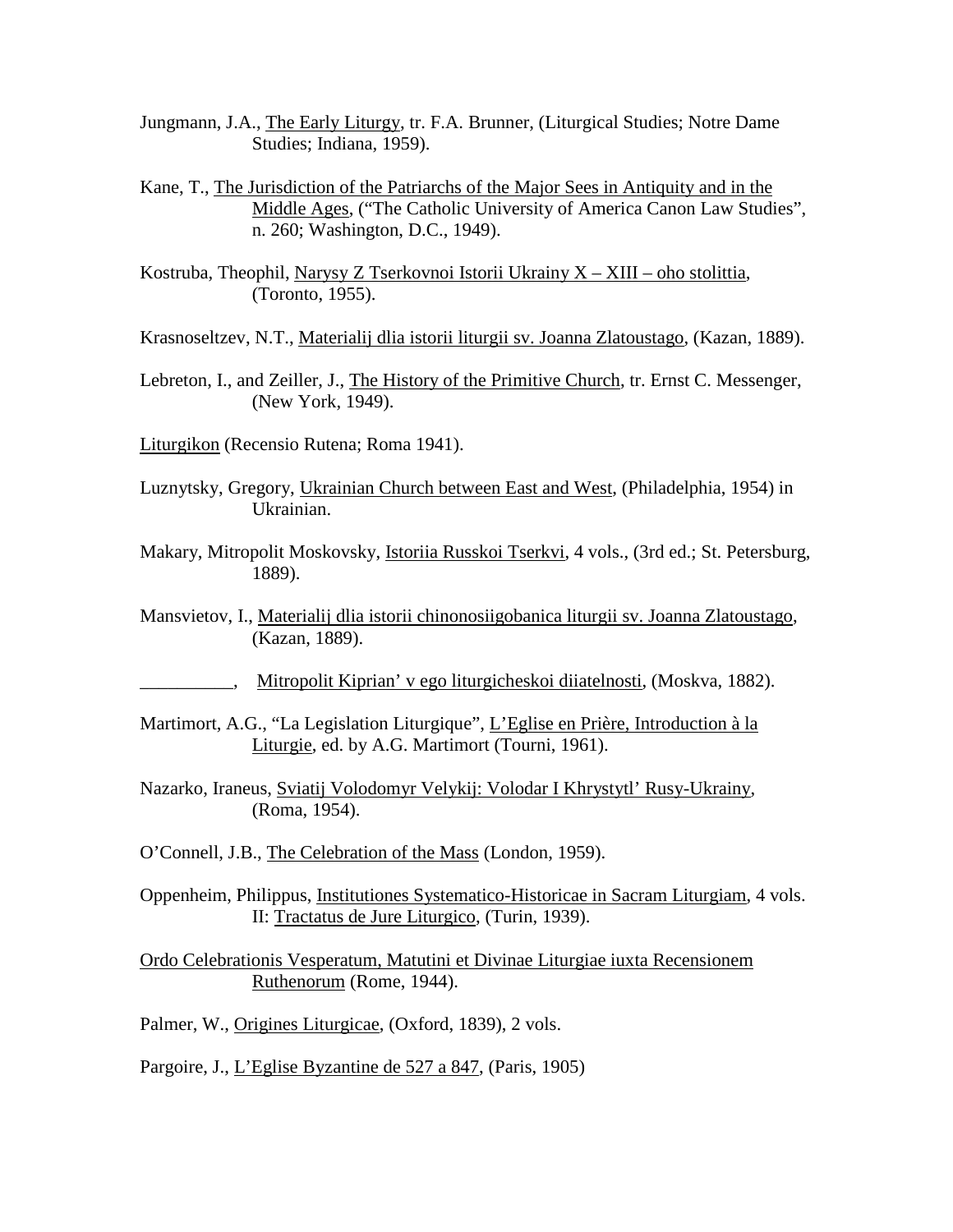Jungmann, J.A., The Early Liturgy, tr. F.A. Brunner, (Liturgical Studies; Notre Dame Studies; Indiana, 1959).

Kane, T., The Jurisdiction of the Patriarchs of the Major Sees in Antiquity and in the Middle Ages, ("The Catholic University of America Canon Law Studies", n. 260; Washington, D.C., 1949).

Kostruba, Theophil, Narysy Z Tserkovnoi Istorii Ukrainy X – XIII – oho stolittia, (Toronto, 1955).

Krasnoseltzev, N.T., Materialij dlia istorii liturgii sv. Joanna Zlatoustago, (Kazan, 1889).

Lebreton, I., and Zeiller, J., The History of the Primitive Church, tr. Ernst C. Messenger, (New York, 1949).

Liturgikon (Recensio Rutena; Roma 1941).

Luznytsky, Gregory, Ukrainian Church between East and West, (Philadelphia, 1954) in Ukrainian.

Makary, Mitropolit Moskovsky, Istoriia Russkoi Tserkvi, 4 vols., (3rd ed.; St. Petersburg, 1889).

Mansvietov, I., Materialij dlia istorii chinonosiigobanica liturgii sv. Joanna Zlatoustago, (Kazan, 1889).

__________, Mitropolit Kiprian' v ego liturgicheskoi diiatelnosti, (Moskva, 1882).

Martimort, A.G., "La Legislation Liturgique", L'Eglise en Prière, Introduction à la Liturgie, ed. by A.G. Martimort (Tourni, 1961).

Nazarko, Iraneus, Sviatij Volodomyr Velykij: Volodar I Khrystytl' Rusy-Ukrainy, (Roma, 1954).

O'Connell, J.B., The Celebration of the Mass (London, 1959).

Oppenheim, Philippus, Institutiones Systematico-Historicae in Sacram Liturgiam, 4 vols. II: Tractatus de Jure Liturgico, (Turin, 1939).

Ordo Celebrationis Vesperatum, Matutini et Divinae Liturgiae iuxta Recensionem Ruthenorum (Rome, 1944).

Palmer, W., Origines Liturgicae, (Oxford, 1839), 2 vols.

Pargoire, J., L'Eglise Byzantine de 527 a 847, (Paris, 1905)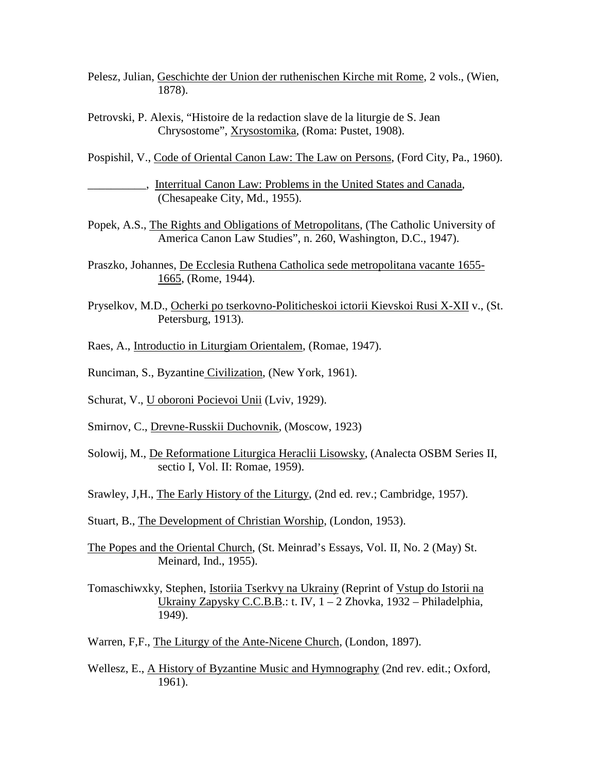Pelesz, Julian, Geschichte der Union der ruthenischen Kirche mit Rome, 2 vols., (Wien, 1878).

Petrovski, P. Alexis, "Histoire de la redaction slave de la liturgie de S. Jean Chrysostome", Xrysostomika, (Roma: Pustet, 1908).

Pospishil, V., Code of Oriental Canon Law: The Law on Persons, (Ford City, Pa., 1960).

__________, Interritual Canon Law: Problems in the United States and Canada, (Chesapeake City, Md., 1955).

Popek, A.S., The Rights and Obligations of Metropolitans, (The Catholic University of America Canon Law Studies", n. 260, Washington, D.C., 1947).

Praszko, Johannes, De Ecclesia Ruthena Catholica sede metropolitana vacante 1655-1665, (Rome, 1944).

Pryselkov, M.D., Ocherki po tserkovno-Politicheskoi ictorii Kievskoi Rusi X-XII v., (St. Petersburg, 1913).

Raes, A., Introductio in Liturgiam Orientalem, (Romae, 1947).

Runciman, S., Byzantine Civilization, (New York, 1961).

Schurat, V., U oboroni Pocievoi Unii (Lviv, 1929).

Smirnov, C., Drevne-Russkii Duchovnik, (Moscow, 1923)

Solowij, M., De Reformatione Liturgica Heraclii Lisowsky, (Analecta OSBM Series II, sectio I, Vol. II: Romae, 1959).

Srawley, J,H., The Early History of the Liturgy, (2nd ed. rev.; Cambridge, 1957).

Stuart, B., The Development of Christian Worship, (London, 1953).

The Popes and the Oriental Church, (St. Meinrad's Essays, Vol. II, No. 2 (May) St. Meinard, Ind., 1955).

Tomaschiwxky, Stephen, Istoriia Tserkvy na Ukrainy (Reprint of Vstup do Istorii na Ukrainy Zapysky C.C.B.B.: t. IV, 1 – 2 Zhovka, 1932 – Philadelphia, 1949).

Warren, F,F., The Liturgy of the Ante-Nicene Church, (London, 1897).

Wellesz, E., A History of Byzantine Music and Hymnography (2nd rev. edit.; Oxford, 1961).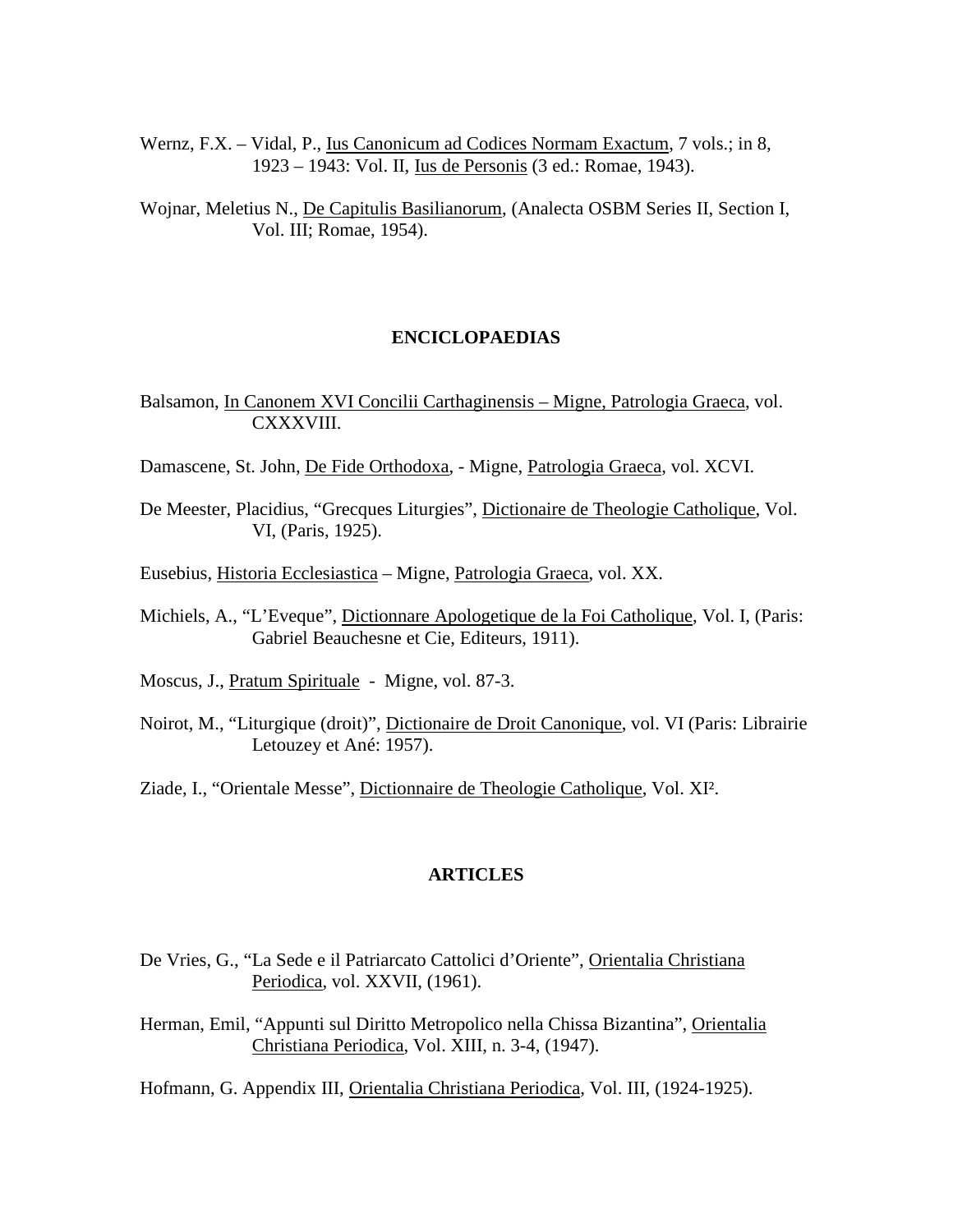Wernz, F.X. – Vidal, P., Ius Canonicum ad Codices Normam Exactum, 7 vols.; in 8, 1923 – 1943: Vol. II, Ius de Personis (3 ed.: Romae, 1943).

Wojnar, Meletius N., De Capitulis Basilianorum, (Analecta OSBM Series II, Section I, Vol. III; Romae, 1954).

## ENCICLOPAEDIAS

Balsamon, In Canonem XVI Concilii Carthaginensis – Migne, Patrologia Graeca, vol. CXXXVIII.

Damascene, St. John, De Fide Orthodoxa, - Migne, Patrologia Graeca, vol. XCVI.

De Meester, Placidius, "Grecques Liturgies", Dictionaire de Theologie Catholique, Vol. VI, (Paris, 1925).

Eusebius, Historia Ecclesiastica – Migne, Patrologia Graeca, vol. XX.

Michiels, A., "L'Eveque", Dictionnare Apologetique de la Foi Catholique, Vol. I, (Paris: Gabriel Beauchesne et Cie, Editeurs, 1911).

Moscus, J., Pratum Spirituale - Migne, vol. 87-3.

Noirot, M., "Liturgique (droit)", Dictionaire de Droit Canonique, vol. VI (Paris: Librairie Letouzey et Ané: 1957).

Ziade, I., "Orientale Messe", Dictionnaire de Theologie Catholique, Vol. XI².

## ARTICLES

De Vries, G., "La Sede e il Patriarcato Cattolici d'Oriente", Orientalia Christiana Periodica, vol. XXVII, (1961).

Herman, Emil, "Appunti sul Diritto Metropolico nella Chissa Bizantina", Orientalia Christiana Periodica, Vol. XIII, n. 3-4, (1947).

Hofmann, G. Appendix III, Orientalia Christiana Periodica, Vol. III, (1924-1925).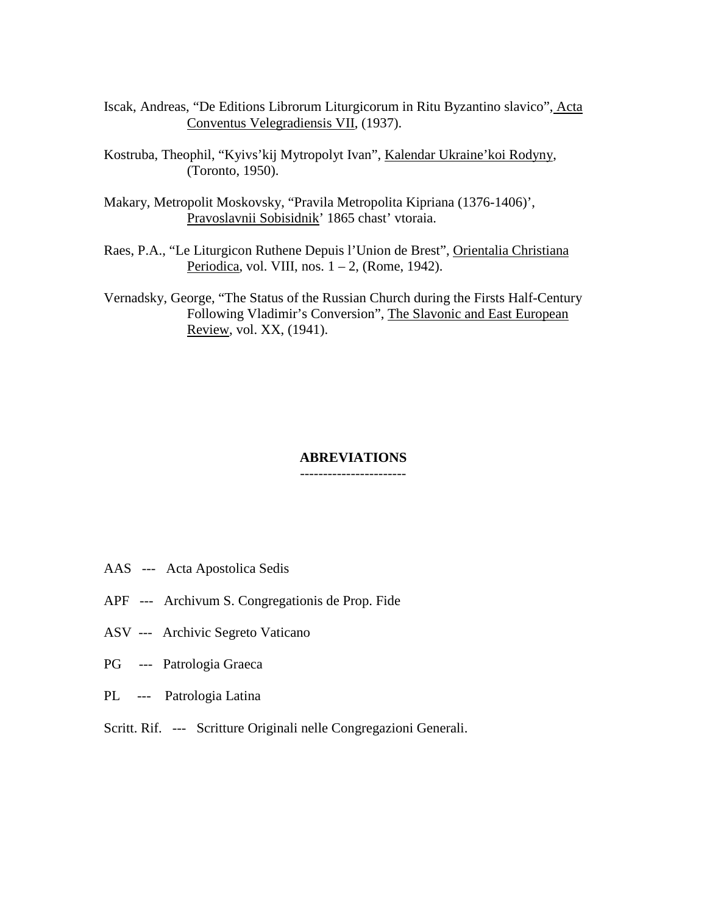Iscak, Andreas, "De Editions Librorum Liturgicorum in Ritu Byzantino slavico", Acta Conventus Velegradiensis VII, (1937).

Kostruba, Theophil, "Kyivs'kij Mytropolyt Ivan", Kalendar Ukraine'koi Rodyny, (Toronto, 1950).

Makary, Metropolit Moskovsky, "Pravila Metropolita Kipriana (1376-1406)', Pravoslavnii Sobisidnik' 1865 chast' vtoraia.

Raes, P.A., "Le Liturgicon Ruthene Depuis l'Union de Brest", Orientalia Christiana Periodica, vol. VIII, nos. 1 – 2, (Rome, 1942).

Vernadsky, George, "The Status of the Russian Church during the Firsts Half-Century Following Vladimir's Conversion", The Slavonic and East European Review, vol. XX, (1941).

## ABREVIATIONS

AAS --- Acta Apostolica Sedis

APF --- Archivum S. Congregationis de Prop. Fide

ASV --- Archivic Segreto Vaticano

PG --- Patrologia Graeca

PL --- Patrologia Latina

Scritt. Rif. --- Scritture Originali nelle Congregazioni Generali.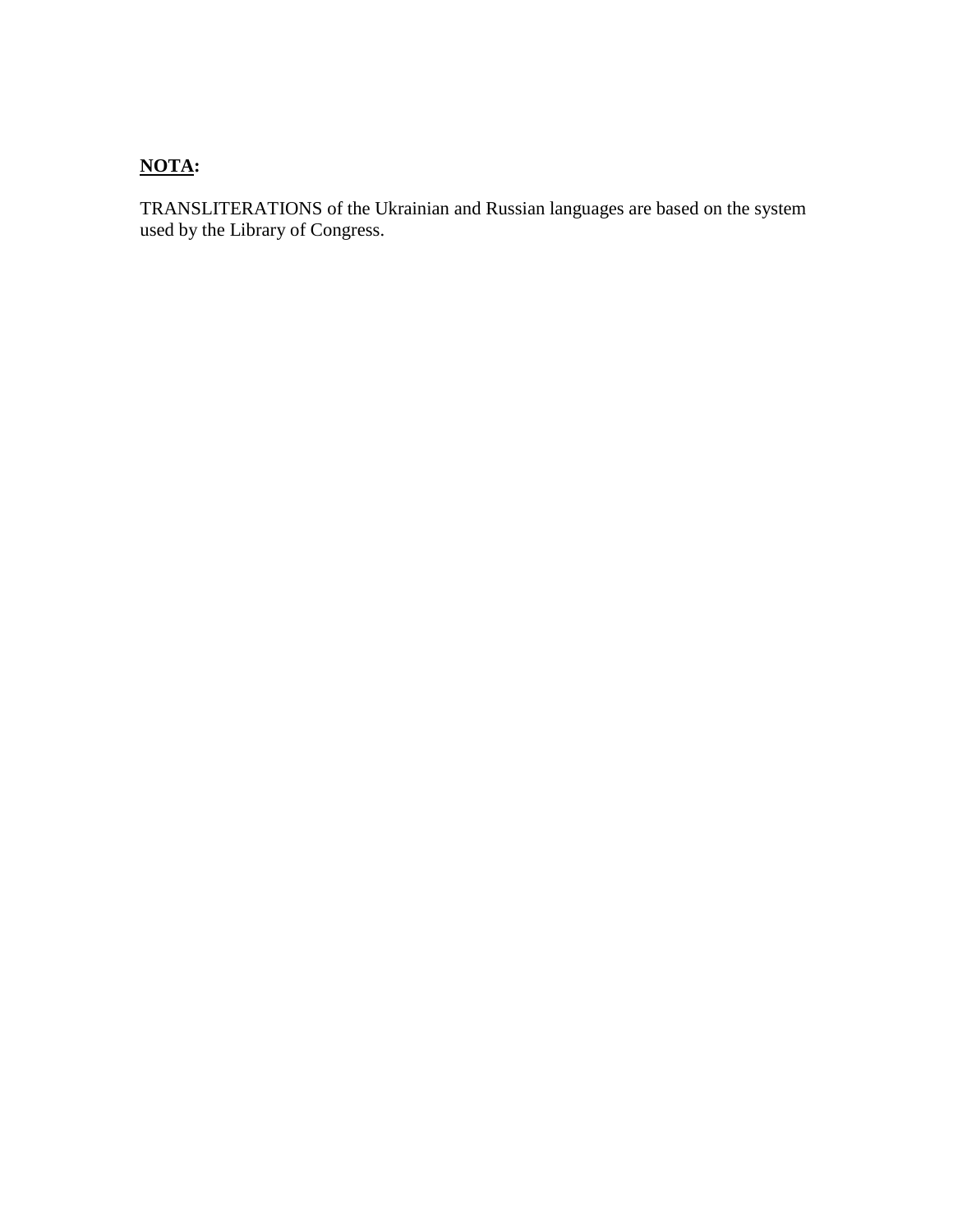**<u>NOTA</u>:**

TRANSLITERATIONS of the Ukrainian and Russian languages are based on the system used by the Library of Congress.